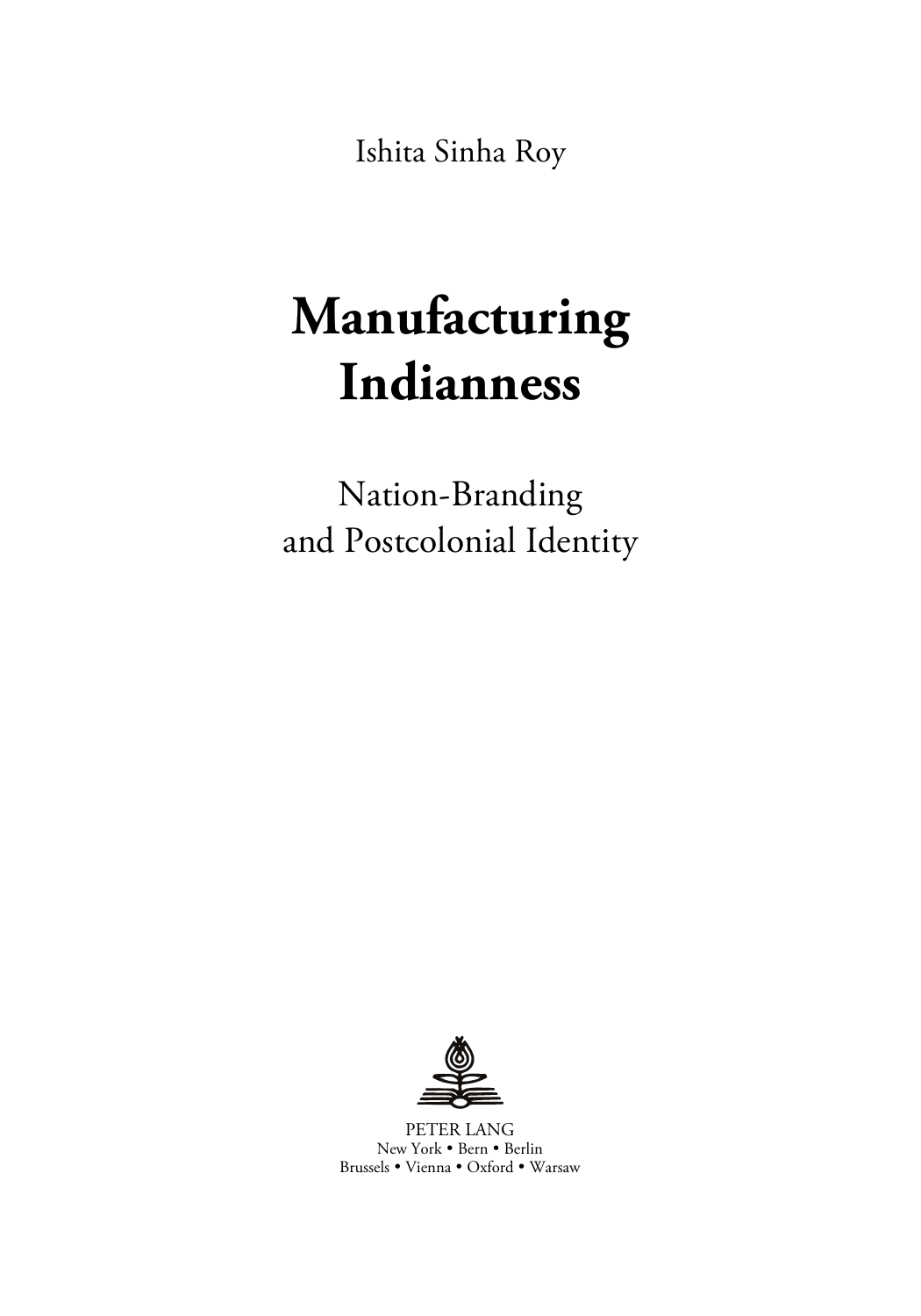Ishita Sinha Roy

# Manufacturing Indianness

## Nation-Branding and Postcolonial Identity

PETER LANG
New York • Bern • Berlin
Brussels • Vienna • Oxford • Warsaw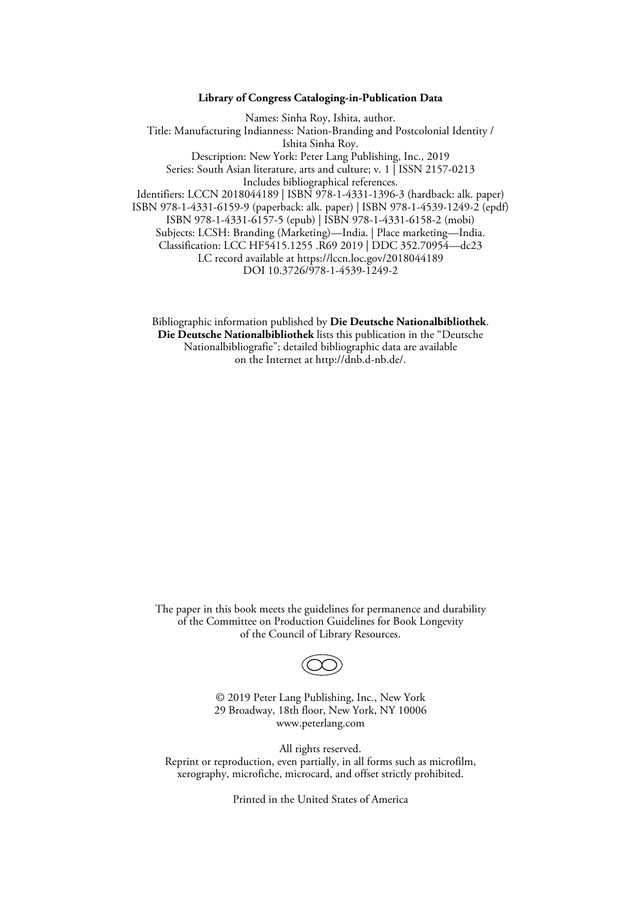**Library of Congress Cataloging-in-Publication Data**

Names: Sinha Roy, Ishita, author.
Title: Manufacturing Indianness: Nation-Branding and Postcolonial Identity / Ishita Sinha Roy.
Description: New York: Peter Lang Publishing, Inc., 2019
Series: South Asian literature, arts and culture; v. 1 | ISSN 2157-0213
Includes bibliographical references.
Identifiers: LCCN 2018044189 | ISBN 978-1-4331-1396-3 (hardback: alk. paper)
ISBN 978-1-4331-6159-9 (paperback: alk. paper) | ISBN 978-1-4539-1249-2 (epdf)
ISBN 978-1-4331-6157-5 (epub) | ISBN 978-1-4331-6158-2 (mobi)
Subjects: LCSH: Branding (Marketing)—India. | Place marketing—India.
Classification: LCC HF5415.1255 .R69 2019 | DDC 352.70954—dc23
LC record available at https://lccn.loc.gov/2018044189
DOI 10.3726/978-1-4539-1249-2

Bibliographic information published by **Die Deutsche Nationalbibliothek**.
**Die Deutsche Nationalbibliothek** lists this publication in the "Deutsche Nationalbibliografie"; detailed bibliographic data are available on the Internet at http://dnb.d-nb.de/.

The paper in this book meets the guidelines for permanence and durability of the Committee on Production Guidelines for Book Longevity of the Council of Library Resources.

© 2019 Peter Lang Publishing, Inc., New York
29 Broadway, 18th floor, New York, NY 10006
www.peterlang.com

All rights reserved.
Reprint or reproduction, even partially, in all forms such as microfilm, xerography, microfiche, microcard, and offset strictly prohibited.

Printed in the United States of America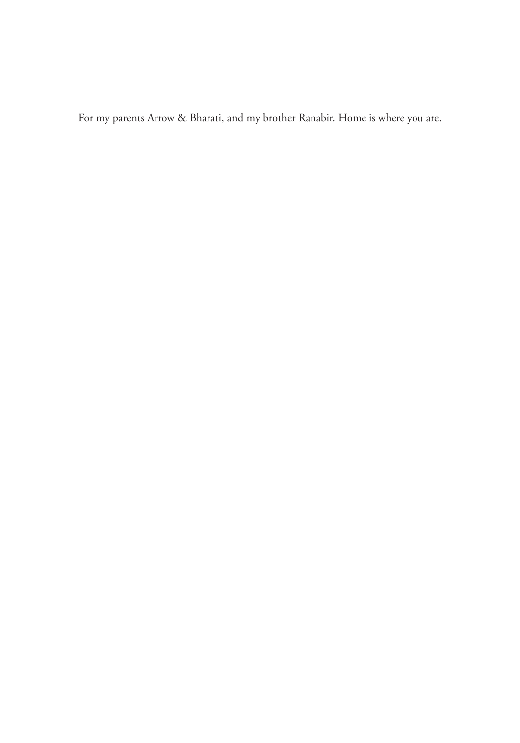For my parents Arrow & Bharati, and my brother Ranabir. Home is where you are.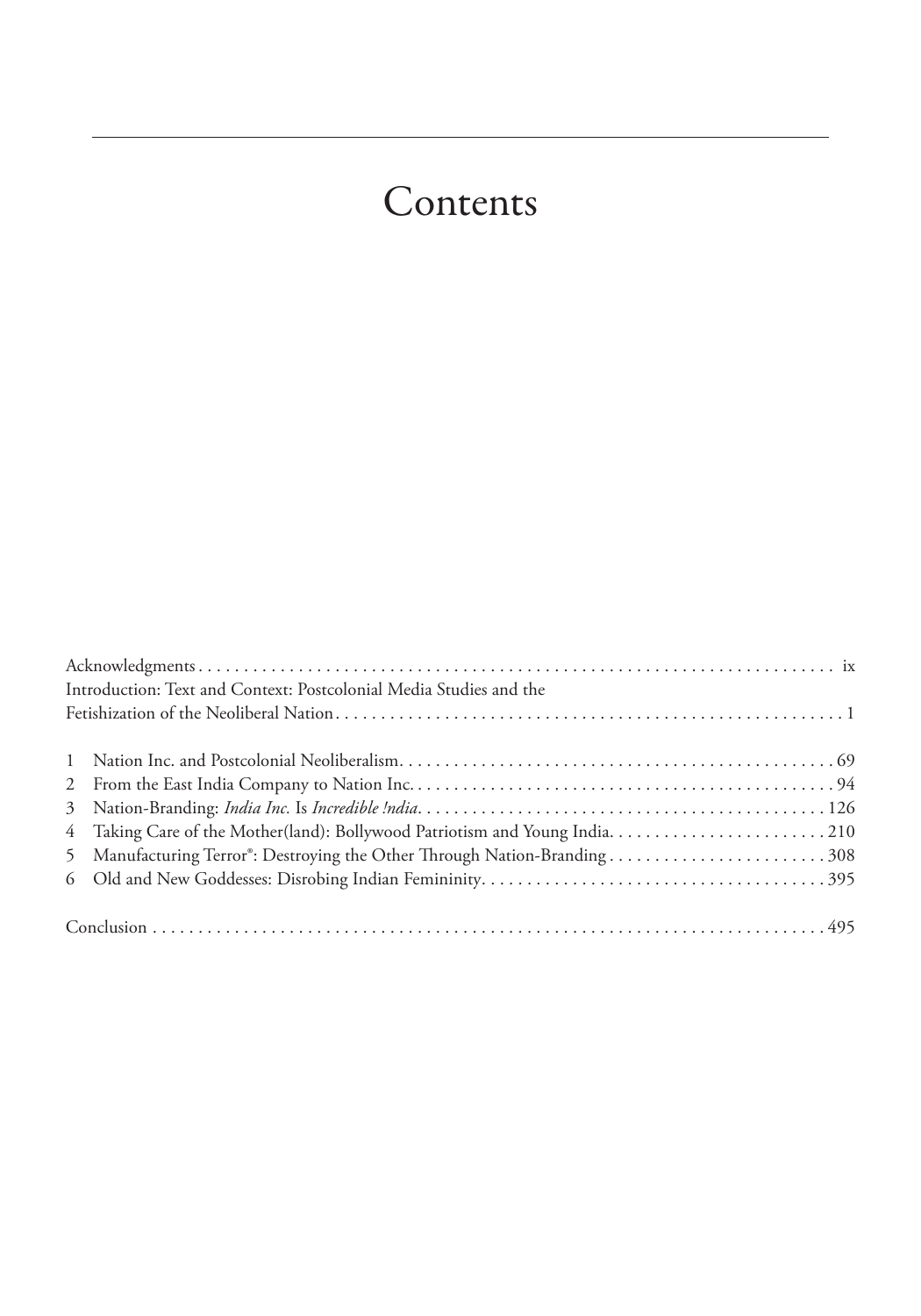# Contents

Acknowledgments . . . . . . . . . . ix

Introduction: Text and Context: Postcolonial Media Studies and the Fetishization of the Neoliberal Nation . . . . . . . . . . 1

1 Nation Inc. and Postcolonial Neoliberalism . . . . . . . . . . 69

2 From the East India Company to Nation Inc. . . . . . . . . . . 94

3 Nation-Branding: *India Inc.* Is *Incredible !ndia* . . . . . . . . . . 126

4 Taking Care of the Mother(land): Bollywood Patriotism and Young India . . . . . . . . . . 210

5 Manufacturing Terror®: Destroying the Other Through Nation-Branding . . . . . . . . . . 308

6 Old and New Goddesses: Disrobing Indian Femininity . . . . . . . . . . 395

Conclusion . . . . . . . . . . 495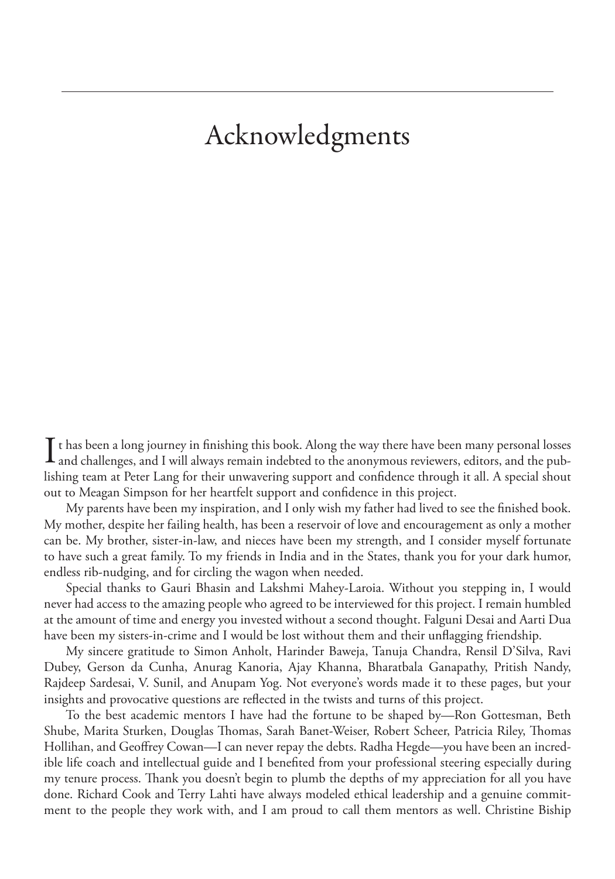# Acknowledgments

It has been a long journey in finishing this book. Along the way there have been many personal losses and challenges, and I will always remain indebted to the anonymous reviewers, editors, and the publishing team at Peter Lang for their unwavering support and confidence through it all. A special shout out to Meagan Simpson for her heartfelt support and confidence in this project.

My parents have been my inspiration, and I only wish my father had lived to see the finished book. My mother, despite her failing health, has been a reservoir of love and encouragement as only a mother can be. My brother, sister-in-law, and nieces have been my strength, and I consider myself fortunate to have such a great family. To my friends in India and in the States, thank you for your dark humor, endless rib-nudging, and for circling the wagon when needed.

Special thanks to Gauri Bhasin and Lakshmi Mahey-Laroia. Without you stepping in, I would never had access to the amazing people who agreed to be interviewed for this project. I remain humbled at the amount of time and energy you invested without a second thought. Falguni Desai and Aarti Dua have been my sisters-in-crime and I would be lost without them and their unflagging friendship.

My sincere gratitude to Simon Anholt, Harinder Baweja, Tanuja Chandra, Rensil D'Silva, Ravi Dubey, Gerson da Cunha, Anurag Kanoria, Ajay Khanna, Bharatbala Ganapathy, Pritish Nandy, Rajdeep Sardesai, V. Sunil, and Anupam Yog. Not everyone's words made it to these pages, but your insights and provocative questions are reflected in the twists and turns of this project.

To the best academic mentors I have had the fortune to be shaped by—Ron Gottesman, Beth Shube, Marita Sturken, Douglas Thomas, Sarah Banet-Weiser, Robert Scheer, Patricia Riley, Thomas Hollihan, and Geoffrey Cowan—I can never repay the debts. Radha Hegde—you have been an incredible life coach and intellectual guide and I benefited from your professional steering especially during my tenure process. Thank you doesn't begin to plumb the depths of my appreciation for all you have done. Richard Cook and Terry Lahti have always modeled ethical leadership and a genuine commitment to the people they work with, and I am proud to call them mentors as well. Christine Biship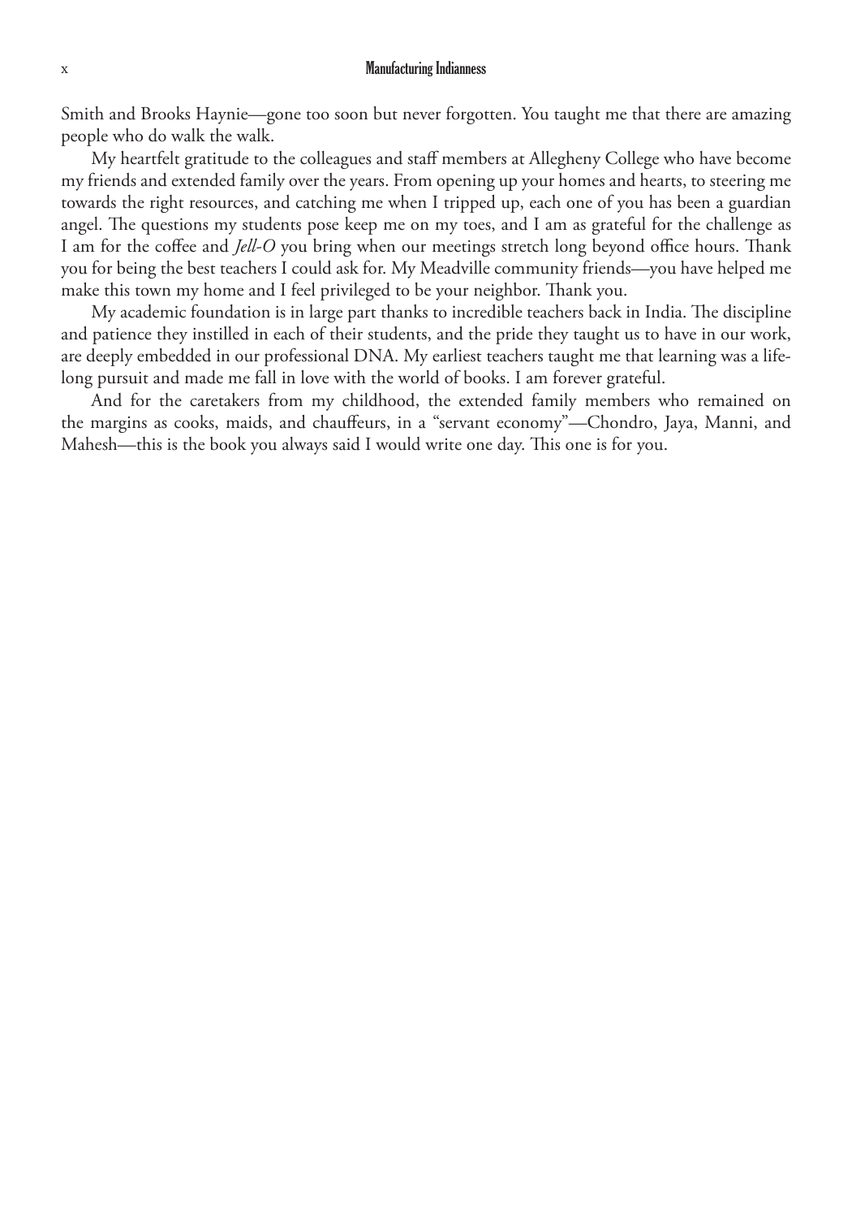Smith and Brooks Haynie—gone too soon but never forgotten. You taught me that there are amazing people who do walk the walk.

My heartfelt gratitude to the colleagues and staff members at Allegheny College who have become my friends and extended family over the years. From opening up your homes and hearts, to steering me towards the right resources, and catching me when I tripped up, each one of you has been a guardian angel. The questions my students pose keep me on my toes, and I am as grateful for the challenge as I am for the coffee and *Jell-O* you bring when our meetings stretch long beyond office hours. Thank you for being the best teachers I could ask for. My Meadville community friends—you have helped me make this town my home and I feel privileged to be your neighbor. Thank you.

My academic foundation is in large part thanks to incredible teachers back in India. The discipline and patience they instilled in each of their students, and the pride they taught us to have in our work, are deeply embedded in our professional DNA. My earliest teachers taught me that learning was a life-long pursuit and made me fall in love with the world of books. I am forever grateful.

And for the caretakers from my childhood, the extended family members who remained on the margins as cooks, maids, and chauffeurs, in a "servant economy"—Chondro, Jaya, Manni, and Mahesh—this is the book you always said I would write one day. This one is for you.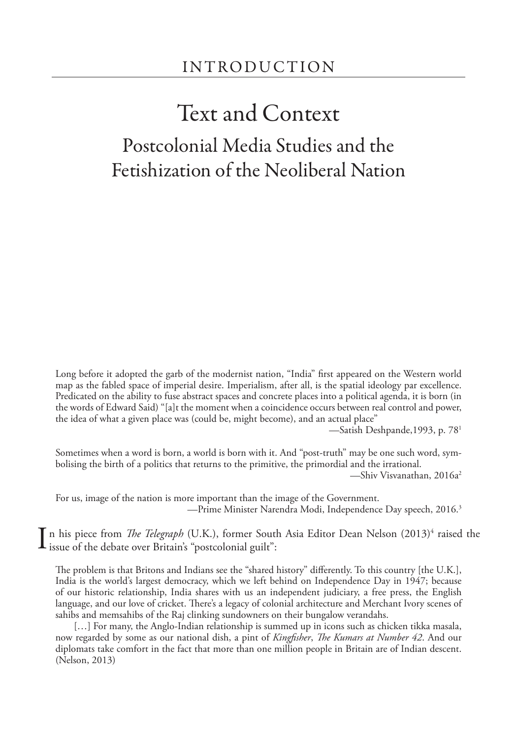# INTRODUCTION

## Text and Context

### Postcolonial Media Studies and the Fetishization of the Neoliberal Nation

> Long before it adopted the garb of the modernist nation, "India" first appeared on the Western world map as the fabled space of imperial desire. Imperialism, after all, is the spatial ideology par excellence. Predicated on the ability to fuse abstract spaces and concrete places into a political agenda, it is born (in the words of Edward Said) "[a]t the moment when a coincidence occurs between real control and power, the idea of what a given place was (could be, might become), and an actual place"
>
> —Satish Deshpande,1993, p. 78[1]

> Sometimes when a word is born, a world is born with it. And "post-truth" may be one such word, symbolising the birth of a politics that returns to the primitive, the primordial and the irrational.
>
> —Shiv Visvanathan, 2016a[2]

> For us, image of the nation is more important than the image of the Government.
>
> —Prime Minister Narendra Modi, Independence Day speech, 2016.[3]

In his piece from *The Telegraph* (U.K.), former South Asia Editor Dean Nelson (2013)[4] raised the issue of the debate over Britain's "postcolonial guilt":

> The problem is that Britons and Indians see the "shared history" differently. To this country [the U.K.], India is the world's largest democracy, which we left behind on Independence Day in 1947; because of our historic relationship, India shares with us an independent judiciary, a free press, the English language, and our love of cricket. There's a legacy of colonial architecture and Merchant Ivory scenes of sahibs and memsahibs of the Raj clinking sundowners on their bungalow verandahs.
>
> […] For many, the Anglo-Indian relationship is summed up in icons such as chicken tikka masala, now regarded by some as our national dish, a pint of *Kingfisher*, *The Kumars at Number 42*. And our diplomats take comfort in the fact that more than one million people in Britain are of Indian descent. (Nelson, 2013)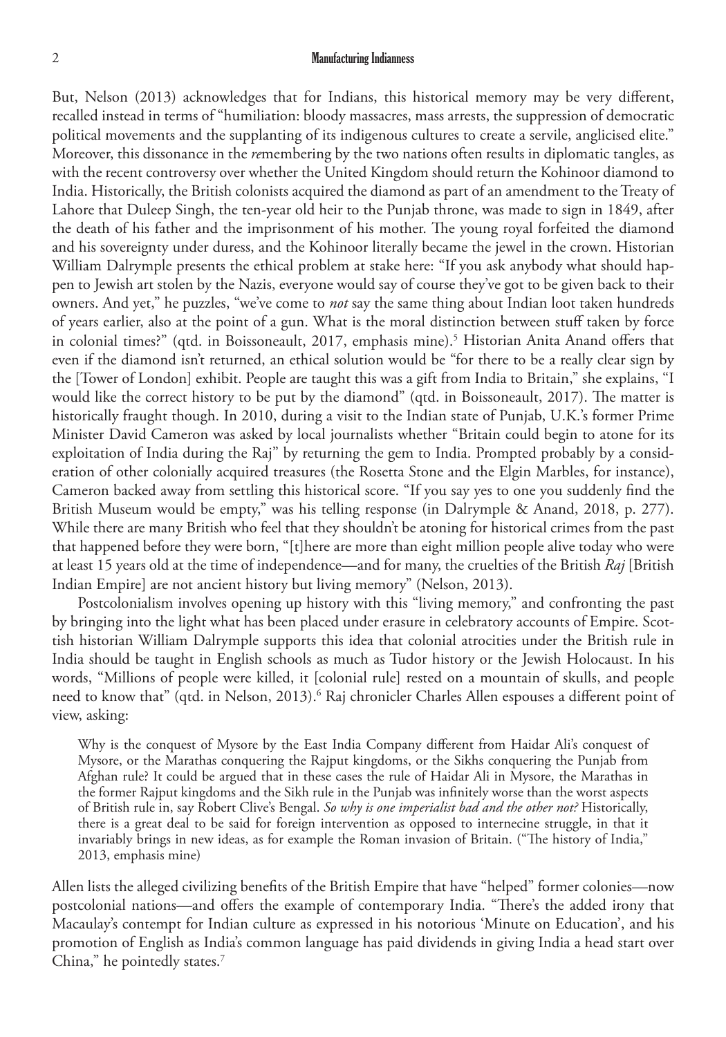But, Nelson (2013) acknowledges that for Indians, this historical memory may be very different, recalled instead in terms of "humiliation: bloody massacres, mass arrests, the suppression of democratic political movements and the supplanting of its indigenous cultures to create a servile, anglicised elite." Moreover, this dissonance in the *re*membering by the two nations often results in diplomatic tangles, as with the recent controversy over whether the United Kingdom should return the Kohinoor diamond to India. Historically, the British colonists acquired the diamond as part of an amendment to the Treaty of Lahore that Duleep Singh, the ten-year old heir to the Punjab throne, was made to sign in 1849, after the death of his father and the imprisonment of his mother. The young royal forfeited the diamond and his sovereignty under duress, and the Kohinoor literally became the jewel in the crown. Historian William Dalrymple presents the ethical problem at stake here: "If you ask anybody what should happen to Jewish art stolen by the Nazis, everyone would say of course they've got to be given back to their owners. And yet," he puzzles, "we've come to *not* say the same thing about Indian loot taken hundreds of years earlier, also at the point of a gun. What is the moral distinction between stuff taken by force in colonial times?" (qtd. in Boissoneault, 2017, emphasis mine).[5] Historian Anita Anand offers that even if the diamond isn't returned, an ethical solution would be "for there to be a really clear sign by the [Tower of London] exhibit. People are taught this was a gift from India to Britain," she explains, "I would like the correct history to be put by the diamond" (qtd. in Boissoneault, 2017). The matter is historically fraught though. In 2010, during a visit to the Indian state of Punjab, U.K.'s former Prime Minister David Cameron was asked by local journalists whether "Britain could begin to atone for its exploitation of India during the Raj" by returning the gem to India. Prompted probably by a consideration of other colonially acquired treasures (the Rosetta Stone and the Elgin Marbles, for instance), Cameron backed away from settling this historical score. "If you say yes to one you suddenly find the British Museum would be empty," was his telling response (in Dalrymple & Anand, 2018, p. 277). While there are many British who feel that they shouldn't be atoning for historical crimes from the past that happened before they were born, "[t]here are more than eight million people alive today who were at least 15 years old at the time of independence—and for many, the cruelties of the British *Raj* [British Indian Empire] are not ancient history but living memory" (Nelson, 2013).

Postcolonialism involves opening up history with this "living memory," and confronting the past by bringing into the light what has been placed under erasure in celebratory accounts of Empire. Scottish historian William Dalrymple supports this idea that colonial atrocities under the British rule in India should be taught in English schools as much as Tudor history or the Jewish Holocaust. In his words, "Millions of people were killed, it [colonial rule] rested on a mountain of skulls, and people need to know that" (qtd. in Nelson, 2013).[6] Raj chronicler Charles Allen espouses a different point of view, asking:

> Why is the conquest of Mysore by the East India Company different from Haidar Ali's conquest of Mysore, or the Marathas conquering the Rajput kingdoms, or the Sikhs conquering the Punjab from Afghan rule? It could be argued that in these cases the rule of Haidar Ali in Mysore, the Marathas in the former Rajput kingdoms and the Sikh rule in the Punjab was infinitely worse than the worst aspects of British rule in, say Robert Clive's Bengal. *So why is one imperialist bad and the other not?* Historically, there is a great deal to be said for foreign intervention as opposed to internecine struggle, in that it invariably brings in new ideas, as for example the Roman invasion of Britain. ("The history of India," 2013, emphasis mine)

Allen lists the alleged civilizing benefits of the British Empire that have "helped" former colonies—now postcolonial nations—and offers the example of contemporary India. "There's the added irony that Macaulay's contempt for Indian culture as expressed in his notorious 'Minute on Education', and his promotion of English as India's common language has paid dividends in giving India a head start over China," he pointedly states.[7]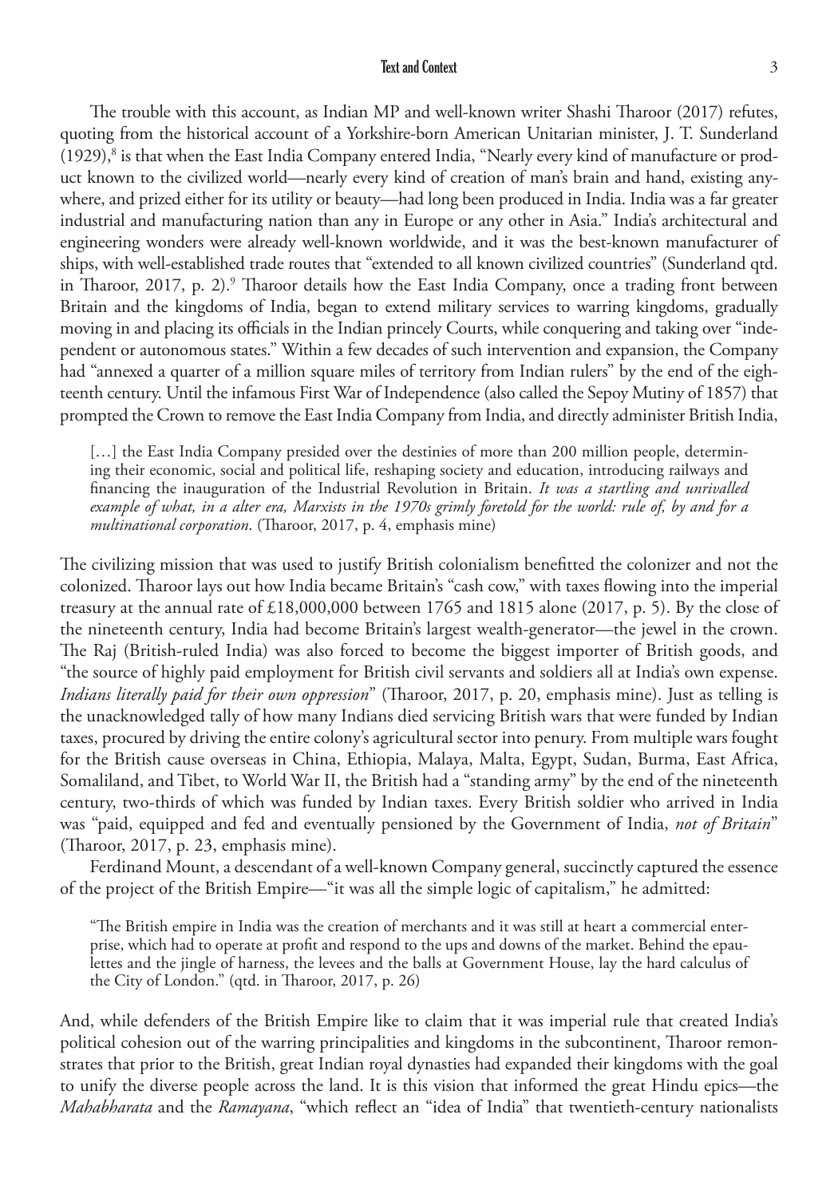The trouble with this account, as Indian MP and well-known writer Shashi Tharoor (2017) refutes, quoting from the historical account of a Yorkshire-born American Unitarian minister, J. T. Sunderland (1929),[8] is that when the East India Company entered India, "Nearly every kind of manufacture or product known to the civilized world—nearly every kind of creation of man's brain and hand, existing anywhere, and prized either for its utility or beauty—had long been produced in India. India was a far greater industrial and manufacturing nation than any in Europe or any other in Asia." India's architectural and engineering wonders were already well-known worldwide, and it was the best-known manufacturer of ships, with well-established trade routes that "extended to all known civilized countries" (Sunderland qtd. in Tharoor, 2017, p. 2).[9] Tharoor details how the East India Company, once a trading front between Britain and the kingdoms of India, began to extend military services to warring kingdoms, gradually moving in and placing its officials in the Indian princely Courts, while conquering and taking over "independent or autonomous states." Within a few decades of such intervention and expansion, the Company had "annexed a quarter of a million square miles of territory from Indian rulers" by the end of the eighteenth century. Until the infamous First War of Independence (also called the Sepoy Mutiny of 1857) that prompted the Crown to remove the East India Company from India, and directly administer British India,

> […] the East India Company presided over the destinies of more than 200 million people, determining their economic, social and political life, reshaping society and education, introducing railways and financing the inauguration of the Industrial Revolution in Britain. *It was a startling and unrivalled example of what, in a alter era, Marxists in the 1970s grimly foretold for the world: rule of, by and for a multinational corporation*. (Tharoor, 2017, p. 4, emphasis mine)

The civilizing mission that was used to justify British colonialism benefitted the colonizer and not the colonized. Tharoor lays out how India became Britain's "cash cow," with taxes flowing into the imperial treasury at the annual rate of £18,000,000 between 1765 and 1815 alone (2017, p. 5). By the close of the nineteenth century, India had become Britain's largest wealth-generator—the jewel in the crown. The Raj (British-ruled India) was also forced to become the biggest importer of British goods, and "the source of highly paid employment for British civil servants and soldiers all at India's own expense. *Indians literally paid for their own oppression*" (Tharoor, 2017, p. 20, emphasis mine). Just as telling is the unacknowledged tally of how many Indians died servicing British wars that were funded by Indian taxes, procured by driving the entire colony's agricultural sector into penury. From multiple wars fought for the British cause overseas in China, Ethiopia, Malaya, Malta, Egypt, Sudan, Burma, East Africa, Somaliland, and Tibet, to World War II, the British had a "standing army" by the end of the nineteenth century, two-thirds of which was funded by Indian taxes. Every British soldier who arrived in India was "paid, equipped and fed and eventually pensioned by the Government of India, *not of Britain*" (Tharoor, 2017, p. 23, emphasis mine).

Ferdinand Mount, a descendant of a well-known Company general, succinctly captured the essence of the project of the British Empire—"it was all the simple logic of capitalism," he admitted:

> "The British empire in India was the creation of merchants and it was still at heart a commercial enterprise, which had to operate at profit and respond to the ups and downs of the market. Behind the epaulettes and the jingle of harness, the levees and the balls at Government House, lay the hard calculus of the City of London." (qtd. in Tharoor, 2017, p. 26)

And, while defenders of the British Empire like to claim that it was imperial rule that created India's political cohesion out of the warring principalities and kingdoms in the subcontinent, Tharoor remonstrates that prior to the British, great Indian royal dynasties had expanded their kingdoms with the goal to unify the diverse people across the land. It is this vision that informed the great Hindu epics—the *Mahabharata* and the *Ramayana*, "which reflect an "idea of India" that twentieth-century nationalists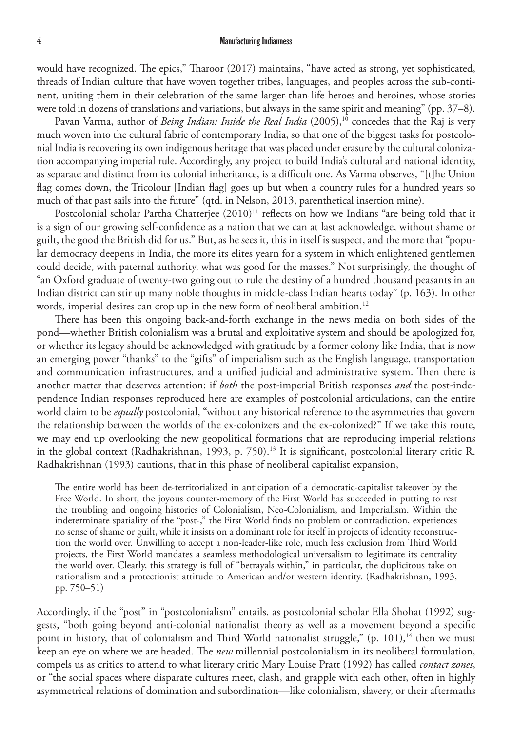would have recognized. The epics," Tharoor (2017) maintains, "have acted as strong, yet sophisticated, threads of Indian culture that have woven together tribes, languages, and peoples across the sub-continent, uniting them in their celebration of the same larger-than-life heroes and heroines, whose stories were told in dozens of translations and variations, but always in the same spirit and meaning" (pp. 37–8).

Pavan Varma, author of *Being Indian: Inside the Real India* (2005),[10] concedes that the Raj is very much woven into the cultural fabric of contemporary India, so that one of the biggest tasks for postcolonial India is recovering its own indigenous heritage that was placed under erasure by the cultural colonization accompanying imperial rule. Accordingly, any project to build India's cultural and national identity, as separate and distinct from its colonial inheritance, is a difficult one. As Varma observes, "[t]he Union flag comes down, the Tricolour [Indian flag] goes up but when a country rules for a hundred years so much of that past sails into the future" (qtd. in Nelson, 2013, parenthetical insertion mine).

Postcolonial scholar Partha Chatterjee (2010)[11] reflects on how we Indians "are being told that it is a sign of our growing self-confidence as a nation that we can at last acknowledge, without shame or guilt, the good the British did for us." But, as he sees it, this in itself is suspect, and the more that "popular democracy deepens in India, the more its elites yearn for a system in which enlightened gentlemen could decide, with paternal authority, what was good for the masses." Not surprisingly, the thought of "an Oxford graduate of twenty-two going out to rule the destiny of a hundred thousand peasants in an Indian district can stir up many noble thoughts in middle-class Indian hearts today" (p. 163). In other words, imperial desires can crop up in the new form of neoliberal ambition.[12]

There has been this ongoing back-and-forth exchange in the news media on both sides of the pond—whether British colonialism was a brutal and exploitative system and should be apologized for, or whether its legacy should be acknowledged with gratitude by a former colony like India, that is now an emerging power "thanks" to the "gifts" of imperialism such as the English language, transportation and communication infrastructures, and a unified judicial and administrative system. Then there is another matter that deserves attention: if *both* the post-imperial British responses *and* the post-independence Indian responses reproduced here are examples of postcolonial articulations, can the entire world claim to be *equally* postcolonial, "without any historical reference to the asymmetries that govern the relationship between the worlds of the ex-colonizers and the ex-colonized?" If we take this route, we may end up overlooking the new geopolitical formations that are reproducing imperial relations in the global context (Radhakrishnan, 1993, p. 750).[13] It is significant, postcolonial literary critic R. Radhakrishnan (1993) cautions, that in this phase of neoliberal capitalist expansion,

> The entire world has been de-territorialized in anticipation of a democratic-capitalist takeover by the Free World. In short, the joyous counter-memory of the First World has succeeded in putting to rest the troubling and ongoing histories of Colonialism, Neo-Colonialism, and Imperialism. Within the indeterminate spatiality of the "post-," the First World finds no problem or contradiction, experiences no sense of shame or guilt, while it insists on a dominant role for itself in projects of identity reconstruction the world over. Unwilling to accept a non-leader-like role, much less exclusion from Third World projects, the First World mandates a seamless methodological universalism to legitimate its centrality the world over. Clearly, this strategy is full of "betrayals within," in particular, the duplicitous take on nationalism and a protectionist attitude to American and/or western identity. (Radhakrishnan, 1993, pp. 750–51)

Accordingly, if the "post" in "postcolonialism" entails, as postcolonial scholar Ella Shohat (1992) suggests, "both going beyond anti-colonial nationalist theory as well as a movement beyond a specific point in history, that of colonialism and Third World nationalist struggle," (p. 101),[14] then we must keep an eye on where we are headed. The *new* millennial postcolonialism in its neoliberal formulation, compels us as critics to attend to what literary critic Mary Louise Pratt (1992) has called *contact zones*, or "the social spaces where disparate cultures meet, clash, and grapple with each other, often in highly asymmetrical relations of domination and subordination—like colonialism, slavery, or their aftermaths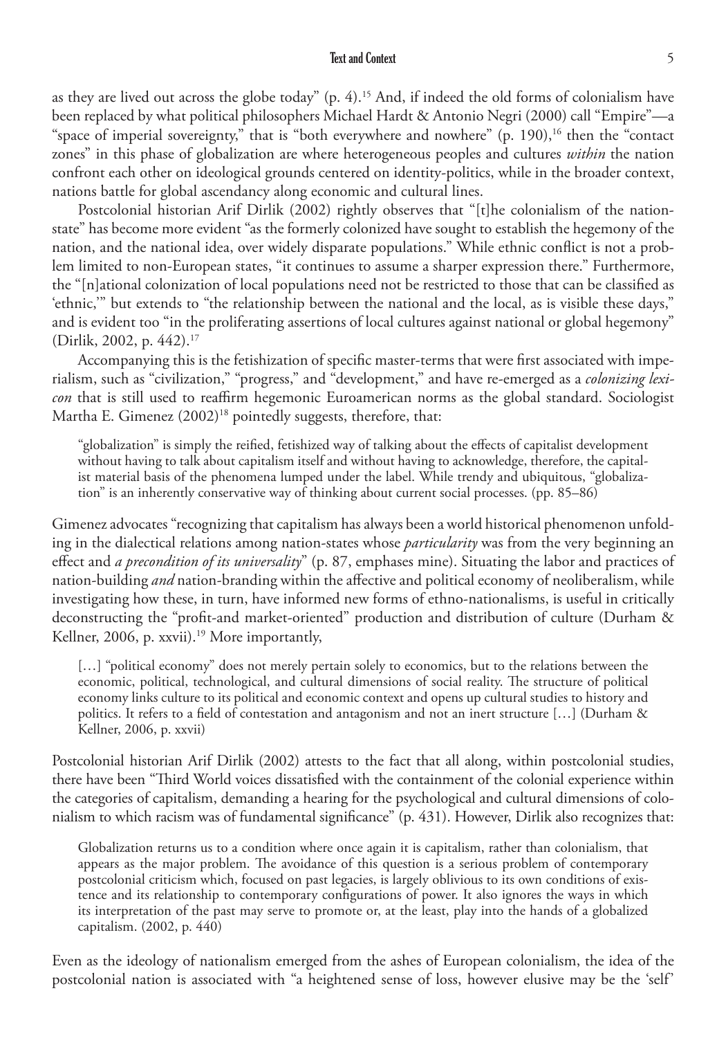as they are lived out across the globe today" (p. 4).[15] And, if indeed the old forms of colonialism have been replaced by what political philosophers Michael Hardt & Antonio Negri (2000) call "Empire"—a "space of imperial sovereignty," that is "both everywhere and nowhere" (p. 190),[16] then the "contact zones" in this phase of globalization are where heterogeneous peoples and cultures *within* the nation confront each other on ideological grounds centered on identity-politics, while in the broader context, nations battle for global ascendancy along economic and cultural lines.

Postcolonial historian Arif Dirlik (2002) rightly observes that "[t]he colonialism of the nation-state" has become more evident "as the formerly colonized have sought to establish the hegemony of the nation, and the national idea, over widely disparate populations." While ethnic conflict is not a problem limited to non-European states, "it continues to assume a sharper expression there." Furthermore, the "[n]ational colonization of local populations need not be restricted to those that can be classified as 'ethnic,'" but extends to "the relationship between the national and the local, as is visible these days," and is evident too "in the proliferating assertions of local cultures against national or global hegemony" (Dirlik, 2002, p. 442).[17]

Accompanying this is the fetishization of specific master-terms that were first associated with imperialism, such as "civilization," "progress," and "development," and have re-emerged as a *colonizing lexicon* that is still used to reaffirm hegemonic Euroamerican norms as the global standard. Sociologist Martha E. Gimenez (2002)[18] pointedly suggests, therefore, that:

> "globalization" is simply the reified, fetishized way of talking about the effects of capitalist development without having to talk about capitalism itself and without having to acknowledge, therefore, the capitalist material basis of the phenomena lumped under the label. While trendy and ubiquitous, "globalization" is an inherently conservative way of thinking about current social processes. (pp. 85–86)

Gimenez advocates "recognizing that capitalism has always been a world historical phenomenon unfolding in the dialectical relations among nation-states whose *particularity* was from the very beginning an effect and *a precondition of its universality*" (p. 87, emphases mine). Situating the labor and practices of nation-building *and* nation-branding within the affective and political economy of neoliberalism, while investigating how these, in turn, have informed new forms of ethno-nationalisms, is useful in critically deconstructing the "profit-and market-oriented" production and distribution of culture (Durham & Kellner, 2006, p. xxvii).[19] More importantly,

> […] "political economy" does not merely pertain solely to economics, but to the relations between the economic, political, technological, and cultural dimensions of social reality. The structure of political economy links culture to its political and economic context and opens up cultural studies to history and politics. It refers to a field of contestation and antagonism and not an inert structure […] (Durham & Kellner, 2006, p. xxvii)

Postcolonial historian Arif Dirlik (2002) attests to the fact that all along, within postcolonial studies, there have been "Third World voices dissatisfied with the containment of the colonial experience within the categories of capitalism, demanding a hearing for the psychological and cultural dimensions of colonialism to which racism was of fundamental significance" (p. 431). However, Dirlik also recognizes that:

> Globalization returns us to a condition where once again it is capitalism, rather than colonialism, that appears as the major problem. The avoidance of this question is a serious problem of contemporary postcolonial criticism which, focused on past legacies, is largely oblivious to its own conditions of existence and its relationship to contemporary configurations of power. It also ignores the ways in which its interpretation of the past may serve to promote or, at the least, play into the hands of a globalized capitalism. (2002, p. 440)

Even as the ideology of nationalism emerged from the ashes of European colonialism, the idea of the postcolonial nation is associated with "a heightened sense of loss, however elusive may be the 'self'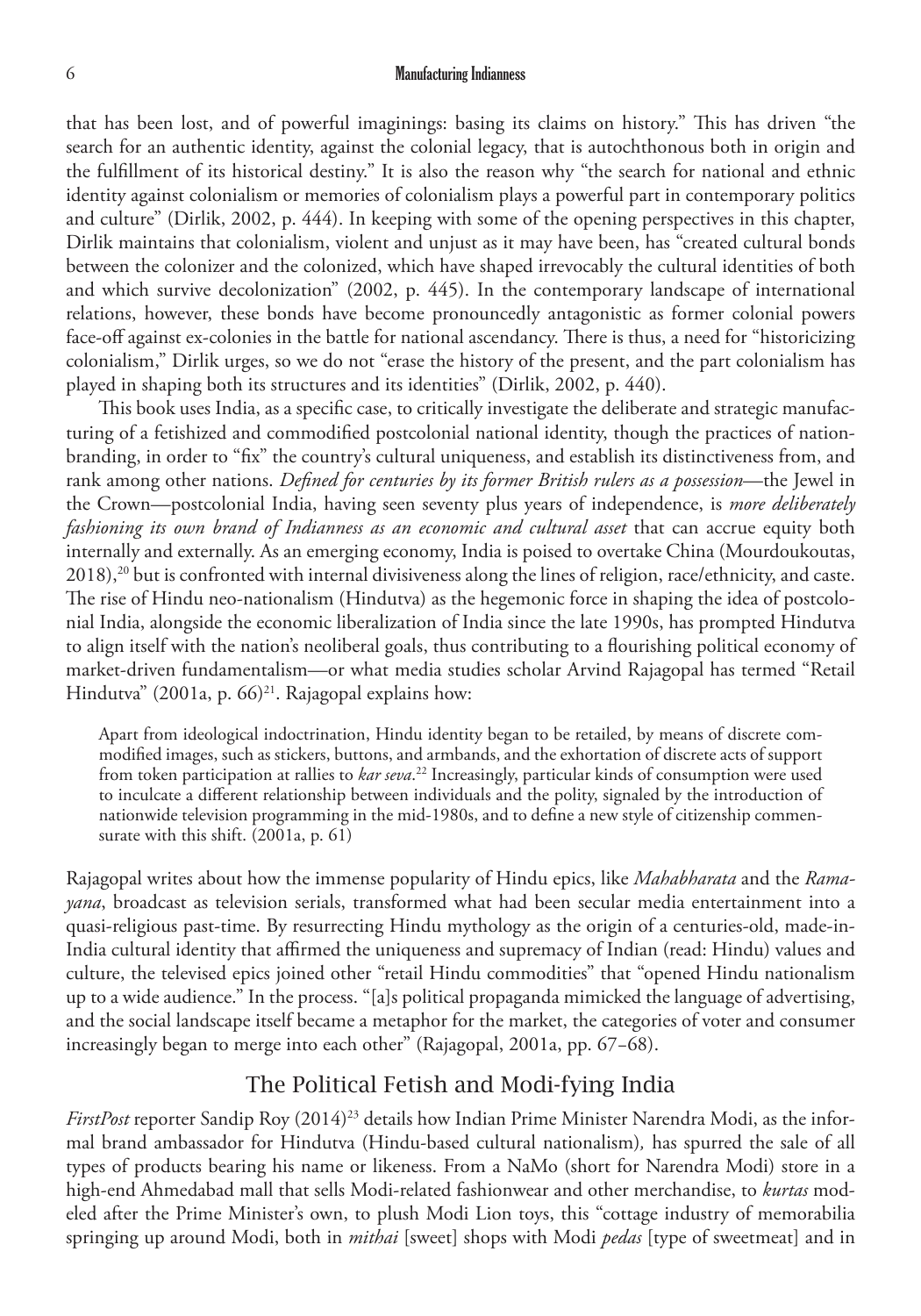that has been lost, and of powerful imaginings: basing its claims on history." This has driven "the search for an authentic identity, against the colonial legacy, that is autochthonous both in origin and the fulfillment of its historical destiny." It is also the reason why "the search for national and ethnic identity against colonialism or memories of colonialism plays a powerful part in contemporary politics and culture" (Dirlik, 2002, p. 444). In keeping with some of the opening perspectives in this chapter, Dirlik maintains that colonialism, violent and unjust as it may have been, has "created cultural bonds between the colonizer and the colonized, which have shaped irrevocably the cultural identities of both and which survive decolonization" (2002, p. 445). In the contemporary landscape of international relations, however, these bonds have become pronouncedly antagonistic as former colonial powers face-off against ex-colonies in the battle for national ascendancy. There is thus, a need for "historicizing colonialism," Dirlik urges, so we do not "erase the history of the present, and the part colonialism has played in shaping both its structures and its identities" (Dirlik, 2002, p. 440).

This book uses India, as a specific case, to critically investigate the deliberate and strategic manufacturing of a fetishized and commodified postcolonial national identity, though the practices of nation-branding, in order to "fix" the country's cultural uniqueness, and establish its distinctiveness from, and rank among other nations. *Defined for centuries by its former British rulers as a possession*—the Jewel in the Crown—postcolonial India, having seen seventy plus years of independence, is *more deliberately fashioning its own brand of Indianness as an economic and cultural asset* that can accrue equity both internally and externally. As an emerging economy, India is poised to overtake China (Mourdoukoutas, 2018),[20] but is confronted with internal divisiveness along the lines of religion, race/ethnicity, and caste. The rise of Hindu neo-nationalism (Hindutva) as the hegemonic force in shaping the idea of postcolonial India, alongside the economic liberalization of India since the late 1990s, has prompted Hindutva to align itself with the nation's neoliberal goals, thus contributing to a flourishing political economy of market-driven fundamentalism—or what media studies scholar Arvind Rajagopal has termed "Retail Hindutva" (2001a, p. 66)[21]. Rajagopal explains how:

> Apart from ideological indoctrination, Hindu identity began to be retailed, by means of discrete commodified images, such as stickers, buttons, and armbands, and the exhortation of discrete acts of support from token participation at rallies to *kar seva*.[22] Increasingly, particular kinds of consumption were used to inculcate a different relationship between individuals and the polity, signaled by the introduction of nationwide television programming in the mid-1980s, and to define a new style of citizenship commensurate with this shift. (2001a, p. 61)

Rajagopal writes about how the immense popularity of Hindu epics, like *Mahabharata* and the *Ramayana*, broadcast as television serials, transformed what had been secular media entertainment into a quasi-religious past-time. By resurrecting Hindu mythology as the origin of a centuries-old, made-in-India cultural identity that affirmed the uniqueness and supremacy of Indian (read: Hindu) values and culture, the televised epics joined other "retail Hindu commodities" that "opened Hindu nationalism up to a wide audience." In the process. "[a]s political propaganda mimicked the language of advertising, and the social landscape itself became a metaphor for the market, the categories of voter and consumer increasingly began to merge into each other" (Rajagopal, 2001a, pp. 67–68).

## The Political Fetish and Modi-fying India

*FirstPost* reporter Sandip Roy (2014)[23] details how Indian Prime Minister Narendra Modi, as the informal brand ambassador for Hindutva (Hindu-based cultural nationalism), has spurred the sale of all types of products bearing his name or likeness. From a NaMo (short for Narendra Modi) store in a high-end Ahmedabad mall that sells Modi-related fashionwear and other merchandise, to *kurtas* modeled after the Prime Minister's own, to plush Modi Lion toys, this "cottage industry of memorabilia springing up around Modi, both in *mithai* [sweet] shops with Modi *pedas* [type of sweetmeat] and in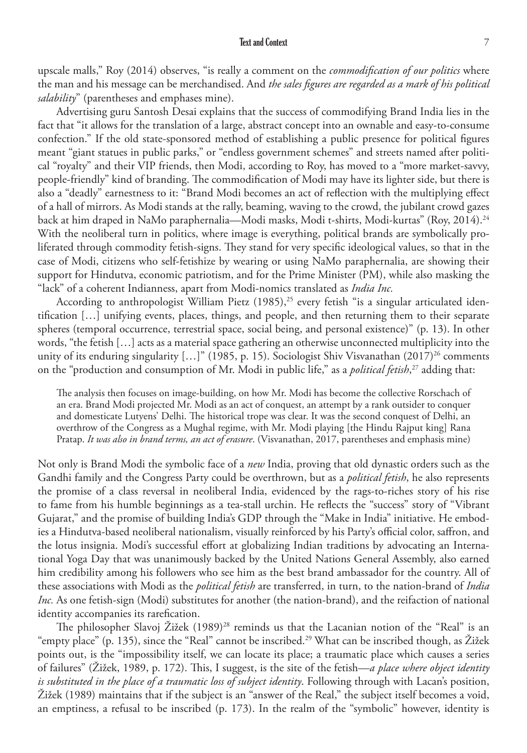upscale malls," Roy (2014) observes, "is really a comment on the *commodification of our politics* where the man and his message can be merchandised. And *the sales figures are regarded as a mark of his political salability*" (parentheses and emphases mine).

Advertising guru Santosh Desai explains that the success of commodifying Brand India lies in the fact that "it allows for the translation of a large, abstract concept into an ownable and easy-to-consume confection." If the old state-sponsored method of establishing a public presence for political figures meant "giant statues in public parks," or "endless government schemes" and streets named after political "royalty" and their VIP friends, then Modi, according to Roy, has moved to a "more market-savvy, people-friendly" kind of branding. The commodification of Modi may have its lighter side, but there is also a "deadly" earnestness to it: "Brand Modi becomes an act of reflection with the multiplying effect of a hall of mirrors. As Modi stands at the rally, beaming, waving to the crowd, the jubilant crowd gazes back at him draped in NaMo paraphernalia—Modi masks, Modi t-shirts, Modi-kurtas" (Roy, 2014).[24] With the neoliberal turn in politics, where image is everything, political brands are symbolically proliferated through commodity fetish-signs. They stand for very specific ideological values, so that in the case of Modi, citizens who self-fetishize by wearing or using NaMo paraphernalia, are showing their support for Hindutva, economic patriotism, and for the Prime Minister (PM), while also masking the "lack" of a coherent Indianness, apart from Modi-nomics translated as *India Inc.*

According to anthropologist William Pietz (1985),[25] every fetish "is a singular articulated identification […] unifying events, places, things, and people, and then returning them to their separate spheres (temporal occurrence, terrestrial space, social being, and personal existence)" (p. 13). In other words, "the fetish […] acts as a material space gathering an otherwise unconnected multiplicity into the unity of its enduring singularity […]" (1985, p. 15). Sociologist Shiv Visvanathan (2017)[26] comments on the "production and consumption of Mr. Modi in public life," as a *political fetish*,[27] adding that:

> The analysis then focuses on image-building, on how Mr. Modi has become the collective Rorschach of an era. Brand Modi projected Mr. Modi as an act of conquest, an attempt by a rank outsider to conquer and domesticate Lutyens' Delhi. The historical trope was clear. It was the second conquest of Delhi, an overthrow of the Congress as a Mughal regime, with Mr. Modi playing [the Hindu Rajput king] Rana Pratap. *It was also in brand terms, an act of erasure*. (Visvanathan, 2017, parentheses and emphasis mine)

Not only is Brand Modi the symbolic face of a *new* India, proving that old dynastic orders such as the Gandhi family and the Congress Party could be overthrown, but as a *political fetish*, he also represents the promise of a class reversal in neoliberal India, evidenced by the rags-to-riches story of his rise to fame from his humble beginnings as a tea-stall urchin. He reflects the "success" story of "Vibrant Gujarat," and the promise of building India's GDP through the "Make in India" initiative. He embodies a Hindutva-based neoliberal nationalism, visually reinforced by his Party's official color, saffron, and the lotus insignia. Modi's successful effort at globalizing Indian traditions by advocating an International Yoga Day that was unanimously backed by the United Nations General Assembly, also earned him credibility among his followers who see him as the best brand ambassador for the country. All of these associations with Modi as the *political fetish* are transferred, in turn, to the nation-brand of *India Inc.* As one fetish-sign (Modi) substitutes for another (the nation-brand), and the reifaction of national identity accompanies its rarefication.

The philosopher Slavoj Žižek (1989)[28] reminds us that the Lacanian notion of the "Real" is an "empty place" (p. 135), since the "Real" cannot be inscribed.[29] What can be inscribed though, as Žižek points out, is the "impossibility itself, we can locate its place; a traumatic place which causes a series of failures" (Žižek, 1989, p. 172). This, I suggest, is the site of the fetish—*a place where object identity is substituted in the place of a traumatic loss of subject identity*. Following through with Lacan's position, Žižek (1989) maintains that if the subject is an "answer of the Real," the subject itself becomes a void, an emptiness, a refusal to be inscribed (p. 173). In the realm of the "symbolic" however, identity is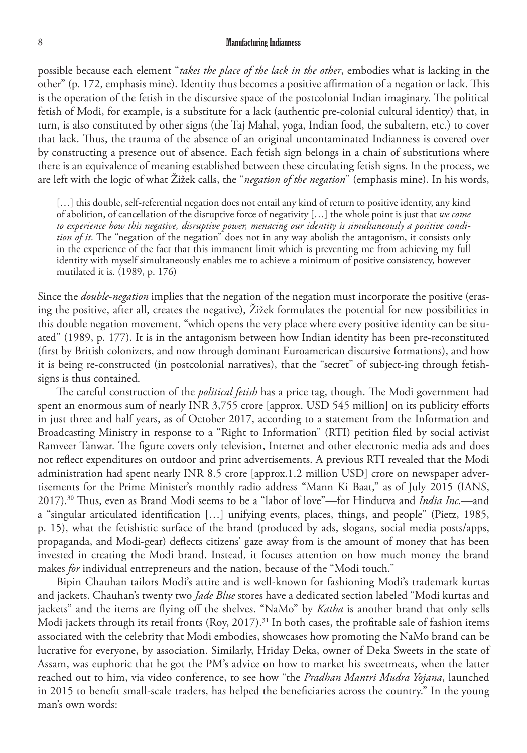possible because each element "*takes the place of the lack in the other*, embodies what is lacking in the other" (p. 172, emphasis mine). Identity thus becomes a positive affirmation of a negation or lack. This is the operation of the fetish in the discursive space of the postcolonial Indian imaginary. The political fetish of Modi, for example, is a substitute for a lack (authentic pre-colonial cultural identity) that, in turn, is also constituted by other signs (the Taj Mahal, yoga, Indian food, the subaltern, etc.) to cover that lack. Thus, the trauma of the absence of an original uncontaminated Indianness is covered over by constructing a presence out of absence. Each fetish sign belongs in a chain of substitutions where there is an equivalence of meaning established between these circulating fetish signs. In the process, we are left with the logic of what Žižek calls, the "*negation of the negation*" (emphasis mine). In his words,

> […] this double, self-referential negation does not entail any kind of return to positive identity, any kind of abolition, of cancellation of the disruptive force of negativity […] the whole point is just that *we come to experience how this negative, disruptive power, menacing our identity is simultaneously a positive condition of it*. The "negation of the negation" does not in any way abolish the antagonism, it consists only in the experience of the fact that this immanent limit which is preventing me from achieving my full identity with myself simultaneously enables me to achieve a minimum of positive consistency, however mutilated it is. (1989, p. 176)

Since the *double-negation* implies that the negation of the negation must incorporate the positive (erasing the positive, after all, creates the negative), Žižek formulates the potential for new possibilities in this double negation movement, "which opens the very place where every positive identity can be situated" (1989, p. 177). It is in the antagonism between how Indian identity has been pre-reconstituted (first by British colonizers, and now through dominant Euroamerican discursive formations), and how it is being re-constructed (in postcolonial narratives), that the "secret" of subject-ing through fetish-signs is thus contained.

The careful construction of the *political fetish* has a price tag, though. The Modi government had spent an enormous sum of nearly INR 3,755 crore [approx. USD 545 million] on its publicity efforts in just three and half years, as of October 2017, according to a statement from the Information and Broadcasting Ministry in response to a "Right to Information" (RTI) petition filed by social activist Ramveer Tanwar. The figure covers only television, Internet and other electronic media ads and does not reflect expenditures on outdoor and print advertisements. A previous RTI revealed that the Modi administration had spent nearly INR 8.5 crore [approx.1.2 million USD] crore on newspaper advertisements for the Prime Minister's monthly radio address "Mann Ki Baat," as of July 2015 (IANS, 2017).[30] Thus, even as Brand Modi seems to be a "labor of love"—for Hindutva and *India Inc.*—and a "singular articulated identification […] unifying events, places, things, and people" (Pietz, 1985, p. 15), what the fetishistic surface of the brand (produced by ads, slogans, social media posts/apps, propaganda, and Modi-gear) deflects citizens' gaze away from is the amount of money that has been invested in creating the Modi brand. Instead, it focuses attention on how much money the brand makes *for* individual entrepreneurs and the nation, because of the "Modi touch."

Bipin Chauhan tailors Modi's attire and is well-known for fashioning Modi's trademark kurtas and jackets. Chauhan's twenty two *Jade Blue* stores have a dedicated section labeled "Modi kurtas and jackets" and the items are flying off the shelves. "NaMo" by *Katha* is another brand that only sells Modi jackets through its retail fronts (Roy, 2017).[31] In both cases, the profitable sale of fashion items associated with the celebrity that Modi embodies, showcases how promoting the NaMo brand can be lucrative for everyone, by association. Similarly, Hriday Deka, owner of Deka Sweets in the state of Assam, was euphoric that he got the PM's advice on how to market his sweetmeats, when the latter reached out to him, via video conference, to see how "the *Pradhan Mantri Mudra Yojana*, launched in 2015 to benefit small-scale traders, has helped the beneficiaries across the country." In the young man's own words: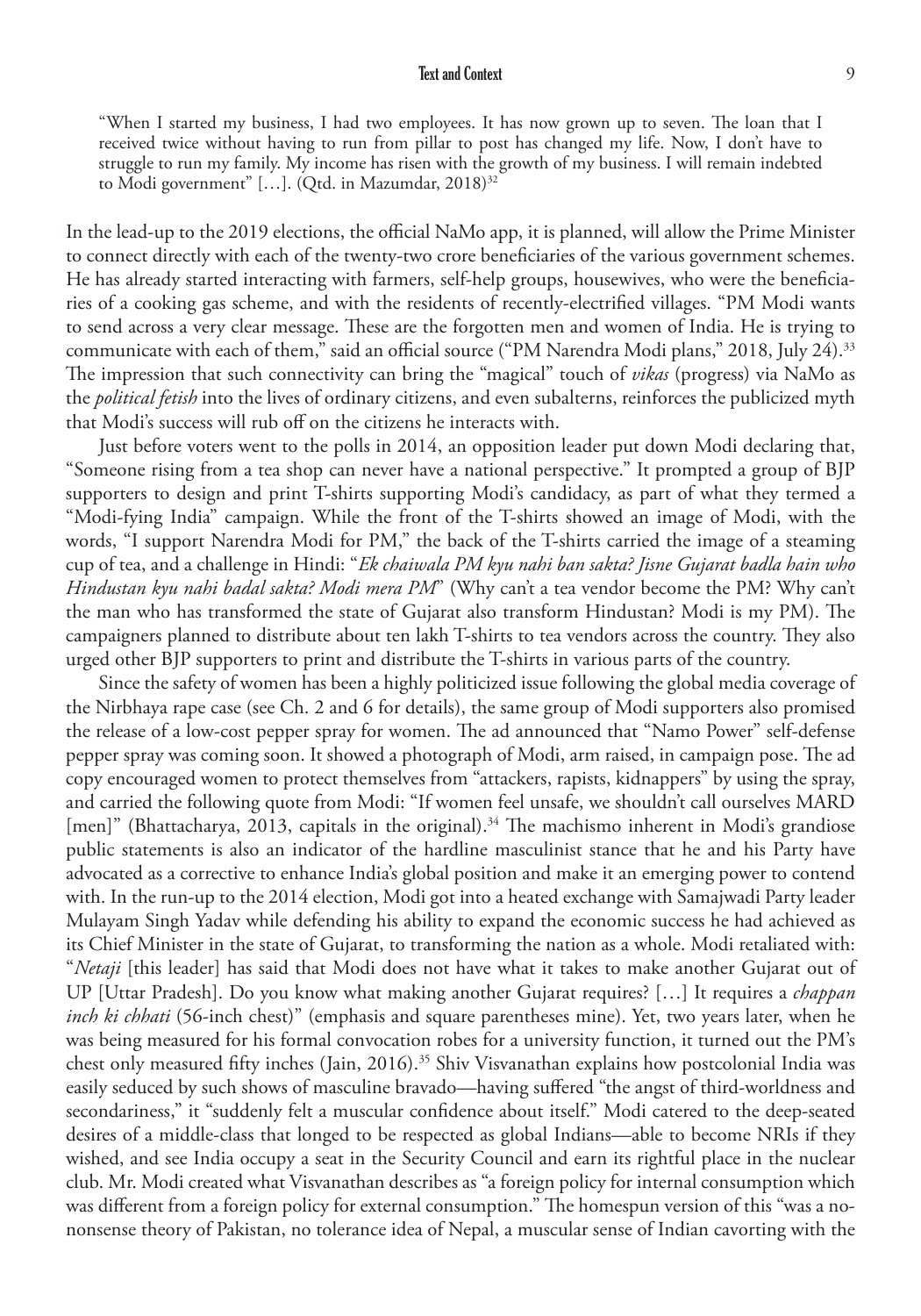> "When I started my business, I had two employees. It has now grown up to seven. The loan that I received twice without having to run from pillar to post has changed my life. Now, I don't have to struggle to run my family. My income has risen with the growth of my business. I will remain indebted to Modi government" […]. (Qtd. in Mazumdar, 2018)[32]

In the lead-up to the 2019 elections, the official NaMo app, it is planned, will allow the Prime Minister to connect directly with each of the twenty-two crore beneficiaries of the various government schemes. He has already started interacting with farmers, self-help groups, housewives, who were the beneficiaries of a cooking gas scheme, and with the residents of recently-electrified villages. "PM Modi wants to send across a very clear message. These are the forgotten men and women of India. He is trying to communicate with each of them," said an official source ("PM Narendra Modi plans," 2018, July 24).[33] The impression that such connectivity can bring the "magical" touch of *vikas* (progress) via NaMo as the *political fetish* into the lives of ordinary citizens, and even subalterns, reinforces the publicized myth that Modi's success will rub off on the citizens he interacts with.

Just before voters went to the polls in 2014, an opposition leader put down Modi declaring that, "Someone rising from a tea shop can never have a national perspective." It prompted a group of BJP supporters to design and print T-shirts supporting Modi's candidacy, as part of what they termed a "Modi-fying India" campaign. While the front of the T-shirts showed an image of Modi, with the words, "I support Narendra Modi for PM," the back of the T-shirts carried the image of a steaming cup of tea, and a challenge in Hindi: "*Ek chaiwala PM kyu nahi ban sakta? Jisne Gujarat badla hain who Hindustan kyu nahi badal sakta? Modi mera PM*" (Why can't a tea vendor become the PM? Why can't the man who has transformed the state of Gujarat also transform Hindustan? Modi is my PM). The campaigners planned to distribute about ten lakh T-shirts to tea vendors across the country. They also urged other BJP supporters to print and distribute the T-shirts in various parts of the country.

Since the safety of women has been a highly politicized issue following the global media coverage of the Nirbhaya rape case (see Ch. 2 and 6 for details), the same group of Modi supporters also promised the release of a low-cost pepper spray for women. The ad announced that "Namo Power" self-defense pepper spray was coming soon. It showed a photograph of Modi, arm raised, in campaign pose. The ad copy encouraged women to protect themselves from "attackers, rapists, kidnappers" by using the spray, and carried the following quote from Modi: "If women feel unsafe, we shouldn't call ourselves MARD [men]" (Bhattacharya, 2013, capitals in the original).[34] The machismo inherent in Modi's grandiose public statements is also an indicator of the hardline masculinist stance that he and his Party have advocated as a corrective to enhance India's global position and make it an emerging power to contend with. In the run-up to the 2014 election, Modi got into a heated exchange with Samajwadi Party leader Mulayam Singh Yadav while defending his ability to expand the economic success he had achieved as its Chief Minister in the state of Gujarat, to transforming the nation as a whole. Modi retaliated with: "*Netaji* [this leader] has said that Modi does not have what it takes to make another Gujarat out of UP [Uttar Pradesh]. Do you know what making another Gujarat requires? […] It requires a *chappan inch ki chhati* (56-inch chest)" (emphasis and square parentheses mine). Yet, two years later, when he was being measured for his formal convocation robes for a university function, it turned out the PM's chest only measured fifty inches (Jain, 2016).[35] Shiv Visvanathan explains how postcolonial India was easily seduced by such shows of masculine bravado—having suffered "the angst of third-worldness and secondariness," it "suddenly felt a muscular confidence about itself." Modi catered to the deep-seated desires of a middle-class that longed to be respected as global Indians—able to become NRIs if they wished, and see India occupy a seat in the Security Council and earn its rightful place in the nuclear club. Mr. Modi created what Visvanathan describes as "a foreign policy for internal consumption which was different from a foreign policy for external consumption." The homespun version of this "was a no-nonsense theory of Pakistan, no tolerance idea of Nepal, a muscular sense of Indian cavorting with the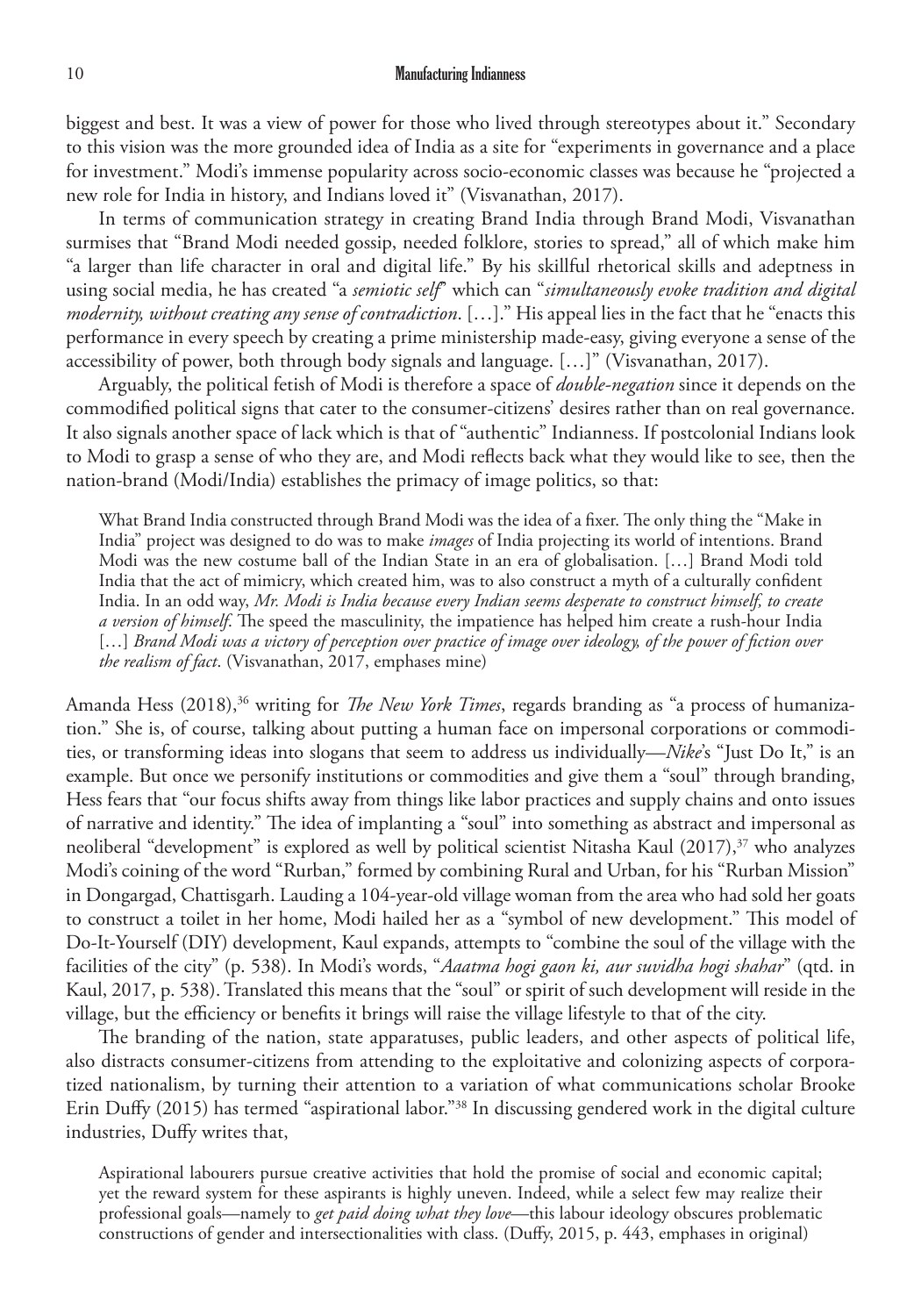biggest and best. It was a view of power for those who lived through stereotypes about it." Secondary to this vision was the more grounded idea of India as a site for "experiments in governance and a place for investment." Modi's immense popularity across socio-economic classes was because he "projected a new role for India in history, and Indians loved it" (Visvanathan, 2017).

In terms of communication strategy in creating Brand India through Brand Modi, Visvanathan surmises that "Brand Modi needed gossip, needed folklore, stories to spread," all of which make him "a larger than life character in oral and digital life." By his skillful rhetorical skills and adeptness in using social media, he has created "a *semiotic self*" which can "*simultaneously evoke tradition and digital modernity, without creating any sense of contradiction*. […]." His appeal lies in the fact that he "enacts this performance in every speech by creating a prime ministership made-easy, giving everyone a sense of the accessibility of power, both through body signals and language. […]" (Visvanathan, 2017).

Arguably, the political fetish of Modi is therefore a space of *double-negation* since it depends on the commodified political signs that cater to the consumer-citizens' desires rather than on real governance. It also signals another space of lack which is that of "authentic" Indianness. If postcolonial Indians look to Modi to grasp a sense of who they are, and Modi reflects back what they would like to see, then the nation-brand (Modi/India) establishes the primacy of image politics, so that:

> What Brand India constructed through Brand Modi was the idea of a fixer. The only thing the "Make in India" project was designed to do was to make *images* of India projecting its world of intentions. Brand Modi was the new costume ball of the Indian State in an era of globalisation. […] Brand Modi told India that the act of mimicry, which created him, was to also construct a myth of a culturally confident India. In an odd way, *Mr. Modi is India because every Indian seems desperate to construct himself, to create a version of himself*. The speed the masculinity, the impatience has helped him create a rush-hour India […] *Brand Modi was a victory of perception over practice of image over ideology, of the power of fiction over the realism of fact*. (Visvanathan, 2017, emphases mine)

Amanda Hess (2018),[36] writing for *The New York Times*, regards branding as "a process of humanization." She is, of course, talking about putting a human face on impersonal corporations or commodities, or transforming ideas into slogans that seem to address us individually—*Nike*'s "Just Do It," is an example. But once we personify institutions or commodities and give them a "soul" through branding, Hess fears that "our focus shifts away from things like labor practices and supply chains and onto issues of narrative and identity." The idea of implanting a "soul" into something as abstract and impersonal as neoliberal "development" is explored as well by political scientist Nitasha Kaul (2017),[37] who analyzes Modi's coining of the word "Rurban," formed by combining Rural and Urban, for his "Rurban Mission" in Dongargad, Chattisgarh. Lauding a 104-year-old village woman from the area who had sold her goats to construct a toilet in her home, Modi hailed her as a "symbol of new development." This model of Do-It-Yourself (DIY) development, Kaul expands, attempts to "combine the soul of the village with the facilities of the city" (p. 538). In Modi's words, "*Aaatma hogi gaon ki, aur suvidha hogi shahar*" (qtd. in Kaul, 2017, p. 538). Translated this means that the "soul" or spirit of such development will reside in the village, but the efficiency or benefits it brings will raise the village lifestyle to that of the city.

The branding of the nation, state apparatuses, public leaders, and other aspects of political life, also distracts consumer-citizens from attending to the exploitative and colonizing aspects of corporatized nationalism, by turning their attention to a variation of what communications scholar Brooke Erin Duffy (2015) has termed "aspirational labor."[38] In discussing gendered work in the digital culture industries, Duffy writes that,

> Aspirational labourers pursue creative activities that hold the promise of social and economic capital; yet the reward system for these aspirants is highly uneven. Indeed, while a select few may realize their professional goals—namely to *get paid doing what they love*—this labour ideology obscures problematic constructions of gender and intersectionalities with class. (Duffy, 2015, p. 443, emphases in original)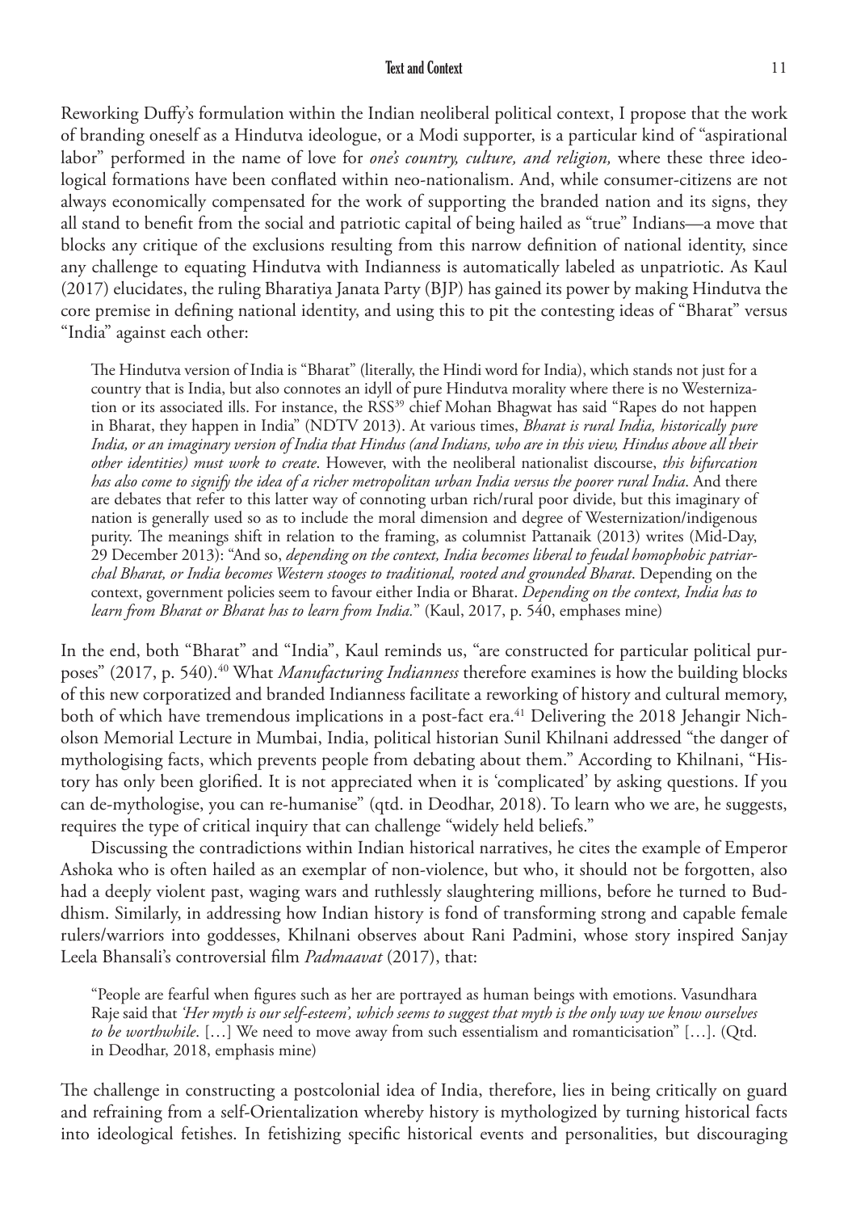Reworking Duffy's formulation within the Indian neoliberal political context, I propose that the work of branding oneself as a Hindutva ideologue, or a Modi supporter, is a particular kind of "aspirational labor" performed in the name of love for *one's country, culture, and religion,* where these three ideological formations have been conflated within neo-nationalism. And, while consumer-citizens are not always economically compensated for the work of supporting the branded nation and its signs, they all stand to benefit from the social and patriotic capital of being hailed as "true" Indians—a move that blocks any critique of the exclusions resulting from this narrow definition of national identity, since any challenge to equating Hindutva with Indianness is automatically labeled as unpatriotic. As Kaul (2017) elucidates, the ruling Bharatiya Janata Party (BJP) has gained its power by making Hindutva the core premise in defining national identity, and using this to pit the contesting ideas of "Bharat" versus "India" against each other:

> The Hindutva version of India is "Bharat" (literally, the Hindi word for India), which stands not just for a country that is India, but also connotes an idyll of pure Hindutva morality where there is no Westernization or its associated ills. For instance, the RSS[39] chief Mohan Bhagwat has said "Rapes do not happen in Bharat, they happen in India" (NDTV 2013). At various times, *Bharat is rural India, historically pure India, or an imaginary version of India that Hindus (and Indians, who are in this view, Hindus above all their other identities) must work to create*. However, with the neoliberal nationalist discourse, *this bifurcation has also come to signify the idea of a richer metropolitan urban India versus the poorer rural India*. And there are debates that refer to this latter way of connoting urban rich/rural poor divide, but this imaginary of nation is generally used so as to include the moral dimension and degree of Westernization/indigenous purity. The meanings shift in relation to the framing, as columnist Pattanaik (2013) writes (Mid-Day, 29 December 2013): "And so, *depending on the context, India becomes liberal to feudal homophobic patriarchal Bharat, or India becomes Western stooges to traditional, rooted and grounded Bharat*. Depending on the context, government policies seem to favour either India or Bharat. *Depending on the context, India has to learn from Bharat or Bharat has to learn from India.*" (Kaul, 2017, p. 540, emphases mine)

In the end, both "Bharat" and "India", Kaul reminds us, "are constructed for particular political purposes" (2017, p. 540).[40] What *Manufacturing Indianness* therefore examines is how the building blocks of this new corporatized and branded Indianness facilitate a reworking of history and cultural memory, both of which have tremendous implications in a post-fact era.[41] Delivering the 2018 Jehangir Nicholson Memorial Lecture in Mumbai, India, political historian Sunil Khilnani addressed "the danger of mythologising facts, which prevents people from debating about them." According to Khilnani, "History has only been glorified. It is not appreciated when it is 'complicated' by asking questions. If you can de-mythologise, you can re-humanise" (qtd. in Deodhar, 2018). To learn who we are, he suggests, requires the type of critical inquiry that can challenge "widely held beliefs."

Discussing the contradictions within Indian historical narratives, he cites the example of Emperor Ashoka who is often hailed as an exemplar of non-violence, but who, it should not be forgotten, also had a deeply violent past, waging wars and ruthlessly slaughtering millions, before he turned to Buddhism. Similarly, in addressing how Indian history is fond of transforming strong and capable female rulers/warriors into goddesses, Khilnani observes about Rani Padmini, whose story inspired Sanjay Leela Bhansali's controversial film *Padmaavat* (2017), that:

> "People are fearful when figures such as her are portrayed as human beings with emotions. Vasundhara Raje said that *'Her myth is our self-esteem', which seems to suggest that myth is the only way we know ourselves to be worthwhile*. […] We need to move away from such essentialism and romanticisation" […]. (Qtd. in Deodhar, 2018, emphasis mine)

The challenge in constructing a postcolonial idea of India, therefore, lies in being critically on guard and refraining from a self-Orientalization whereby history is mythologized by turning historical facts into ideological fetishes. In fetishizing specific historical events and personalities, but discouraging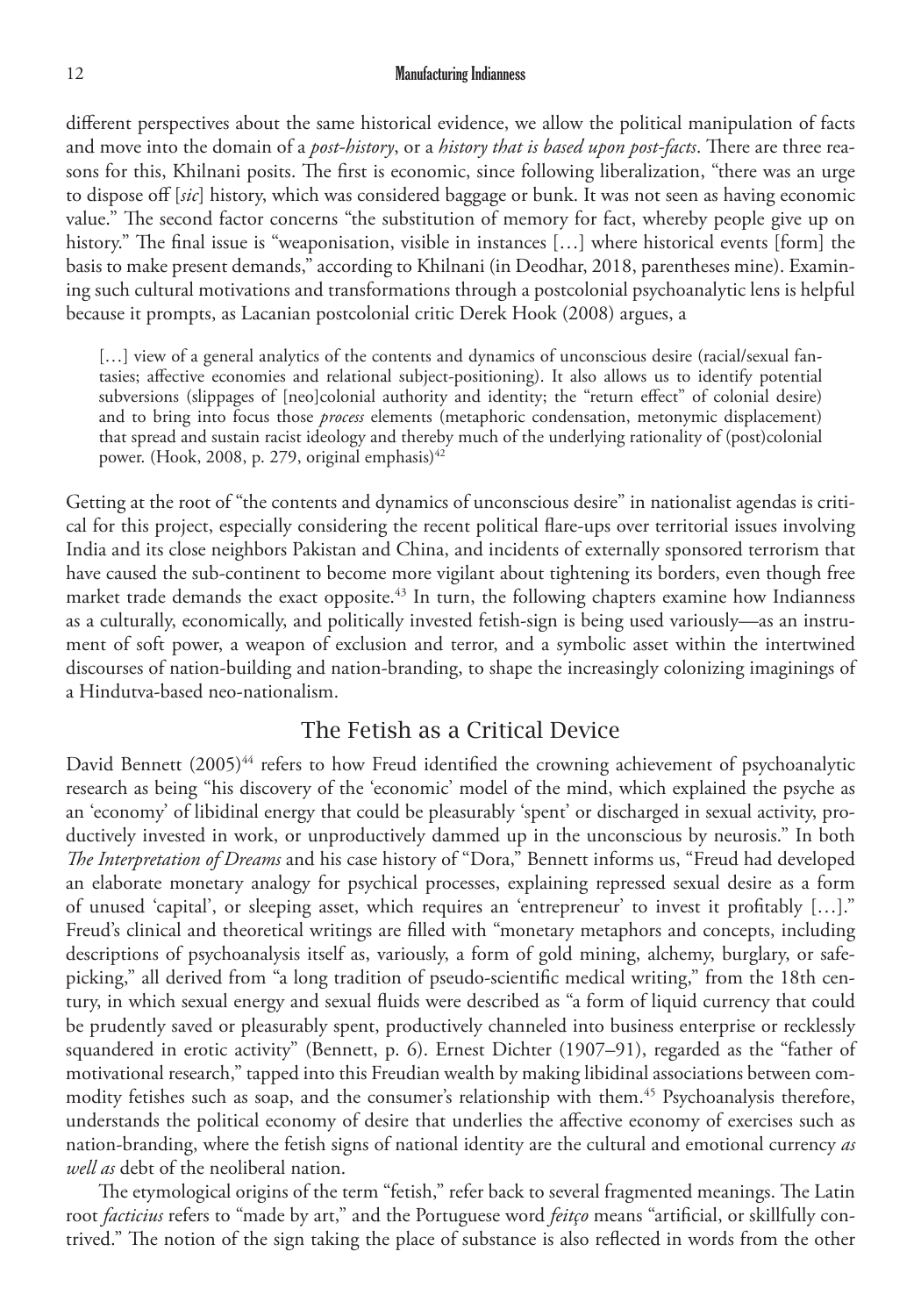different perspectives about the same historical evidence, we allow the political manipulation of facts and move into the domain of a *post-history*, or a *history that is based upon post-facts*. There are three reasons for this, Khilnani posits. The first is economic, since following liberalization, "there was an urge to dispose off [*sic*] history, which was considered baggage or bunk. It was not seen as having economic value." The second factor concerns "the substitution of memory for fact, whereby people give up on history." The final issue is "weaponisation, visible in instances […] where historical events [form] the basis to make present demands," according to Khilnani (in Deodhar, 2018, parentheses mine). Examining such cultural motivations and transformations through a postcolonial psychoanalytic lens is helpful because it prompts, as Lacanian postcolonial critic Derek Hook (2008) argues, a

> […] view of a general analytics of the contents and dynamics of unconscious desire (racial/sexual fantasies; affective economies and relational subject-positioning). It also allows us to identify potential subversions (slippages of [neo]colonial authority and identity; the "return effect" of colonial desire) and to bring into focus those *process* elements (metaphoric condensation, metonymic displacement) that spread and sustain racist ideology and thereby much of the underlying rationality of (post)colonial power. (Hook, 2008, p. 279, original emphasis)[42]

Getting at the root of "the contents and dynamics of unconscious desire" in nationalist agendas is critical for this project, especially considering the recent political flare-ups over territorial issues involving India and its close neighbors Pakistan and China, and incidents of externally sponsored terrorism that have caused the sub-continent to become more vigilant about tightening its borders, even though free market trade demands the exact opposite.[43] In turn, the following chapters examine how Indianness as a culturally, economically, and politically invested fetish-sign is being used variously—as an instrument of soft power, a weapon of exclusion and terror, and a symbolic asset within the intertwined discourses of nation-building and nation-branding, to shape the increasingly colonizing imaginings of a Hindutva-based neo-nationalism.

## The Fetish as a Critical Device

David Bennett (2005)[44] refers to how Freud identified the crowning achievement of psychoanalytic research as being "his discovery of the 'economic' model of the mind, which explained the psyche as an 'economy' of libidinal energy that could be pleasurably 'spent' or discharged in sexual activity, productively invested in work, or unproductively dammed up in the unconscious by neurosis." In both *The Interpretation of Dreams* and his case history of "Dora," Bennett informs us, "Freud had developed an elaborate monetary analogy for psychical processes, explaining repressed sexual desire as a form of unused 'capital', or sleeping asset, which requires an 'entrepreneur' to invest it profitably […]." Freud's clinical and theoretical writings are filled with "monetary metaphors and concepts, including descriptions of psychoanalysis itself as, variously, a form of gold mining, alchemy, burglary, or safe-picking," all derived from "a long tradition of pseudo-scientific medical writing," from the 18th century, in which sexual energy and sexual fluids were described as "a form of liquid currency that could be prudently saved or pleasurably spent, productively channeled into business enterprise or recklessly squandered in erotic activity" (Bennett, p. 6). Ernest Dichter (1907–91), regarded as the "father of motivational research," tapped into this Freudian wealth by making libidinal associations between commodity fetishes such as soap, and the consumer's relationship with them.[45] Psychoanalysis therefore, understands the political economy of desire that underlies the affective economy of exercises such as nation-branding, where the fetish signs of national identity are the cultural and emotional currency *as well as* debt of the neoliberal nation.

The etymological origins of the term "fetish," refer back to several fragmented meanings. The Latin root *facticius* refers to "made by art," and the Portuguese word *feitço* means "artificial, or skillfully contrived." The notion of the sign taking the place of substance is also reflected in words from the other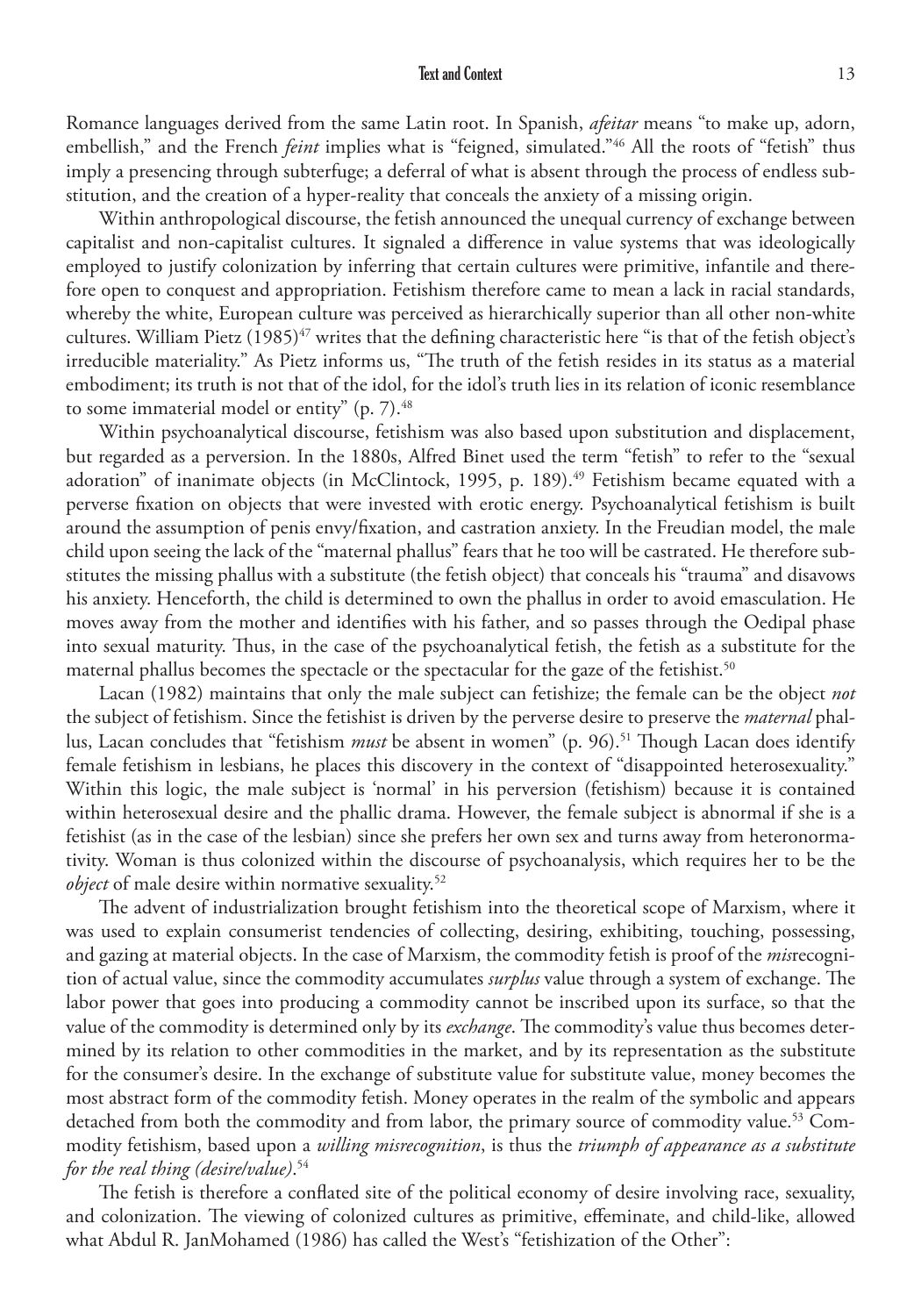Romance languages derived from the same Latin root. In Spanish, *afeitar* means "to make up, adorn, embellish," and the French *feint* implies what is "feigned, simulated."[46] All the roots of "fetish" thus imply a presencing through subterfuge; a deferral of what is absent through the process of endless substitution, and the creation of a hyper-reality that conceals the anxiety of a missing origin.

Within anthropological discourse, the fetish announced the unequal currency of exchange between capitalist and non-capitalist cultures. It signaled a difference in value systems that was ideologically employed to justify colonization by inferring that certain cultures were primitive, infantile and therefore open to conquest and appropriation. Fetishism therefore came to mean a lack in racial standards, whereby the white, European culture was perceived as hierarchically superior than all other non-white cultures. William Pietz (1985)[47] writes that the defining characteristic here "is that of the fetish object's irreducible materiality." As Pietz informs us, "The truth of the fetish resides in its status as a material embodiment; its truth is not that of the idol, for the idol's truth lies in its relation of iconic resemblance to some immaterial model or entity" (p. 7).[48]

Within psychoanalytical discourse, fetishism was also based upon substitution and displacement, but regarded as a perversion. In the 1880s, Alfred Binet used the term "fetish" to refer to the "sexual adoration" of inanimate objects (in McClintock, 1995, p. 189).[49] Fetishism became equated with a perverse fixation on objects that were invested with erotic energy. Psychoanalytical fetishism is built around the assumption of penis envy/fixation, and castration anxiety. In the Freudian model, the male child upon seeing the lack of the "maternal phallus" fears that he too will be castrated. He therefore substitutes the missing phallus with a substitute (the fetish object) that conceals his "trauma" and disavows his anxiety. Henceforth, the child is determined to own the phallus in order to avoid emasculation. He moves away from the mother and identifies with his father, and so passes through the Oedipal phase into sexual maturity. Thus, in the case of the psychoanalytical fetish, the fetish as a substitute for the maternal phallus becomes the spectacle or the spectacular for the gaze of the fetishist.[50]

Lacan (1982) maintains that only the male subject can fetishize; the female can be the object *not* the subject of fetishism. Since the fetishist is driven by the perverse desire to preserve the *maternal* phallus, Lacan concludes that "fetishism *must* be absent in women" (p. 96).[51] Though Lacan does identify female fetishism in lesbians, he places this discovery in the context of "disappointed heterosexuality." Within this logic, the male subject is 'normal' in his perversion (fetishism) because it is contained within heterosexual desire and the phallic drama. However, the female subject is abnormal if she is a fetishist (as in the case of the lesbian) since she prefers her own sex and turns away from heteronormativity. Woman is thus colonized within the discourse of psychoanalysis, which requires her to be the *object* of male desire within normative sexuality.[52]

The advent of industrialization brought fetishism into the theoretical scope of Marxism, where it was used to explain consumerist tendencies of collecting, desiring, exhibiting, touching, possessing, and gazing at material objects. In the case of Marxism, the commodity fetish is proof of the *mis*recognition of actual value, since the commodity accumulates *surplus* value through a system of exchange. The labor power that goes into producing a commodity cannot be inscribed upon its surface, so that the value of the commodity is determined only by its *exchange*. The commodity's value thus becomes determined by its relation to other commodities in the market, and by its representation as the substitute for the consumer's desire. In the exchange of substitute value for substitute value, money becomes the most abstract form of the commodity fetish. Money operates in the realm of the symbolic and appears detached from both the commodity and from labor, the primary source of commodity value.[53] Commodity fetishism, based upon a *willing misrecognition*, is thus the *triumph of appearance as a substitute for the real thing (desire/value)*.[54]

The fetish is therefore a conflated site of the political economy of desire involving race, sexuality, and colonization. The viewing of colonized cultures as primitive, effeminate, and child-like, allowed what Abdul R. JanMohamed (1986) has called the West's "fetishization of the Other":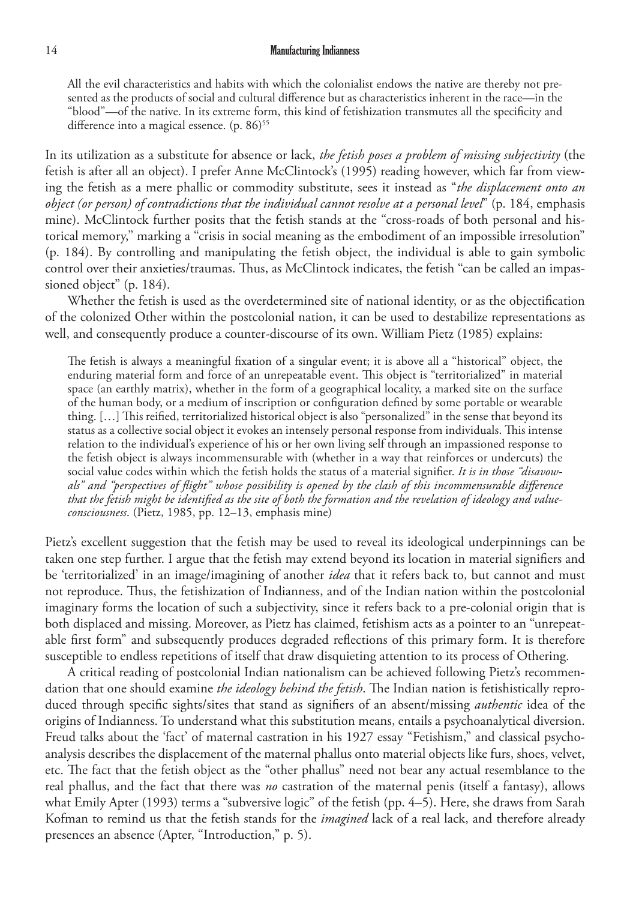> All the evil characteristics and habits with which the colonialist endows the native are thereby not presented as the products of social and cultural difference but as characteristics inherent in the race—in the "blood"—of the native. In its extreme form, this kind of fetishization transmutes all the specificity and difference into a magical essence. (p. 86)[55]

In its utilization as a substitute for absence or lack, *the fetish poses a problem of missing subjectivity* (the fetish is after all an object). I prefer Anne McClintock's (1995) reading however, which far from viewing the fetish as a mere phallic or commodity substitute, sees it instead as "*the displacement onto an object (or person) of contradictions that the individual cannot resolve at a personal level*" (p. 184, emphasis mine). McClintock further posits that the fetish stands at the "cross-roads of both personal and historical memory," marking a "crisis in social meaning as the embodiment of an impossible irresolution" (p. 184). By controlling and manipulating the fetish object, the individual is able to gain symbolic control over their anxieties/traumas. Thus, as McClintock indicates, the fetish "can be called an impassioned object" (p. 184).

Whether the fetish is used as the overdetermined site of national identity, or as the objectification of the colonized Other within the postcolonial nation, it can be used to destabilize representations as well, and consequently produce a counter-discourse of its own. William Pietz (1985) explains:

> The fetish is always a meaningful fixation of a singular event; it is above all a "historical" object, the enduring material form and force of an unrepeatable event. This object is "territorialized" in material space (an earthly matrix), whether in the form of a geographical locality, a marked site on the surface of the human body, or a medium of inscription or configuration defined by some portable or wearable thing. […] This reified, territorialized historical object is also "personalized" in the sense that beyond its status as a collective social object it evokes an intensely personal response from individuals. This intense relation to the individual's experience of his or her own living self through an impassioned response to the fetish object is always incommensurable with (whether in a way that reinforces or undercuts) the social value codes within which the fetish holds the status of a material signifier. *It is in those "disavowals" and "perspectives of flight" whose possibility is opened by the clash of this incommensurable difference that the fetish might be identified as the site of both the formation and the revelation of ideology and value-consciousness*. (Pietz, 1985, pp. 12–13, emphasis mine)

Pietz's excellent suggestion that the fetish may be used to reveal its ideological underpinnings can be taken one step further. I argue that the fetish may extend beyond its location in material signifiers and be 'territorialized' in an image/imagining of another *idea* that it refers back to, but cannot and must not reproduce. Thus, the fetishization of Indianness, and of the Indian nation within the postcolonial imaginary forms the location of such a subjectivity, since it refers back to a pre-colonial origin that is both displaced and missing. Moreover, as Pietz has claimed, fetishism acts as a pointer to an "unrepeatable first form" and subsequently produces degraded reflections of this primary form. It is therefore susceptible to endless repetitions of itself that draw disquieting attention to its process of Othering.

A critical reading of postcolonial Indian nationalism can be achieved following Pietz's recommendation that one should examine *the ideology behind the fetish*. The Indian nation is fetishistically reproduced through specific sights/sites that stand as signifiers of an absent/missing *authentic* idea of the origins of Indianness. To understand what this substitution means, entails a psychoanalytical diversion. Freud talks about the 'fact' of maternal castration in his 1927 essay "Fetishism," and classical psychoanalysis describes the displacement of the maternal phallus onto material objects like furs, shoes, velvet, etc. The fact that the fetish object as the "other phallus" need not bear any actual resemblance to the real phallus, and the fact that there was *no* castration of the maternal penis (itself a fantasy), allows what Emily Apter (1993) terms a "subversive logic" of the fetish (pp. 4–5). Here, she draws from Sarah Kofman to remind us that the fetish stands for the *imagined* lack of a real lack, and therefore already presences an absence (Apter, "Introduction," p. 5).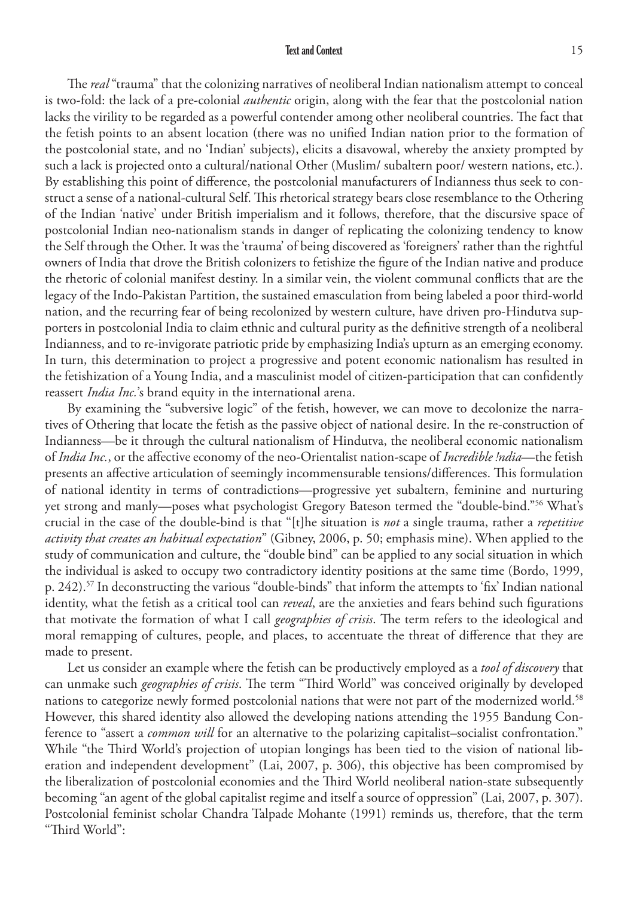The *real* "trauma" that the colonizing narratives of neoliberal Indian nationalism attempt to conceal is two-fold: the lack of a pre-colonial *authentic* origin, along with the fear that the postcolonial nation lacks the virility to be regarded as a powerful contender among other neoliberal countries. The fact that the fetish points to an absent location (there was no unified Indian nation prior to the formation of the postcolonial state, and no 'Indian' subjects), elicits a disavowal, whereby the anxiety prompted by such a lack is projected onto a cultural/national Other (Muslim/ subaltern poor/ western nations, etc.). By establishing this point of difference, the postcolonial manufacturers of Indianness thus seek to construct a sense of a national-cultural Self. This rhetorical strategy bears close resemblance to the Othering of the Indian 'native' under British imperialism and it follows, therefore, that the discursive space of postcolonial Indian neo-nationalism stands in danger of replicating the colonizing tendency to know the Self through the Other. It was the 'trauma' of being discovered as 'foreigners' rather than the rightful owners of India that drove the British colonizers to fetishize the figure of the Indian native and produce the rhetoric of colonial manifest destiny. In a similar vein, the violent communal conflicts that are the legacy of the Indo-Pakistan Partition, the sustained emasculation from being labeled a poor third-world nation, and the recurring fear of being recolonized by western culture, have driven pro-Hindutva supporters in postcolonial India to claim ethnic and cultural purity as the definitive strength of a neoliberal Indianness, and to re-invigorate patriotic pride by emphasizing India's upturn as an emerging economy. In turn, this determination to project a progressive and potent economic nationalism has resulted in the fetishization of a Young India, and a masculinist model of citizen-participation that can confidently reassert *India Inc.*'s brand equity in the international arena.

By examining the "subversive logic" of the fetish, however, we can move to decolonize the narratives of Othering that locate the fetish as the passive object of national desire. In the re-construction of Indianness—be it through the cultural nationalism of Hindutva, the neoliberal economic nationalism of *India Inc.*, or the affective economy of the neo-Orientalist nation-scape of *Incredible !ndia*—the fetish presents an affective articulation of seemingly incommensurable tensions/differences. This formulation of national identity in terms of contradictions—progressive yet subaltern, feminine and nurturing yet strong and manly—poses what psychologist Gregory Bateson termed the "double-bind."[56] What's crucial in the case of the double-bind is that "[t]he situation is *not* a single trauma, rather a *repetitive activity that creates an habitual expectation*" (Gibney, 2006, p. 50; emphasis mine). When applied to the study of communication and culture, the "double bind" can be applied to any social situation in which the individual is asked to occupy two contradictory identity positions at the same time (Bordo, 1999, p. 242).[57] In deconstructing the various "double-binds" that inform the attempts to 'fix' Indian national identity, what the fetish as a critical tool can *reveal*, are the anxieties and fears behind such figurations that motivate the formation of what I call *geographies of crisis*. The term refers to the ideological and moral remapping of cultures, people, and places, to accentuate the threat of difference that they are made to present.

Let us consider an example where the fetish can be productively employed as a *tool of discovery* that can unmake such *geographies of crisis*. The term "Third World" was conceived originally by developed nations to categorize newly formed postcolonial nations that were not part of the modernized world.[58] However, this shared identity also allowed the developing nations attending the 1955 Bandung Conference to "assert a *common will* for an alternative to the polarizing capitalist–socialist confrontation." While "the Third World's projection of utopian longings has been tied to the vision of national liberation and independent development" (Lai, 2007, p. 306), this objective has been compromised by the liberalization of postcolonial economies and the Third World neoliberal nation-state subsequently becoming "an agent of the global capitalist regime and itself a source of oppression" (Lai, 2007, p. 307). Postcolonial feminist scholar Chandra Talpade Mohante (1991) reminds us, therefore, that the term "Third World":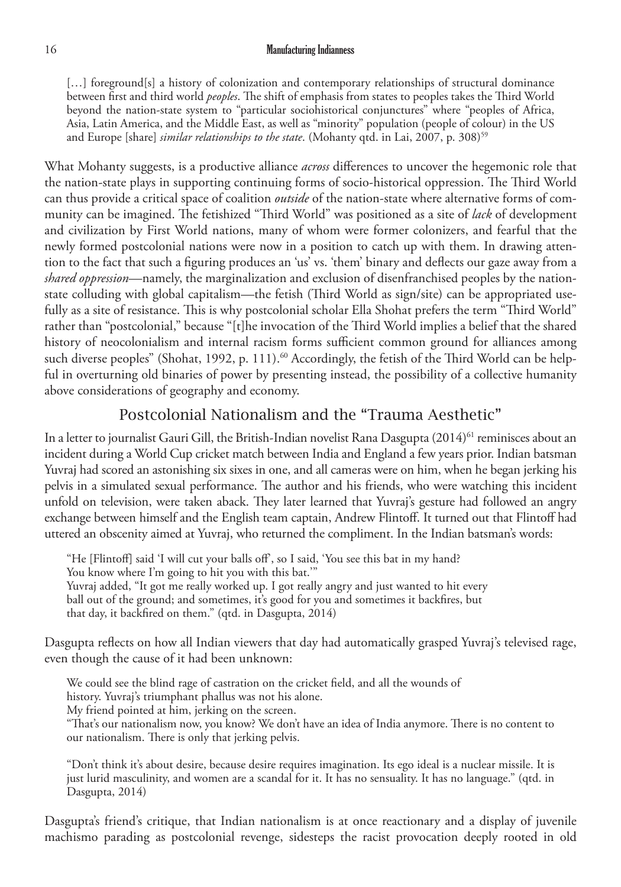> […] foreground[s] a history of colonization and contemporary relationships of structural dominance between first and third world *peoples*. The shift of emphasis from states to peoples takes the Third World beyond the nation-state system to "particular sociohistorical conjunctures" where "peoples of Africa, Asia, Latin America, and the Middle East, as well as "minority" population (people of colour) in the US and Europe [share] *similar relationships to the state*. (Mohanty qtd. in Lai, 2007, p. 308)[59]

What Mohanty suggests, is a productive alliance *across* differences to uncover the hegemonic role that the nation-state plays in supporting continuing forms of socio-historical oppression. The Third World can thus provide a critical space of coalition *outside* of the nation-state where alternative forms of community can be imagined. The fetishized "Third World" was positioned as a site of *lack* of development and civilization by First World nations, many of whom were former colonizers, and fearful that the newly formed postcolonial nations were now in a position to catch up with them. In drawing attention to the fact that such a figuring produces an 'us' vs. 'them' binary and deflects our gaze away from a *shared oppression*—namely, the marginalization and exclusion of disenfranchised peoples by the nation-state colluding with global capitalism—the fetish (Third World as sign/site) can be appropriated usefully as a site of resistance. This is why postcolonial scholar Ella Shohat prefers the term "Third World" rather than "postcolonial," because "[t]he invocation of the Third World implies a belief that the shared history of neocolonialism and internal racism forms sufficient common ground for alliances among such diverse peoples" (Shohat, 1992, p. 111).[60] Accordingly, the fetish of the Third World can be helpful in overturning old binaries of power by presenting instead, the possibility of a collective humanity above considerations of geography and economy.

## Postcolonial Nationalism and the "Trauma Aesthetic"

In a letter to journalist Gauri Gill, the British-Indian novelist Rana Dasgupta (2014)[61] reminisces about an incident during a World Cup cricket match between India and England a few years prior. Indian batsman Yuvraj had scored an astonishing six sixes in one, and all cameras were on him, when he began jerking his pelvis in a simulated sexual performance. The author and his friends, who were watching this incident unfold on television, were taken aback. They later learned that Yuvraj's gesture had followed an angry exchange between himself and the English team captain, Andrew Flintoff. It turned out that Flintoff had uttered an obscenity aimed at Yuvraj, who returned the compliment. In the Indian batsman's words:

> "He [Flintoff] said 'I will cut your balls off', so I said, 'You see this bat in my hand?
> You know where I'm going to hit you with this bat.'"
> Yuvraj added, "It got me really worked up. I got really angry and just wanted to hit every ball out of the ground; and sometimes, it's good for you and sometimes it backfires, but that day, it backfired on them." (qtd. in Dasgupta, 2014)

Dasgupta reflects on how all Indian viewers that day had automatically grasped Yuvraj's televised rage, even though the cause of it had been unknown:

> We could see the blind rage of castration on the cricket field, and all the wounds of history. Yuvraj's triumphant phallus was not his alone.
> My friend pointed at him, jerking on the screen.
> "That's our nationalism now, you know? We don't have an idea of India anymore. There is no content to our nationalism. There is only that jerking pelvis.
>
> "Don't think it's about desire, because desire requires imagination. Its ego ideal is a nuclear missile. It is just lurid masculinity, and women are a scandal for it. It has no sensuality. It has no language." (qtd. in Dasgupta, 2014)

Dasgupta's friend's critique, that Indian nationalism is at once reactionary and a display of juvenile machismo parading as postcolonial revenge, sidesteps the racist provocation deeply rooted in old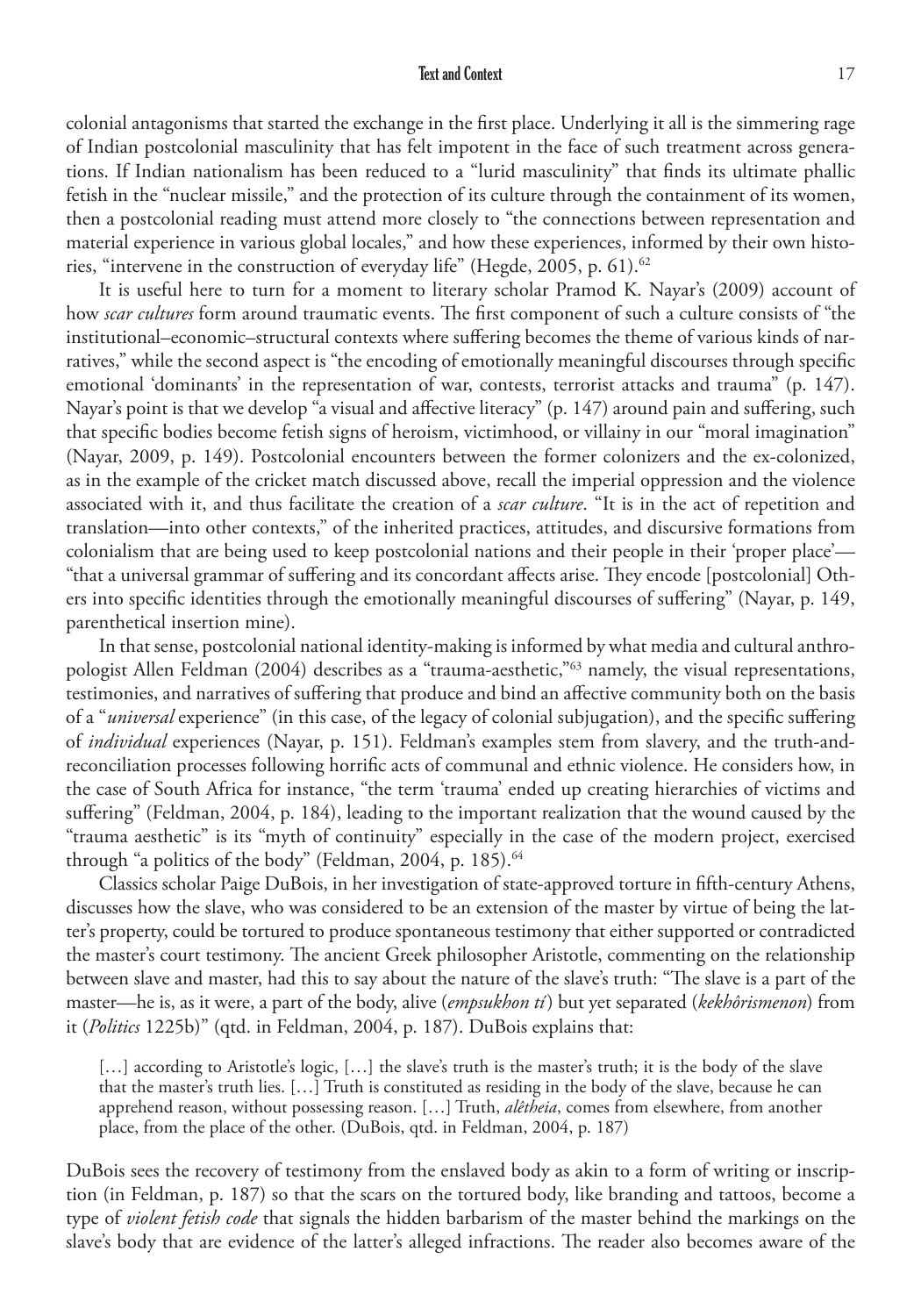colonial antagonisms that started the exchange in the first place. Underlying it all is the simmering rage of Indian postcolonial masculinity that has felt impotent in the face of such treatment across generations. If Indian nationalism has been reduced to a "lurid masculinity" that finds its ultimate phallic fetish in the "nuclear missile," and the protection of its culture through the containment of its women, then a postcolonial reading must attend more closely to "the connections between representation and material experience in various global locales," and how these experiences, informed by their own histories, "intervene in the construction of everyday life" (Hegde, 2005, p. 61).[62]

It is useful here to turn for a moment to literary scholar Pramod K. Nayar's (2009) account of how *scar cultures* form around traumatic events. The first component of such a culture consists of "the institutional–economic–structural contexts where suffering becomes the theme of various kinds of narratives," while the second aspect is "the encoding of emotionally meaningful discourses through specific emotional 'dominants' in the representation of war, contests, terrorist attacks and trauma" (p. 147). Nayar's point is that we develop "a visual and affective literacy" (p. 147) around pain and suffering, such that specific bodies become fetish signs of heroism, victimhood, or villainy in our "moral imagination" (Nayar, 2009, p. 149). Postcolonial encounters between the former colonizers and the ex-colonized, as in the example of the cricket match discussed above, recall the imperial oppression and the violence associated with it, and thus facilitate the creation of a *scar culture*. "It is in the act of repetition and translation—into other contexts," of the inherited practices, attitudes, and discursive formations from colonialism that are being used to keep postcolonial nations and their people in their 'proper place'—"that a universal grammar of suffering and its concordant affects arise. They encode [postcolonial] Others into specific identities through the emotionally meaningful discourses of suffering" (Nayar, p. 149, parenthetical insertion mine).

In that sense, postcolonial national identity-making is informed by what media and cultural anthropologist Allen Feldman (2004) describes as a "trauma-aesthetic,"[63] namely, the visual representations, testimonies, and narratives of suffering that produce and bind an affective community both on the basis of a "*universal* experience" (in this case, of the legacy of colonial subjugation), and the specific suffering of *individual* experiences (Nayar, p. 151). Feldman's examples stem from slavery, and the truth-and-reconciliation processes following horrific acts of communal and ethnic violence. He considers how, in the case of South Africa for instance, "the term 'trauma' ended up creating hierarchies of victims and suffering" (Feldman, 2004, p. 184), leading to the important realization that the wound caused by the "trauma aesthetic" is its "myth of continuity" especially in the case of the modern project, exercised through "a politics of the body" (Feldman, 2004, p. 185).[64]

Classics scholar Paige DuBois, in her investigation of state-approved torture in fifth-century Athens, discusses how the slave, who was considered to be an extension of the master by virtue of being the latter's property, could be tortured to produce spontaneous testimony that either supported or contradicted the master's court testimony. The ancient Greek philosopher Aristotle, commenting on the relationship between slave and master, had this to say about the nature of the slave's truth: "The slave is a part of the master—he is, as it were, a part of the body, alive (*empsukhon ti*) but yet separated (*kekhôrismenon*) from it (*Politics* 1225b)" (qtd. in Feldman, 2004, p. 187). DuBois explains that:

> […] according to Aristotle's logic, […] the slave's truth is the master's truth; it is the body of the slave that the master's truth lies. […] Truth is constituted as residing in the body of the slave, because he can apprehend reason, without possessing reason. […] Truth, *alêtheia*, comes from elsewhere, from another place, from the place of the other. (DuBois, qtd. in Feldman, 2004, p. 187)

DuBois sees the recovery of testimony from the enslaved body as akin to a form of writing or inscription (in Feldman, p. 187) so that the scars on the tortured body, like branding and tattoos, become a type of *violent fetish code* that signals the hidden barbarism of the master behind the markings on the slave's body that are evidence of the latter's alleged infractions. The reader also becomes aware of the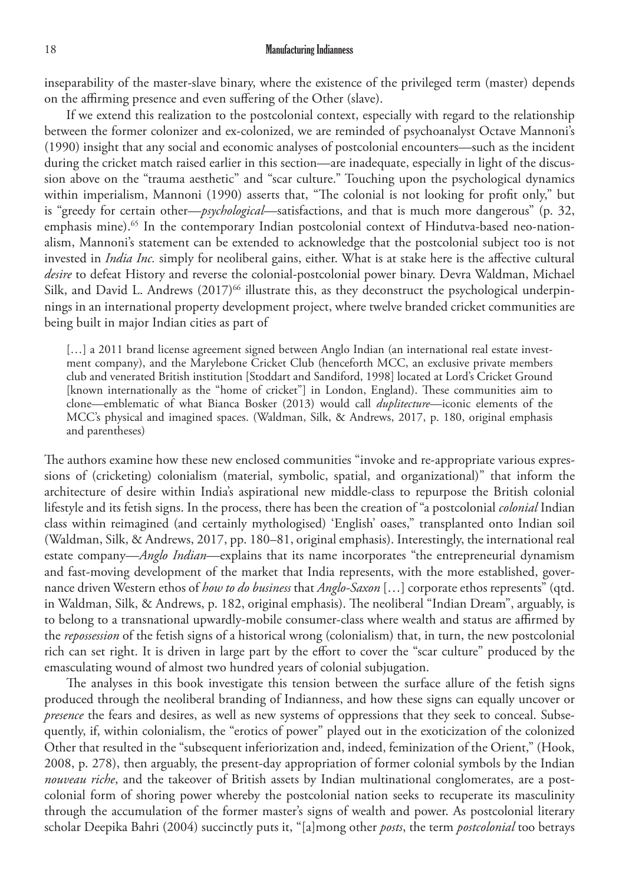inseparability of the master-slave binary, where the existence of the privileged term (master) depends on the affirming presence and even suffering of the Other (slave).

If we extend this realization to the postcolonial context, especially with regard to the relationship between the former colonizer and ex-colonized, we are reminded of psychoanalyst Octave Mannoni's (1990) insight that any social and economic analyses of postcolonial encounters—such as the incident during the cricket match raised earlier in this section—are inadequate, especially in light of the discussion above on the "trauma aesthetic" and "scar culture." Touching upon the psychological dynamics within imperialism, Mannoni (1990) asserts that, "The colonial is not looking for profit only," but is "greedy for certain other—*psychological*—satisfactions, and that is much more dangerous" (p. 32, emphasis mine).[65] In the contemporary Indian postcolonial context of Hindutva-based neo-nationalism, Mannoni's statement can be extended to acknowledge that the postcolonial subject too is not invested in *India Inc.* simply for neoliberal gains, either. What is at stake here is the affective cultural *desire* to defeat History and reverse the colonial-postcolonial power binary. Devra Waldman, Michael Silk, and David L. Andrews (2017)[66] illustrate this, as they deconstruct the psychological underpinnings in an international property development project, where twelve branded cricket communities are being built in major Indian cities as part of

> […] a 2011 brand license agreement signed between Anglo Indian (an international real estate investment company), and the Marylebone Cricket Club (henceforth MCC, an exclusive private members club and venerated British institution [Stoddart and Sandiford, 1998] located at Lord's Cricket Ground [known internationally as the "home of cricket"] in London, England). These communities aim to clone—emblematic of what Bianca Bosker (2013) would call *duplitecture*—iconic elements of the MCC's physical and imagined spaces. (Waldman, Silk, & Andrews, 2017, p. 180, original emphasis and parentheses)

The authors examine how these new enclosed communities "invoke and re-appropriate various expressions of (cricketing) colonialism (material, symbolic, spatial, and organizational)" that inform the architecture of desire within India's aspirational new middle-class to repurpose the British colonial lifestyle and its fetish signs. In the process, there has been the creation of "a postcolonial *colonial* Indian class within reimagined (and certainly mythologised) 'English' oases," transplanted onto Indian soil (Waldman, Silk, & Andrews, 2017, pp. 180–81, original emphasis). Interestingly, the international real estate company—*Anglo Indian*—explains that its name incorporates "the entrepreneurial dynamism and fast-moving development of the market that India represents, with the more established, governance driven Western ethos of *how to do business* that *Anglo-Saxon* […] corporate ethos represents" (qtd. in Waldman, Silk, & Andrews, p. 182, original emphasis). The neoliberal "Indian Dream", arguably, is to belong to a transnational upwardly-mobile consumer-class where wealth and status are affirmed by the *repossession* of the fetish signs of a historical wrong (colonialism) that, in turn, the new postcolonial rich can set right. It is driven in large part by the effort to cover the "scar culture" produced by the emasculating wound of almost two hundred years of colonial subjugation.

The analyses in this book investigate this tension between the surface allure of the fetish signs produced through the neoliberal branding of Indianness, and how these signs can equally uncover or *presence* the fears and desires, as well as new systems of oppressions that they seek to conceal. Subsequently, if, within colonialism, the "erotics of power" played out in the exoticization of the colonized Other that resulted in the "subsequent inferiorization and, indeed, feminization of the Orient," (Hook, 2008, p. 278), then arguably, the present-day appropriation of former colonial symbols by the Indian *nouveau riche*, and the takeover of British assets by Indian multinational conglomerates, are a postcolonial form of shoring power whereby the postcolonial nation seeks to recuperate its masculinity through the accumulation of the former master's signs of wealth and power. As postcolonial literary scholar Deepika Bahri (2004) succinctly puts it, "[a]mong other *posts*, the term *postcolonial* too betrays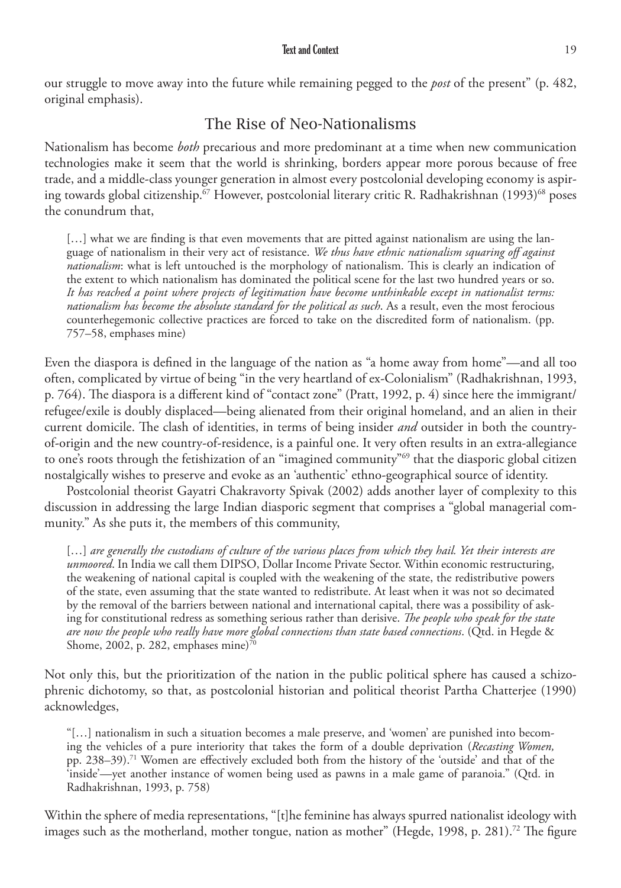our struggle to move away into the future while remaining pegged to the *post* of the present" (p. 482, original emphasis).

## The Rise of Neo-Nationalisms

Nationalism has become *both* precarious and more predominant at a time when new communication technologies make it seem that the world is shrinking, borders appear more porous because of free trade, and a middle-class younger generation in almost every postcolonial developing economy is aspiring towards global citizenship.[67] However, postcolonial literary critic R. Radhakrishnan (1993)[68] poses the conundrum that,

> […] what we are finding is that even movements that are pitted against nationalism are using the language of nationalism in their very act of resistance. *We thus have ethnic nationalism squaring off against nationalism*: what is left untouched is the morphology of nationalism. This is clearly an indication of the extent to which nationalism has dominated the political scene for the last two hundred years or so. *It has reached a point where projects of legitimation have become unthinkable except in nationalist terms: nationalism has become the absolute standard for the political as such*. As a result, even the most ferocious counterhegemonic collective practices are forced to take on the discredited form of nationalism. (pp. 757–58, emphases mine)

Even the diaspora is defined in the language of the nation as "a home away from home"—and all too often, complicated by virtue of being "in the very heartland of ex-Colonialism" (Radhakrishnan, 1993, p. 764). The diaspora is a different kind of "contact zone" (Pratt, 1992, p. 4) since here the immigrant/refugee/exile is doubly displaced—being alienated from their original homeland, and an alien in their current domicile. The clash of identities, in terms of being insider *and* outsider in both the country-of-origin and the new country-of-residence, is a painful one. It very often results in an extra-allegiance to one's roots through the fetishization of an "imagined community"[69] that the diasporic global citizen nostalgically wishes to preserve and evoke as an 'authentic' ethno-geographical source of identity.

Postcolonial theorist Gayatri Chakravorty Spivak (2002) adds another layer of complexity to this discussion in addressing the large Indian diasporic segment that comprises a "global managerial community." As she puts it, the members of this community,

> […] *are generally the custodians of culture of the various places from which they hail. Yet their interests are unmoored*. In India we call them DIPSO, Dollar Income Private Sector. Within economic restructuring, the weakening of national capital is coupled with the weakening of the state, the redistributive powers of the state, even assuming that the state wanted to redistribute. At least when it was not so decimated by the removal of the barriers between national and international capital, there was a possibility of asking for constitutional redress as something serious rather than derisive. *The people who speak for the state are now the people who really have more global connections than state based connections*. (Qtd. in Hegde & Shome, 2002, p. 282, emphases mine)[70]

Not only this, but the prioritization of the nation in the public political sphere has caused a schizophrenic dichotomy, so that, as postcolonial historian and political theorist Partha Chatterjee (1990) acknowledges,

> "[…] nationalism in such a situation becomes a male preserve, and 'women' are punished into becoming the vehicles of a pure interiority that takes the form of a double deprivation (*Recasting Women,* pp. 238–39).[71] Women are effectively excluded both from the history of the 'outside' and that of the 'inside'—yet another instance of women being used as pawns in a male game of paranoia." (Qtd. in Radhakrishnan, 1993, p. 758)

Within the sphere of media representations, "[t]he feminine has always spurred nationalist ideology with images such as the motherland, mother tongue, nation as mother" (Hegde, 1998, p. 281).[72] The figure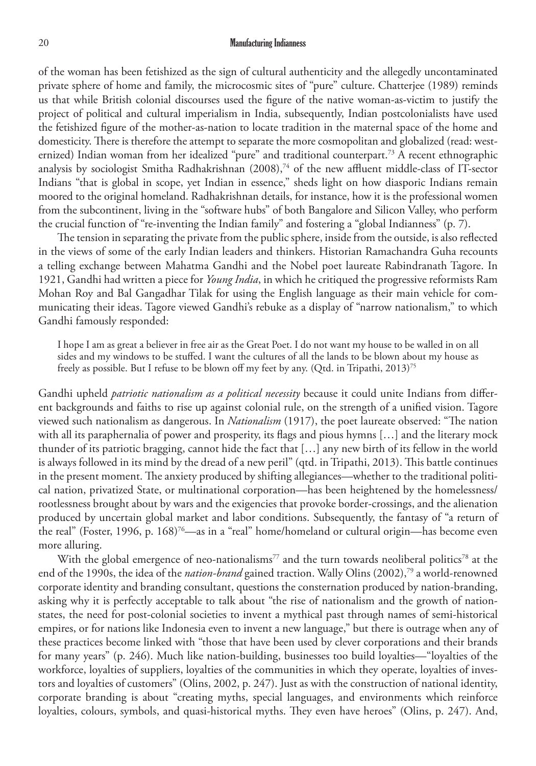of the woman has been fetishized as the sign of cultural authenticity and the allegedly uncontaminated private sphere of home and family, the microcosmic sites of "pure" culture. Chatterjee (1989) reminds us that while British colonial discourses used the figure of the native woman-as-victim to justify the project of political and cultural imperialism in India, subsequently, Indian postcolonialists have used the fetishized figure of the mother-as-nation to locate tradition in the maternal space of the home and domesticity. There is therefore the attempt to separate the more cosmopolitan and globalized (read: westernized) Indian woman from her idealized "pure" and traditional counterpart.[73] A recent ethnographic analysis by sociologist Smitha Radhakrishnan (2008),[74] of the new affluent middle-class of IT-sector Indians "that is global in scope, yet Indian in essence," sheds light on how diasporic Indians remain moored to the original homeland. Radhakrishnan details, for instance, how it is the professional women from the subcontinent, living in the "software hubs" of both Bangalore and Silicon Valley, who perform the crucial function of "re-inventing the Indian family" and fostering a "global Indianness" (p. 7).

The tension in separating the private from the public sphere, inside from the outside, is also reflected in the views of some of the early Indian leaders and thinkers. Historian Ramachandra Guha recounts a telling exchange between Mahatma Gandhi and the Nobel poet laureate Rabindranath Tagore. In 1921, Gandhi had written a piece for *Young India*, in which he critiqued the progressive reformists Ram Mohan Roy and Bal Gangadhar Tilak for using the English language as their main vehicle for communicating their ideas. Tagore viewed Gandhi's rebuke as a display of "narrow nationalism," to which Gandhi famously responded:

> I hope I am as great a believer in free air as the Great Poet. I do not want my house to be walled in on all sides and my windows to be stuffed. I want the cultures of all the lands to be blown about my house as freely as possible. But I refuse to be blown off my feet by any. (Qtd. in Tripathi, 2013)[75]

Gandhi upheld *patriotic nationalism as a political necessity* because it could unite Indians from different backgrounds and faiths to rise up against colonial rule, on the strength of a unified vision. Tagore viewed such nationalism as dangerous. In *Nationalism* (1917), the poet laureate observed: "The nation with all its paraphernalia of power and prosperity, its flags and pious hymns [...] and the literary mock thunder of its patriotic bragging, cannot hide the fact that [...] any new birth of its fellow in the world is always followed in its mind by the dread of a new peril" (qtd. in Tripathi, 2013). This battle continues in the present moment. The anxiety produced by shifting allegiances—whether to the traditional political nation, privatized State, or multinational corporation—has been heightened by the homelessness/rootlessness brought about by wars and the exigencies that provoke border-crossings, and the alienation produced by uncertain global market and labor conditions. Subsequently, the fantasy of "a return of the real" (Foster, 1996, p. 168)[76]—as in a "real" home/homeland or cultural origin—has become even more alluring.

With the global emergence of neo-nationalisms[77] and the turn towards neoliberal politics[78] at the end of the 1990s, the idea of the *nation-brand* gained traction. Wally Olins (2002),[79] a world-renowned corporate identity and branding consultant, questions the consternation produced by nation-branding, asking why it is perfectly acceptable to talk about "the rise of nationalism and the growth of nation-states, the need for post-colonial societies to invent a mythical past through names of semi-historical empires, or for nations like Indonesia even to invent a new language," but there is outrage when any of these practices become linked with "those that have been used by clever corporations and their brands for many years" (p. 246). Much like nation-building, businesses too build loyalties—"loyalties of the workforce, loyalties of suppliers, loyalties of the communities in which they operate, loyalties of investors and loyalties of customers" (Olins, 2002, p. 247). Just as with the construction of national identity, corporate branding is about "creating myths, special languages, and environments which reinforce loyalties, colours, symbols, and quasi-historical myths. They even have heroes" (Olins, p. 247). And,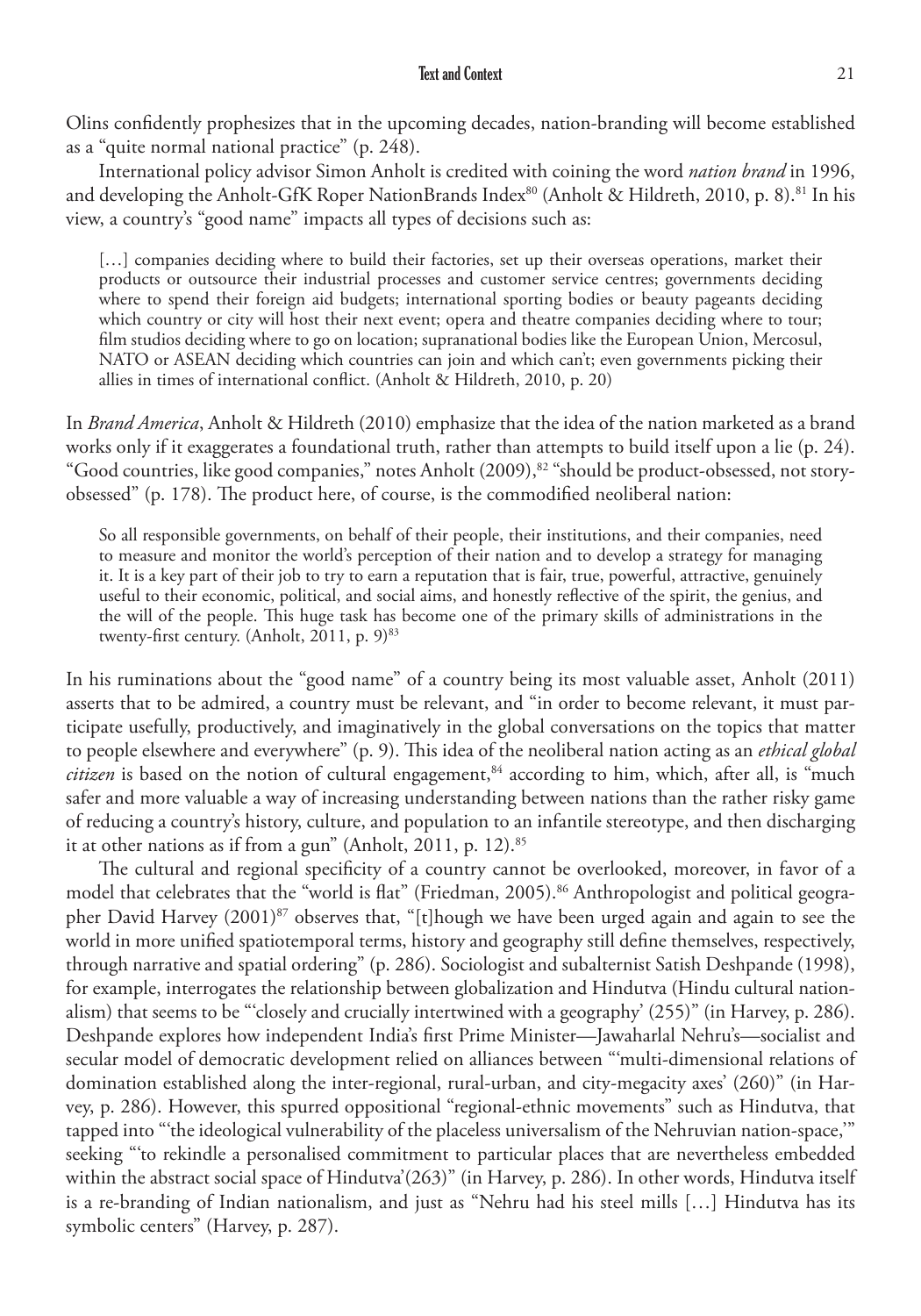Olins confidently prophesizes that in the upcoming decades, nation-branding will become established as a "quite normal national practice" (p. 248).

International policy advisor Simon Anholt is credited with coining the word *nation brand* in 1996, and developing the Anholt-GfK Roper NationBrands Index[80] (Anholt & Hildreth, 2010, p. 8).[81] In his view, a country's "good name" impacts all types of decisions such as:

> […] companies deciding where to build their factories, set up their overseas operations, market their products or outsource their industrial processes and customer service centres; governments deciding where to spend their foreign aid budgets; international sporting bodies or beauty pageants deciding which country or city will host their next event; opera and theatre companies deciding where to tour; film studios deciding where to go on location; supranational bodies like the European Union, Mercosul, NATO or ASEAN deciding which countries can join and which can't; even governments picking their allies in times of international conflict. (Anholt & Hildreth, 2010, p. 20)

In *Brand America*, Anholt & Hildreth (2010) emphasize that the idea of the nation marketed as a brand works only if it exaggerates a foundational truth, rather than attempts to build itself upon a lie (p. 24). "Good countries, like good companies," notes Anholt (2009),[82] "should be product-obsessed, not story-obsessed" (p. 178). The product here, of course, is the commodified neoliberal nation:

> So all responsible governments, on behalf of their people, their institutions, and their companies, need to measure and monitor the world's perception of their nation and to develop a strategy for managing it. It is a key part of their job to try to earn a reputation that is fair, true, powerful, attractive, genuinely useful to their economic, political, and social aims, and honestly reflective of the spirit, the genius, and the will of the people. This huge task has become one of the primary skills of administrations in the twenty-first century. (Anholt, 2011, p. 9)[83]

In his ruminations about the "good name" of a country being its most valuable asset, Anholt (2011) asserts that to be admired, a country must be relevant, and "in order to become relevant, it must participate usefully, productively, and imaginatively in the global conversations on the topics that matter to people elsewhere and everywhere" (p. 9). This idea of the neoliberal nation acting as an *ethical global citizen* is based on the notion of cultural engagement,[84] according to him, which, after all, is "much safer and more valuable a way of increasing understanding between nations than the rather risky game of reducing a country's history, culture, and population to an infantile stereotype, and then discharging it at other nations as if from a gun" (Anholt, 2011, p. 12).[85]

The cultural and regional specificity of a country cannot be overlooked, moreover, in favor of a model that celebrates that the "world is flat" (Friedman, 2005).[86] Anthropologist and political geographer David Harvey (2001)[87] observes that, "[t]hough we have been urged again and again to see the world in more unified spatiotemporal terms, history and geography still define themselves, respectively, through narrative and spatial ordering" (p. 286). Sociologist and subalternist Satish Deshpande (1998), for example, interrogates the relationship between globalization and Hindutva (Hindu cultural nationalism) that seems to be "'closely and crucially intertwined with a geography' (255)" (in Harvey, p. 286). Deshpande explores how independent India's first Prime Minister—Jawaharlal Nehru's—socialist and secular model of democratic development relied on alliances between "'multi-dimensional relations of domination established along the inter-regional, rural-urban, and city-megacity axes' (260)" (in Harvey, p. 286). However, this spurred oppositional "regional-ethnic movements" such as Hindutva, that tapped into "'the ideological vulnerability of the placeless universalism of the Nehruvian nation-space,'" seeking "'to rekindle a personalised commitment to particular places that are nevertheless embedded within the abstract social space of Hindutva'(263)" (in Harvey, p. 286). In other words, Hindutva itself is a re-branding of Indian nationalism, and just as "Nehru had his steel mills […] Hindutva has its symbolic centers" (Harvey, p. 287).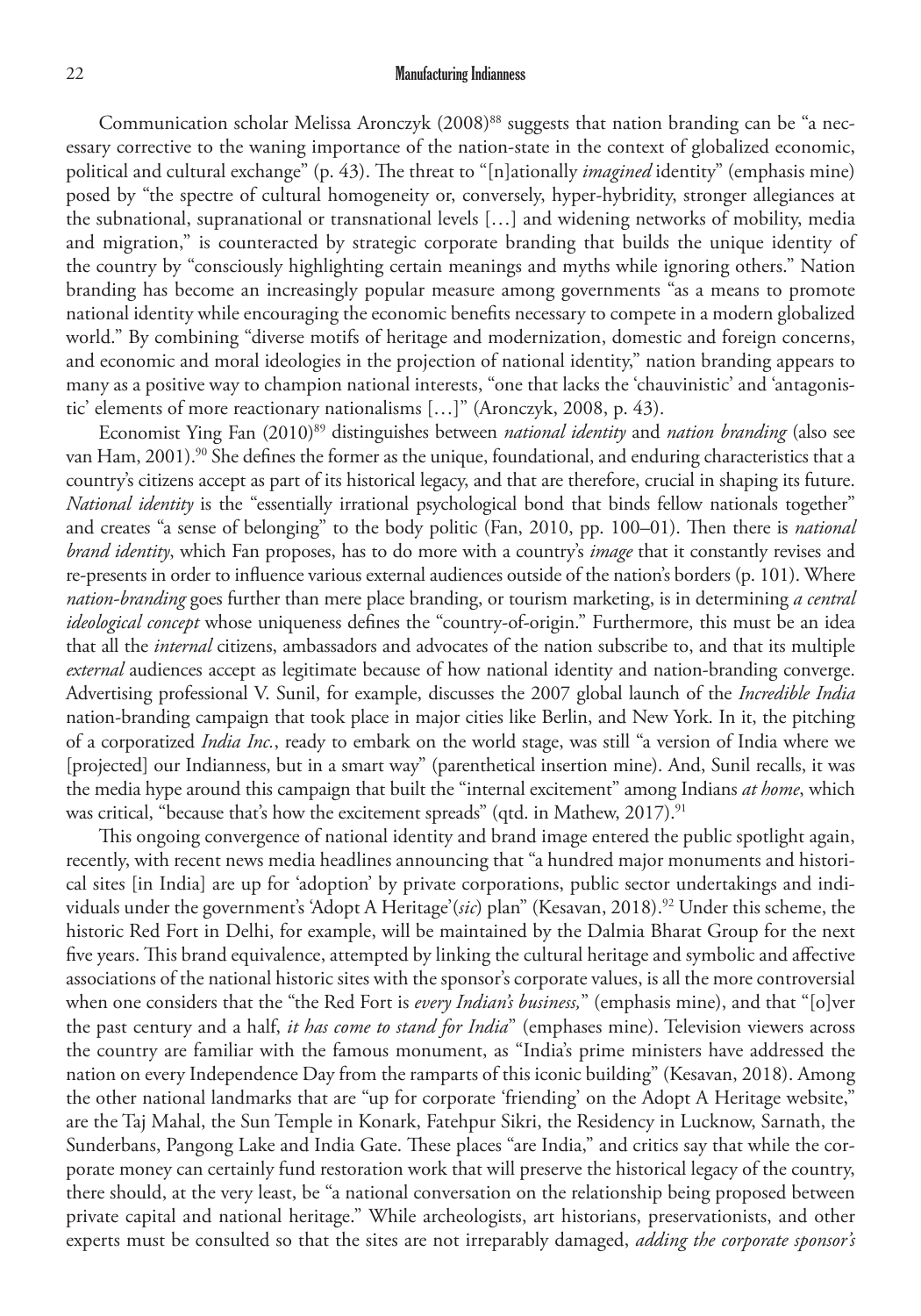Communication scholar Melissa Aronczyk (2008)[88] suggests that nation branding can be "a necessary corrective to the waning importance of the nation-state in the context of globalized economic, political and cultural exchange" (p. 43). The threat to "[n]ationally *imagined* identity" (emphasis mine) posed by "the spectre of cultural homogeneity or, conversely, hyper-hybridity, stronger allegiances at the subnational, supranational or transnational levels […] and widening networks of mobility, media and migration," is counteracted by strategic corporate branding that builds the unique identity of the country by "consciously highlighting certain meanings and myths while ignoring others." Nation branding has become an increasingly popular measure among governments "as a means to promote national identity while encouraging the economic benefits necessary to compete in a modern globalized world." By combining "diverse motifs of heritage and modernization, domestic and foreign concerns, and economic and moral ideologies in the projection of national identity," nation branding appears to many as a positive way to champion national interests, "one that lacks the 'chauvinistic' and 'antagonistic' elements of more reactionary nationalisms […]" (Aronczyk, 2008, p. 43).

Economist Ying Fan (2010)[89] distinguishes between *national identity* and *nation branding* (also see van Ham, 2001).[90] She defines the former as the unique, foundational, and enduring characteristics that a country's citizens accept as part of its historical legacy, and that are therefore, crucial in shaping its future. *National identity* is the "essentially irrational psychological bond that binds fellow nationals together" and creates "a sense of belonging" to the body politic (Fan, 2010, pp. 100–01). Then there is *national brand identity*, which Fan proposes, has to do more with a country's *image* that it constantly revises and re-presents in order to influence various external audiences outside of the nation's borders (p. 101). Where *nation-branding* goes further than mere place branding, or tourism marketing, is in determining *a central ideological concept* whose uniqueness defines the "country-of-origin." Furthermore, this must be an idea that all the *internal* citizens, ambassadors and advocates of the nation subscribe to, and that its multiple *external* audiences accept as legitimate because of how national identity and nation-branding converge. Advertising professional V. Sunil, for example, discusses the 2007 global launch of the *Incredible India* nation-branding campaign that took place in major cities like Berlin, and New York. In it, the pitching of a corporatized *India Inc.*, ready to embark on the world stage, was still "a version of India where we [projected] our Indianness, but in a smart way" (parenthetical insertion mine). And, Sunil recalls, it was the media hype around this campaign that built the "internal excitement" among Indians *at home*, which was critical, "because that's how the excitement spreads" (qtd. in Mathew, 2017).[91]

This ongoing convergence of national identity and brand image entered the public spotlight again, recently, with recent news media headlines announcing that "a hundred major monuments and historical sites [in India] are up for 'adoption' by private corporations, public sector undertakings and individuals under the government's 'Adopt A Heritage'(*sic*) plan" (Kesavan, 2018).[92] Under this scheme, the historic Red Fort in Delhi, for example, will be maintained by the Dalmia Bharat Group for the next five years. This brand equivalence, attempted by linking the cultural heritage and symbolic and affective associations of the national historic sites with the sponsor's corporate values, is all the more controversial when one considers that the "the Red Fort is *every Indian's business,*" (emphasis mine), and that "[o]ver the past century and a half, *it has come to stand for India*" (emphases mine). Television viewers across the country are familiar with the famous monument, as "India's prime ministers have addressed the nation on every Independence Day from the ramparts of this iconic building" (Kesavan, 2018). Among the other national landmarks that are "up for corporate 'friending' on the Adopt A Heritage website," are the Taj Mahal, the Sun Temple in Konark, Fatehpur Sikri, the Residency in Lucknow, Sarnath, the Sunderbans, Pangong Lake and India Gate. These places "are India," and critics say that while the corporate money can certainly fund restoration work that will preserve the historical legacy of the country, there should, at the very least, be "a national conversation on the relationship being proposed between private capital and national heritage." While archeologists, art historians, preservationists, and other experts must be consulted so that the sites are not irreparably damaged, *adding the corporate sponsor's*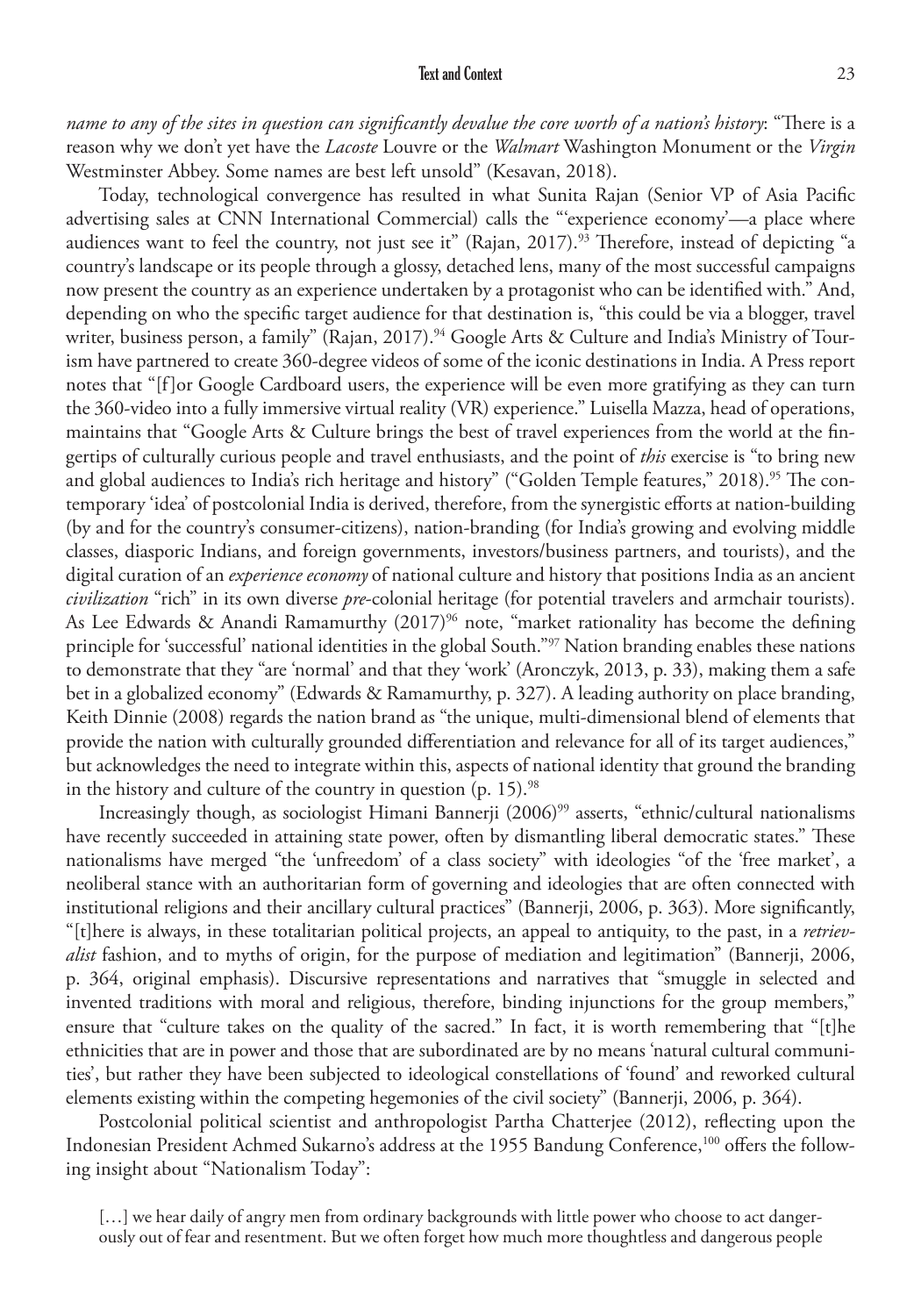*name to any of the sites in question can significantly devalue the core worth of a nation's history*: "There is a reason why we don't yet have the *Lacoste* Louvre or the *Walmart* Washington Monument or the *Virgin* Westminster Abbey. Some names are best left unsold" (Kesavan, 2018).

Today, technological convergence has resulted in what Sunita Rajan (Senior VP of Asia Pacific advertising sales at CNN International Commercial) calls the "'experience economy'—a place where audiences want to feel the country, not just see it" (Rajan, 2017).[93] Therefore, instead of depicting "a country's landscape or its people through a glossy, detached lens, many of the most successful campaigns now present the country as an experience undertaken by a protagonist who can be identified with." And, depending on who the specific target audience for that destination is, "this could be via a blogger, travel writer, business person, a family" (Rajan, 2017).[94] Google Arts & Culture and India's Ministry of Tourism have partnered to create 360-degree videos of some of the iconic destinations in India. A Press report notes that "[f]or Google Cardboard users, the experience will be even more gratifying as they can turn the 360-video into a fully immersive virtual reality (VR) experience." Luisella Mazza, head of operations, maintains that "Google Arts & Culture brings the best of travel experiences from the world at the fingertips of culturally curious people and travel enthusiasts, and the point of *this* exercise is "to bring new and global audiences to India's rich heritage and history" ("Golden Temple features," 2018).[95] The contemporary 'idea' of postcolonial India is derived, therefore, from the synergistic efforts at nation-building (by and for the country's consumer-citizens), nation-branding (for India's growing and evolving middle classes, diasporic Indians, and foreign governments, investors/business partners, and tourists), and the digital curation of an *experience economy* of national culture and history that positions India as an ancient *civilization* "rich" in its own diverse *pre*-colonial heritage (for potential travelers and armchair tourists). As Lee Edwards & Anandi Ramamurthy (2017)[96] note, "market rationality has become the defining principle for 'successful' national identities in the global South."[97] Nation branding enables these nations to demonstrate that they "are 'normal' and that they 'work' (Aronczyk, 2013, p. 33), making them a safe bet in a globalized economy" (Edwards & Ramamurthy, p. 327). A leading authority on place branding, Keith Dinnie (2008) regards the nation brand as "the unique, multi-dimensional blend of elements that provide the nation with culturally grounded differentiation and relevance for all of its target audiences," but acknowledges the need to integrate within this, aspects of national identity that ground the branding in the history and culture of the country in question (p. 15).[98]

Increasingly though, as sociologist Himani Bannerji (2006)[99] asserts, "ethnic/cultural nationalisms have recently succeeded in attaining state power, often by dismantling liberal democratic states." These nationalisms have merged "the 'unfreedom' of a class society" with ideologies "of the 'free market', a neoliberal stance with an authoritarian form of governing and ideologies that are often connected with institutional religions and their ancillary cultural practices" (Bannerji, 2006, p. 363). More significantly, "[t]here is always, in these totalitarian political projects, an appeal to antiquity, to the past, in a *retrievalist* fashion, and to myths of origin, for the purpose of mediation and legitimation" (Bannerji, 2006, p. 364, original emphasis). Discursive representations and narratives that "smuggle in selected and invented traditions with moral and religious, therefore, binding injunctions for the group members," ensure that "culture takes on the quality of the sacred." In fact, it is worth remembering that "[t]he ethnicities that are in power and those that are subordinated are by no means 'natural cultural communities', but rather they have been subjected to ideological constellations of 'found' and reworked cultural elements existing within the competing hegemonies of the civil society" (Bannerji, 2006, p. 364).

Postcolonial political scientist and anthropologist Partha Chatterjee (2012), reflecting upon the Indonesian President Achmed Sukarno's address at the 1955 Bandung Conference,[100] offers the following insight about "Nationalism Today":

> […] we hear daily of angry men from ordinary backgrounds with little power who choose to act dangerously out of fear and resentment. But we often forget how much more thoughtless and dangerous people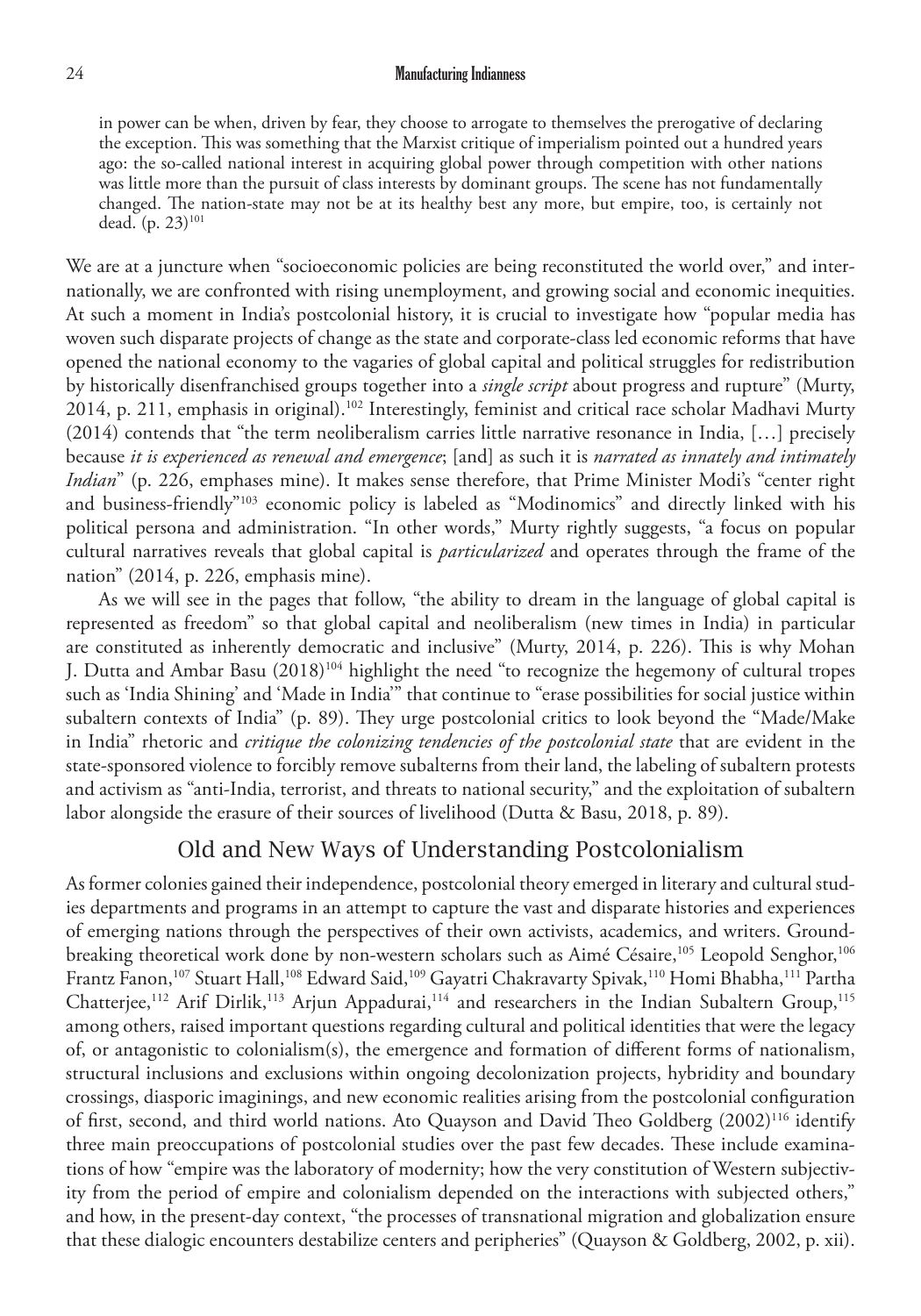in power can be when, driven by fear, they choose to arrogate to themselves the prerogative of declaring the exception. This was something that the Marxist critique of imperialism pointed out a hundred years ago: the so-called national interest in acquiring global power through competition with other nations was little more than the pursuit of class interests by dominant groups. The scene has not fundamentally changed. The nation-state may not be at its healthy best any more, but empire, too, is certainly not dead. (p. 23)[101]

We are at a juncture when "socioeconomic policies are being reconstituted the world over," and internationally, we are confronted with rising unemployment, and growing social and economic inequities. At such a moment in India's postcolonial history, it is crucial to investigate how "popular media has woven such disparate projects of change as the state and corporate-class led economic reforms that have opened the national economy to the vagaries of global capital and political struggles for redistribution by historically disenfranchised groups together into a *single script* about progress and rupture" (Murty, 2014, p. 211, emphasis in original).[102] Interestingly, feminist and critical race scholar Madhavi Murty (2014) contends that "the term neoliberalism carries little narrative resonance in India, […] precisely because *it is experienced as renewal and emergence*; [and] as such it is *narrated as innately and intimately Indian*" (p. 226, emphases mine). It makes sense therefore, that Prime Minister Modi's "center right and business-friendly"[103] economic policy is labeled as "Modinomics" and directly linked with his political persona and administration. "In other words," Murty rightly suggests, "a focus on popular cultural narratives reveals that global capital is *particularized* and operates through the frame of the nation" (2014, p. 226, emphasis mine).

As we will see in the pages that follow, "the ability to dream in the language of global capital is represented as freedom" so that global capital and neoliberalism (new times in India) in particular are constituted as inherently democratic and inclusive" (Murty, 2014, p. 226). This is why Mohan J. Dutta and Ambar Basu (2018)[104] highlight the need "to recognize the hegemony of cultural tropes such as 'India Shining' and 'Made in India'" that continue to "erase possibilities for social justice within subaltern contexts of India" (p. 89). They urge postcolonial critics to look beyond the "Made/Make in India" rhetoric and *critique the colonizing tendencies of the postcolonial state* that are evident in the state-sponsored violence to forcibly remove subalterns from their land, the labeling of subaltern protests and activism as "anti-India, terrorist, and threats to national security," and the exploitation of subaltern labor alongside the erasure of their sources of livelihood (Dutta & Basu, 2018, p. 89).

## Old and New Ways of Understanding Postcolonialism

As former colonies gained their independence, postcolonial theory emerged in literary and cultural studies departments and programs in an attempt to capture the vast and disparate histories and experiences of emerging nations through the perspectives of their own activists, academics, and writers. Groundbreaking theoretical work done by non-western scholars such as Aimé Césaire,[105] Leopold Senghor,[106] Frantz Fanon,[107] Stuart Hall,[108] Edward Said,[109] Gayatri Chakravarty Spivak,[110] Homi Bhabha,[111] Partha Chatterjee,[112] Arif Dirlik,[113] Arjun Appadurai,[114] and researchers in the Indian Subaltern Group,[115] among others, raised important questions regarding cultural and political identities that were the legacy of, or antagonistic to colonialism(s), the emergence and formation of different forms of nationalism, structural inclusions and exclusions within ongoing decolonization projects, hybridity and boundary crossings, diasporic imaginings, and new economic realities arising from the postcolonial configuration of first, second, and third world nations. Ato Quayson and David Theo Goldberg (2002)[116] identify three main preoccupations of postcolonial studies over the past few decades. These include examinations of how "empire was the laboratory of modernity; how the very constitution of Western subjectivity from the period of empire and colonialism depended on the interactions with subjected others," and how, in the present-day context, "the processes of transnational migration and globalization ensure that these dialogic encounters destabilize centers and peripheries" (Quayson & Goldberg, 2002, p. xii).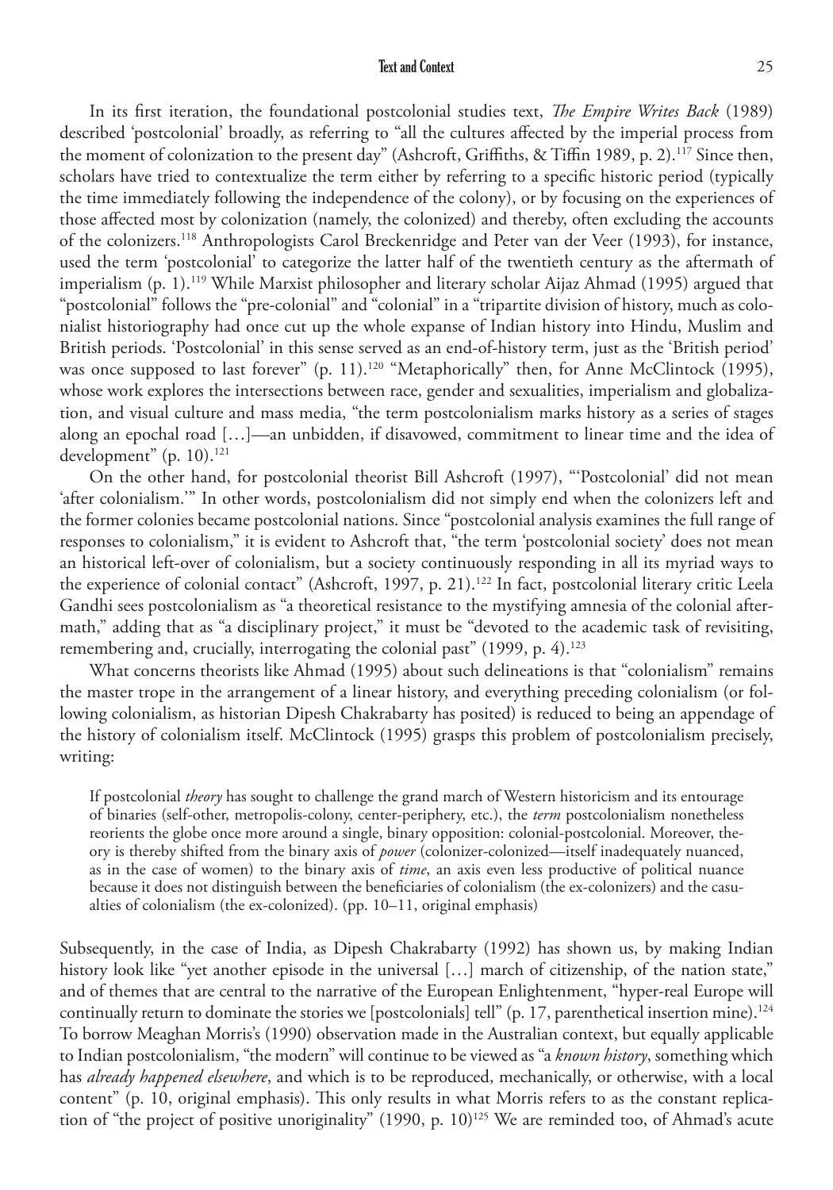In its first iteration, the foundational postcolonial studies text, *The Empire Writes Back* (1989) described 'postcolonial' broadly, as referring to "all the cultures affected by the imperial process from the moment of colonization to the present day" (Ashcroft, Griffiths, & Tiffin 1989, p. 2).[117] Since then, scholars have tried to contextualize the term either by referring to a specific historic period (typically the time immediately following the independence of the colony), or by focusing on the experiences of those affected most by colonization (namely, the colonized) and thereby, often excluding the accounts of the colonizers.[118] Anthropologists Carol Breckenridge and Peter van der Veer (1993), for instance, used the term 'postcolonial' to categorize the latter half of the twentieth century as the aftermath of imperialism (p. 1).[119] While Marxist philosopher and literary scholar Aijaz Ahmad (1995) argued that "postcolonial" follows the "pre-colonial" and "colonial" in a "tripartite division of history, much as colonialist historiography had once cut up the whole expanse of Indian history into Hindu, Muslim and British periods. 'Postcolonial' in this sense served as an end-of-history term, just as the 'British period' was once supposed to last forever" (p. 11).[120] "Metaphorically" then, for Anne McClintock (1995), whose work explores the intersections between race, gender and sexualities, imperialism and globalization, and visual culture and mass media, "the term postcolonialism marks history as a series of stages along an epochal road […]—an unbidden, if disavowed, commitment to linear time and the idea of development" (p. 10).[121]

On the other hand, for postcolonial theorist Bill Ashcroft (1997), "'Postcolonial' did not mean 'after colonialism.'" In other words, postcolonialism did not simply end when the colonizers left and the former colonies became postcolonial nations. Since "postcolonial analysis examines the full range of responses to colonialism," it is evident to Ashcroft that, "the term 'postcolonial society' does not mean an historical left-over of colonialism, but a society continuously responding in all its myriad ways to the experience of colonial contact" (Ashcroft, 1997, p. 21).[122] In fact, postcolonial literary critic Leela Gandhi sees postcolonialism as "a theoretical resistance to the mystifying amnesia of the colonial aftermath," adding that as "a disciplinary project," it must be "devoted to the academic task of revisiting, remembering and, crucially, interrogating the colonial past" (1999, p. 4).[123]

What concerns theorists like Ahmad (1995) about such delineations is that "colonialism" remains the master trope in the arrangement of a linear history, and everything preceding colonialism (or following colonialism, as historian Dipesh Chakrabarty has posited) is reduced to being an appendage of the history of colonialism itself. McClintock (1995) grasps this problem of postcolonialism precisely, writing:

> If postcolonial *theory* has sought to challenge the grand march of Western historicism and its entourage of binaries (self-other, metropolis-colony, center-periphery, etc.), the *term* postcolonialism nonetheless reorients the globe once more around a single, binary opposition: colonial-postcolonial. Moreover, theory is thereby shifted from the binary axis of *power* (colonizer-colonized—itself inadequately nuanced, as in the case of women) to the binary axis of *time*, an axis even less productive of political nuance because it does not distinguish between the beneficiaries of colonialism (the ex-colonizers) and the casualties of colonialism (the ex-colonized). (pp. 10–11, original emphasis)

Subsequently, in the case of India, as Dipesh Chakrabarty (1992) has shown us, by making Indian history look like "yet another episode in the universal […] march of citizenship, of the nation state," and of themes that are central to the narrative of the European Enlightenment, "hyper-real Europe will continually return to dominate the stories we [postcolonials] tell" (p. 17, parenthetical insertion mine).[124] To borrow Meaghan Morris's (1990) observation made in the Australian context, but equally applicable to Indian postcolonialism, "the modern" will continue to be viewed as "a *known history*, something which has *already happened elsewhere*, and which is to be reproduced, mechanically, or otherwise, with a local content" (p. 10, original emphasis). This only results in what Morris refers to as the constant replication of "the project of positive unoriginality" (1990, p. 10)[125] We are reminded too, of Ahmad's acute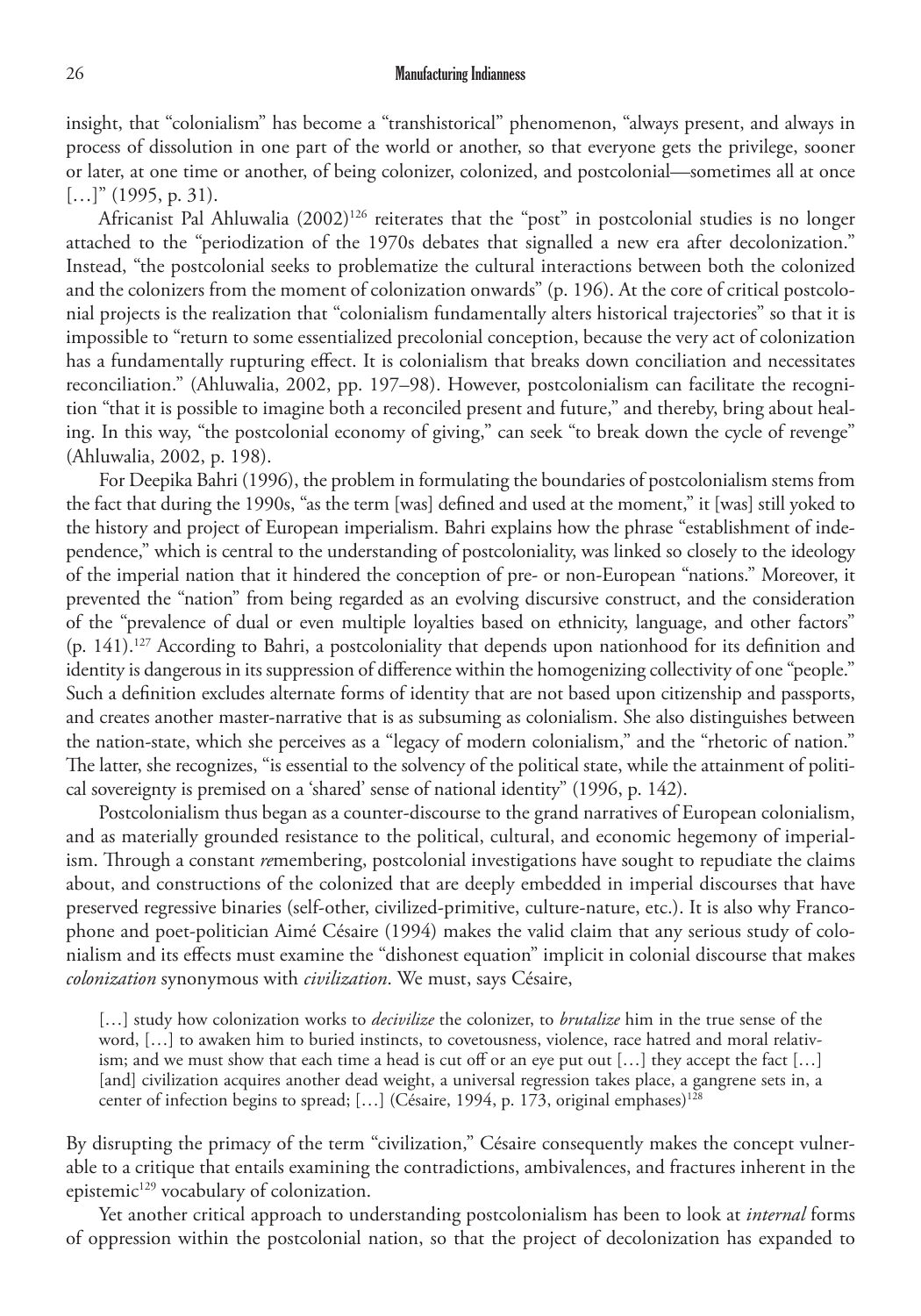insight, that "colonialism" has become a "transhistorical" phenomenon, "always present, and always in process of dissolution in one part of the world or another, so that everyone gets the privilege, sooner or later, at one time or another, of being colonizer, colonized, and postcolonial—sometimes all at once […]" (1995, p. 31).

Africanist Pal Ahluwalia (2002)[126] reiterates that the "post" in postcolonial studies is no longer attached to the "periodization of the 1970s debates that signalled a new era after decolonization." Instead, "the postcolonial seeks to problematize the cultural interactions between both the colonized and the colonizers from the moment of colonization onwards" (p. 196). At the core of critical postcolonial projects is the realization that "colonialism fundamentally alters historical trajectories" so that it is impossible to "return to some essentialized precolonial conception, because the very act of colonization has a fundamentally rupturing effect. It is colonialism that breaks down conciliation and necessitates reconciliation." (Ahluwalia, 2002, pp. 197–98). However, postcolonialism can facilitate the recognition "that it is possible to imagine both a reconciled present and future," and thereby, bring about healing. In this way, "the postcolonial economy of giving," can seek "to break down the cycle of revenge" (Ahluwalia, 2002, p. 198).

For Deepika Bahri (1996), the problem in formulating the boundaries of postcolonialism stems from the fact that during the 1990s, "as the term [was] defined and used at the moment," it [was] still yoked to the history and project of European imperialism. Bahri explains how the phrase "establishment of independence," which is central to the understanding of postcoloniality, was linked so closely to the ideology of the imperial nation that it hindered the conception of pre- or non-European "nations." Moreover, it prevented the "nation" from being regarded as an evolving discursive construct, and the consideration of the "prevalence of dual or even multiple loyalties based on ethnicity, language, and other factors" (p. 141).[127] According to Bahri, a postcoloniality that depends upon nationhood for its definition and identity is dangerous in its suppression of difference within the homogenizing collectivity of one "people." Such a definition excludes alternate forms of identity that are not based upon citizenship and passports, and creates another master-narrative that is as subsuming as colonialism. She also distinguishes between the nation-state, which she perceives as a "legacy of modern colonialism," and the "rhetoric of nation." The latter, she recognizes, "is essential to the solvency of the political state, while the attainment of political sovereignty is premised on a 'shared' sense of national identity" (1996, p. 142).

Postcolonialism thus began as a counter-discourse to the grand narratives of European colonialism, and as materially grounded resistance to the political, cultural, and economic hegemony of imperialism. Through a constant *re*membering, postcolonial investigations have sought to repudiate the claims about, and constructions of the colonized that are deeply embedded in imperial discourses that have preserved regressive binaries (self-other, civilized-primitive, culture-nature, etc.). It is also why Francophone and poet-politician Aimé Césaire (1994) makes the valid claim that any serious study of colonialism and its effects must examine the "dishonest equation" implicit in colonial discourse that makes *colonization* synonymous with *civilization*. We must, says Césaire,

> […] study how colonization works to *decivilize* the colonizer, to *brutalize* him in the true sense of the word, […] to awaken him to buried instincts, to covetousness, violence, race hatred and moral relativism; and we must show that each time a head is cut off or an eye put out […] they accept the fact […] [and] civilization acquires another dead weight, a universal regression takes place, a gangrene sets in, a center of infection begins to spread; […] (Césaire, 1994, p. 173, original emphases)[128]

By disrupting the primacy of the term "civilization," Césaire consequently makes the concept vulnerable to a critique that entails examining the contradictions, ambivalences, and fractures inherent in the epistemic[129] vocabulary of colonization.

Yet another critical approach to understanding postcolonialism has been to look at *internal* forms of oppression within the postcolonial nation, so that the project of decolonization has expanded to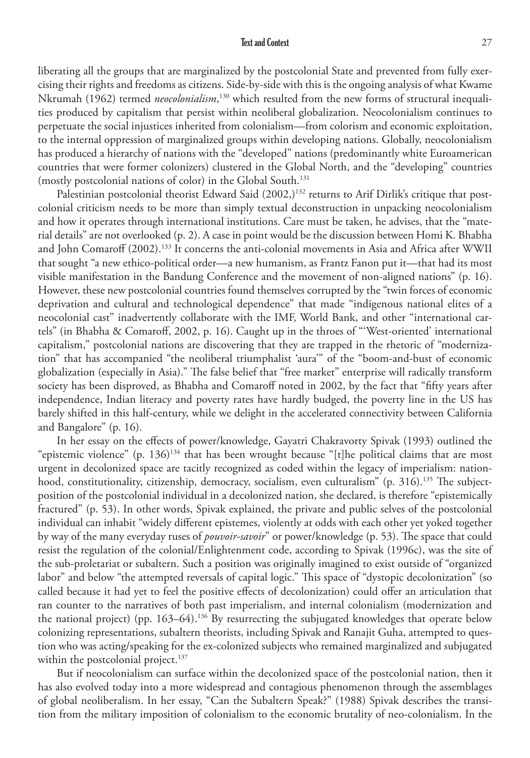liberating all the groups that are marginalized by the postcolonial State and prevented from fully exercising their rights and freedoms as citizens. Side-by-side with this is the ongoing analysis of what Kwame Nkrumah (1962) termed *neocolonialism*,[130] which resulted from the new forms of structural inequalities produced by capitalism that persist within neoliberal globalization. Neocolonialism continues to perpetuate the social injustices inherited from colonialism—from colorism and economic exploitation, to the internal oppression of marginalized groups within developing nations. Globally, neocolonialism has produced a hierarchy of nations with the "developed" nations (predominantly white Euroamerican countries that were former colonizers) clustered in the Global North, and the "developing" countries (mostly postcolonial nations of color) in the Global South.[131]

Palestinian postcolonial theorist Edward Said (2002,)[132] returns to Arif Dirlik's critique that postcolonial criticism needs to be more than simply textual deconstruction in unpacking neocolonialism and how it operates through international institutions. Care must be taken, he advises, that the "material details" are not overlooked (p. 2). A case in point would be the discussion between Homi K. Bhabha and John Comaroff (2002).[133] It concerns the anti-colonial movements in Asia and Africa after WWII that sought "a new ethico-political order—a new humanism, as Frantz Fanon put it—that had its most visible manifestation in the Bandung Conference and the movement of non-aligned nations" (p. 16). However, these new postcolonial countries found themselves corrupted by the "twin forces of economic deprivation and cultural and technological dependence" that made "indigenous national elites of a neocolonial cast" inadvertently collaborate with the IMF, World Bank, and other "international cartels" (in Bhabha & Comaroff, 2002, p. 16). Caught up in the throes of "'West-oriented' international capitalism," postcolonial nations are discovering that they are trapped in the rhetoric of "modernization" that has accompanied "the neoliberal triumphalist 'aura'" of the "boom-and-bust of economic globalization (especially in Asia)." The false belief that "free market" enterprise will radically transform society has been disproved, as Bhabha and Comaroff noted in 2002, by the fact that "fifty years after independence, Indian literacy and poverty rates have hardly budged, the poverty line in the US has barely shifted in this half-century, while we delight in the accelerated connectivity between California and Bangalore" (p. 16).

In her essay on the effects of power/knowledge, Gayatri Chakravorty Spivak (1993) outlined the "epistemic violence" (p. 136)[134] that has been wrought because "[t]he political claims that are most urgent in decolonized space are tacitly recognized as coded within the legacy of imperialism: nationhood, constitutionality, citizenship, democracy, socialism, even culturalism" (p. 316).[135] The subject-position of the postcolonial individual in a decolonized nation, she declared, is therefore "epistemically fractured" (p. 53). In other words, Spivak explained, the private and public selves of the postcolonial individual can inhabit "widely different epistemes, violently at odds with each other yet yoked together by way of the many everyday ruses of *pouvoir-savoir*" or power/knowledge (p. 53). The space that could resist the regulation of the colonial/Enlightenment code, according to Spivak (1996c), was the site of the sub-proletariat or subaltern. Such a position was originally imagined to exist outside of "organized labor" and below "the attempted reversals of capital logic." This space of "dystopic decolonization" (so called because it had yet to feel the positive effects of decolonization) could offer an articulation that ran counter to the narratives of both past imperialism, and internal colonialism (modernization and the national project) (pp. 163–64).[136] By resurrecting the subjugated knowledges that operate below colonizing representations, subaltern theorists, including Spivak and Ranajit Guha, attempted to question who was acting/speaking for the ex-colonized subjects who remained marginalized and subjugated within the postcolonial project.[137]

But if neocolonialism can surface within the decolonized space of the postcolonial nation, then it has also evolved today into a more widespread and contagious phenomenon through the assemblages of global neoliberalism. In her essay, "Can the Subaltern Speak?" (1988) Spivak describes the transition from the military imposition of colonialism to the economic brutality of neo-colonialism. In the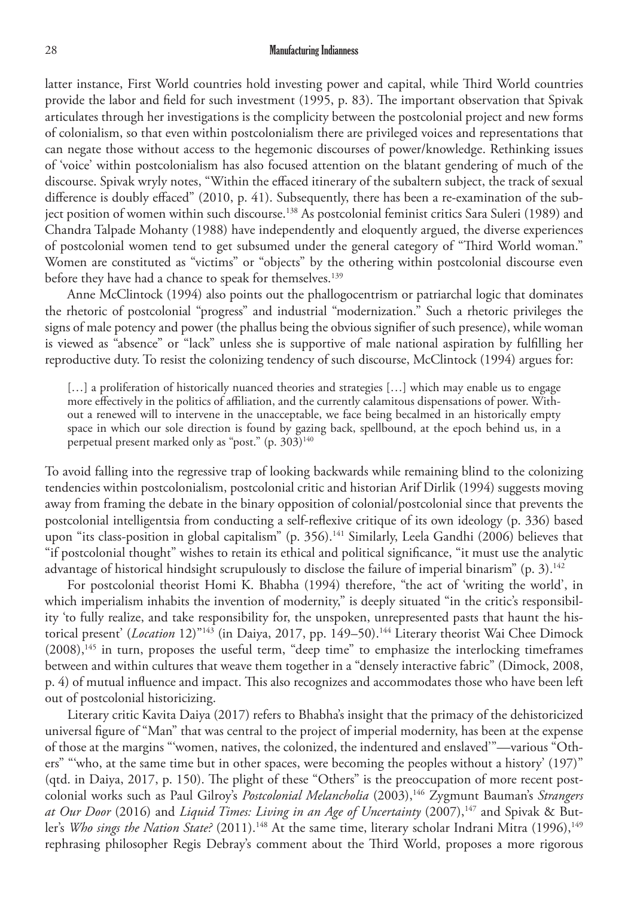latter instance, First World countries hold investing power and capital, while Third World countries provide the labor and field for such investment (1995, p. 83). The important observation that Spivak articulates through her investigations is the complicity between the postcolonial project and new forms of colonialism, so that even within postcolonialism there are privileged voices and representations that can negate those without access to the hegemonic discourses of power/knowledge. Rethinking issues of 'voice' within postcolonialism has also focused attention on the blatant gendering of much of the discourse. Spivak wryly notes, "Within the effaced itinerary of the subaltern subject, the track of sexual difference is doubly effaced" (2010, p. 41). Subsequently, there has been a re-examination of the subject position of women within such discourse.[138] As postcolonial feminist critics Sara Suleri (1989) and Chandra Talpade Mohanty (1988) have independently and eloquently argued, the diverse experiences of postcolonial women tend to get subsumed under the general category of "Third World woman." Women are constituted as "victims" or "objects" by the othering within postcolonial discourse even before they have had a chance to speak for themselves.[139]

Anne McClintock (1994) also points out the phallogocentrism or patriarchal logic that dominates the rhetoric of postcolonial "progress" and industrial "modernization." Such a rhetoric privileges the signs of male potency and power (the phallus being the obvious signifier of such presence), while woman is viewed as "absence" or "lack" unless she is supportive of male national aspiration by fulfilling her reproductive duty. To resist the colonizing tendency of such discourse, McClintock (1994) argues for:

> […] a proliferation of historically nuanced theories and strategies […] which may enable us to engage more effectively in the politics of affiliation, and the currently calamitous dispensations of power. Without a renewed will to intervene in the unacceptable, we face being becalmed in an historically empty space in which our sole direction is found by gazing back, spellbound, at the epoch behind us, in a perpetual present marked only as "post." (p. 303)[140]

To avoid falling into the regressive trap of looking backwards while remaining blind to the colonizing tendencies within postcolonialism, postcolonial critic and historian Arif Dirlik (1994) suggests moving away from framing the debate in the binary opposition of colonial/postcolonial since that prevents the postcolonial intelligentsia from conducting a self-reflexive critique of its own ideology (p. 336) based upon "its class-position in global capitalism" (p. 356).[141] Similarly, Leela Gandhi (2006) believes that "if postcolonial thought" wishes to retain its ethical and political significance, "it must use the analytic advantage of historical hindsight scrupulously to disclose the failure of imperial binarism" (p. 3).[142]

For postcolonial theorist Homi K. Bhabha (1994) therefore, "the act of 'writing the world', in which imperialism inhabits the invention of modernity," is deeply situated "in the critic's responsibility 'to fully realize, and take responsibility for, the unspoken, unrepresented pasts that haunt the historical present' (*Location* 12)"[143] (in Daiya, 2017, pp. 149–50).[144] Literary theorist Wai Chee Dimock (2008),[145] in turn, proposes the useful term, "deep time" to emphasize the interlocking timeframes between and within cultures that weave them together in a "densely interactive fabric" (Dimock, 2008, p. 4) of mutual influence and impact. This also recognizes and accommodates those who have been left out of postcolonial historicizing.

Literary critic Kavita Daiya (2017) refers to Bhabha's insight that the primacy of the dehistoricized universal figure of "Man" that was central to the project of imperial modernity, has been at the expense of those at the margins "'women, natives, the colonized, the indentured and enslaved'"—various "Others" "'who, at the same time but in other spaces, were becoming the peoples without a history' (197)" (qtd. in Daiya, 2017, p. 150). The plight of these "Others" is the preoccupation of more recent postcolonial works such as Paul Gilroy's *Postcolonial Melancholia* (2003),[146] Zygmunt Bauman's *Strangers at Our Door* (2016) and *Liquid Times: Living in an Age of Uncertainty* (2007),[147] and Spivak & Butler's *Who sings the Nation State?* (2011).[148] At the same time, literary scholar Indrani Mitra (1996),[149] rephrasing philosopher Regis Debray's comment about the Third World, proposes a more rigorous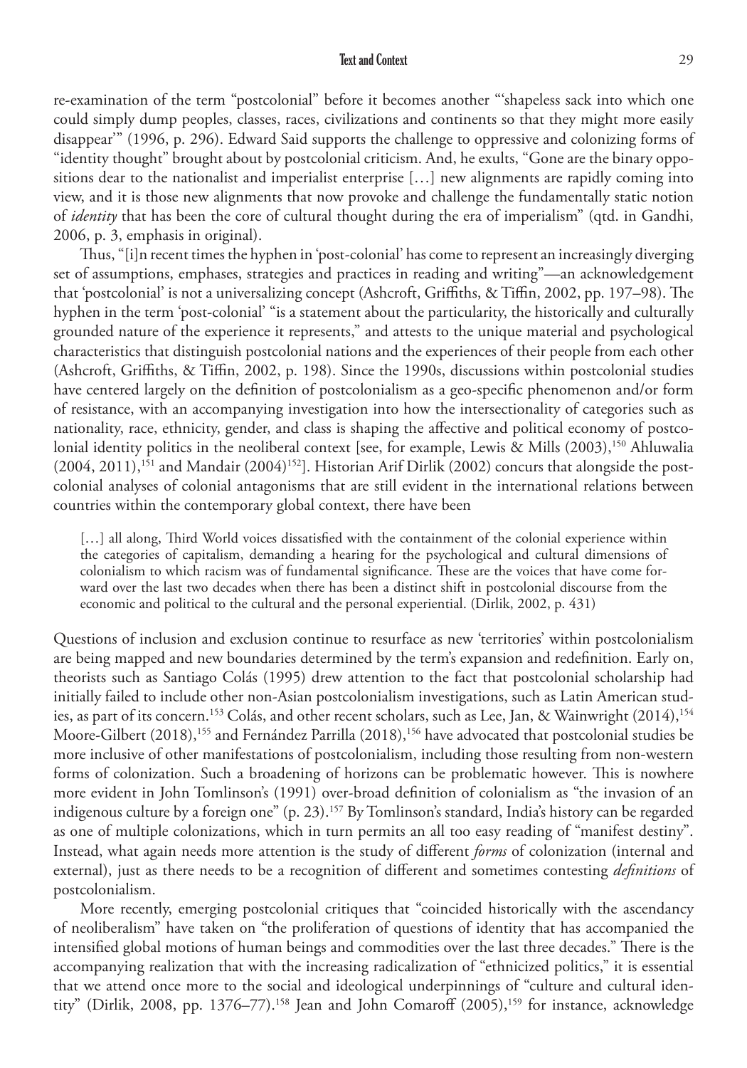re-examination of the term "postcolonial" before it becomes another "'shapeless sack into which one could simply dump peoples, classes, races, civilizations and continents so that they might more easily disappear'" (1996, p. 296). Edward Said supports the challenge to oppressive and colonizing forms of "identity thought" brought about by postcolonial criticism. And, he exults, "Gone are the binary oppositions dear to the nationalist and imperialist enterprise […] new alignments are rapidly coming into view, and it is those new alignments that now provoke and challenge the fundamentally static notion of *identity* that has been the core of cultural thought during the era of imperialism" (qtd. in Gandhi, 2006, p. 3, emphasis in original).

Thus, "[i]n recent times the hyphen in 'post-colonial' has come to represent an increasingly diverging set of assumptions, emphases, strategies and practices in reading and writing"—an acknowledgement that 'postcolonial' is not a universalizing concept (Ashcroft, Griffiths, & Tiffin, 2002, pp. 197–98). The hyphen in the term 'post-colonial' "is a statement about the particularity, the historically and culturally grounded nature of the experience it represents," and attests to the unique material and psychological characteristics that distinguish postcolonial nations and the experiences of their people from each other (Ashcroft, Griffiths, & Tiffin, 2002, p. 198). Since the 1990s, discussions within postcolonial studies have centered largely on the definition of postcolonialism as a geo-specific phenomenon and/or form of resistance, with an accompanying investigation into how the intersectionality of categories such as nationality, race, ethnicity, gender, and class is shaping the affective and political economy of postcolonial identity politics in the neoliberal context [see, for example, Lewis & Mills (2003),[150] Ahluwalia (2004, 2011),[151] and Mandair (2004)[152]]. Historian Arif Dirlik (2002) concurs that alongside the postcolonial analyses of colonial antagonisms that are still evident in the international relations between countries within the contemporary global context, there have been

> […] all along, Third World voices dissatisfied with the containment of the colonial experience within the categories of capitalism, demanding a hearing for the psychological and cultural dimensions of colonialism to which racism was of fundamental significance. These are the voices that have come forward over the last two decades when there has been a distinct shift in postcolonial discourse from the economic and political to the cultural and the personal experiential. (Dirlik, 2002, p. 431)

Questions of inclusion and exclusion continue to resurface as new 'territories' within postcolonialism are being mapped and new boundaries determined by the term's expansion and redefinition. Early on, theorists such as Santiago Colás (1995) drew attention to the fact that postcolonial scholarship had initially failed to include other non-Asian postcolonialism investigations, such as Latin American studies, as part of its concern.[153] Colás, and other recent scholars, such as Lee, Jan, & Wainwright (2014),[154] Moore-Gilbert (2018),[155] and Fernández Parrilla (2018),[156] have advocated that postcolonial studies be more inclusive of other manifestations of postcolonialism, including those resulting from non-western forms of colonization. Such a broadening of horizons can be problematic however. This is nowhere more evident in John Tomlinson's (1991) over-broad definition of colonialism as "the invasion of an indigenous culture by a foreign one" (p. 23).[157] By Tomlinson's standard, India's history can be regarded as one of multiple colonizations, which in turn permits an all too easy reading of "manifest destiny". Instead, what again needs more attention is the study of different *forms* of colonization (internal and external), just as there needs to be a recognition of different and sometimes contesting *definitions* of postcolonialism.

More recently, emerging postcolonial critiques that "coincided historically with the ascendancy of neoliberalism" have taken on "the proliferation of questions of identity that has accompanied the intensified global motions of human beings and commodities over the last three decades." There is the accompanying realization that with the increasing radicalization of "ethnicized politics," it is essential that we attend once more to the social and ideological underpinnings of "culture and cultural identity" (Dirlik, 2008, pp. 1376–77).[158] Jean and John Comaroff (2005),[159] for instance, acknowledge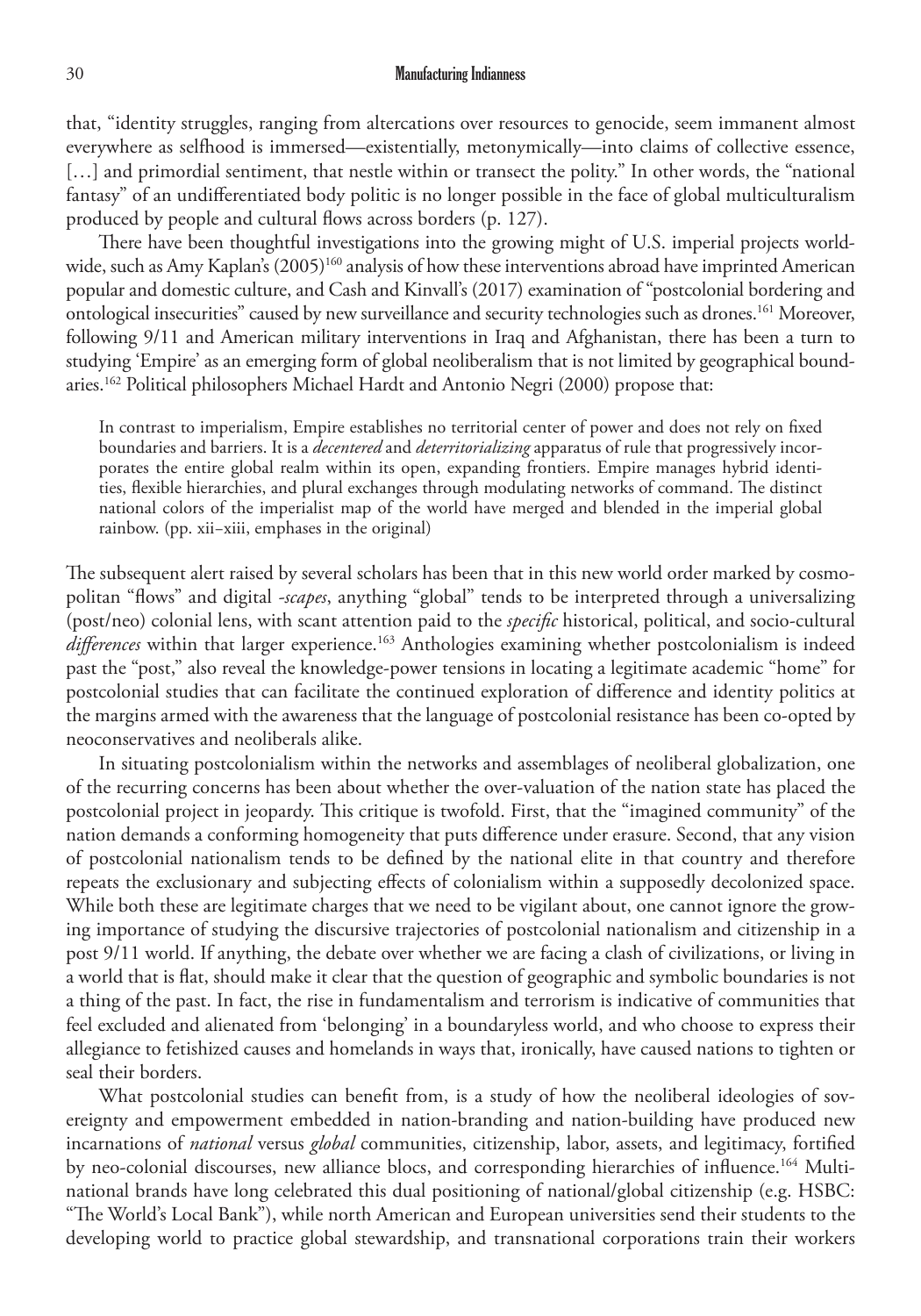that, "identity struggles, ranging from altercations over resources to genocide, seem immanent almost everywhere as selfhood is immersed—existentially, metonymically—into claims of collective essence, […] and primordial sentiment, that nestle within or transect the polity." In other words, the "national fantasy" of an undifferentiated body politic is no longer possible in the face of global multiculturalism produced by people and cultural flows across borders (p. 127).

There have been thoughtful investigations into the growing might of U.S. imperial projects worldwide, such as Amy Kaplan's (2005)[160] analysis of how these interventions abroad have imprinted American popular and domestic culture, and Cash and Kinvall's (2017) examination of "postcolonial bordering and ontological insecurities" caused by new surveillance and security technologies such as drones.[161] Moreover, following 9/11 and American military interventions in Iraq and Afghanistan, there has been a turn to studying 'Empire' as an emerging form of global neoliberalism that is not limited by geographical boundaries.[162] Political philosophers Michael Hardt and Antonio Negri (2000) propose that:

> In contrast to imperialism, Empire establishes no territorial center of power and does not rely on fixed boundaries and barriers. It is a *decentered* and *deterritorializing* apparatus of rule that progressively incorporates the entire global realm within its open, expanding frontiers. Empire manages hybrid identities, flexible hierarchies, and plural exchanges through modulating networks of command. The distinct national colors of the imperialist map of the world have merged and blended in the imperial global rainbow. (pp. xii–xiii, emphases in the original)

The subsequent alert raised by several scholars has been that in this new world order marked by cosmopolitan "flows" and digital *-scapes*, anything "global" tends to be interpreted through a universalizing (post/neo) colonial lens, with scant attention paid to the *specific* historical, political, and socio-cultural *differences* within that larger experience.[163] Anthologies examining whether postcolonialism is indeed past the "post," also reveal the knowledge-power tensions in locating a legitimate academic "home" for postcolonial studies that can facilitate the continued exploration of difference and identity politics at the margins armed with the awareness that the language of postcolonial resistance has been co-opted by neoconservatives and neoliberals alike.

In situating postcolonialism within the networks and assemblages of neoliberal globalization, one of the recurring concerns has been about whether the over-valuation of the nation state has placed the postcolonial project in jeopardy. This critique is twofold. First, that the "imagined community" of the nation demands a conforming homogeneity that puts difference under erasure. Second, that any vision of postcolonial nationalism tends to be defined by the national elite in that country and therefore repeats the exclusionary and subjecting effects of colonialism within a supposedly decolonized space. While both these are legitimate charges that we need to be vigilant about, one cannot ignore the growing importance of studying the discursive trajectories of postcolonial nationalism and citizenship in a post 9/11 world. If anything, the debate over whether we are facing a clash of civilizations, or living in a world that is flat, should make it clear that the question of geographic and symbolic boundaries is not a thing of the past. In fact, the rise in fundamentalism and terrorism is indicative of communities that feel excluded and alienated from 'belonging' in a boundaryless world, and who choose to express their allegiance to fetishized causes and homelands in ways that, ironically, have caused nations to tighten or seal their borders.

What postcolonial studies can benefit from, is a study of how the neoliberal ideologies of sovereignty and empowerment embedded in nation-branding and nation-building have produced new incarnations of *national* versus *global* communities, citizenship, labor, assets, and legitimacy, fortified by neo-colonial discourses, new alliance blocs, and corresponding hierarchies of influence.[164] Multinational brands have long celebrated this dual positioning of national/global citizenship (e.g. HSBC: "The World's Local Bank"), while north American and European universities send their students to the developing world to practice global stewardship, and transnational corporations train their workers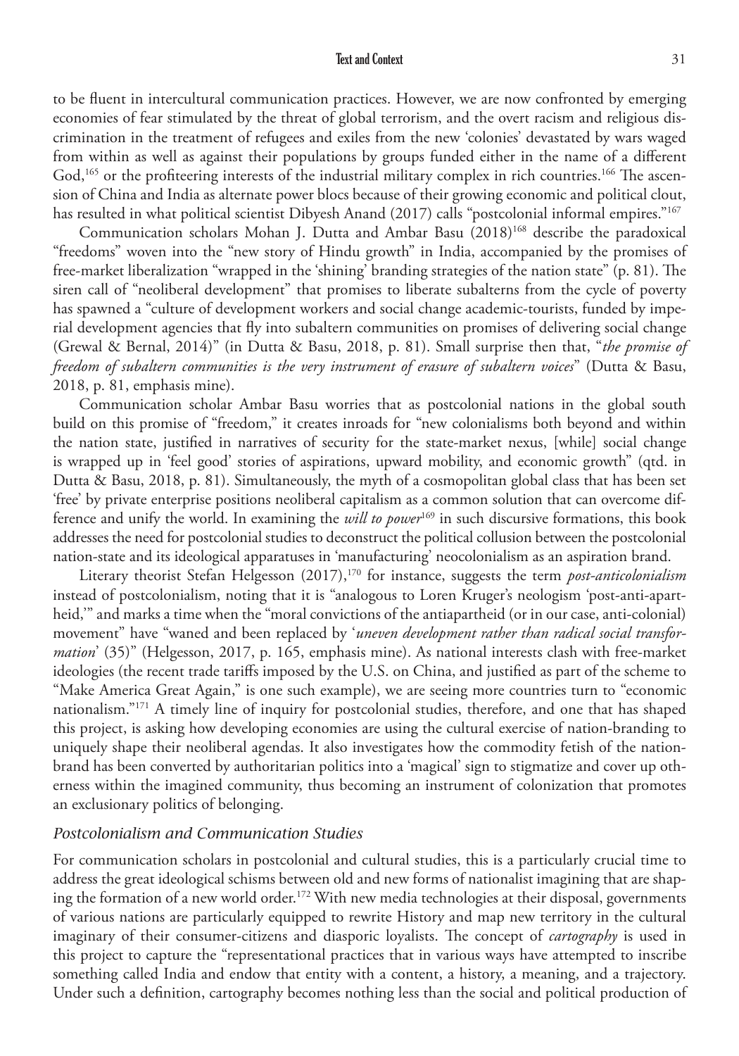to be fluent in intercultural communication practices. However, we are now confronted by emerging economies of fear stimulated by the threat of global terrorism, and the overt racism and religious discrimination in the treatment of refugees and exiles from the new 'colonies' devastated by wars waged from within as well as against their populations by groups funded either in the name of a different God,[165] or the profiteering interests of the industrial military complex in rich countries.[166] The ascension of China and India as alternate power blocs because of their growing economic and political clout, has resulted in what political scientist Dibyesh Anand (2017) calls "postcolonial informal empires."[167]

Communication scholars Mohan J. Dutta and Ambar Basu (2018)[168] describe the paradoxical "freedoms" woven into the "new story of Hindu growth" in India, accompanied by the promises of free-market liberalization "wrapped in the 'shining' branding strategies of the nation state" (p. 81). The siren call of "neoliberal development" that promises to liberate subalterns from the cycle of poverty has spawned a "culture of development workers and social change academic-tourists, funded by imperial development agencies that fly into subaltern communities on promises of delivering social change (Grewal & Bernal, 2014)" (in Dutta & Basu, 2018, p. 81). Small surprise then that, "*the promise of freedom of subaltern communities is the very instrument of erasure of subaltern voices*" (Dutta & Basu, 2018, p. 81, emphasis mine).

Communication scholar Ambar Basu worries that as postcolonial nations in the global south build on this promise of "freedom," it creates inroads for "new colonialisms both beyond and within the nation state, justified in narratives of security for the state-market nexus, [while] social change is wrapped up in 'feel good' stories of aspirations, upward mobility, and economic growth" (qtd. in Dutta & Basu, 2018, p. 81). Simultaneously, the myth of a cosmopolitan global class that has been set 'free' by private enterprise positions neoliberal capitalism as a common solution that can overcome difference and unify the world. In examining the *will to power*[169] in such discursive formations, this book addresses the need for postcolonial studies to deconstruct the political collusion between the postcolonial nation-state and its ideological apparatuses in 'manufacturing' neocolonialism as an aspiration brand.

Literary theorist Stefan Helgesson (2017),[170] for instance, suggests the term *post-anticolonialism* instead of postcolonialism, noting that it is "analogous to Loren Kruger's neologism 'post-anti-apartheid,'" and marks a time when the "moral convictions of the antiapartheid (or in our case, anti-colonial) movement" have "waned and been replaced by '*uneven development rather than radical social transformation*' (35)" (Helgesson, 2017, p. 165, emphasis mine). As national interests clash with free-market ideologies (the recent trade tariffs imposed by the U.S. on China, and justified as part of the scheme to "Make America Great Again," is one such example), we are seeing more countries turn to "economic nationalism."[171] A timely line of inquiry for postcolonial studies, therefore, and one that has shaped this project, is asking how developing economies are using the cultural exercise of nation-branding to uniquely shape their neoliberal agendas. It also investigates how the commodity fetish of the nation-brand has been converted by authoritarian politics into a 'magical' sign to stigmatize and cover up otherness within the imagined community, thus becoming an instrument of colonization that promotes an exclusionary politics of belonging.

### *Postcolonialism and Communication Studies*

For communication scholars in postcolonial and cultural studies, this is a particularly crucial time to address the great ideological schisms between old and new forms of nationalist imagining that are shaping the formation of a new world order.[172] With new media technologies at their disposal, governments of various nations are particularly equipped to rewrite History and map new territory in the cultural imaginary of their consumer-citizens and diasporic loyalists. The concept of *cartography* is used in this project to capture the "representational practices that in various ways have attempted to inscribe something called India and endow that entity with a content, a history, a meaning, and a trajectory. Under such a definition, cartography becomes nothing less than the social and political production of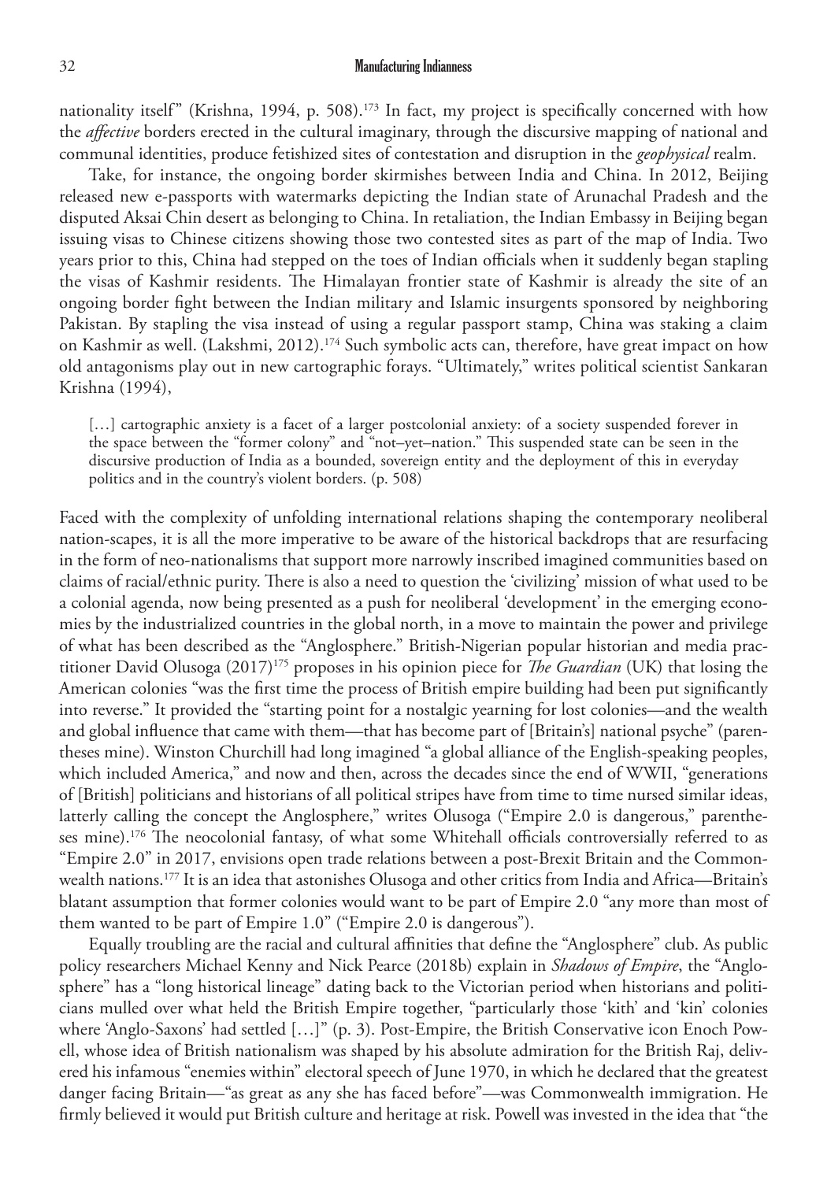nationality itself" (Krishna, 1994, p. 508).[173] In fact, my project is specifically concerned with how the *affective* borders erected in the cultural imaginary, through the discursive mapping of national and communal identities, produce fetishized sites of contestation and disruption in the *geophysical* realm.

Take, for instance, the ongoing border skirmishes between India and China. In 2012, Beijing released new e-passports with watermarks depicting the Indian state of Arunachal Pradesh and the disputed Aksai Chin desert as belonging to China. In retaliation, the Indian Embassy in Beijing began issuing visas to Chinese citizens showing those two contested sites as part of the map of India. Two years prior to this, China had stepped on the toes of Indian officials when it suddenly began stapling the visas of Kashmir residents. The Himalayan frontier state of Kashmir is already the site of an ongoing border fight between the Indian military and Islamic insurgents sponsored by neighboring Pakistan. By stapling the visa instead of using a regular passport stamp, China was staking a claim on Kashmir as well. (Lakshmi, 2012).[174] Such symbolic acts can, therefore, have great impact on how old antagonisms play out in new cartographic forays. "Ultimately," writes political scientist Sankaran Krishna (1994),

> […] cartographic anxiety is a facet of a larger postcolonial anxiety: of a society suspended forever in the space between the "former colony" and "not–yet–nation." This suspended state can be seen in the discursive production of India as a bounded, sovereign entity and the deployment of this in everyday politics and in the country's violent borders. (p. 508)

Faced with the complexity of unfolding international relations shaping the contemporary neoliberal nation-scapes, it is all the more imperative to be aware of the historical backdrops that are resurfacing in the form of neo-nationalisms that support more narrowly inscribed imagined communities based on claims of racial/ethnic purity. There is also a need to question the 'civilizing' mission of what used to be a colonial agenda, now being presented as a push for neoliberal 'development' in the emerging economies by the industrialized countries in the global north, in a move to maintain the power and privilege of what has been described as the "Anglosphere." British-Nigerian popular historian and media practitioner David Olusoga (2017)[175] proposes in his opinion piece for *The Guardian* (UK) that losing the American colonies "was the first time the process of British empire building had been put significantly into reverse." It provided the "starting point for a nostalgic yearning for lost colonies—and the wealth and global influence that came with them—that has become part of [Britain's] national psyche" (parentheses mine). Winston Churchill had long imagined "a global alliance of the English-speaking peoples, which included America," and now and then, across the decades since the end of WWII, "generations of [British] politicians and historians of all political stripes have from time to time nursed similar ideas, latterly calling the concept the Anglosphere," writes Olusoga ("Empire 2.0 is dangerous," parentheses mine).[176] The neocolonial fantasy, of what some Whitehall officials controversially referred to as "Empire 2.0" in 2017, envisions open trade relations between a post-Brexit Britain and the Commonwealth nations.[177] It is an idea that astonishes Olusoga and other critics from India and Africa—Britain's blatant assumption that former colonies would want to be part of Empire 2.0 "any more than most of them wanted to be part of Empire 1.0" ("Empire 2.0 is dangerous").

Equally troubling are the racial and cultural affinities that define the "Anglosphere" club. As public policy researchers Michael Kenny and Nick Pearce (2018b) explain in *Shadows of Empire*, the "Anglosphere" has a "long historical lineage" dating back to the Victorian period when historians and politicians mulled over what held the British Empire together, "particularly those 'kith' and 'kin' colonies where 'Anglo-Saxons' had settled […]" (p. 3). Post-Empire, the British Conservative icon Enoch Powell, whose idea of British nationalism was shaped by his absolute admiration for the British Raj, delivered his infamous "enemies within" electoral speech of June 1970, in which he declared that the greatest danger facing Britain—"as great as any she has faced before"—was Commonwealth immigration. He firmly believed it would put British culture and heritage at risk. Powell was invested in the idea that "the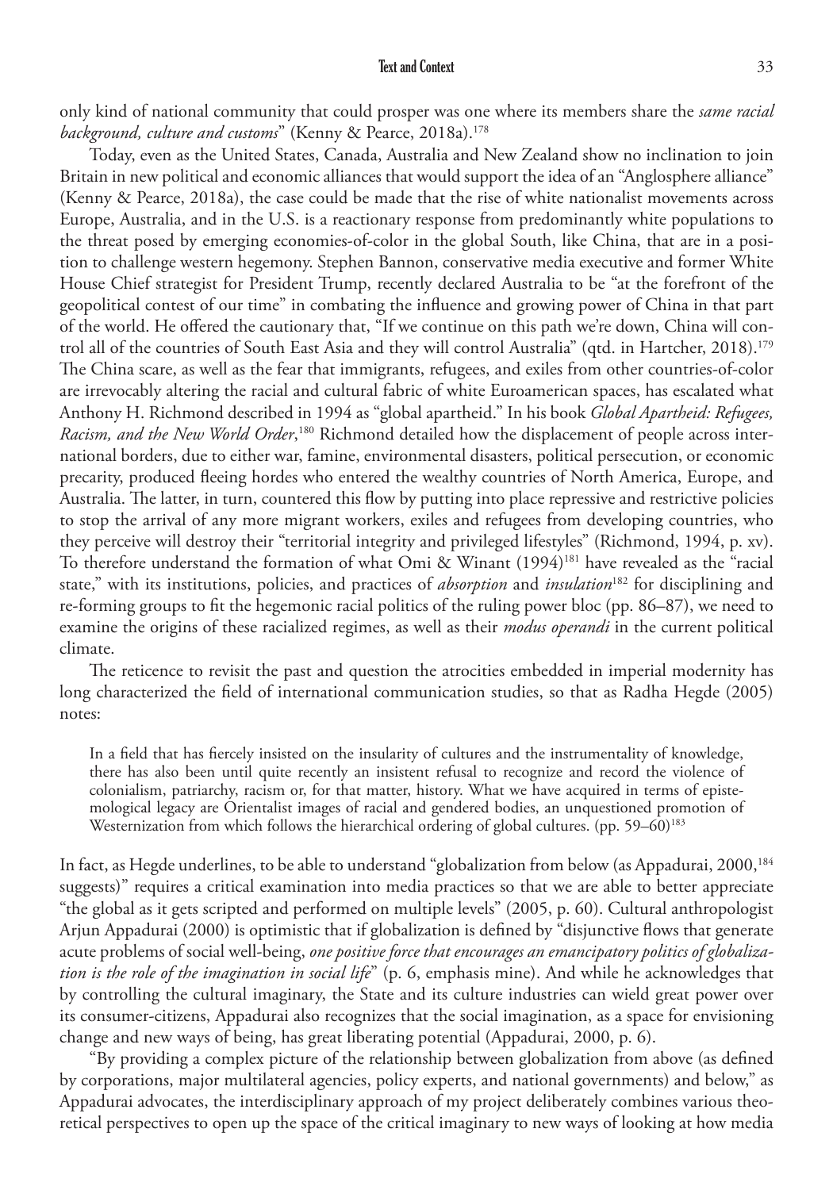only kind of national community that could prosper was one where its members share the *same racial background, culture and customs*" (Kenny & Pearce, 2018a).[178]

Today, even as the United States, Canada, Australia and New Zealand show no inclination to join Britain in new political and economic alliances that would support the idea of an "Anglosphere alliance" (Kenny & Pearce, 2018a), the case could be made that the rise of white nationalist movements across Europe, Australia, and in the U.S. is a reactionary response from predominantly white populations to the threat posed by emerging economies-of-color in the global South, like China, that are in a position to challenge western hegemony. Stephen Bannon, conservative media executive and former White House Chief strategist for President Trump, recently declared Australia to be "at the forefront of the geopolitical contest of our time" in combating the influence and growing power of China in that part of the world. He offered the cautionary that, "If we continue on this path we're down, China will control all of the countries of South East Asia and they will control Australia" (qtd. in Hartcher, 2018).[179] The China scare, as well as the fear that immigrants, refugees, and exiles from other countries-of-color are irrevocably altering the racial and cultural fabric of white Euroamerican spaces, has escalated what Anthony H. Richmond described in 1994 as "global apartheid." In his book *Global Apartheid: Refugees, Racism, and the New World Order*,[180] Richmond detailed how the displacement of people across international borders, due to either war, famine, environmental disasters, political persecution, or economic precarity, produced fleeing hordes who entered the wealthy countries of North America, Europe, and Australia. The latter, in turn, countered this flow by putting into place repressive and restrictive policies to stop the arrival of any more migrant workers, exiles and refugees from developing countries, who they perceive will destroy their "territorial integrity and privileged lifestyles" (Richmond, 1994, p. xv). To therefore understand the formation of what Omi & Winant (1994)[181] have revealed as the "racial state," with its institutions, policies, and practices of *absorption* and *insulation*[182] for disciplining and re-forming groups to fit the hegemonic racial politics of the ruling power bloc (pp. 86–87), we need to examine the origins of these racialized regimes, as well as their *modus operandi* in the current political climate.

The reticence to revisit the past and question the atrocities embedded in imperial modernity has long characterized the field of international communication studies, so that as Radha Hegde (2005) notes:

> In a field that has fiercely insisted on the insularity of cultures and the instrumentality of knowledge, there has also been until quite recently an insistent refusal to recognize and record the violence of colonialism, patriarchy, racism or, for that matter, history. What we have acquired in terms of epistemological legacy are Orientalist images of racial and gendered bodies, an unquestioned promotion of Westernization from which follows the hierarchical ordering of global cultures. (pp. 59–60)[183]

In fact, as Hegde underlines, to be able to understand "globalization from below (as Appadurai, 2000,[184] suggests)" requires a critical examination into media practices so that we are able to better appreciate "the global as it gets scripted and performed on multiple levels" (2005, p. 60). Cultural anthropologist Arjun Appadurai (2000) is optimistic that if globalization is defined by "disjunctive flows that generate acute problems of social well-being, *one positive force that encourages an emancipatory politics of globalization is the role of the imagination in social life*" (p. 6, emphasis mine). And while he acknowledges that by controlling the cultural imaginary, the State and its culture industries can wield great power over its consumer-citizens, Appadurai also recognizes that the social imagination, as a space for envisioning change and new ways of being, has great liberating potential (Appadurai, 2000, p. 6).

"By providing a complex picture of the relationship between globalization from above (as defined by corporations, major multilateral agencies, policy experts, and national governments) and below," as Appadurai advocates, the interdisciplinary approach of my project deliberately combines various theoretical perspectives to open up the space of the critical imaginary to new ways of looking at how media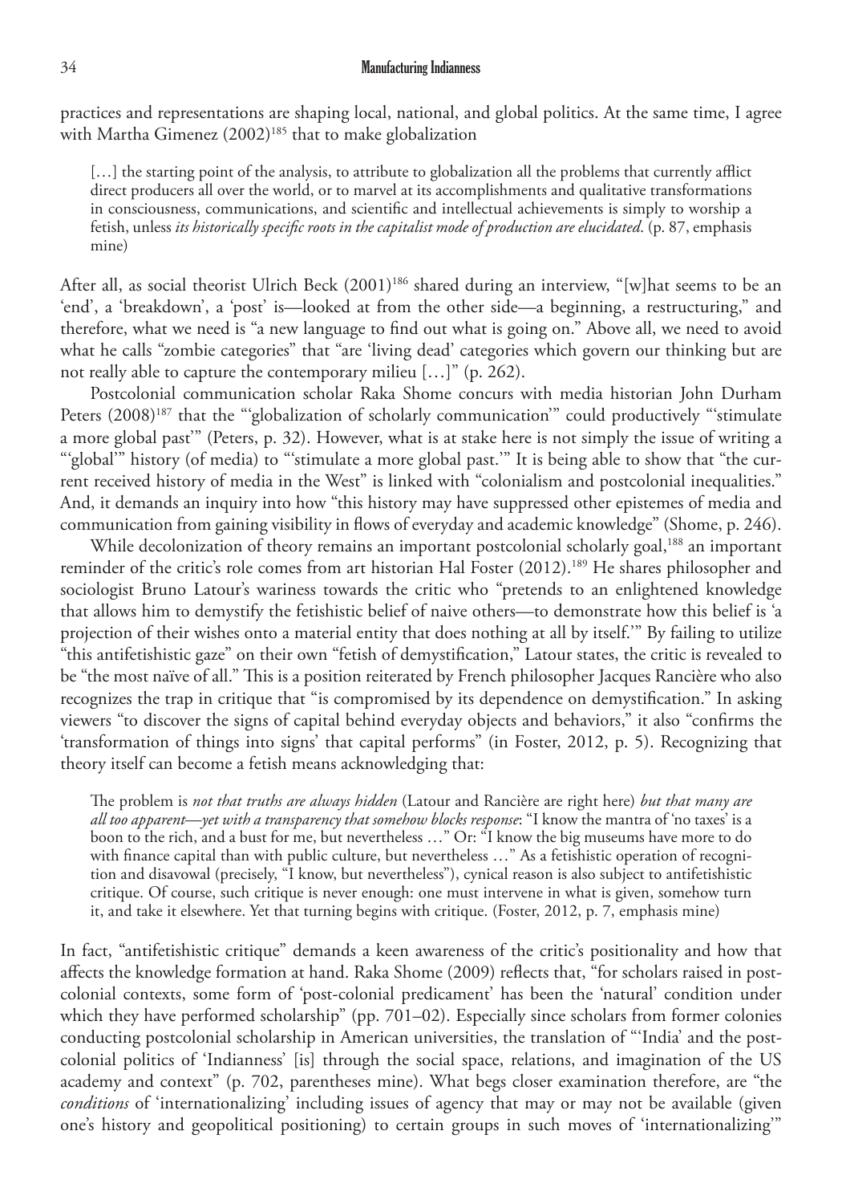practices and representations are shaping local, national, and global politics. At the same time, I agree with Martha Gimenez (2002)[185] that to make globalization

> […] the starting point of the analysis, to attribute to globalization all the problems that currently afflict direct producers all over the world, or to marvel at its accomplishments and qualitative transformations in consciousness, communications, and scientific and intellectual achievements is simply to worship a fetish, unless *its historically specific roots in the capitalist mode of production are elucidated*. (p. 87, emphasis mine)

After all, as social theorist Ulrich Beck (2001)[186] shared during an interview, "[w]hat seems to be an 'end', a 'breakdown', a 'post' is—looked at from the other side—a beginning, a restructuring," and therefore, what we need is "a new language to find out what is going on." Above all, we need to avoid what he calls "zombie categories" that "are 'living dead' categories which govern our thinking but are not really able to capture the contemporary milieu […]" (p. 262).

Postcolonial communication scholar Raka Shome concurs with media historian John Durham Peters (2008)[187] that the "'globalization of scholarly communication'" could productively "'stimulate a more global past'" (Peters, p. 32). However, what is at stake here is not simply the issue of writing a "'global'" history (of media) to "'stimulate a more global past.'" It is being able to show that "the current received history of media in the West" is linked with "colonialism and postcolonial inequalities." And, it demands an inquiry into how "this history may have suppressed other epistemes of media and communication from gaining visibility in flows of everyday and academic knowledge" (Shome, p. 246).

While decolonization of theory remains an important postcolonial scholarly goal,[188] an important reminder of the critic's role comes from art historian Hal Foster (2012).[189] He shares philosopher and sociologist Bruno Latour's wariness towards the critic who "pretends to an enlightened knowledge that allows him to demystify the fetishistic belief of naive others—to demonstrate how this belief is 'a projection of their wishes onto a material entity that does nothing at all by itself.'" By failing to utilize "this antifetishistic gaze" on their own "fetish of demystification," Latour states, the critic is revealed to be "the most naïve of all." This is a position reiterated by French philosopher Jacques Rancière who also recognizes the trap in critique that "is compromised by its dependence on demystification." In asking viewers "to discover the signs of capital behind everyday objects and behaviors," it also "confirms the 'transformation of things into signs' that capital performs" (in Foster, 2012, p. 5). Recognizing that theory itself can become a fetish means acknowledging that:

> The problem is *not that truths are always hidden* (Latour and Rancière are right here) *but that many are all too apparent—yet with a transparency that somehow blocks response*: "I know the mantra of 'no taxes' is a boon to the rich, and a bust for me, but nevertheless …" Or: "I know the big museums have more to do with finance capital than with public culture, but nevertheless …" As a fetishistic operation of recognition and disavowal (precisely, "I know, but nevertheless"), cynical reason is also subject to antifetishistic critique. Of course, such critique is never enough: one must intervene in what is given, somehow turn it, and take it elsewhere. Yet that turning begins with critique. (Foster, 2012, p. 7, emphasis mine)

In fact, "antifetishistic critique" demands a keen awareness of the critic's positionality and how that affects the knowledge formation at hand. Raka Shome (2009) reflects that, "for scholars raised in postcolonial contexts, some form of 'post-colonial predicament' has been the 'natural' condition under which they have performed scholarship" (pp. 701–02). Especially since scholars from former colonies conducting postcolonial scholarship in American universities, the translation of "'India' and the postcolonial politics of 'Indianness' [is] through the social space, relations, and imagination of the US academy and context" (p. 702, parentheses mine). What begs closer examination therefore, are "the *conditions* of 'internationalizing' including issues of agency that may or may not be available (given one's history and geopolitical positioning) to certain groups in such moves of 'internationalizing'"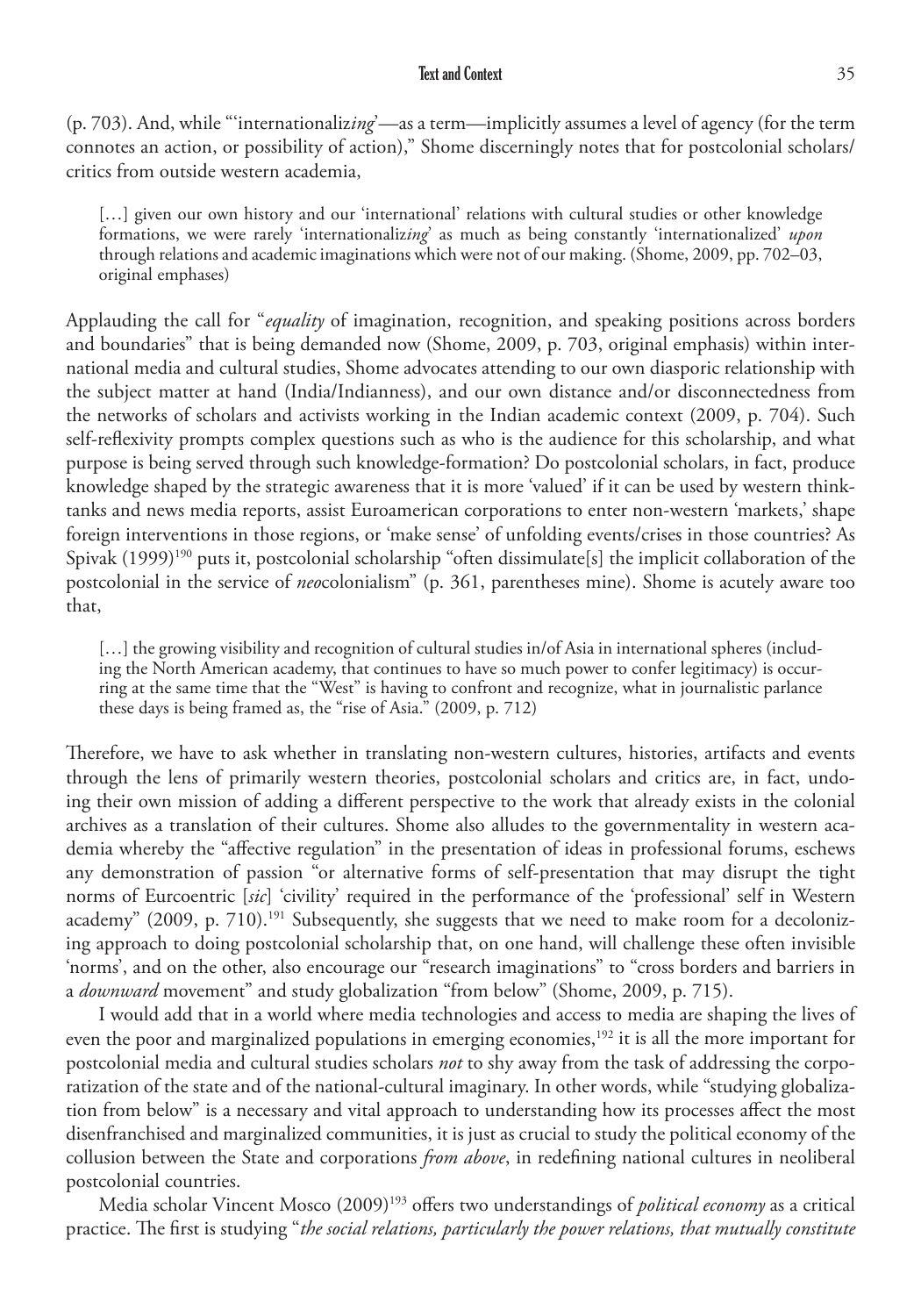(p. 703). And, while "'internationaliz*ing*'—as a term—implicitly assumes a level of agency (for the term connotes an action, or possibility of action)," Shome discerningly notes that for postcolonial scholars/ critics from outside western academia,

> […] given our own history and our 'international' relations with cultural studies or other knowledge formations, we were rarely 'internationaliz*ing*' as much as being constantly 'internationalized' *upon* through relations and academic imaginations which were not of our making. (Shome, 2009, pp. 702–03, original emphases)

Applauding the call for "*equality* of imagination, recognition, and speaking positions across borders and boundaries" that is being demanded now (Shome, 2009, p. 703, original emphasis) within international media and cultural studies, Shome advocates attending to our own diasporic relationship with the subject matter at hand (India/Indianness), and our own distance and/or disconnectedness from the networks of scholars and activists working in the Indian academic context (2009, p. 704). Such self-reflexivity prompts complex questions such as who is the audience for this scholarship, and what purpose is being served through such knowledge-formation? Do postcolonial scholars, in fact, produce knowledge shaped by the strategic awareness that it is more 'valued' if it can be used by western think-tanks and news media reports, assist Euroamerican corporations to enter non-western 'markets,' shape foreign interventions in those regions, or 'make sense' of unfolding events/crises in those countries? As Spivak (1999)[190] puts it, postcolonial scholarship "often dissimulate[s] the implicit collaboration of the postcolonial in the service of *neo*colonialism" (p. 361, parentheses mine). Shome is acutely aware too that,

> […] the growing visibility and recognition of cultural studies in/of Asia in international spheres (including the North American academy, that continues to have so much power to confer legitimacy) is occurring at the same time that the "West" is having to confront and recognize, what in journalistic parlance these days is being framed as, the "rise of Asia." (2009, p. 712)

Therefore, we have to ask whether in translating non-western cultures, histories, artifacts and events through the lens of primarily western theories, postcolonial scholars and critics are, in fact, undoing their own mission of adding a different perspective to the work that already exists in the colonial archives as a translation of their cultures. Shome also alludes to the governmentality in western academia whereby the "affective regulation" in the presentation of ideas in professional forums, eschews any demonstration of passion "or alternative forms of self-presentation that may disrupt the tight norms of Eurcoentric [*sic*] 'civility' required in the performance of the 'professional' self in Western academy" (2009, p. 710).[191] Subsequently, she suggests that we need to make room for a decolonizing approach to doing postcolonial scholarship that, on one hand, will challenge these often invisible 'norms', and on the other, also encourage our "research imaginations" to "cross borders and barriers in a *downward* movement" and study globalization "from below" (Shome, 2009, p. 715).

I would add that in a world where media technologies and access to media are shaping the lives of even the poor and marginalized populations in emerging economies,[192] it is all the more important for postcolonial media and cultural studies scholars *not* to shy away from the task of addressing the corporatization of the state and of the national-cultural imaginary. In other words, while "studying globalization from below" is a necessary and vital approach to understanding how its processes affect the most disenfranchised and marginalized communities, it is just as crucial to study the political economy of the collusion between the State and corporations *from above*, in redefining national cultures in neoliberal postcolonial countries.

Media scholar Vincent Mosco (2009)[193] offers two understandings of *political economy* as a critical practice. The first is studying "*the social relations, particularly the power relations, that mutually constitute*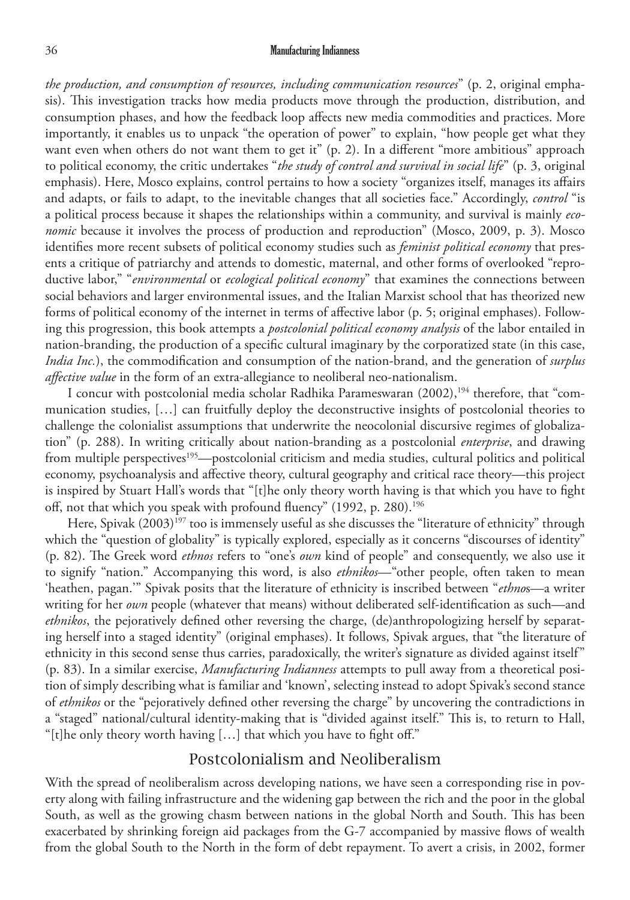*the production, and consumption of resources, including communication resources*" (p. 2, original emphasis). This investigation tracks how media products move through the production, distribution, and consumption phases, and how the feedback loop affects new media commodities and practices. More importantly, it enables us to unpack "the operation of power" to explain, "how people get what they want even when others do not want them to get it" (p. 2). In a different "more ambitious" approach to political economy, the critic undertakes "*the study of control and survival in social life*" (p. 3, original emphasis). Here, Mosco explains, control pertains to how a society "organizes itself, manages its affairs and adapts, or fails to adapt, to the inevitable changes that all societies face." Accordingly, *control* "is a political process because it shapes the relationships within a community, and survival is mainly *economic* because it involves the process of production and reproduction" (Mosco, 2009, p. 3). Mosco identifies more recent subsets of political economy studies such as *feminist political economy* that presents a critique of patriarchy and attends to domestic, maternal, and other forms of overlooked "reproductive labor," "*environmental* or *ecological political economy*" that examines the connections between social behaviors and larger environmental issues, and the Italian Marxist school that has theorized new forms of political economy of the internet in terms of affective labor (p. 5; original emphases). Following this progression, this book attempts a *postcolonial political economy analysis* of the labor entailed in nation-branding, the production of a specific cultural imaginary by the corporatized state (in this case, *India Inc.*), the commodification and consumption of the nation-brand, and the generation of *surplus affective value* in the form of an extra-allegiance to neoliberal neo-nationalism.

I concur with postcolonial media scholar Radhika Parameswaran (2002),[194] therefore, that "communication studies, […] can fruitfully deploy the deconstructive insights of postcolonial theories to challenge the colonialist assumptions that underwrite the neocolonial discursive regimes of globalization" (p. 288). In writing critically about nation-branding as a postcolonial *enterprise*, and drawing from multiple perspectives[195]—postcolonial criticism and media studies, cultural politics and political economy, psychoanalysis and affective theory, cultural geography and critical race theory—this project is inspired by Stuart Hall's words that "[t]he only theory worth having is that which you have to fight off, not that which you speak with profound fluency" (1992, p. 280).[196]

Here, Spivak (2003)[197] too is immensely useful as she discusses the "literature of ethnicity" through which the "question of globality" is typically explored, especially as it concerns "discourses of identity" (p. 82). The Greek word *ethnos* refers to "one's *own* kind of people" and consequently, we also use it to signify "nation." Accompanying this word, is also *ethnikos*—"other people, often taken to mean 'heathen, pagan.'" Spivak posits that the literature of ethnicity is inscribed between "*ethnos*—a writer writing for her *own* people (whatever that means) without deliberated self-identification as such—and *ethnikos*, the pejoratively defined other reversing the charge, (de)anthropologizing herself by separating herself into a staged identity" (original emphases). It follows, Spivak argues, that "the literature of ethnicity in this second sense thus carries, paradoxically, the writer's signature as divided against itself" (p. 83). In a similar exercise, *Manufacturing Indianness* attempts to pull away from a theoretical position of simply describing what is familiar and 'known', selecting instead to adopt Spivak's second stance of *ethnikos* or the "pejoratively defined other reversing the charge" by uncovering the contradictions in a "staged" national/cultural identity-making that is "divided against itself." This is, to return to Hall, "[t]he only theory worth having […] that which you have to fight off."

## Postcolonialism and Neoliberalism

With the spread of neoliberalism across developing nations, we have seen a corresponding rise in poverty along with failing infrastructure and the widening gap between the rich and the poor in the global South, as well as the growing chasm between nations in the global North and South. This has been exacerbated by shrinking foreign aid packages from the G-7 accompanied by massive flows of wealth from the global South to the North in the form of debt repayment. To avert a crisis, in 2002, former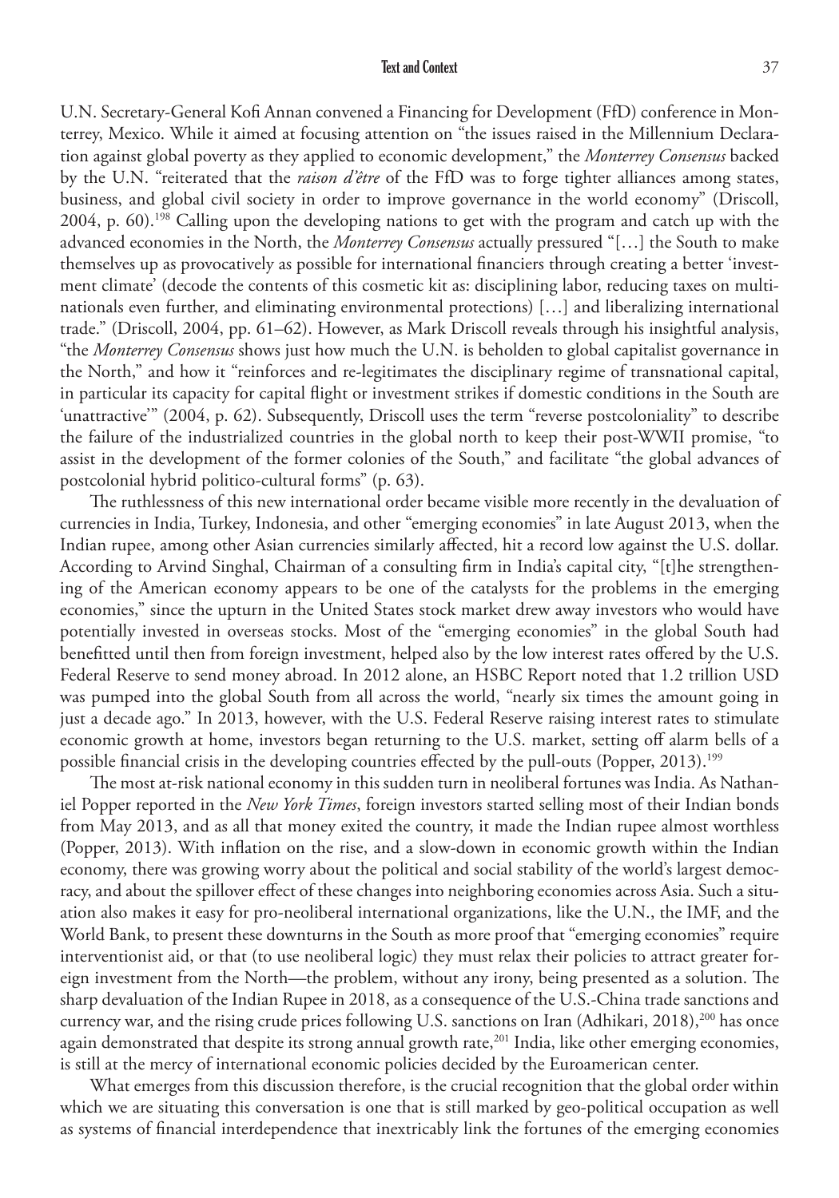U.N. Secretary-General Kofi Annan convened a Financing for Development (FfD) conference in Monterrey, Mexico. While it aimed at focusing attention on "the issues raised in the Millennium Declaration against global poverty as they applied to economic development," the *Monterrey Consensus* backed by the U.N. "reiterated that the *raison d'être* of the FfD was to forge tighter alliances among states, business, and global civil society in order to improve governance in the world economy" (Driscoll, 2004, p. 60).[198] Calling upon the developing nations to get with the program and catch up with the advanced economies in the North, the *Monterrey Consensus* actually pressured "[…] the South to make themselves up as provocatively as possible for international financiers through creating a better 'investment climate' (decode the contents of this cosmetic kit as: disciplining labor, reducing taxes on multinationals even further, and eliminating environmental protections) […] and liberalizing international trade." (Driscoll, 2004, pp. 61–62). However, as Mark Driscoll reveals through his insightful analysis, "the *Monterrey Consensus* shows just how much the U.N. is beholden to global capitalist governance in the North," and how it "reinforces and re-legitimates the disciplinary regime of transnational capital, in particular its capacity for capital flight or investment strikes if domestic conditions in the South are 'unattractive'" (2004, p. 62). Subsequently, Driscoll uses the term "reverse postcoloniality" to describe the failure of the industrialized countries in the global north to keep their post-WWII promise, "to assist in the development of the former colonies of the South," and facilitate "the global advances of postcolonial hybrid politico-cultural forms" (p. 63).

The ruthlessness of this new international order became visible more recently in the devaluation of currencies in India, Turkey, Indonesia, and other "emerging economies" in late August 2013, when the Indian rupee, among other Asian currencies similarly affected, hit a record low against the U.S. dollar. According to Arvind Singhal, Chairman of a consulting firm in India's capital city, "[t]he strengthening of the American economy appears to be one of the catalysts for the problems in the emerging economies," since the upturn in the United States stock market drew away investors who would have potentially invested in overseas stocks. Most of the "emerging economies" in the global South had benefitted until then from foreign investment, helped also by the low interest rates offered by the U.S. Federal Reserve to send money abroad. In 2012 alone, an HSBC Report noted that 1.2 trillion USD was pumped into the global South from all across the world, "nearly six times the amount going in just a decade ago." In 2013, however, with the U.S. Federal Reserve raising interest rates to stimulate economic growth at home, investors began returning to the U.S. market, setting off alarm bells of a possible financial crisis in the developing countries effected by the pull-outs (Popper, 2013).[199]

The most at-risk national economy in this sudden turn in neoliberal fortunes was India. As Nathaniel Popper reported in the *New York Times*, foreign investors started selling most of their Indian bonds from May 2013, and as all that money exited the country, it made the Indian rupee almost worthless (Popper, 2013). With inflation on the rise, and a slow-down in economic growth within the Indian economy, there was growing worry about the political and social stability of the world's largest democracy, and about the spillover effect of these changes into neighboring economies across Asia. Such a situation also makes it easy for pro-neoliberal international organizations, like the U.N., the IMF, and the World Bank, to present these downturns in the South as more proof that "emerging economies" require interventionist aid, or that (to use neoliberal logic) they must relax their policies to attract greater foreign investment from the North—the problem, without any irony, being presented as a solution. The sharp devaluation of the Indian Rupee in 2018, as a consequence of the U.S.-China trade sanctions and currency war, and the rising crude prices following U.S. sanctions on Iran (Adhikari, 2018),[200] has once again demonstrated that despite its strong annual growth rate,[201] India, like other emerging economies, is still at the mercy of international economic policies decided by the Euroamerican center.

What emerges from this discussion therefore, is the crucial recognition that the global order within which we are situating this conversation is one that is still marked by geo-political occupation as well as systems of financial interdependence that inextricably link the fortunes of the emerging economies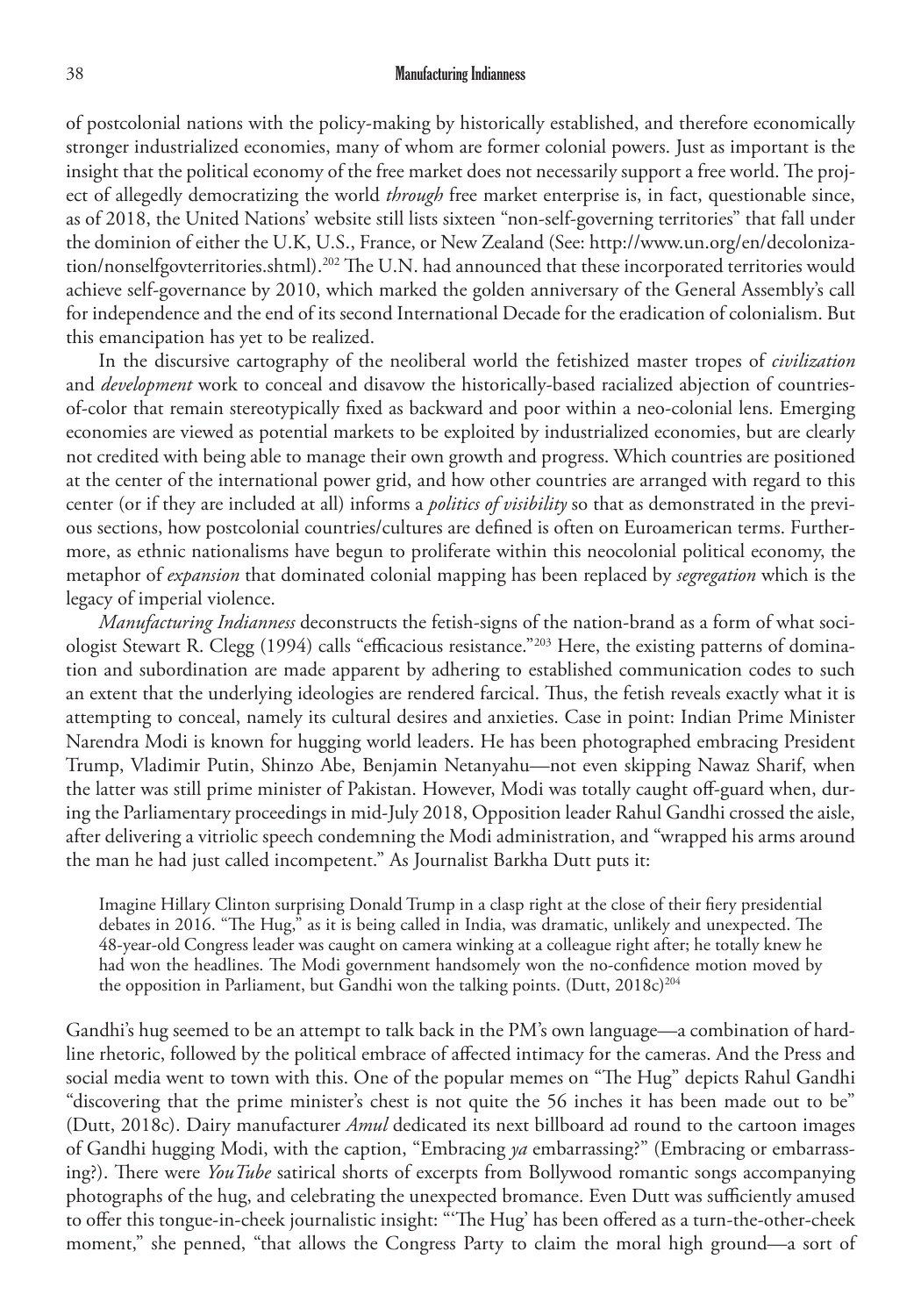of postcolonial nations with the policy-making by historically established, and therefore economically stronger industrialized economies, many of whom are former colonial powers. Just as important is the insight that the political economy of the free market does not necessarily support a free world. The project of allegedly democratizing the world *through* free market enterprise is, in fact, questionable since, as of 2018, the United Nations' website still lists sixteen "non-self-governing territories" that fall under the dominion of either the U.K, U.S., France, or New Zealand (See: http://www.un.org/en/decolonization/nonselfgovterritories.shtml).[202] The U.N. had announced that these incorporated territories would achieve self-governance by 2010, which marked the golden anniversary of the General Assembly's call for independence and the end of its second International Decade for the eradication of colonialism. But this emancipation has yet to be realized.

In the discursive cartography of the neoliberal world the fetishized master tropes of *civilization* and *development* work to conceal and disavow the historically-based racialized abjection of countries-of-color that remain stereotypically fixed as backward and poor within a neo-colonial lens. Emerging economies are viewed as potential markets to be exploited by industrialized economies, but are clearly not credited with being able to manage their own growth and progress. Which countries are positioned at the center of the international power grid, and how other countries are arranged with regard to this center (or if they are included at all) informs a *politics of visibility* so that as demonstrated in the previous sections, how postcolonial countries/cultures are defined is often on Euroamerican terms. Furthermore, as ethnic nationalisms have begun to proliferate within this neocolonial political economy, the metaphor of *expansion* that dominated colonial mapping has been replaced by *segregation* which is the legacy of imperial violence.

*Manufacturing Indianness* deconstructs the fetish-signs of the nation-brand as a form of what sociologist Stewart R. Clegg (1994) calls "efficacious resistance."[203] Here, the existing patterns of domination and subordination are made apparent by adhering to established communication codes to such an extent that the underlying ideologies are rendered farcical. Thus, the fetish reveals exactly what it is attempting to conceal, namely its cultural desires and anxieties. Case in point: Indian Prime Minister Narendra Modi is known for hugging world leaders. He has been photographed embracing President Trump, Vladimir Putin, Shinzo Abe, Benjamin Netanyahu—not even skipping Nawaz Sharif, when the latter was still prime minister of Pakistan. However, Modi was totally caught off-guard when, during the Parliamentary proceedings in mid-July 2018, Opposition leader Rahul Gandhi crossed the aisle, after delivering a vitriolic speech condemning the Modi administration, and "wrapped his arms around the man he had just called incompetent." As Journalist Barkha Dutt puts it:

> Imagine Hillary Clinton surprising Donald Trump in a clasp right at the close of their fiery presidential debates in 2016. "The Hug," as it is being called in India, was dramatic, unlikely and unexpected. The 48-year-old Congress leader was caught on camera winking at a colleague right after; he totally knew he had won the headlines. The Modi government handsomely won the no-confidence motion moved by the opposition in Parliament, but Gandhi won the talking points. (Dutt, 2018c)[204]

Gandhi's hug seemed to be an attempt to talk back in the PM's own language—a combination of hardline rhetoric, followed by the political embrace of affected intimacy for the cameras. And the Press and social media went to town with this. One of the popular memes on "The Hug" depicts Rahul Gandhi "discovering that the prime minister's chest is not quite the 56 inches it has been made out to be" (Dutt, 2018c). Dairy manufacturer *Amul* dedicated its next billboard ad round to the cartoon images of Gandhi hugging Modi, with the caption, "Embracing *ya* embarrassing?" (Embracing or embarrassing?). There were *YouTube* satirical shorts of excerpts from Bollywood romantic songs accompanying photographs of the hug, and celebrating the unexpected bromance. Even Dutt was sufficiently amused to offer this tongue-in-cheek journalistic insight: "'The Hug' has been offered as a turn-the-other-cheek moment," she penned, "that allows the Congress Party to claim the moral high ground—a sort of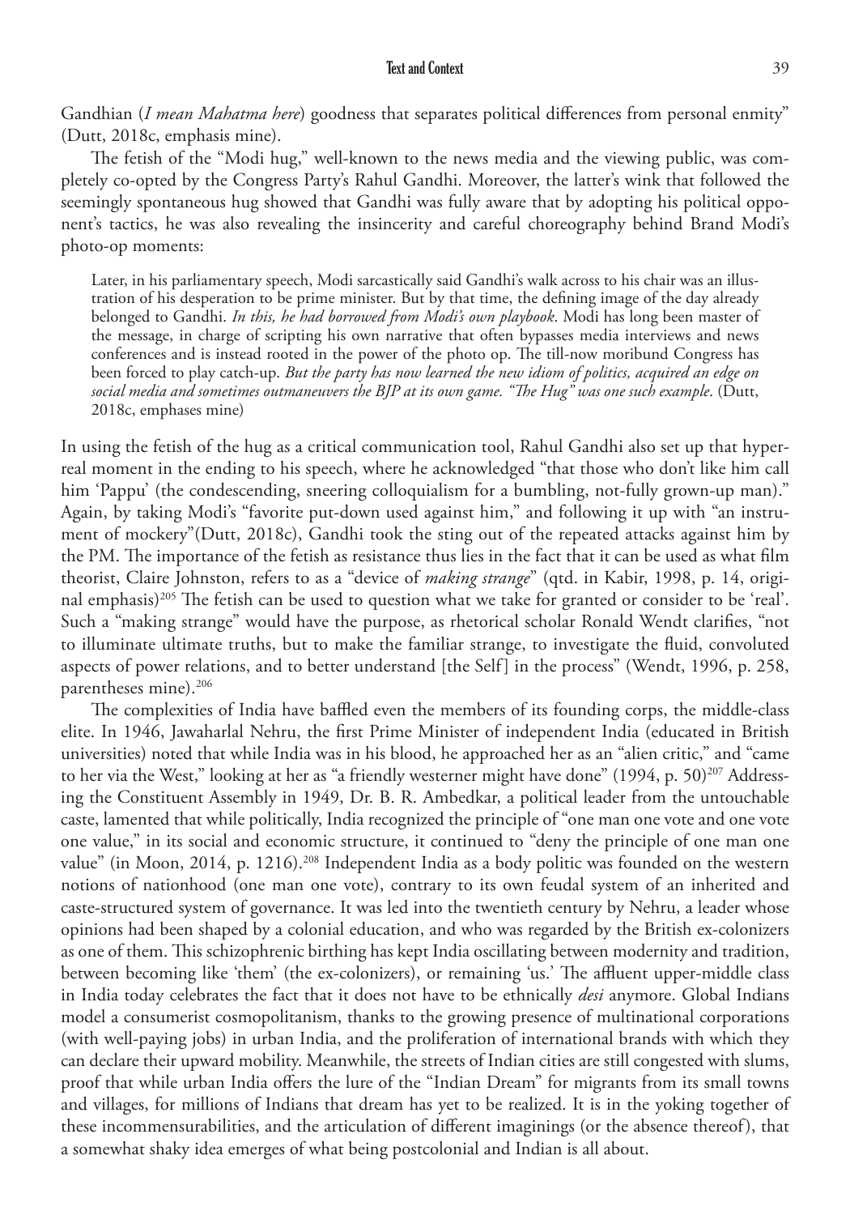Gandhian (*I mean Mahatma here*) goodness that separates political differences from personal enmity" (Dutt, 2018c, emphasis mine).

The fetish of the "Modi hug," well-known to the news media and the viewing public, was completely co-opted by the Congress Party's Rahul Gandhi. Moreover, the latter's wink that followed the seemingly spontaneous hug showed that Gandhi was fully aware that by adopting his political opponent's tactics, he was also revealing the insincerity and careful choreography behind Brand Modi's photo-op moments:

> Later, in his parliamentary speech, Modi sarcastically said Gandhi's walk across to his chair was an illustration of his desperation to be prime minister. But by that time, the defining image of the day already belonged to Gandhi. *In this, he had borrowed from Modi's own playbook*. Modi has long been master of the message, in charge of scripting his own narrative that often bypasses media interviews and news conferences and is instead rooted in the power of the photo op. The till-now moribund Congress has been forced to play catch-up. *But the party has now learned the new idiom of politics, acquired an edge on social media and sometimes outmaneuvers the BJP at its own game. "The Hug" was one such example*. (Dutt, 2018c, emphases mine)

In using the fetish of the hug as a critical communication tool, Rahul Gandhi also set up that hyperreal moment in the ending to his speech, where he acknowledged "that those who don't like him call him 'Pappu' (the condescending, sneering colloquialism for a bumbling, not-fully grown-up man)." Again, by taking Modi's "favorite put-down used against him," and following it up with "an instrument of mockery"(Dutt, 2018c), Gandhi took the sting out of the repeated attacks against him by the PM. The importance of the fetish as resistance thus lies in the fact that it can be used as what film theorist, Claire Johnston, refers to as a "device of *making strange*" (qtd. in Kabir, 1998, p. 14, original emphasis)[205] The fetish can be used to question what we take for granted or consider to be 'real'. Such a "making strange" would have the purpose, as rhetorical scholar Ronald Wendt clarifies, "not to illuminate ultimate truths, but to make the familiar strange, to investigate the fluid, convoluted aspects of power relations, and to better understand [the Self] in the process" (Wendt, 1996, p. 258, parentheses mine).[206]

The complexities of India have baffled even the members of its founding corps, the middle-class elite. In 1946, Jawaharlal Nehru, the first Prime Minister of independent India (educated in British universities) noted that while India was in his blood, he approached her as an "alien critic," and "came to her via the West," looking at her as "a friendly westerner might have done" (1994, p. 50)[207] Addressing the Constituent Assembly in 1949, Dr. B. R. Ambedkar, a political leader from the untouchable caste, lamented that while politically, India recognized the principle of "one man one vote and one vote one value," in its social and economic structure, it continued to "deny the principle of one man one value" (in Moon, 2014, p. 1216).[208] Independent India as a body politic was founded on the western notions of nationhood (one man one vote), contrary to its own feudal system of an inherited and caste-structured system of governance. It was led into the twentieth century by Nehru, a leader whose opinions had been shaped by a colonial education, and who was regarded by the British ex-colonizers as one of them. This schizophrenic birthing has kept India oscillating between modernity and tradition, between becoming like 'them' (the ex-colonizers), or remaining 'us.' The affluent upper-middle class in India today celebrates the fact that it does not have to be ethnically *desi* anymore. Global Indians model a consumerist cosmopolitanism, thanks to the growing presence of multinational corporations (with well-paying jobs) in urban India, and the proliferation of international brands with which they can declare their upward mobility. Meanwhile, the streets of Indian cities are still congested with slums, proof that while urban India offers the lure of the "Indian Dream" for migrants from its small towns and villages, for millions of Indians that dream has yet to be realized. It is in the yoking together of these incommensurabilities, and the articulation of different imaginings (or the absence thereof), that a somewhat shaky idea emerges of what being postcolonial and Indian is all about.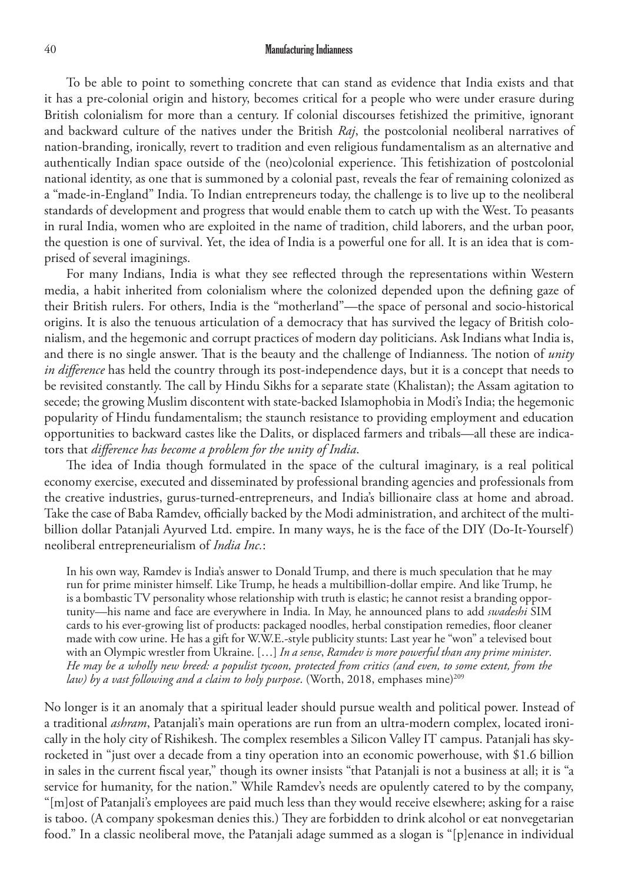To be able to point to something concrete that can stand as evidence that India exists and that it has a pre-colonial origin and history, becomes critical for a people who were under erasure during British colonialism for more than a century. If colonial discourses fetishized the primitive, ignorant and backward culture of the natives under the British *Raj*, the postcolonial neoliberal narratives of nation-branding, ironically, revert to tradition and even religious fundamentalism as an alternative and authentically Indian space outside of the (neo)colonial experience. This fetishization of postcolonial national identity, as one that is summoned by a colonial past, reveals the fear of remaining colonized as a "made-in-England" India. To Indian entrepreneurs today, the challenge is to live up to the neoliberal standards of development and progress that would enable them to catch up with the West. To peasants in rural India, women who are exploited in the name of tradition, child laborers, and the urban poor, the question is one of survival. Yet, the idea of India is a powerful one for all. It is an idea that is comprised of several imaginings.

For many Indians, India is what they see reflected through the representations within Western media, a habit inherited from colonialism where the colonized depended upon the defining gaze of their British rulers. For others, India is the "motherland"—the space of personal and socio-historical origins. It is also the tenuous articulation of a democracy that has survived the legacy of British colonialism, and the hegemonic and corrupt practices of modern day politicians. Ask Indians what India is, and there is no single answer. That is the beauty and the challenge of Indianness. The notion of *unity in difference* has held the country through its post-independence days, but it is a concept that needs to be revisited constantly. The call by Hindu Sikhs for a separate state (Khalistan); the Assam agitation to secede; the growing Muslim discontent with state-backed Islamophobia in Modi's India; the hegemonic popularity of Hindu fundamentalism; the staunch resistance to providing employment and education opportunities to backward castes like the Dalits, or displaced farmers and tribals—all these are indicators that *difference has become a problem for the unity of India*.

The idea of India though formulated in the space of the cultural imaginary, is a real political economy exercise, executed and disseminated by professional branding agencies and professionals from the creative industries, gurus-turned-entrepreneurs, and India's billionaire class at home and abroad. Take the case of Baba Ramdev, officially backed by the Modi administration, and architect of the multi-billion dollar Patanjali Ayurved Ltd. empire. In many ways, he is the face of the DIY (Do-It-Yourself) neoliberal entrepreneurialism of *India Inc.*:

> In his own way, Ramdev is India's answer to Donald Trump, and there is much speculation that he may run for prime minister himself. Like Trump, he heads a multibillion-dollar empire. And like Trump, he is a bombastic TV personality whose relationship with truth is elastic; he cannot resist a branding opportunity—his name and face are everywhere in India. In May, he announced plans to add *swadeshi* SIM cards to his ever-growing list of products: packaged noodles, herbal constipation remedies, floor cleaner made with cow urine. He has a gift for W.W.E.-style publicity stunts: Last year he "won" a televised bout with an Olympic wrestler from Ukraine. […] *In a sense, Ramdev is more powerful than any prime minister. He may be a wholly new breed: a populist tycoon, protected from critics (and even, to some extent, from the law) by a vast following and a claim to holy purpose*. (Worth, 2018, emphases mine)[209]

No longer is it an anomaly that a spiritual leader should pursue wealth and political power. Instead of a traditional *ashram*, Patanjali's main operations are run from an ultra-modern complex, located ironically in the holy city of Rishikesh. The complex resembles a Silicon Valley IT campus. Patanjali has skyrocketed in "just over a decade from a tiny operation into an economic powerhouse, with $1.6 billion in sales in the current fiscal year," though its owner insists "that Patanjali is not a business at all; it is "a service for humanity, for the nation." While Ramdev's needs are opulently catered to by the company, "[m]ost of Patanjali's employees are paid much less than they would receive elsewhere; asking for a raise is taboo. (A company spokesman denies this.) They are forbidden to drink alcohol or eat nonvegetarian food." In a classic neoliberal move, the Patanjali adage summed as a slogan is "[p]enance in individual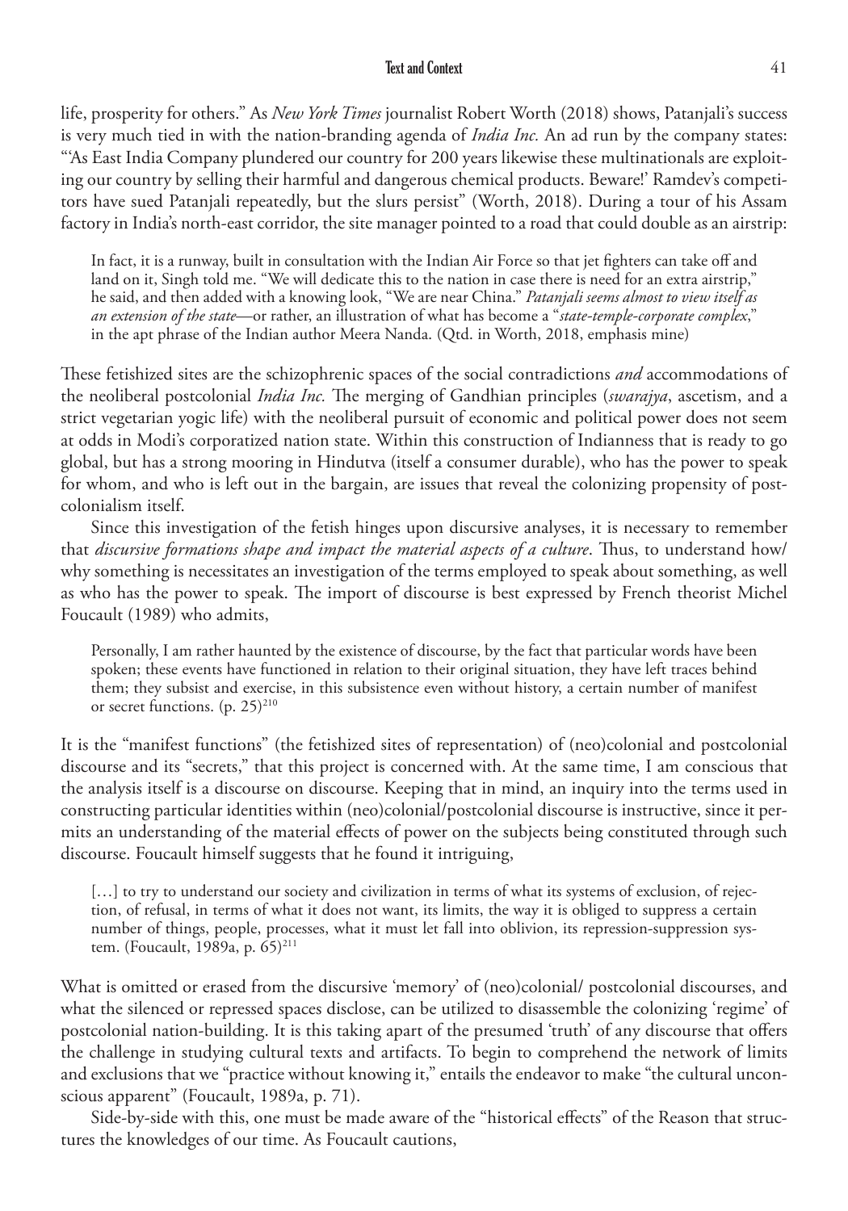life, prosperity for others." As *New York Times* journalist Robert Worth (2018) shows, Patanjali's success is very much tied in with the nation-branding agenda of *India Inc.* An ad run by the company states: "'As East India Company plundered our country for 200 years likewise these multinationals are exploiting our country by selling their harmful and dangerous chemical products. Beware!' Ramdev's competitors have sued Patanjali repeatedly, but the slurs persist" (Worth, 2018). During a tour of his Assam factory in India's north-east corridor, the site manager pointed to a road that could double as an airstrip:

> In fact, it is a runway, built in consultation with the Indian Air Force so that jet fighters can take off and land on it, Singh told me. "We will dedicate this to the nation in case there is need for an extra airstrip," he said, and then added with a knowing look, "We are near China." *Patanjali seems almost to view itself as an extension of the state*—or rather, an illustration of what has become a "*state-temple-corporate complex*," in the apt phrase of the Indian author Meera Nanda. (Qtd. in Worth, 2018, emphasis mine)

These fetishized sites are the schizophrenic spaces of the social contradictions *and* accommodations of the neoliberal postcolonial *India Inc.* The merging of Gandhian principles (*swarajya*, ascetism, and a strict vegetarian yogic life) with the neoliberal pursuit of economic and political power does not seem at odds in Modi's corporatized nation state. Within this construction of Indianness that is ready to go global, but has a strong mooring in Hindutva (itself a consumer durable), who has the power to speak for whom, and who is left out in the bargain, are issues that reveal the colonizing propensity of postcolonialism itself.

Since this investigation of the fetish hinges upon discursive analyses, it is necessary to remember that *discursive formations shape and impact the material aspects of a culture*. Thus, to understand how/why something is necessitates an investigation of the terms employed to speak about something, as well as who has the power to speak. The import of discourse is best expressed by French theorist Michel Foucault (1989) who admits,

> Personally, I am rather haunted by the existence of discourse, by the fact that particular words have been spoken; these events have functioned in relation to their original situation, they have left traces behind them; they subsist and exercise, in this subsistence even without history, a certain number of manifest or secret functions. (p. 25)[210]

It is the "manifest functions" (the fetishized sites of representation) of (neo)colonial and postcolonial discourse and its "secrets," that this project is concerned with. At the same time, I am conscious that the analysis itself is a discourse on discourse. Keeping that in mind, an inquiry into the terms used in constructing particular identities within (neo)colonial/postcolonial discourse is instructive, since it permits an understanding of the material effects of power on the subjects being constituted through such discourse. Foucault himself suggests that he found it intriguing,

> […] to try to understand our society and civilization in terms of what its systems of exclusion, of rejection, of refusal, in terms of what it does not want, its limits, the way it is obliged to suppress a certain number of things, people, processes, what it must let fall into oblivion, its repression-suppression system. (Foucault, 1989a, p. 65)[211]

What is omitted or erased from the discursive 'memory' of (neo)colonial/ postcolonial discourses, and what the silenced or repressed spaces disclose, can be utilized to disassemble the colonizing 'regime' of postcolonial nation-building. It is this taking apart of the presumed 'truth' of any discourse that offers the challenge in studying cultural texts and artifacts. To begin to comprehend the network of limits and exclusions that we "practice without knowing it," entails the endeavor to make "the cultural unconscious apparent" (Foucault, 1989a, p. 71).

Side-by-side with this, one must be made aware of the "historical effects" of the Reason that structures the knowledges of our time. As Foucault cautions,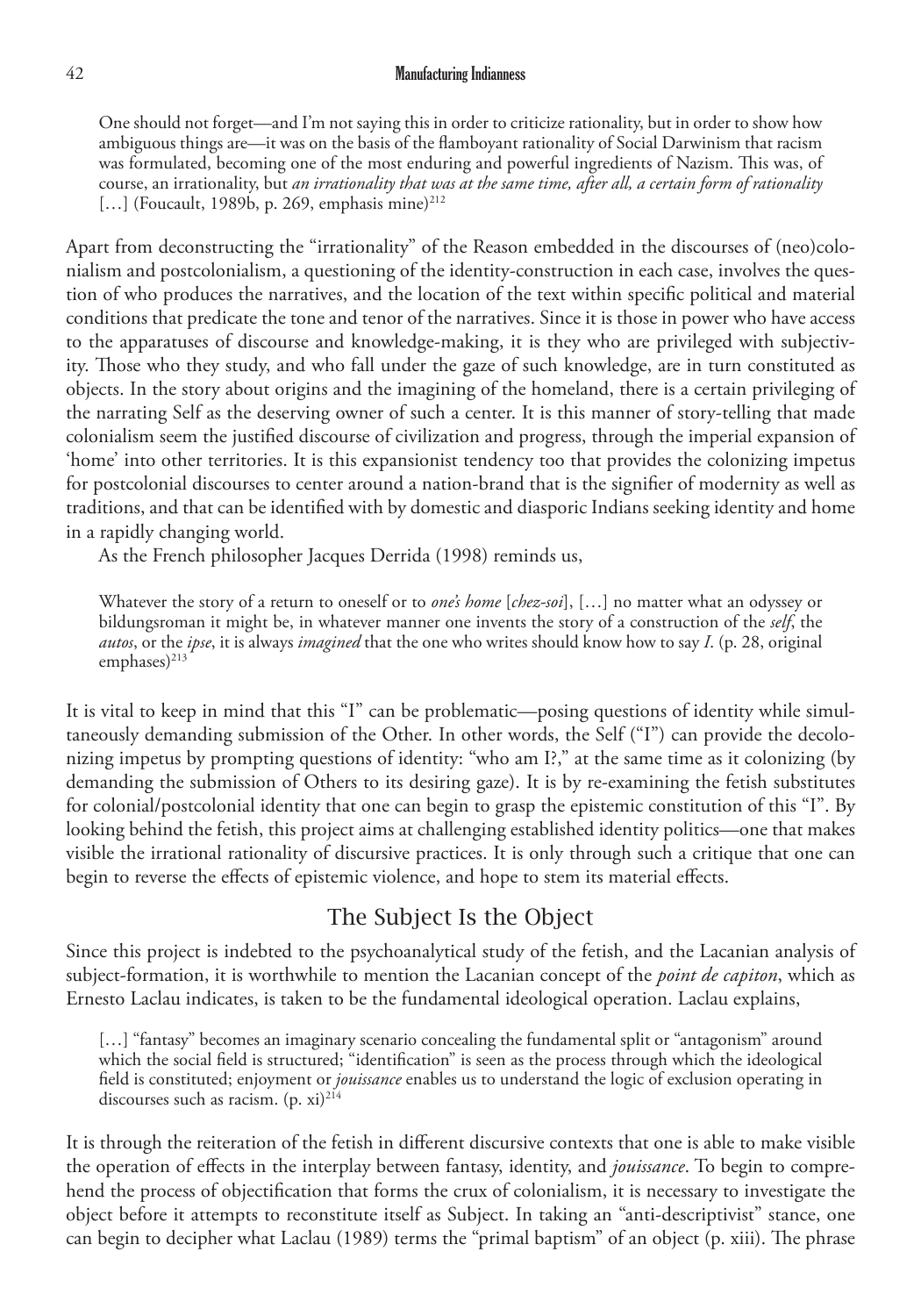> One should not forget—and I'm not saying this in order to criticize rationality, but in order to show how ambiguous things are—it was on the basis of the flamboyant rationality of Social Darwinism that racism was formulated, becoming one of the most enduring and powerful ingredients of Nazism. This was, of course, an irrationality, but *an irrationality that was at the same time, after all, a certain form of rationality* [...] (Foucault, 1989b, p. 269, emphasis mine)[212]

Apart from deconstructing the "irrationality" of the Reason embedded in the discourses of (neo)colonialism and postcolonialism, a questioning of the identity-construction in each case, involves the question of who produces the narratives, and the location of the text within specific political and material conditions that predicate the tone and tenor of the narratives. Since it is those in power who have access to the apparatuses of discourse and knowledge-making, it is they who are privileged with subjectivity. Those who they study, and who fall under the gaze of such knowledge, are in turn constituted as objects. In the story about origins and the imagining of the homeland, there is a certain privileging of the narrating Self as the deserving owner of such a center. It is this manner of story-telling that made colonialism seem the justified discourse of civilization and progress, through the imperial expansion of 'home' into other territories. It is this expansionist tendency too that provides the colonizing impetus for postcolonial discourses to center around a nation-brand that is the signifier of modernity as well as traditions, and that can be identified with by domestic and diasporic Indians seeking identity and home in a rapidly changing world.

As the French philosopher Jacques Derrida (1998) reminds us,

> Whatever the story of a return to oneself or to *one's home* [*chez-soi*], [...] no matter what an odyssey or bildungsroman it might be, in whatever manner one invents the story of a construction of the *self*, the *autos*, or the *ipse*, it is always *imagined* that the one who writes should know how to say *I*. (p. 28, original emphases)[213]

It is vital to keep in mind that this "I" can be problematic—posing questions of identity while simultaneously demanding submission of the Other. In other words, the Self ("I") can provide the decolonizing impetus by prompting questions of identity: "who am I?," at the same time as it colonizing (by demanding the submission of Others to its desiring gaze). It is by re-examining the fetish substitutes for colonial/postcolonial identity that one can begin to grasp the epistemic constitution of this "I". By looking behind the fetish, this project aims at challenging established identity politics—one that makes visible the irrational rationality of discursive practices. It is only through such a critique that one can begin to reverse the effects of epistemic violence, and hope to stem its material effects.

## The Subject Is the Object

Since this project is indebted to the psychoanalytical study of the fetish, and the Lacanian analysis of subject-formation, it is worthwhile to mention the Lacanian concept of the *point de capiton*, which as Ernesto Laclau indicates, is taken to be the fundamental ideological operation. Laclau explains,

> [...] "fantasy" becomes an imaginary scenario concealing the fundamental split or "antagonism" around which the social field is structured; "identification" is seen as the process through which the ideological field is constituted; enjoyment or *jouissance* enables us to understand the logic of exclusion operating in discourses such as racism. (p. xi)[214]

It is through the reiteration of the fetish in different discursive contexts that one is able to make visible the operation of effects in the interplay between fantasy, identity, and *jouissance*. To begin to comprehend the process of objectification that forms the crux of colonialism, it is necessary to investigate the object before it attempts to reconstitute itself as Subject. In taking an "anti-descriptivist" stance, one can begin to decipher what Laclau (1989) terms the "primal baptism" of an object (p. xiii). The phrase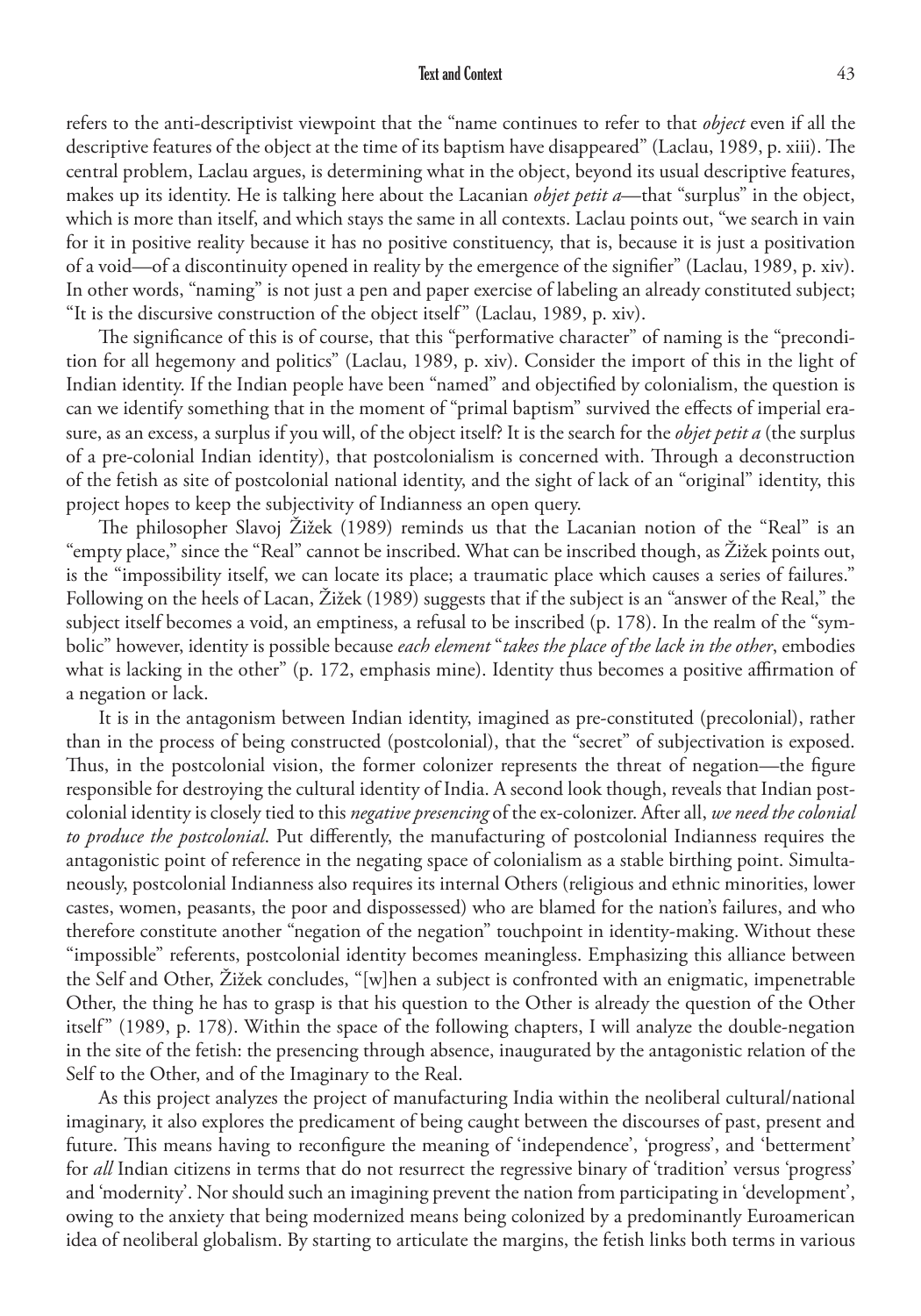refers to the anti-descriptivist viewpoint that the "name continues to refer to that *object* even if all the descriptive features of the object at the time of its baptism have disappeared" (Laclau, 1989, p. xiii). The central problem, Laclau argues, is determining what in the object, beyond its usual descriptive features, makes up its identity. He is talking here about the Lacanian *objet petit a*—that "surplus" in the object, which is more than itself, and which stays the same in all contexts. Laclau points out, "we search in vain for it in positive reality because it has no positive constituency, that is, because it is just a positivation of a void—of a discontinuity opened in reality by the emergence of the signifier" (Laclau, 1989, p. xiv). In other words, "naming" is not just a pen and paper exercise of labeling an already constituted subject; "It is the discursive construction of the object itself" (Laclau, 1989, p. xiv).

The significance of this is of course, that this "performative character" of naming is the "precondition for all hegemony and politics" (Laclau, 1989, p. xiv). Consider the import of this in the light of Indian identity. If the Indian people have been "named" and objectified by colonialism, the question is can we identify something that in the moment of "primal baptism" survived the effects of imperial erasure, as an excess, a surplus if you will, of the object itself? It is the search for the *objet petit a* (the surplus of a pre-colonial Indian identity), that postcolonialism is concerned with. Through a deconstruction of the fetish as site of postcolonial national identity, and the sight of lack of an "original" identity, this project hopes to keep the subjectivity of Indianness an open query.

The philosopher Slavoj Žižek (1989) reminds us that the Lacanian notion of the "Real" is an "empty place," since the "Real" cannot be inscribed. What can be inscribed though, as Žižek points out, is the "impossibility itself, we can locate its place; a traumatic place which causes a series of failures." Following on the heels of Lacan, Žižek (1989) suggests that if the subject is an "answer of the Real," the subject itself becomes a void, an emptiness, a refusal to be inscribed (p. 178). In the realm of the "symbolic" however, identity is possible because *each element* "*takes the place of the lack in the other*, embodies what is lacking in the other" (p. 172, emphasis mine). Identity thus becomes a positive affirmation of a negation or lack.

It is in the antagonism between Indian identity, imagined as pre-constituted (precolonial), rather than in the process of being constructed (postcolonial), that the "secret" of subjectivation is exposed. Thus, in the postcolonial vision, the former colonizer represents the threat of negation—the figure responsible for destroying the cultural identity of India. A second look though, reveals that Indian postcolonial identity is closely tied to this *negative presencing* of the ex-colonizer. After all, *we need the colonial to produce the postcolonial*. Put differently, the manufacturing of postcolonial Indianness requires the antagonistic point of reference in the negating space of colonialism as a stable birthing point. Simultaneously, postcolonial Indianness also requires its internal Others (religious and ethnic minorities, lower castes, women, peasants, the poor and dispossessed) who are blamed for the nation's failures, and who therefore constitute another "negation of the negation" touchpoint in identity-making. Without these "impossible" referents, postcolonial identity becomes meaningless. Emphasizing this alliance between the Self and Other, Žižek concludes, "[w]hen a subject is confronted with an enigmatic, impenetrable Other, the thing he has to grasp is that his question to the Other is already the question of the Other itself" (1989, p. 178). Within the space of the following chapters, I will analyze the double-negation in the site of the fetish: the presencing through absence, inaugurated by the antagonistic relation of the Self to the Other, and of the Imaginary to the Real.

As this project analyzes the project of manufacturing India within the neoliberal cultural/national imaginary, it also explores the predicament of being caught between the discourses of past, present and future. This means having to reconfigure the meaning of 'independence', 'progress', and 'betterment' for *all* Indian citizens in terms that do not resurrect the regressive binary of 'tradition' versus 'progress' and 'modernity'. Nor should such an imagining prevent the nation from participating in 'development', owing to the anxiety that being modernized means being colonized by a predominantly Euroamerican idea of neoliberal globalism. By starting to articulate the margins, the fetish links both terms in various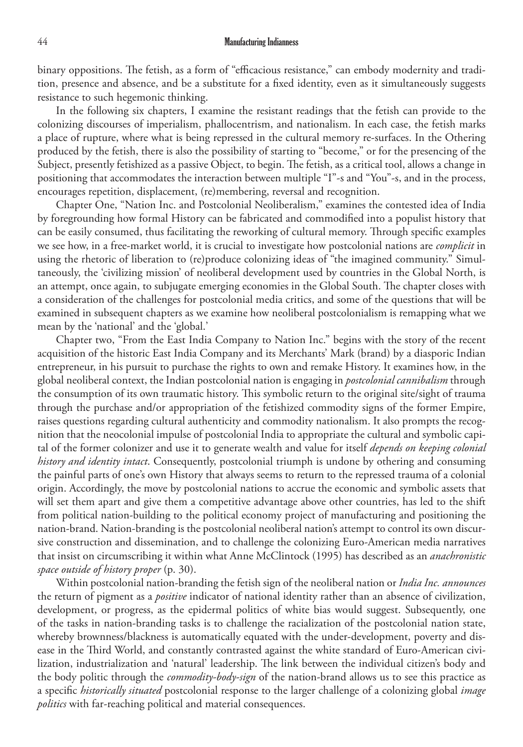binary oppositions. The fetish, as a form of "efficacious resistance," can embody modernity and tradition, presence and absence, and be a substitute for a fixed identity, even as it simultaneously suggests resistance to such hegemonic thinking.

In the following six chapters, I examine the resistant readings that the fetish can provide to the colonizing discourses of imperialism, phallocentrism, and nationalism. In each case, the fetish marks a place of rupture, where what is being repressed in the cultural memory re-surfaces. In the Othering produced by the fetish, there is also the possibility of starting to "become," or for the presencing of the Subject, presently fetishized as a passive Object, to begin. The fetish, as a critical tool, allows a change in positioning that accommodates the interaction between multiple "I"-s and "You"-s, and in the process, encourages repetition, displacement, (re)membering, reversal and recognition.

Chapter One, "Nation Inc. and Postcolonial Neoliberalism," examines the contested idea of India by foregrounding how formal History can be fabricated and commodified into a populist history that can be easily consumed, thus facilitating the reworking of cultural memory. Through specific examples we see how, in a free-market world, it is crucial to investigate how postcolonial nations are *complicit* in using the rhetoric of liberation to (re)produce colonizing ideas of "the imagined community." Simultaneously, the 'civilizing mission' of neoliberal development used by countries in the Global North, is an attempt, once again, to subjugate emerging economies in the Global South. The chapter closes with a consideration of the challenges for postcolonial media critics, and some of the questions that will be examined in subsequent chapters as we examine how neoliberal postcolonialism is remapping what we mean by the 'national' and the 'global.'

Chapter two, "From the East India Company to Nation Inc." begins with the story of the recent acquisition of the historic East India Company and its Merchants' Mark (brand) by a diasporic Indian entrepreneur, in his pursuit to purchase the rights to own and remake History. It examines how, in the global neoliberal context, the Indian postcolonial nation is engaging in *postcolonial cannibalism* through the consumption of its own traumatic history. This symbolic return to the original site/sight of trauma through the purchase and/or appropriation of the fetishized commodity signs of the former Empire, raises questions regarding cultural authenticity and commodity nationalism. It also prompts the recognition that the neocolonial impulse of postcolonial India to appropriate the cultural and symbolic capital of the former colonizer and use it to generate wealth and value for itself *depends on keeping colonial history and identity intact*. Consequently, postcolonial triumph is undone by othering and consuming the painful parts of one's own History that always seems to return to the repressed trauma of a colonial origin. Accordingly, the move by postcolonial nations to accrue the economic and symbolic assets that will set them apart and give them a competitive advantage above other countries, has led to the shift from political nation-building to the political economy project of manufacturing and positioning the nation-brand. Nation-branding is the postcolonial neoliberal nation's attempt to control its own discursive construction and dissemination, and to challenge the colonizing Euro-American media narratives that insist on circumscribing it within what Anne McClintock (1995) has described as an *anachronistic space outside of history proper* (p. 30).

Within postcolonial nation-branding the fetish sign of the neoliberal nation or *India Inc. announces* the return of pigment as a *positive* indicator of national identity rather than an absence of civilization, development, or progress, as the epidermal politics of white bias would suggest. Subsequently, one of the tasks in nation-branding tasks is to challenge the racialization of the postcolonial nation state, whereby brownness/blackness is automatically equated with the under-development, poverty and disease in the Third World, and constantly contrasted against the white standard of Euro-American civilization, industrialization and 'natural' leadership. The link between the individual citizen's body and the body politic through the *commodity-body-sign* of the nation-brand allows us to see this practice as a specific *historically situated* postcolonial response to the larger challenge of a colonizing global *image politics* with far-reaching political and material consequences.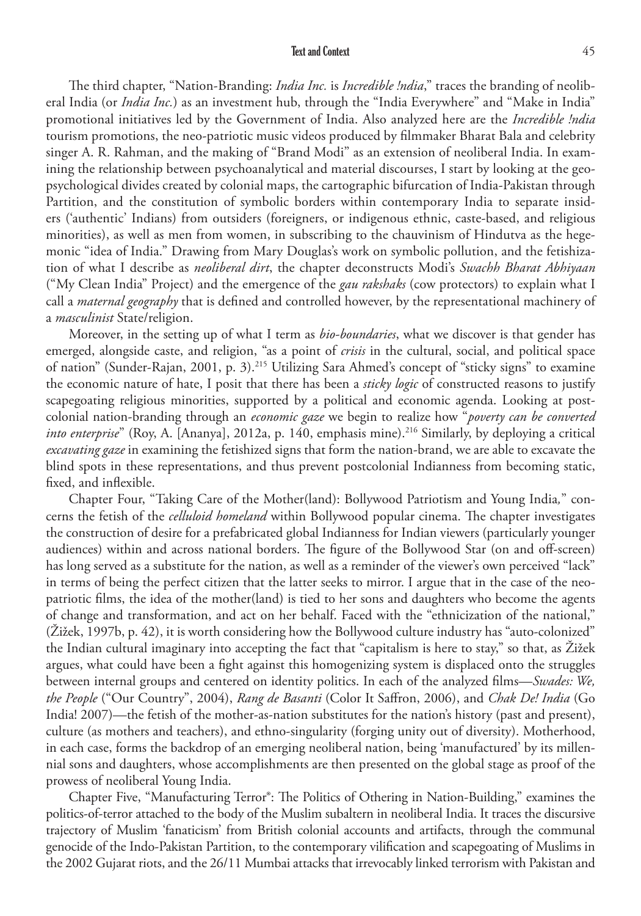The third chapter, "Nation-Branding: *India Inc.* is *Incredible !ndia*," traces the branding of neoliberal India (or *India Inc.*) as an investment hub, through the "India Everywhere" and "Make in India" promotional initiatives led by the Government of India. Also analyzed here are the *Incredible !ndia* tourism promotions, the neo-patriotic music videos produced by filmmaker Bharat Bala and celebrity singer A. R. Rahman, and the making of "Brand Modi" as an extension of neoliberal India. In examining the relationship between psychoanalytical and material discourses, I start by looking at the geo-psychological divides created by colonial maps, the cartographic bifurcation of India-Pakistan through Partition, and the constitution of symbolic borders within contemporary India to separate insiders ('authentic' Indians) from outsiders (foreigners, or indigenous ethnic, caste-based, and religious minorities), as well as men from women, in subscribing to the chauvinism of Hindutva as the hegemonic "idea of India." Drawing from Mary Douglas's work on symbolic pollution, and the fetishization of what I describe as *neoliberal dirt*, the chapter deconstructs Modi's *Swachh Bharat Abhiyaan* ("My Clean India" Project) and the emergence of the *gau rakshaks* (cow protectors) to explain what I call a *maternal geography* that is defined and controlled however, by the representational machinery of a *masculinist* State/religion.

Moreover, in the setting up of what I term as *bio-boundaries*, what we discover is that gender has emerged, alongside caste, and religion, "as a point of *crisis* in the cultural, social, and political space of nation" (Sunder-Rajan, 2001, p. 3).[215] Utilizing Sara Ahmed's concept of "sticky signs" to examine the economic nature of hate, I posit that there has been a *sticky logic* of constructed reasons to justify scapegoating religious minorities, supported by a political and economic agenda. Looking at postcolonial nation-branding through an *economic gaze* we begin to realize how "*poverty can be converted into enterprise*" (Roy, A. [Ananya], 2012a, p. 140, emphasis mine).[216] Similarly, by deploying a critical *excavating gaze* in examining the fetishized signs that form the nation-brand, we are able to excavate the blind spots in these representations, and thus prevent postcolonial Indianness from becoming static, fixed, and inflexible.

Chapter Four, "Taking Care of the Mother(land): Bollywood Patriotism and Young India*,*" concerns the fetish of the *celluloid homeland* within Bollywood popular cinema. The chapter investigates the construction of desire for a prefabricated global Indianness for Indian viewers (particularly younger audiences) within and across national borders. The figure of the Bollywood Star (on and off-screen) has long served as a substitute for the nation, as well as a reminder of the viewer's own perceived "lack" in terms of being the perfect citizen that the latter seeks to mirror. I argue that in the case of the neo-patriotic films, the idea of the mother(land) is tied to her sons and daughters who become the agents of change and transformation, and act on her behalf. Faced with the "ethnicization of the national," (Žižek, 1997b, p. 42), it is worth considering how the Bollywood culture industry has "auto-colonized" the Indian cultural imaginary into accepting the fact that "capitalism is here to stay," so that, as Žižek argues, what could have been a fight against this homogenizing system is displaced onto the struggles between internal groups and centered on identity politics. In each of the analyzed films—*Swades: We, the People* ("Our Country", 2004), *Rang de Basanti* (Color It Saffron, 2006), and *Chak De! India* (Go India! 2007)—the fetish of the mother-as-nation substitutes for the nation's history (past and present), culture (as mothers and teachers), and ethno-singularity (forging unity out of diversity). Motherhood, in each case, forms the backdrop of an emerging neoliberal nation, being 'manufactured' by its millennial sons and daughters, whose accomplishments are then presented on the global stage as proof of the prowess of neoliberal Young India.

Chapter Five, "Manufacturing Terror®: The Politics of Othering in Nation-Building," examines the politics-of-terror attached to the body of the Muslim subaltern in neoliberal India. It traces the discursive trajectory of Muslim 'fanaticism' from British colonial accounts and artifacts, through the communal genocide of the Indo-Pakistan Partition, to the contemporary vilification and scapegoating of Muslims in the 2002 Gujarat riots, and the 26/11 Mumbai attacks that irrevocably linked terrorism with Pakistan and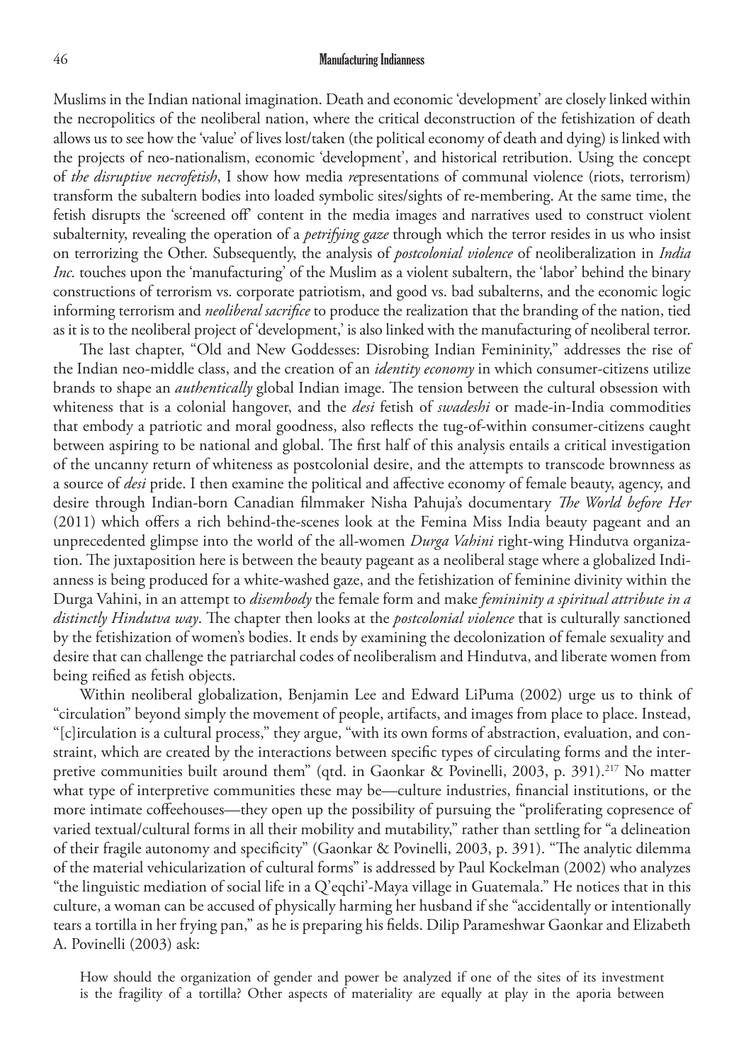Muslims in the Indian national imagination. Death and economic 'development' are closely linked within the necropolitics of the neoliberal nation, where the critical deconstruction of the fetishization of death allows us to see how the 'value' of lives lost/taken (the political economy of death and dying) is linked with the projects of neo-nationalism, economic 'development', and historical retribution. Using the concept of *the disruptive necrofetish*, I show how media *re*presentations of communal violence (riots, terrorism) transform the subaltern bodies into loaded symbolic sites/sights of re-membering. At the same time, the fetish disrupts the 'screened off' content in the media images and narratives used to construct violent subalternity, revealing the operation of a *petrifying gaze* through which the terror resides in us who insist on terrorizing the Other. Subsequently, the analysis of *postcolonial violence* of neoliberalization in *India Inc.* touches upon the 'manufacturing' of the Muslim as a violent subaltern, the 'labor' behind the binary constructions of terrorism vs. corporate patriotism, and good vs. bad subalterns, and the economic logic informing terrorism and *neoliberal sacrifice* to produce the realization that the branding of the nation, tied as it is to the neoliberal project of 'development,' is also linked with the manufacturing of neoliberal terror.

The last chapter, "Old and New Goddesses: Disrobing Indian Femininity," addresses the rise of the Indian neo-middle class, and the creation of an *identity economy* in which consumer-citizens utilize brands to shape an *authentically* global Indian image. The tension between the cultural obsession with whiteness that is a colonial hangover, and the *desi* fetish of *swadeshi* or made-in-India commodities that embody a patriotic and moral goodness, also reflects the tug-of-within consumer-citizens caught between aspiring to be national and global. The first half of this analysis entails a critical investigation of the uncanny return of whiteness as postcolonial desire, and the attempts to transcode brownness as a source of *desi* pride. I then examine the political and affective economy of female beauty, agency, and desire through Indian-born Canadian filmmaker Nisha Pahuja's documentary *The World before Her* (2011) which offers a rich behind-the-scenes look at the Femina Miss India beauty pageant and an unprecedented glimpse into the world of the all-women *Durga Vahini* right-wing Hindutva organization. The juxtaposition here is between the beauty pageant as a neoliberal stage where a globalized Indianness is being produced for a white-washed gaze, and the fetishization of feminine divinity within the Durga Vahini, in an attempt to *disembody* the female form and make *femininity a spiritual attribute in a distinctly Hindutva way*. The chapter then looks at the *postcolonial violence* that is culturally sanctioned by the fetishization of women's bodies. It ends by examining the decolonization of female sexuality and desire that can challenge the patriarchal codes of neoliberalism and Hindutva, and liberate women from being reified as fetish objects.

Within neoliberal globalization, Benjamin Lee and Edward LiPuma (2002) urge us to think of "circulation" beyond simply the movement of people, artifacts, and images from place to place. Instead, "[c]irculation is a cultural process," they argue, "with its own forms of abstraction, evaluation, and constraint, which are created by the interactions between specific types of circulating forms and the interpretive communities built around them" (qtd. in Gaonkar & Povinelli, 2003, p. 391).[217] No matter what type of interpretive communities these may be—culture industries, financial institutions, or the more intimate coffeehouses—they open up the possibility of pursuing the "proliferating copresence of varied textual/cultural forms in all their mobility and mutability," rather than settling for "a delineation of their fragile autonomy and specificity" (Gaonkar & Povinelli, 2003, p. 391). "The analytic dilemma of the material vehicularization of cultural forms" is addressed by Paul Kockelman (2002) who analyzes "the linguistic mediation of social life in a Q'eqchi'-Maya village in Guatemala." He notices that in this culture, a woman can be accused of physically harming her husband if she "accidentally or intentionally tears a tortilla in her frying pan," as he is preparing his fields. Dilip Parameshwar Gaonkar and Elizabeth A. Povinelli (2003) ask:

> How should the organization of gender and power be analyzed if one of the sites of its investment is the fragility of a tortilla? Other aspects of materiality are equally at play in the aporia between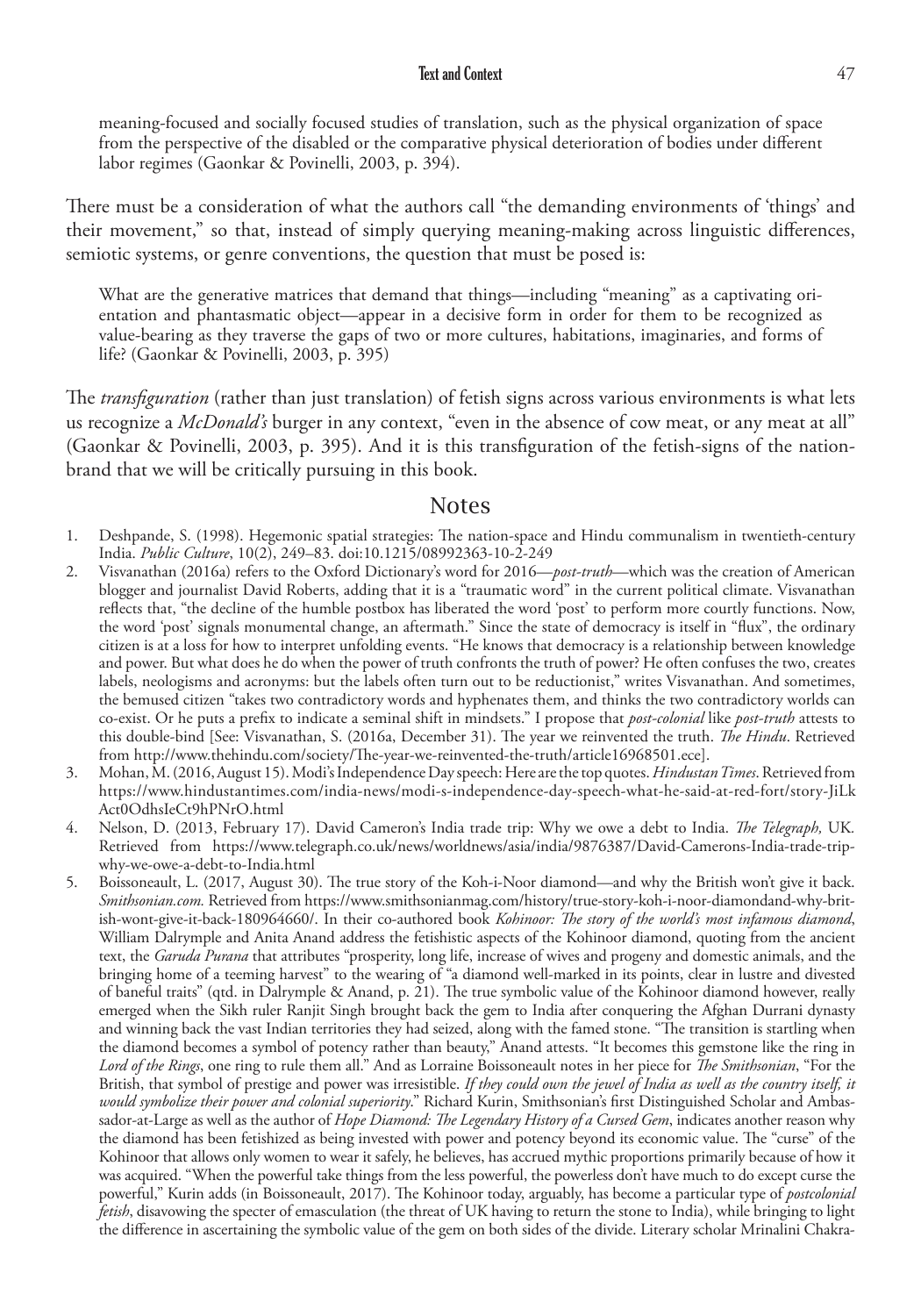meaning-focused and socially focused studies of translation, such as the physical organization of space from the perspective of the disabled or the comparative physical deterioration of bodies under different labor regimes (Gaonkar & Povinelli, 2003, p. 394).

There must be a consideration of what the authors call "the demanding environments of 'things' and their movement," so that, instead of simply querying meaning-making across linguistic differences, semiotic systems, or genre conventions, the question that must be posed is:

> What are the generative matrices that demand that things—including "meaning" as a captivating orientation and phantasmatic object—appear in a decisive form in order for them to be recognized as value-bearing as they traverse the gaps of two or more cultures, habitations, imaginaries, and forms of life? (Gaonkar & Povinelli, 2003, p. 395)

The *transfiguration* (rather than just translation) of fetish signs across various environments is what lets us recognize a *McDonald's* burger in any context, "even in the absence of cow meat, or any meat at all" (Gaonkar & Povinelli, 2003, p. 395). And it is this transfiguration of the fetish-signs of the nation-brand that we will be critically pursuing in this book.

## Notes

1. Deshpande, S. (1998). Hegemonic spatial strategies: The nation-space and Hindu communalism in twentieth-century India. *Public Culture*, 10(2), 249–83. doi:10.1215/08992363-10-2-249
2. Visvanathan (2016a) refers to the Oxford Dictionary's word for 2016—*post-truth*—which was the creation of American blogger and journalist David Roberts, adding that it is a "traumatic word" in the current political climate. Visvanathan reflects that, "the decline of the humble postbox has liberated the word 'post' to perform more courtly functions. Now, the word 'post' signals monumental change, an aftermath." Since the state of democracy is itself in "flux", the ordinary citizen is at a loss for how to interpret unfolding events. "He knows that democracy is a relationship between knowledge and power. But what does he do when the power of truth confronts the truth of power? He often confuses the two, creates labels, neologisms and acronyms: but the labels often turn out to be reductionist," writes Visvanathan. And sometimes, the bemused citizen "takes two contradictory words and hyphenates them, and thinks the two contradictory worlds can co-exist. Or he puts a prefix to indicate a seminal shift in mindsets." I propose that *post-colonial* like *post-truth* attests to this double-bind [See: Visvanathan, S. (2016a, December 31). The year we reinvented the truth. *The Hindu*. Retrieved from http://www.thehindu.com/society/The-year-we-reinvented-the-truth/article16968501.ece].
3. Mohan, M. (2016, August 15). Modi's Independence Day speech: Here are the top quotes. *Hindustan Times*. Retrieved from https://www.hindustantimes.com/india-news/modi-s-independence-day-speech-what-he-said-at-red-fort/story-JiLkAct0OdhsIeCt9hPNrO.html
4. Nelson, D. (2013, February 17). David Cameron's India trade trip: Why we owe a debt to India. *The Telegraph,* UK. Retrieved from https://www.telegraph.co.uk/news/worldnews/asia/india/9876387/David-Camerons-India-trade-trip-why-we-owe-a-debt-to-India.html
5. Boissoneault, L. (2017, August 30). The true story of the Koh-i-Noor diamond—and why the British won't give it back. *Smithsonian.com.* Retrieved from https://www.smithsonianmag.com/history/true-story-koh-i-noor-diamondand-why-british-wont-give-it-back-180964660/. In their co-authored book *Kohinoor: The story of the world's most infamous diamond*, William Dalrymple and Anita Anand address the fetishistic aspects of the Kohinoor diamond, quoting from the ancient text, the *Garuda Purana* that attributes "prosperity, long life, increase of wives and progeny and domestic animals, and the bringing home of a teeming harvest" to the wearing of "a diamond well-marked in its points, clear in lustre and divested of baneful traits" (qtd. in Dalrymple & Anand, p. 21). The true symbolic value of the Kohinoor diamond however, really emerged when the Sikh ruler Ranjit Singh brought back the gem to India after conquering the Afghan Durrani dynasty and winning back the vast Indian territories they had seized, along with the famed stone. "The transition is startling when the diamond becomes a symbol of potency rather than beauty," Anand attests. "It becomes this gemstone like the ring in *Lord of the Rings*, one ring to rule them all." And as Lorraine Boissoneault notes in her piece for *The Smithsonian*, "For the British, that symbol of prestige and power was irresistible. *If they could own the jewel of India as well as the country itself, it would symbolize their power and colonial superiority*." Richard Kurin, Smithsonian's first Distinguished Scholar and Ambassador-at-Large as well as the author of *Hope Diamond: The Legendary History of a Cursed Gem*, indicates another reason why the diamond has been fetishized as being invested with power and potency beyond its economic value. The "curse" of the Kohinoor that allows only women to wear it safely, he believes, has accrued mythic proportions primarily because of how it was acquired. "When the powerful take things from the less powerful, the powerless don't have much to do except curse the powerful," Kurin adds (in Boissoneault, 2017). The Kohinoor today, arguably, has become a particular type of *postcolonial fetish*, disavowing the specter of emasculation (the threat of UK having to return the stone to India), while bringing to light the difference in ascertaining the symbolic value of the gem on both sides of the divide. Literary scholar Mrinalini Chakra-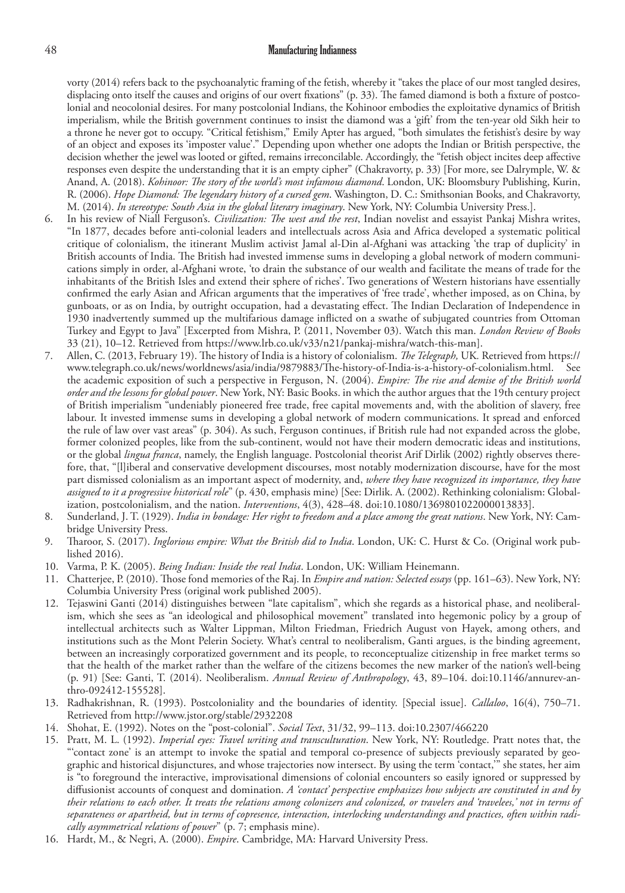vorty (2014) refers back to the psychoanalytic framing of the fetish, whereby it "takes the place of our most tangled desires, displacing onto itself the causes and origins of our overt fixations" (p. 33). The famed diamond is both a fixture of postcolonial and neocolonial desires. For many postcolonial Indians, the Kohinoor embodies the exploitative dynamics of British imperialism, while the British government continues to insist the diamond was a 'gift' from the ten-year old Sikh heir to a throne he never got to occupy. "Critical fetishism," Emily Apter has argued, "both simulates the fetishist's desire by way of an object and exposes its 'imposter value'." Depending upon whether one adopts the Indian or British perspective, the decision whether the jewel was looted or gifted, remains irreconcilable. Accordingly, the "fetish object incites deep affective responses even despite the understanding that it is an empty cipher" (Chakravorty, p. 33) [For more, see Dalrymple, W. & Anand, A. (2018). *Kohinoor: The story of the world's most infamous diamond*. London, UK: Bloomsbury Publishing, Kurin, R. (2006). *Hope Diamond: The legendary history of a cursed gem*. Washington, D. C.: Smithsonian Books, and Chakravorty, M. (2014). *In stereotype: South Asia in the global literary imaginary*. New York, NY: Columbia University Press.].

6. In his review of Niall Ferguson's. *Civilization: The west and the rest*, Indian novelist and essayist Pankaj Mishra writes, "In 1877, decades before anti-colonial leaders and intellectuals across Asia and Africa developed a systematic political critique of colonialism, the itinerant Muslim activist Jamal al-Din al-Afghani was attacking 'the trap of duplicity' in British accounts of India. The British had invested immense sums in developing a global network of modern communications simply in order, al-Afghani wrote, 'to drain the substance of our wealth and facilitate the means of trade for the inhabitants of the British Isles and extend their sphere of riches'. Two generations of Western historians have essentially confirmed the early Asian and African arguments that the imperatives of 'free trade', whether imposed, as on China, by gunboats, or as on India, by outright occupation, had a devastating effect. The Indian Declaration of Independence in 1930 inadvertently summed up the multifarious damage inflicted on a swathe of subjugated countries from Ottoman Turkey and Egypt to Java" [Excerpted from Mishra, P. (2011, November 03). Watch this man. *London Review of Books* 33 (21), 10–12. Retrieved from https://www.lrb.co.uk/v33/n21/pankaj-mishra/watch-this-man].
7. Allen, C. (2013, February 19). The history of India is a history of colonialism. *The Telegraph,* UK. Retrieved from https://www.telegraph.co.uk/news/worldnews/asia/india/9879883/The-history-of-India-is-a-history-of-colonialism.html. See the academic exposition of such a perspective in Ferguson, N. (2004). *Empire: The rise and demise of the British world order and the lessons for global power*. New York, NY: Basic Books. in which the author argues that the 19th century project of British imperialism "undeniably pioneered free trade, free capital movements and, with the abolition of slavery, free labour. It invested immense sums in developing a global network of modern communications. It spread and enforced the rule of law over vast areas" (p. 304). As such, Ferguson continues, if British rule had not expanded across the globe, former colonized peoples, like from the sub-continent, would not have their modern democratic ideas and institutions, or the global *lingua franca*, namely, the English language. Postcolonial theorist Arif Dirlik (2002) rightly observes therefore, that, "[l]iberal and conservative development discourses, most notably modernization discourse, have for the most part dismissed colonialism as an important aspect of modernity, and, *where they have recognized its importance, they have assigned to it a progressive historical role*" (p. 430, emphasis mine) [See: Dirlik. A. (2002). Rethinking colonialism: Globalization, postcolonialism, and the nation. *Interventions*, 4(3), 428–48. doi:10.1080/1369801022000013833].
8. Sunderland, J. T. (1929). *India in bondage: Her right to freedom and a place among the great nations*. New York, NY: Cambridge University Press.
9. Tharoor, S. (2017). *Inglorious empire: What the British did to India*. London, UK: C. Hurst & Co. (Original work published 2016).
10. Varma, P. K. (2005). *Being Indian: Inside the real India*. London, UK: William Heinemann.
11. Chatterjee, P. (2010). Those fond memories of the Raj. In *Empire and nation: Selected essays* (pp. 161–63). New York, NY: Columbia University Press (original work published 2005).
12. Tejaswini Ganti (2014) distinguishes between "late capitalism", which she regards as a historical phase, and neoliberalism, which she sees as "an ideological and philosophical movement" translated into hegemonic policy by a group of intellectual architects such as Walter Lippman, Milton Friedman, Friedrich August von Hayek, among others, and institutions such as the Mont Pelerin Society. What's central to neoliberalism, Ganti argues, is the binding agreement, between an increasingly corporatized government and its people, to reconceptualize citizenship in free market terms so that the health of the market rather than the welfare of the citizens becomes the new marker of the nation's well-being (p. 91) [See: Ganti, T. (2014). Neoliberalism. *Annual Review of Anthropology*, 43, 89–104. doi:10.1146/annurev-anthro-092412-155528].
13. Radhakrishnan, R. (1993). Postcoloniality and the boundaries of identity. [Special issue]. *Callaloo*, 16(4), 750–71. Retrieved from http://www.jstor.org/stable/2932208
14. Shohat, E. (1992). Notes on the "post-colonial". *Social Text*, 31/32, 99–113. doi:10.2307/466220
15. Pratt, M. L. (1992). *Imperial eyes: Travel writing and transculturation*. New York, NY: Routledge. Pratt notes that, the "'contact zone' is an attempt to invoke the spatial and temporal co-presence of subjects previously separated by geographic and historical disjunctures, and whose trajectories now intersect. By using the term 'contact,'" she states, her aim is "to foreground the interactive, improvisational dimensions of colonial encounters so easily ignored or suppressed by diffusionist accounts of conquest and domination. *A 'contact' perspective emphasizes how subjects are constituted in and by their relations to each other. It treats the relations among colonizers and colonized, or travelers and 'travelees,' not in terms of separateness or apartheid, but in terms of copresence, interaction, interlocking understandings and practices, often within radically asymmetrical relations of power*" (p. 7; emphasis mine).
16. Hardt, M., & Negri, A. (2000). *Empire*. Cambridge, MA: Harvard University Press.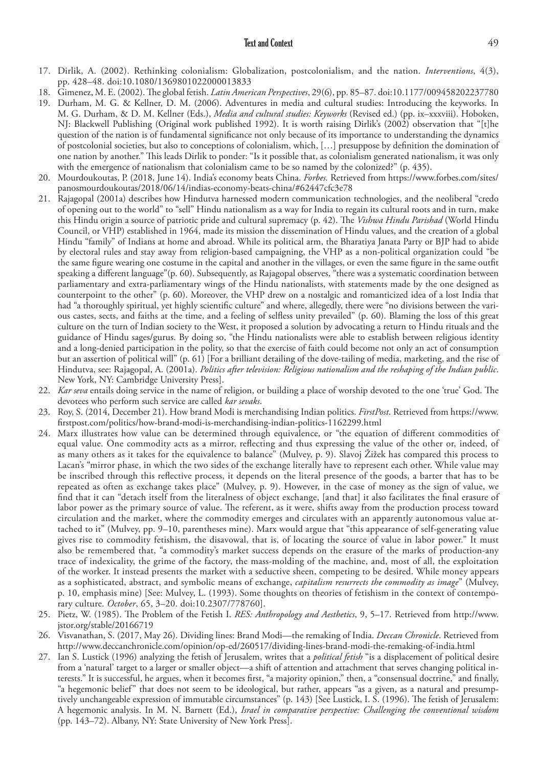17. Dirlik, A. (2002). Rethinking colonialism: Globalization, postcolonialism, and the nation. *Interventions*, 4(3), pp. 428–48. doi:10.1080/1369801022000013833
18. Gimenez, M. E. (2002). The global fetish. *Latin American Perspectives*, 29(6), pp. 85–87. doi:10.1177/009458202237780
19. Durham, M. G. & Kellner, D. M. (2006). Adventures in media and cultural studies: Introducing the keyworks. In M. G. Durham, & D. M. Kellner (Eds.), *Media and cultural studies: Keyworks* (Revised ed.) (pp. ix–xxxviii). Hoboken, NJ: Blackwell Publishing (Original work published 1992). It is worth raising Dirlik's (2002) observation that "[t]he question of the nation is of fundamental significance not only because of its importance to understanding the dynamics of postcolonial societies, but also to conceptions of colonialism, which, […] presuppose by definition the domination of one nation by another." This leads Dirlik to ponder: "Is it possible that, as colonialism generated nationalism, it was only with the emergence of nationalism that colonialism came to be so named by the colonized?" (p. 435).
20. Mourdoukoutas, P. (2018, June 14). India's economy beats China. *Forbes.* Retrieved from https://www.forbes.com/sites/panosmourdoukoutas/2018/06/14/indias-economy-beats-china/#62447cfc3e78
21. Rajagopal (2001a) describes how Hindutva harnessed modern communication technologies, and the neoliberal "credo of opening out to the world" to "sell" Hindu nationalism as a way for India to regain its cultural roots and in turn, make this Hindu origin a source of patriotic pride and cultural supremacy (p. 42). The *Vishwa Hindu Parishad* (World Hindu Council, or VHP) established in 1964, made its mission the dissemination of Hindu values, and the creation of a global Hindu "family" of Indians at home and abroad. While its political arm, the Bharatiya Janata Party or BJP had to abide by electoral rules and stay away from religion-based campaigning, the VHP as a non-political organization could "be the same figure wearing one costume in the capital and another in the villages, or even the same figure in the same outfit speaking a different language"(p. 60). Subsequently, as Rajagopal observes, "there was a systematic coordination between parliamentary and extra-parliamentary wings of the Hindu nationalists, with statements made by the one designed as counterpoint to the other" (p. 60). Moreover, the VHP drew on a nostalgic and romanticized idea of a lost India that had "a thoroughly spiritual, yet highly scientific culture" and where, allegedly, there were "no divisions between the various castes, sects, and faiths at the time, and a feeling of selfless unity prevailed" (p. 60). Blaming the loss of this great culture on the turn of Indian society to the West, it proposed a solution by advocating a return to Hindu rituals and the guidance of Hindu sages/gurus. By doing so, "the Hindu nationalists were able to establish between religious identity and a long-denied participation in the polity, so that the exercise of faith could become not only an act of consumption but an assertion of political will" (p. 61) [For a brilliant detailing of the dove-tailing of media, marketing, and the rise of Hindutva, see: Rajagopal, A. (2001a). *Politics after television: Religious nationalism and the reshaping of the Indian public*. New York, NY: Cambridge University Press].
22. *Kar seva* entails doing service in the name of religion, or building a place of worship devoted to the one 'true' God. The devotees who perform such service are called *kar sevaks*.
23. Roy, S. (2014, December 21). How brand Modi is merchandising Indian politics. *FirstPost*. Retrieved from https://www.firstpost.com/politics/how-brand-modi-is-merchandising-indian-politics-1162299.html
24. Marx illustrates how value can be determined through equivalence, or "the equation of different commodities of equal value. One commodity acts as a mirror, reflecting and thus expressing the value of the other or, indeed, of as many others as it takes for the equivalence to balance" (Mulvey, p. 9). Slavoj Žižek has compared this process to Lacan's "mirror phase, in which the two sides of the exchange literally have to represent each other. While value may be inscribed through this reflective process, it depends on the literal presence of the goods, a barter that has to be repeated as often as exchange takes place" (Mulvey, p. 9). However, in the case of money as the sign of value, we find that it can "detach itself from the literalness of object exchange, [and that] it also facilitates the final erasure of labor power as the primary source of value. The referent, as it were, shifts away from the production process toward circulation and the market, where the commodity emerges and circulates with an apparently autonomous value attached to it" (Mulvey, pp. 9–10, parentheses mine). Marx would argue that "this appearance of self-generating value gives rise to commodity fetishism, the disavowal, that is, of locating the source of value in labor power." It must also be remembered that, "a commodity's market success depends on the erasure of the marks of production-any trace of indexicality, the grime of the factory, the mass-molding of the machine, and, most of all, the exploitation of the worker. It instead presents the market with a seductive sheen, competing to be desired. While money appears as a sophisticated, abstract, and symbolic means of exchange, *capitalism resurrects the commodity as image*" (Mulvey, p. 10, emphasis mine) [See: Mulvey, L. (1993). Some thoughts on theories of fetishism in the context of contemporary culture. *October*, 65, 3–20. doi:10.2307/778760].
25. Pietz, W. (1985). The Problem of the Fetish I. *RES: Anthropology and Aesthetics*, 9, 5–17. Retrieved from http://www.jstor.org/stable/20166719
26. Visvanathan, S. (2017, May 26). Dividing lines: Brand Modi—the remaking of India. *Deccan Chronicle*. Retrieved from http://www.deccanchronicle.com/opinion/op-ed/260517/dividing-lines-brand-modi-the-remaking-of-india.html
27. Ian S. Lustick (1996) analyzing the fetish of Jerusalem, writes that a *political fetish* "is a displacement of political desire from a 'natural' target to a larger or smaller object—a shift of attention and attachment that serves changing political interests." It is successful, he argues, when it becomes first, "a majority opinion," then, a "consensual doctrine," and finally, "a hegemonic belief" that does not seem to be ideological, but rather, appears "as a given, as a natural and presumptively unchangeable expression of immutable circumstances" (p. 143) [See Lustick, I. S. (1996). The fetish of Jerusalem: A hegemonic analysis. In M. N. Barnett (Ed.), *Israel in comparative perspective: Challenging the conventional wisdom* (pp. 143–72). Albany, NY: State University of New York Press].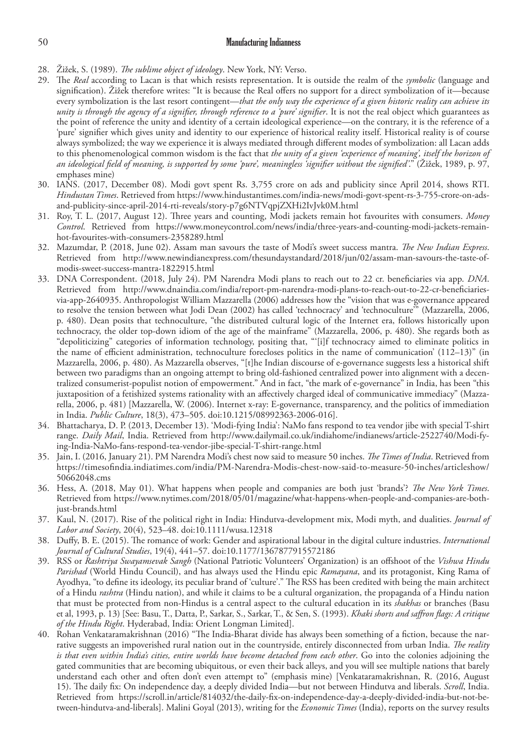28. Žižek, S. (1989). *The sublime object of ideology*. New York, NY: Verso.
29. The *Real* according to Lacan is that which resists representation. It is outside the realm of the *symbolic* (language and signification). Žižek therefore writes: "It is because the Real offers no support for a direct symbolization of it—because every symbolization is the last resort contingent—*that the only way the experience of a given historic reality can achieve its unity is through the agency of a signifier, through reference to a 'pure' signifier*. It is not the real object which guarantees as the point of reference the unity and identity of a certain ideological experience—on the contrary, it is the reference of a 'pure' signifier which gives unity and identity to our experience of historical reality itself. Historical reality is of course always symbolized; the way we experience it is always mediated through different modes of symbolization: all Lacan adds to this phenomenological common wisdom is the fact that *the unity of a given 'experience of meaning', itself the horizon of an ideological field of meaning, is supported by some 'pure', meaningless 'signifier without the signified'*." (Žižek, 1989, p. 97, emphases mine)
30. IANS. (2017, December 08). Modi govt spent Rs. 3,755 crore on ads and publicity since April 2014, shows RTI. *Hindustan Times*. Retrieved from https://www.hindustantimes.com/india-news/modi-govt-spent-rs-3-755-crore-on-ads-and-publicity-since-april-2014-rti-reveals/story-p7g6NTVqpjZXHi2IvJvk0M.html
31. Roy, T. L. (2017, August 12). Three years and counting, Modi jackets remain hot favourites with consumers. *Money Control*. Retrieved from https://www.moneycontrol.com/news/india/three-years-and-counting-modi-jackets-remain-hot-favourites-with-consumers-2358289.html
32. Mazumdar, P. (2018, June 02). Assam man savours the taste of Modi's sweet success mantra. *The New Indian Express*. Retrieved from http://www.newindianexpress.com/thesundaystandard/2018/jun/02/assam-man-savours-the-taste-of-modis-sweet-success-mantra-1822915.html
33. DNA Correspondent. (2018, July 24). PM Narendra Modi plans to reach out to 22 cr. beneficiaries via app. *DNA*. Retrieved from http://www.dnaindia.com/india/report-pm-narendra-modi-plans-to-reach-out-to-22-cr-beneficiaries-via-app-2640935. Anthropologist William Mazzarella (2006) addresses how the "vision that was e-governance appeared to resolve the tension between what Jodi Dean (2002) has called 'technocracy' and 'technoculture'" (Mazzarella, 2006, p. 480). Dean posits that technoculture, "the distributed cultural logic of the Internet era, follows historically upon technocracy, the older top-down idiom of the age of the mainframe" (Mazzarella, 2006, p. 480). She regards both as "depoliticizing" categories of information technology, positing that, "'[i]f technocracy aimed to eliminate politics in the name of efficient administration, technoculture forecloses politics in the name of communication' (112–13)" (in Mazzarella, 2006, p. 480). As Mazzarella observes, "[t]he Indian discourse of e-governance suggests less a historical shift between two paradigms than an ongoing attempt to bring old-fashioned centralized power into alignment with a decentralized consumerist-populist notion of empowerment." And in fact, "the mark of e-governance" in India, has been "this juxtaposition of a fetishized systems rationality with an affectively charged ideal of communicative immediacy" (Mazzarella, 2006, p. 481) [Mazzarella, W. (2006). Internet x-ray: E-governance, transparency, and the politics of immediation in India. *Public Culture*, 18(3), 473–505. doi:10.1215/08992363-2006-016].
34. Bhattacharya, D. P. (2013, December 13). 'Modi-fying India': NaMo fans respond to tea vendor jibe with special T-shirt range. *Daily Mail*, India. Retrieved from http://www.dailymail.co.uk/indiahome/indianews/article-2522740/Modi-fying-India-NaMo-fans-respond-tea-vendor-jibe-special-T-shirt-range.html
35. Jain, I. (2016, January 21). PM Narendra Modi's chest now said to measure 50 inches. *The Times of India*. Retrieved from https://timesofindia.indiatimes.com/india/PM-Narendra-Modis-chest-now-said-to-measure-50-inches/articleshow/50662048.cms
36. Hess, A. (2018, May 01). What happens when people and companies are both just 'brands'? *The New York Times*. Retrieved from https://www.nytimes.com/2018/05/01/magazine/what-happens-when-people-and-companies-are-both-just-brands.html
37. Kaul, N. (2017). Rise of the political right in India: Hindutva-development mix, Modi myth, and dualities. *Journal of Labor and Society*, 20(4), 523–48. doi:10.1111/wusa.12318
38. Duffy, B. E. (2015). The romance of work: Gender and aspirational labour in the digital culture industries. *International Journal of Cultural Studies*, 19(4), 441–57. doi:10.1177/1367877915572186
39. RSS or *Rashtriya Swayamsevak Sangh* (National Patriotic Volunteers' Organization) is an offshoot of the *Vishwa Hindu Parishad* (World Hindu Council), and has always used the Hindu epic *Ramayana*, and its protagonist, King Rama of Ayodhya, "to define its ideology, its peculiar brand of 'culture'." The RSS has been credited with being the main architect of a Hindu *rashtra* (Hindu nation), and while it claims to be a cultural organization, the propaganda of a Hindu nation that must be protected from non-Hindus is a central aspect to the cultural education in its *shakhas* or branches (Basu et al, 1993, p. 13) [See: Basu, T., Datta, P., Sarkar, S., Sarkar, T., & Sen, S. (1993). *Khaki shorts and saffron flags: A critique of the Hindu Right*. Hyderabad, India: Orient Longman Limited].
40. Rohan Venkataramakrishnan (2016) "The India-Bharat divide has always been something of a fiction, because the narrative suggests an impoverished rural nation out in the countryside, entirely disconnected from urban India. *The reality is that even within India's cities, entire worlds have become detached from each other*. Go into the colonies adjoining the gated communities that are becoming ubiquitous, or even their back alleys, and you will see multiple nations that barely understand each other and often don't even attempt to" (emphasis mine) [Venkataramakrishnan, R. (2016, August 15). The daily fix: On independence day, a deeply divided India—but not between Hindutva and liberals. *Scroll*, India. Retrieved from https://scroll.in/article/814032/the-daily-fix-on-independence-day-a-deeply-divided-india-but-not-between-hindutva-and-liberals]. Malini Goyal (2013), writing for the *Economic Times* (India), reports on the survey results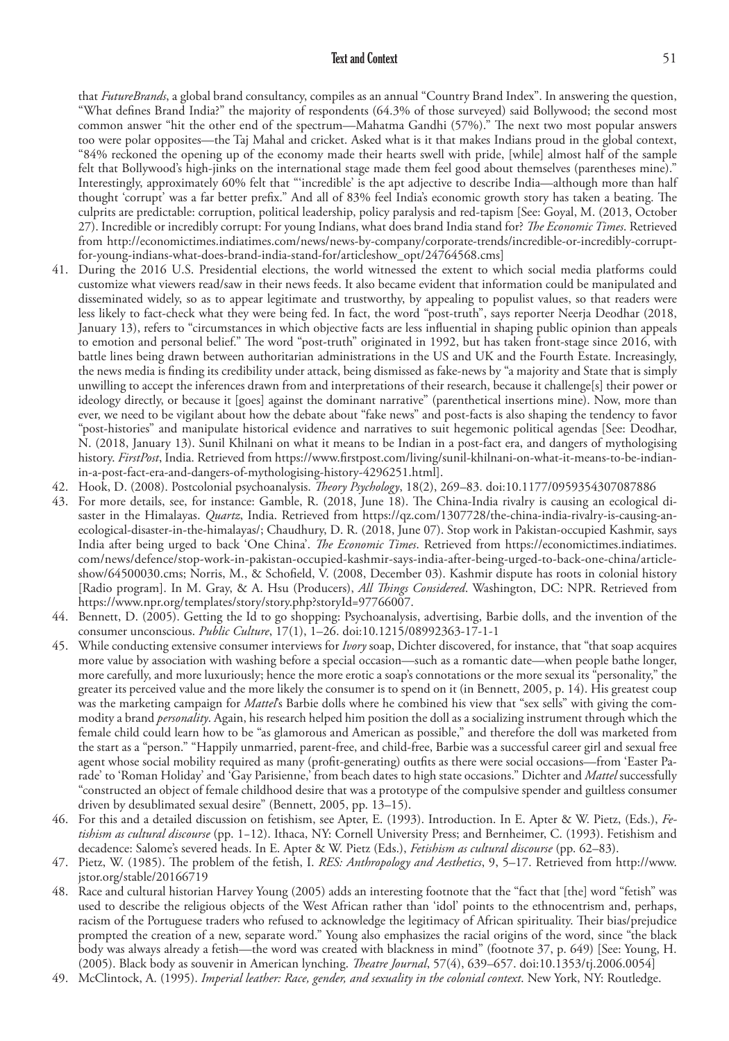that *FutureBrands*, a global brand consultancy, compiles as an annual "Country Brand Index". In answering the question, "What defines Brand India?" the majority of respondents (64.3% of those surveyed) said Bollywood; the second most common answer "hit the other end of the spectrum—Mahatma Gandhi (57%)." The next two most popular answers too were polar opposites—the Taj Mahal and cricket. Asked what is it that makes Indians proud in the global context, "84% reckoned the opening up of the economy made their hearts swell with pride, [while] almost half of the sample felt that Bollywood's high-jinks on the international stage made them feel good about themselves (parentheses mine)." Interestingly, approximately 60% felt that "'incredible' is the apt adjective to describe India—although more than half thought 'corrupt' was a far better prefix." And all of 83% feel India's economic growth story has taken a beating. The culprits are predictable: corruption, political leadership, policy paralysis and red-tapism [See: Goyal, M. (2013, October 27). Incredible or incredibly corrupt: For young Indians, what does brand India stand for? *The Economic Times*. Retrieved from http://economictimes.indiatimes.com/news/news-by-company/corporate-trends/incredible-or-incredibly-corrupt-for-young-indians-what-does-brand-india-stand-for/articleshow_opt/24764568.cms]

41. During the 2016 U.S. Presidential elections, the world witnessed the extent to which social media platforms could customize what viewers read/saw in their news feeds. It also became evident that information could be manipulated and disseminated widely, so as to appear legitimate and trustworthy, by appealing to populist values, so that readers were less likely to fact-check what they were being fed. In fact, the word "post-truth", says reporter Neerja Deodhar (2018, January 13), refers to "circumstances in which objective facts are less influential in shaping public opinion than appeals to emotion and personal belief." The word "post-truth" originated in 1992, but has taken front-stage since 2016, with battle lines being drawn between authoritarian administrations in the US and UK and the Fourth Estate. Increasingly, the news media is finding its credibility under attack, being dismissed as fake-news by "a majority and State that is simply unwilling to accept the inferences drawn from and interpretations of their research, because it challenge[s] their power or ideology directly, or because it [goes] against the dominant narrative" (parenthetical insertions mine). Now, more than ever, we need to be vigilant about how the debate about "fake news" and post-facts is also shaping the tendency to favor "post-histories" and manipulate historical evidence and narratives to suit hegemonic political agendas [See: Deodhar, N. (2018, January 13). Sunil Khilnani on what it means to be Indian in a post-fact era, and dangers of mythologising history. *FirstPost*, India. Retrieved from https://www.firstpost.com/living/sunil-khilnani-on-what-it-means-to-be-indian-in-a-post-fact-era-and-dangers-of-mythologising-history-4296251.html].
42. Hook, D. (2008). Postcolonial psychoanalysis. *Theory Psychology*, 18(2), 269–83. doi:10.1177/0959354307087886
43. For more details, see, for instance: Gamble, R. (2018, June 18). The China-India rivalry is causing an ecological disaster in the Himalayas. *Quartz*, India. Retrieved from https://qz.com/1307728/the-china-india-rivalry-is-causing-an-ecological-disaster-in-the-himalayas/; Chaudhury, D. R. (2018, June 07). Stop work in Pakistan-occupied Kashmir, says India after being urged to back 'One China'. *The Economic Times*. Retrieved from https://economictimes.indiatimes.com/news/defence/stop-work-in-pakistan-occupied-kashmir-says-india-after-being-urged-to-back-one-china/articleshow/64500030.cms; Norris, M., & Schofield, V. (2008, December 03). Kashmir dispute has roots in colonial history [Radio program]. In M. Gray, & A. Hsu (Producers), *All Things Considered*. Washington, DC: NPR. Retrieved from https://www.npr.org/templates/story/story.php?storyId=97766007.
44. Bennett, D. (2005). Getting the Id to go shopping: Psychoanalysis, advertising, Barbie dolls, and the invention of the consumer unconscious. *Public Culture*, 17(1), 1–26. doi:10.1215/08992363-17-1-1
45. While conducting extensive consumer interviews for *Ivory* soap, Dichter discovered, for instance, that "that soap acquires more value by association with washing before a special occasion—such as a romantic date—when people bathe longer, more carefully, and more luxuriously; hence the more erotic a soap's connotations or the more sexual its "personality," the greater its perceived value and the more likely the consumer is to spend on it (in Bennett, 2005, p. 14). His greatest coup was the marketing campaign for *Mattel*'s Barbie dolls where he combined his view that "sex sells" with giving the commodity a brand *personality*. Again, his research helped him position the doll as a socializing instrument through which the female child could learn how to be "as glamorous and American as possible," and therefore the doll was marketed from the start as a "person." "Happily unmarried, parent-free, and child-free, Barbie was a successful career girl and sexual free agent whose social mobility required as many (profit-generating) outfits as there were social occasions—from 'Easter Parade' to 'Roman Holiday' and 'Gay Parisienne,' from beach dates to high state occasions." Dichter and *Mattel* successfully "constructed an object of female childhood desire that was a prototype of the compulsive spender and guiltless consumer driven by desublimated sexual desire" (Bennett, 2005, pp. 13–15).
46. For this and a detailed discussion on fetishism, see Apter, E. (1993). Introduction. In E. Apter & W. Pietz, (Eds.), *Fetishism as cultural discourse* (pp. 1–12). Ithaca, NY: Cornell University Press; and Bernheimer, C. (1993). Fetishism and decadence: Salome's severed heads. In E. Apter & W. Pietz (Eds.), *Fetishism as cultural discourse* (pp. 62–83).
47. Pietz, W. (1985). The problem of the fetish, I. *RES: Anthropology and Aesthetics*, 9, 5–17. Retrieved from http://www.jstor.org/stable/20166719
48. Race and cultural historian Harvey Young (2005) adds an interesting footnote that the "fact that [the] word "fetish" was used to describe the religious objects of the West African rather than 'idol' points to the ethnocentrism and, perhaps, racism of the Portuguese traders who refused to acknowledge the legitimacy of African spirituality. Their bias/prejudice prompted the creation of a new, separate word." Young also emphasizes the racial origins of the word, since "the black body was always already a fetish—the word was created with blackness in mind" (footnote 37, p. 649) [See: Young, H. (2005). Black body as souvenir in American lynching. *Theatre Journal*, 57(4), 639–657. doi:10.1353/tj.2006.0054]
49. McClintock, A. (1995). *Imperial leather: Race, gender, and sexuality in the colonial context*. New York, NY: Routledge.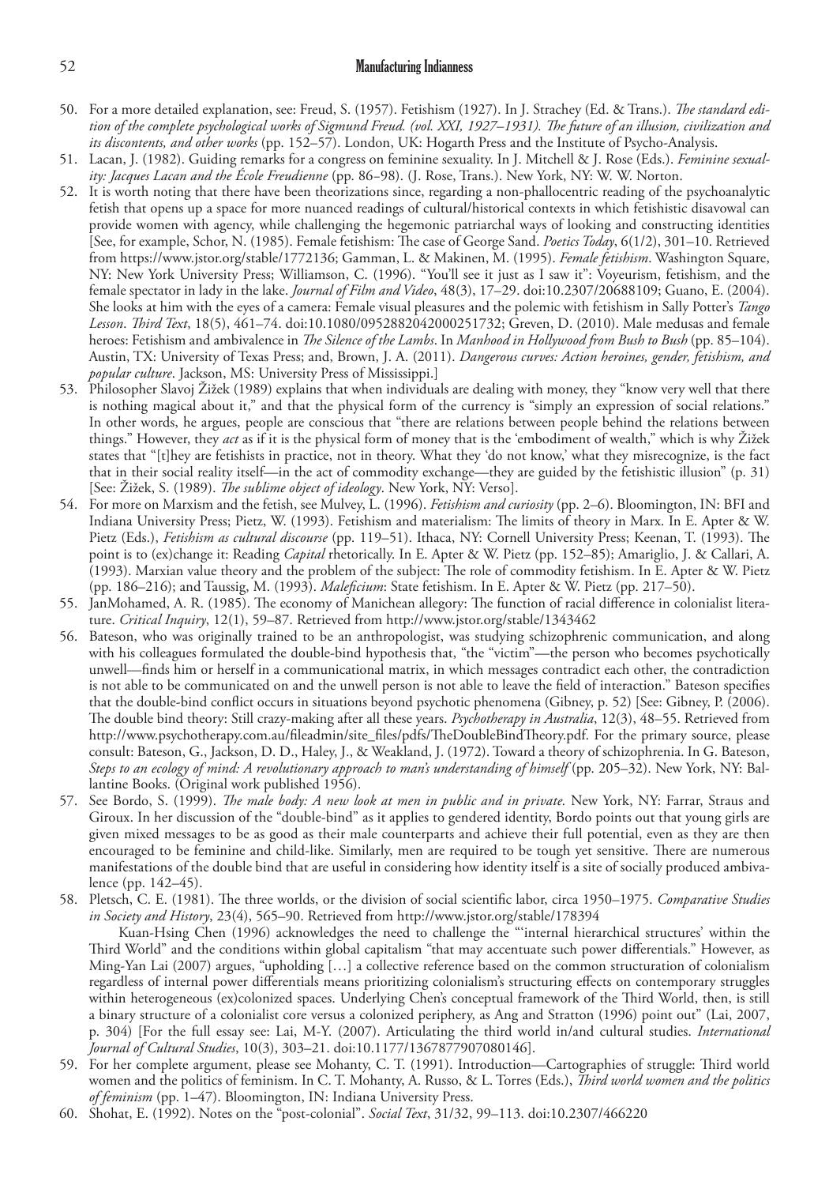50. For a more detailed explanation, see: Freud, S. (1957). Fetishism (1927). In J. Strachey (Ed. & Trans.). *The standard edition of the complete psychological works of Sigmund Freud. (vol. XXI, 1927–1931). The future of an illusion, civilization and its discontents, and other works* (pp. 152–57). London, UK: Hogarth Press and the Institute of Psycho-Analysis.
51. Lacan, J. (1982). Guiding remarks for a congress on feminine sexuality. In J. Mitchell & J. Rose (Eds.). *Feminine sexuality: Jacques Lacan and the École Freudienne* (pp. 86–98). (J. Rose, Trans.). New York, NY: W. W. Norton.
52. It is worth noting that there have been theorizations since, regarding a non-phallocentric reading of the psychoanalytic fetish that opens up a space for more nuanced readings of cultural/historical contexts in which fetishistic disavowal can provide women with agency, while challenging the hegemonic patriarchal ways of looking and constructing identities [See, for example, Schor, N. (1985). Female fetishism: The case of George Sand. *Poetics Today*, 6(1/2), 301–10. Retrieved from https://www.jstor.org/stable/1772136; Gamman, L. & Makinen, M. (1995). *Female fetishism*. Washington Square, NY: New York University Press; Williamson, C. (1996). "You'll see it just as I saw it": Voyeurism, fetishism, and the female spectator in lady in the lake. *Journal of Film and Video*, 48(3), 17–29. doi:10.2307/20688109; Guano, E. (2004). She looks at him with the eyes of a camera: Female visual pleasures and the polemic with fetishism in Sally Potter's *Tango Lesson*. *Third Text*, 18(5), 461–74. doi:10.1080/0952882042000251732; Greven, D. (2010). Male medusas and female heroes: Fetishism and ambivalence in *The Silence of the Lambs*. In *Manhood in Hollywood from Bush to Bush* (pp. 85–104). Austin, TX: University of Texas Press; and, Brown, J. A. (2011). *Dangerous curves: Action heroines, gender, fetishism, and popular culture*. Jackson, MS: University Press of Mississippi.]
53. Philosopher Slavoj Žižek (1989) explains that when individuals are dealing with money, they "know very well that there is nothing magical about it," and that the physical form of the currency is "simply an expression of social relations." In other words, he argues, people are conscious that "there are relations between people behind the relations between things." However, they *act* as if it is the physical form of money that is the 'embodiment of wealth," which is why Žižek states that "[t]hey are fetishists in practice, not in theory. What they 'do not know,' what they misrecognize, is the fact that in their social reality itself—in the act of commodity exchange—they are guided by the fetishistic illusion" (p. 31) [See: Žižek, S. (1989). *The sublime object of ideology*. New York, NY: Verso].
54. For more on Marxism and the fetish, see Mulvey, L. (1996). *Fetishism and curiosity* (pp. 2–6). Bloomington, IN: BFI and Indiana University Press; Pietz, W. (1993). Fetishism and materialism: The limits of theory in Marx. In E. Apter & W. Pietz (Eds.), *Fetishism as cultural discourse* (pp. 119–51). Ithaca, NY: Cornell University Press; Keenan, T. (1993). The point is to (ex)change it: Reading *Capital* rhetorically. In E. Apter & W. Pietz (pp. 152–85); Amariglio, J. & Callari, A. (1993). Marxian value theory and the problem of the subject: The role of commodity fetishism. In E. Apter & W. Pietz (pp. 186–216); and Taussig, M. (1993). *Maleficium*: State fetishism. In E. Apter & W. Pietz (pp. 217–50).
55. JanMohamed, A. R. (1985). The economy of Manichean allegory: The function of racial difference in colonialist literature. *Critical Inquiry*, 12(1), 59–87. Retrieved from http://www.jstor.org/stable/1343462
56. Bateson, who was originally trained to be an anthropologist, was studying schizophrenic communication, and along with his colleagues formulated the double-bind hypothesis that, "the "victim"—the person who becomes psychotically unwell—finds him or herself in a communicational matrix, in which messages contradict each other, the contradiction is not able to be communicated on and the unwell person is not able to leave the field of interaction." Bateson specifies that the double-bind conflict occurs in situations beyond psychotic phenomena (Gibney, p. 52) [See: Gibney, P. (2006). The double bind theory: Still crazy-making after all these years. *Psychotherapy in Australia*, 12(3), 48–55. Retrieved from http://www.psychotherapy.com.au/fileadmin/site_files/pdfs/TheDoubleBindTheory.pdf. For the primary source, please consult: Bateson, G., Jackson, D. D., Haley, J., & Weakland, J. (1972). Toward a theory of schizophrenia. In G. Bateson, *Steps to an ecology of mind: A revolutionary approach to man's understanding of himself* (pp. 205–32). New York, NY: Ballantine Books. (Original work published 1956).
57. See Bordo, S. (1999). *The male body: A new look at men in public and in private.* New York, NY: Farrar, Straus and Giroux. In her discussion of the "double-bind" as it applies to gendered identity, Bordo points out that young girls are given mixed messages to be as good as their male counterparts and achieve their full potential, even as they are then encouraged to be feminine and child-like. Similarly, men are required to be tough yet sensitive. There are numerous manifestations of the double bind that are useful in considering how identity itself is a site of socially produced ambivalence (pp. 142–45).
58. Pletsch, C. E. (1981). The three worlds, or the division of social scientific labor, circa 1950–1975. *Comparative Studies in Society and History*, 23(4), 565–90. Retrieved from http://www.jstor.org/stable/178394

    Kuan-Hsing Chen (1996) acknowledges the need to challenge the "'internal hierarchical structures' within the Third World" and the conditions within global capitalism "that may accentuate such power differentials." However, as Ming-Yan Lai (2007) argues, "upholding […] a collective reference based on the common structuration of colonialism regardless of internal power differentials means prioritizing colonialism's structuring effects on contemporary struggles within heterogeneous (ex)colonized spaces. Underlying Chen's conceptual framework of the Third World, then, is still a binary structure of a colonialist core versus a colonized periphery, as Ang and Stratton (1996) point out" (Lai, 2007, p. 304) [For the full essay see: Lai, M-Y. (2007). Articulating the third world in/and cultural studies. *International Journal of Cultural Studies*, 10(3), 303–21. doi:10.1177/1367877907080146].
59. For her complete argument, please see Mohanty, C. T. (1991). Introduction—Cartographies of struggle: Third world women and the politics of feminism. In C. T. Mohanty, A. Russo, & L. Torres (Eds.), *Third world women and the politics of feminism* (pp. 1–47). Bloomington, IN: Indiana University Press.
60. Shohat, E. (1992). Notes on the "post-colonial". *Social Text*, 31/32, 99–113. doi:10.2307/466220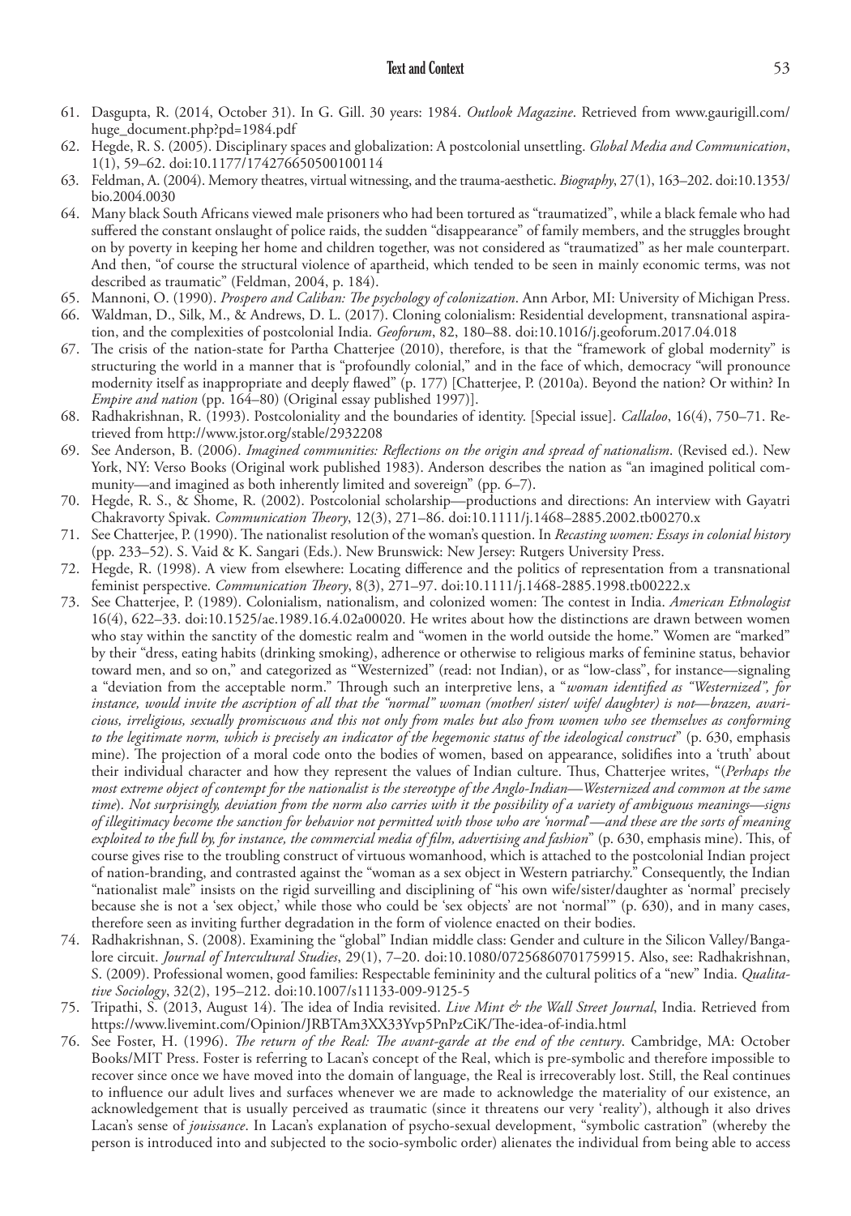61. Dasgupta, R. (2014, October 31). In G. Gill. 30 years: 1984. *Outlook Magazine*. Retrieved from www.gaurigill.com/huge_document.php?pd=1984.pdf
62. Hegde, R. S. (2005). Disciplinary spaces and globalization: A postcolonial unsettling. *Global Media and Communication*, 1(1), 59–62. doi:10.1177/174276650500100114
63. Feldman, A. (2004). Memory theatres, virtual witnessing, and the trauma-aesthetic. *Biography*, 27(1), 163–202. doi:10.1353/bio.2004.0030
64. Many black South Africans viewed male prisoners who had been tortured as "traumatized", while a black female who had suffered the constant onslaught of police raids, the sudden "disappearance" of family members, and the struggles brought on by poverty in keeping her home and children together, was not considered as "traumatized" as her male counterpart. And then, "of course the structural violence of apartheid, which tended to be seen in mainly economic terms, was not described as traumatic" (Feldman, 2004, p. 184).
65. Mannoni, O. (1990). *Prospero and Caliban: The psychology of colonization*. Ann Arbor, MI: University of Michigan Press.
66. Waldman, D., Silk, M., & Andrews, D. L. (2017). Cloning colonialism: Residential development, transnational aspiration, and the complexities of postcolonial India. *Geoforum*, 82, 180–88. doi:10.1016/j.geoforum.2017.04.018
67. The crisis of the nation-state for Partha Chatterjee (2010), therefore, is that the "framework of global modernity" is structuring the world in a manner that is "profoundly colonial," and in the face of which, democracy "will pronounce modernity itself as inappropriate and deeply flawed" (p. 177) [Chatterjee, P. (2010a). Beyond the nation? Or within? In *Empire and nation* (pp. 164–80) (Original essay published 1997)].
68. Radhakrishnan, R. (1993). Postcoloniality and the boundaries of identity. [Special issue]. *Callaloo*, 16(4), 750–71. Retrieved from http://www.jstor.org/stable/2932208
69. See Anderson, B. (2006). *Imagined communities: Reflections on the origin and spread of nationalism*. (Revised ed.). New York, NY: Verso Books (Original work published 1983). Anderson describes the nation as "an imagined political community—and imagined as both inherently limited and sovereign" (pp. 6–7).
70. Hegde, R. S., & Shome, R. (2002). Postcolonial scholarship—productions and directions: An interview with Gayatri Chakravorty Spivak. *Communication Theory*, 12(3), 271–86. doi:10.1111/j.1468–2885.2002.tb00270.x
71. See Chatterjee, P. (1990). The nationalist resolution of the woman's question. In *Recasting women: Essays in colonial history* (pp. 233–52). S. Vaid & K. Sangari (Eds.). New Brunswick: New Jersey: Rutgers University Press.
72. Hegde, R. (1998). A view from elsewhere: Locating difference and the politics of representation from a transnational feminist perspective. *Communication Theory*, 8(3), 271–97. doi:10.1111/j.1468-2885.1998.tb00222.x
73. See Chatterjee, P. (1989). Colonialism, nationalism, and colonized women: The contest in India. *American Ethnologist* 16(4), 622–33. doi:10.1525/ae.1989.16.4.02a00020. He writes about how the distinctions are drawn between women who stay within the sanctity of the domestic realm and "women in the world outside the home." Women are "marked" by their "dress, eating habits (drinking smoking), adherence or otherwise to religious marks of feminine status, behavior toward men, and so on," and categorized as "Westernized" (read: not Indian), or as "low-class", for instance—signaling a "deviation from the acceptable norm." Through such an interpretive lens, a "*woman identified as "Westernized", for instance, would invite the ascription of all that the "normal" woman (mother/ sister/ wife/ daughter) is not—brazen, avaricious, irreligious, sexually promiscuous and this not only from males but also from women who see themselves as conforming to the legitimate norm, which is precisely an indicator of the hegemonic status of the ideological construct*" (p. 630, emphasis mine). The projection of a moral code onto the bodies of women, based on appearance, solidifies into a 'truth' about their individual character and how they represent the values of Indian culture. Thus, Chatterjee writes, "(*Perhaps the most extreme object of contempt for the nationalist is the stereotype of the Anglo-Indian—Westernized and common at the same time*). *Not surprisingly, deviation from the norm also carries with it the possibility of a variety of ambiguous meanings—signs of illegitimacy become the sanction for behavior not permitted with those who are 'normal'—and these are the sorts of meaning exploited to the full by, for instance, the commercial media of film, advertising and fashion*" (p. 630, emphasis mine). This, of course gives rise to the troubling construct of virtuous womanhood, which is attached to the postcolonial Indian project of nation-branding, and contrasted against the "woman as a sex object in Western patriarchy." Consequently, the Indian "nationalist male" insists on the rigid surveilling and disciplining of "his own wife/sister/daughter as 'normal' precisely because she is not a 'sex object,' while those who could be 'sex objects' are not 'normal'" (p. 630), and in many cases, therefore seen as inviting further degradation in the form of violence enacted on their bodies.
74. Radhakrishnan, S. (2008). Examining the "global" Indian middle class: Gender and culture in the Silicon Valley/Bangalore circuit. *Journal of Intercultural Studies*, 29(1), 7–20. doi:10.1080/07256860701759915. Also, see: Radhakrishnan, S. (2009). Professional women, good families: Respectable femininity and the cultural politics of a "new" India. *Qualitative Sociology*, 32(2), 195–212. doi:10.1007/s11133-009-9125-5
75. Tripathi, S. (2013, August 14). The idea of India revisited. *Live Mint & the Wall Street Journal*, India. Retrieved from https://www.livemint.com/Opinion/JRBTAm3XX33Yvp5PnPzCiK/The-idea-of-india.html
76. See Foster, H. (1996). *The return of the Real: The avant-garde at the end of the century*. Cambridge, MA: October Books/MIT Press. Foster is referring to Lacan's concept of the Real, which is pre-symbolic and therefore impossible to recover since once we have moved into the domain of language, the Real is irrecoverably lost. Still, the Real continues to influence our adult lives and surfaces whenever we are made to acknowledge the materiality of our existence, an acknowledgement that is usually perceived as traumatic (since it threatens our very 'reality'), although it also drives Lacan's sense of *jouissance*. In Lacan's explanation of psycho-sexual development, "symbolic castration" (whereby the person is introduced into and subjected to the socio-symbolic order) alienates the individual from being able to access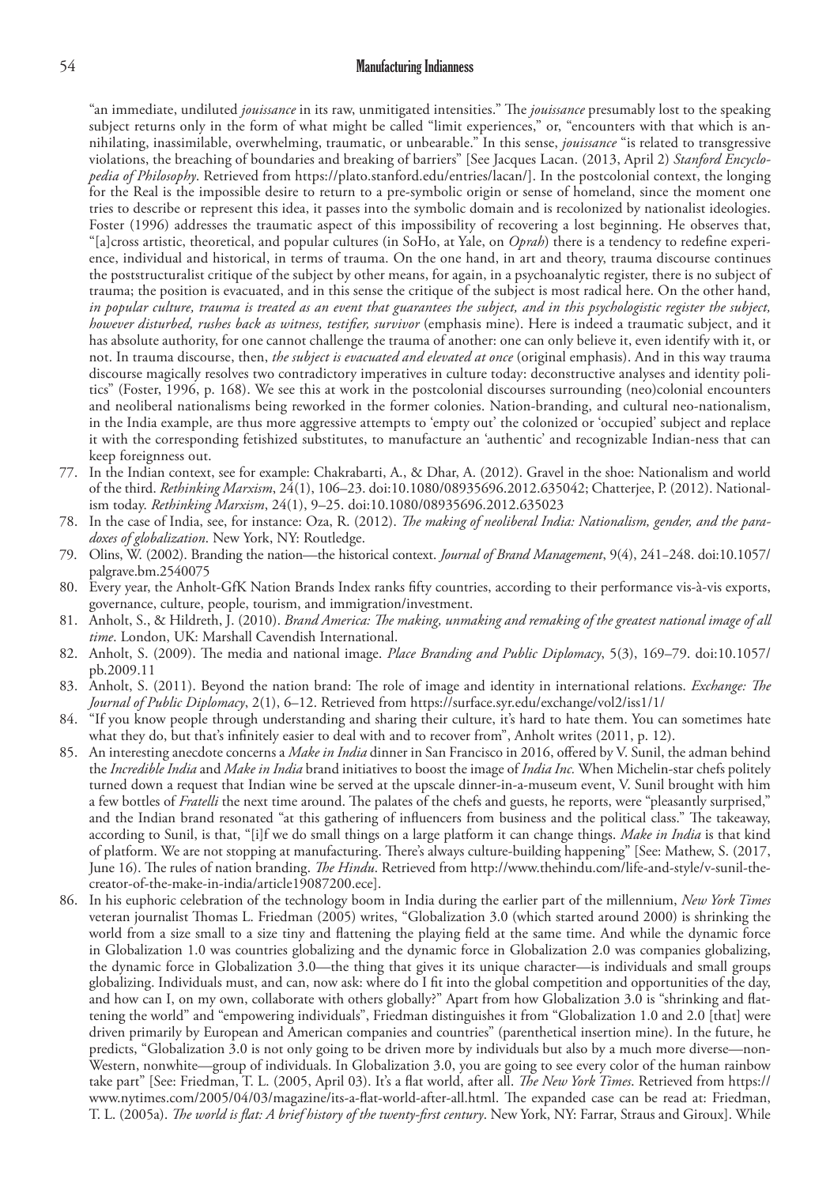"an immediate, undiluted *jouissance* in its raw, unmitigated intensities." The *jouissance* presumably lost to the speaking subject returns only in the form of what might be called "limit experiences," or, "encounters with that which is annihilating, inassimilable, overwhelming, traumatic, or unbearable." In this sense, *jouissance* "is related to transgressive violations, the breaching of boundaries and breaking of barriers" [See Jacques Lacan. (2013, April 2) *Stanford Encyclopedia of Philosophy*. Retrieved from https://plato.stanford.edu/entries/lacan/]. In the postcolonial context, the longing for the Real is the impossible desire to return to a pre-symbolic origin or sense of homeland, since the moment one tries to describe or represent this idea, it passes into the symbolic domain and is recolonized by nationalist ideologies. Foster (1996) addresses the traumatic aspect of this impossibility of recovering a lost beginning. He observes that, "[a]cross artistic, theoretical, and popular cultures (in SoHo, at Yale, on *Oprah*) there is a tendency to redefine experience, individual and historical, in terms of trauma. On the one hand, in art and theory, trauma discourse continues the poststructuralist critique of the subject by other means, for again, in a psychoanalytic register, there is no subject of trauma; the position is evacuated, and in this sense the critique of the subject is most radical here. On the other hand, *in popular culture, trauma is treated as an event that guarantees the subject, and in this psychologistic register the subject, however disturbed, rushes back as witness, testifier, survivor* (emphasis mine). Here is indeed a traumatic subject, and it has absolute authority, for one cannot challenge the trauma of another: one can only believe it, even identify with it, or not. In trauma discourse, then, *the subject is evacuated and elevated at once* (original emphasis). And in this way trauma discourse magically resolves two contradictory imperatives in culture today: deconstructive analyses and identity politics" (Foster, 1996, p. 168). We see this at work in the postcolonial discourses surrounding (neo)colonial encounters and neoliberal nationalisms being reworked in the former colonies. Nation-branding, and cultural neo-nationalism, in the India example, are thus more aggressive attempts to 'empty out' the colonized or 'occupied' subject and replace it with the corresponding fetishized substitutes, to manufacture an 'authentic' and recognizable Indian-ness that can keep foreignness out.

77. In the Indian context, see for example: Chakrabarti, A., & Dhar, A. (2012). Gravel in the shoe: Nationalism and world of the third. *Rethinking Marxism*, 24(1), 106–23. doi:10.1080/08935696.2012.635042; Chatterjee, P. (2012). Nationalism today. *Rethinking Marxism*, 24(1), 9–25. doi:10.1080/08935696.2012.635023
78. In the case of India, see, for instance: Oza, R. (2012). *The making of neoliberal India: Nationalism, gender, and the paradoxes of globalization*. New York, NY: Routledge.
79. Olins, W. (2002). Branding the nation—the historical context. *Journal of Brand Management*, 9(4), 241–248. doi:10.1057/palgrave.bm.2540075
80. Every year, the Anholt-GfK Nation Brands Index ranks fifty countries, according to their performance vis-à-vis exports, governance, culture, people, tourism, and immigration/investment.
81. Anholt, S., & Hildreth, J. (2010). *Brand America: The making, unmaking and remaking of the greatest national image of all time*. London, UK: Marshall Cavendish International.
82. Anholt, S. (2009). The media and national image. *Place Branding and Public Diplomacy*, 5(3), 169–79. doi:10.1057/pb.2009.11
83. Anholt, S. (2011). Beyond the nation brand: The role of image and identity in international relations. *Exchange: The Journal of Public Diplomacy*, 2(1), 6–12. Retrieved from https://surface.syr.edu/exchange/vol2/iss1/1/
84. "If you know people through understanding and sharing their culture, it's hard to hate them. You can sometimes hate what they do, but that's infinitely easier to deal with and to recover from", Anholt writes (2011, p. 12).
85. An interesting anecdote concerns a *Make in India* dinner in San Francisco in 2016, offered by V. Sunil, the adman behind the *Incredible India* and *Make in India* brand initiatives to boost the image of *India Inc.* When Michelin-star chefs politely turned down a request that Indian wine be served at the upscale dinner-in-a-museum event, V. Sunil brought with him a few bottles of *Fratelli* the next time around. The palates of the chefs and guests, he reports, were "pleasantly surprised," and the Indian brand resonated "at this gathering of influencers from business and the political class." The takeaway, according to Sunil, is that, "[i]f we do small things on a large platform it can change things. *Make in India* is that kind of platform. We are not stopping at manufacturing. There's always culture-building happening" [See: Mathew, S. (2017, June 16). The rules of nation branding. *The Hindu*. Retrieved from http://www.thehindu.com/life-and-style/v-sunil-the-creator-of-the-make-in-india/article19087200.ece].
86. In his euphoric celebration of the technology boom in India during the earlier part of the millennium, *New York Times* veteran journalist Thomas L. Friedman (2005) writes, "Globalization 3.0 (which started around 2000) is shrinking the world from a size small to a size tiny and flattening the playing field at the same time. And while the dynamic force in Globalization 1.0 was countries globalizing and the dynamic force in Globalization 2.0 was companies globalizing, the dynamic force in Globalization 3.0—the thing that gives it its unique character—is individuals and small groups globalizing. Individuals must, and can, now ask: where do I fit into the global competition and opportunities of the day, and how can I, on my own, collaborate with others globally?" Apart from how Globalization 3.0 is "shrinking and flattening the world" and "empowering individuals", Friedman distinguishes it from "Globalization 1.0 and 2.0 [that] were driven primarily by European and American companies and countries" (parenthetical insertion mine). In the future, he predicts, "Globalization 3.0 is not only going to be driven more by individuals but also by a much more diverse—non-Western, nonwhite—group of individuals. In Globalization 3.0, you are going to see every color of the human rainbow take part" [See: Friedman, T. L. (2005, April 03). It's a flat world, after all. *The New York Times*. Retrieved from https://www.nytimes.com/2005/04/03/magazine/its-a-flat-world-after-all.html. The expanded case can be read at: Friedman, T. L. (2005a). *The world is flat: A brief history of the twenty-first century*. New York, NY: Farrar, Straus and Giroux]. While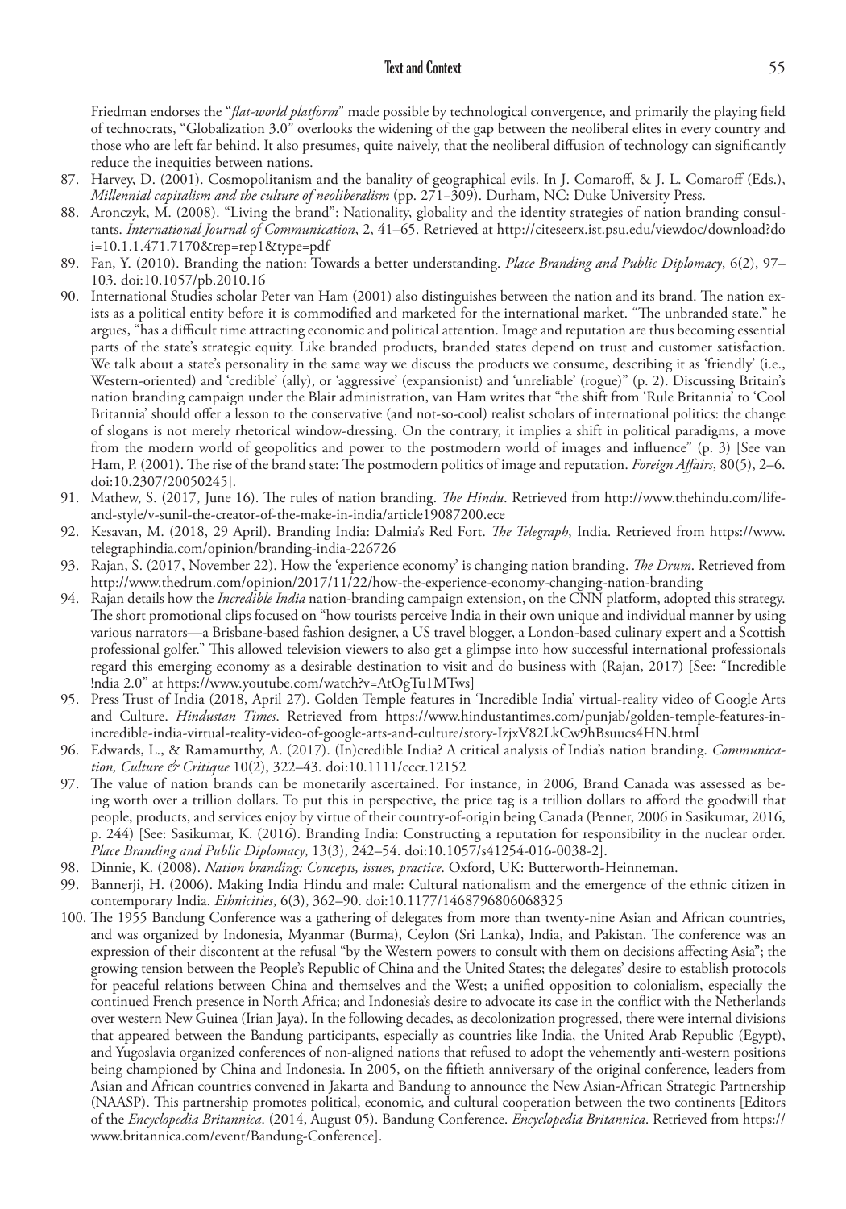Friedman endorses the "*flat-world platform*" made possible by technological convergence, and primarily the playing field of technocrats, "Globalization 3.0" overlooks the widening of the gap between the neoliberal elites in every country and those who are left far behind. It also presumes, quite naively, that the neoliberal diffusion of technology can significantly reduce the inequities between nations.

87. Harvey, D. (2001). Cosmopolitanism and the banality of geographical evils. In J. Comaroff, & J. L. Comaroff (Eds.), *Millennial capitalism and the culture of neoliberalism* (pp. 271–309). Durham, NC: Duke University Press.
88. Aronczyk, M. (2008). "Living the brand": Nationality, globality and the identity strategies of nation branding consultants. *International Journal of Communication*, 2, 41–65. Retrieved at http://citeseerx.ist.psu.edu/viewdoc/download?doi=10.1.1.471.7170&rep=rep1&type=pdf
89. Fan, Y. (2010). Branding the nation: Towards a better understanding. *Place Branding and Public Diplomacy*, 6(2), 97–103. doi:10.1057/pb.2010.16
90. International Studies scholar Peter van Ham (2001) also distinguishes between the nation and its brand. The nation exists as a political entity before it is commodified and marketed for the international market. "The unbranded state." he argues, "has a difficult time attracting economic and political attention. Image and reputation are thus becoming essential parts of the state's strategic equity. Like branded products, branded states depend on trust and customer satisfaction. We talk about a state's personality in the same way we discuss the products we consume, describing it as 'friendly' (i.e., Western-oriented) and 'credible' (ally), or 'aggressive' (expansionist) and 'unreliable' (rogue)" (p. 2). Discussing Britain's nation branding campaign under the Blair administration, van Ham writes that "the shift from 'Rule Britannia' to 'Cool Britannia' should offer a lesson to the conservative (and not-so-cool) realist scholars of international politics: the change of slogans is not merely rhetorical window-dressing. On the contrary, it implies a shift in political paradigms, a move from the modern world of geopolitics and power to the postmodern world of images and influence" (p. 3) [See van Ham, P. (2001). The rise of the brand state: The postmodern politics of image and reputation. *Foreign Affairs*, 80(5), 2–6. doi:10.2307/20050245].
91. Mathew, S. (2017, June 16). The rules of nation branding. *The Hindu*. Retrieved from http://www.thehindu.com/life-and-style/v-sunil-the-creator-of-the-make-in-india/article19087200.ece
92. Kesavan, M. (2018, 29 April). Branding India: Dalmia's Red Fort. *The Telegraph*, India. Retrieved from https://www.telegraphindia.com/opinion/branding-india-226726
93. Rajan, S. (2017, November 22). How the 'experience economy' is changing nation branding. *The Drum*. Retrieved from http://www.thedrum.com/opinion/2017/11/22/how-the-experience-economy-changing-nation-branding
94. Rajan details how the *Incredible India* nation-branding campaign extension, on the CNN platform, adopted this strategy. The short promotional clips focused on "how tourists perceive India in their own unique and individual manner by using various narrators—a Brisbane-based fashion designer, a US travel blogger, a London-based culinary expert and a Scottish professional golfer." This allowed television viewers to also get a glimpse into how successful international professionals regard this emerging economy as a desirable destination to visit and do business with (Rajan, 2017) [See: "Incredible !ndia 2.0" at https://www.youtube.com/watch?v=AtOgTu1MTws]
95. Press Trust of India (2018, April 27). Golden Temple features in 'Incredible India' virtual-reality video of Google Arts and Culture. *Hindustan Times*. Retrieved from https://www.hindustantimes.com/punjab/golden-temple-features-in-incredible-india-virtual-reality-video-of-google-arts-and-culture/story-IzjxV82LkCw9hBsuucs4HN.html
96. Edwards, L., & Ramamurthy, A. (2017). (In)credible India? A critical analysis of India's nation branding. *Communication, Culture & Critique* 10(2), 322–43. doi:10.1111/cccr.12152
97. The value of nation brands can be monetarily ascertained. For instance, in 2006, Brand Canada was assessed as being worth over a trillion dollars. To put this in perspective, the price tag is a trillion dollars to afford the goodwill that people, products, and services enjoy by virtue of their country-of-origin being Canada (Penner, 2006 in Sasikumar, 2016, p. 244) [See: Sasikumar, K. (2016). Branding India: Constructing a reputation for responsibility in the nuclear order. *Place Branding and Public Diplomacy*, 13(3), 242–54. doi:10.1057/s41254-016-0038-2].
98. Dinnie, K. (2008). *Nation branding: Concepts, issues, practice*. Oxford, UK: Butterworth-Heinneman.
99. Bannerji, H. (2006). Making India Hindu and male: Cultural nationalism and the emergence of the ethnic citizen in contemporary India. *Ethnicities*, 6(3), 362–90. doi:10.1177/1468796806068325
100. The 1955 Bandung Conference was a gathering of delegates from more than twenty-nine Asian and African countries, and was organized by Indonesia, Myanmar (Burma), Ceylon (Sri Lanka), India, and Pakistan. The conference was an expression of their discontent at the refusal "by the Western powers to consult with them on decisions affecting Asia"; the growing tension between the People's Republic of China and the United States; the delegates' desire to establish protocols for peaceful relations between China and themselves and the West; a unified opposition to colonialism, especially the continued French presence in North Africa; and Indonesia's desire to advocate its case in the conflict with the Netherlands over western New Guinea (Irian Jaya). In the following decades, as decolonization progressed, there were internal divisions that appeared between the Bandung participants, especially as countries like India, the United Arab Republic (Egypt), and Yugoslavia organized conferences of non-aligned nations that refused to adopt the vehemently anti-western positions being championed by China and Indonesia. In 2005, on the fiftieth anniversary of the original conference, leaders from Asian and African countries convened in Jakarta and Bandung to announce the New Asian-African Strategic Partnership (NAASP). This partnership promotes political, economic, and cultural cooperation between the two continents [Editors of the *Encyclopedia Britannica*. (2014, August 05). Bandung Conference. *Encyclopedia Britannica*. Retrieved from https://www.britannica.com/event/Bandung-Conference].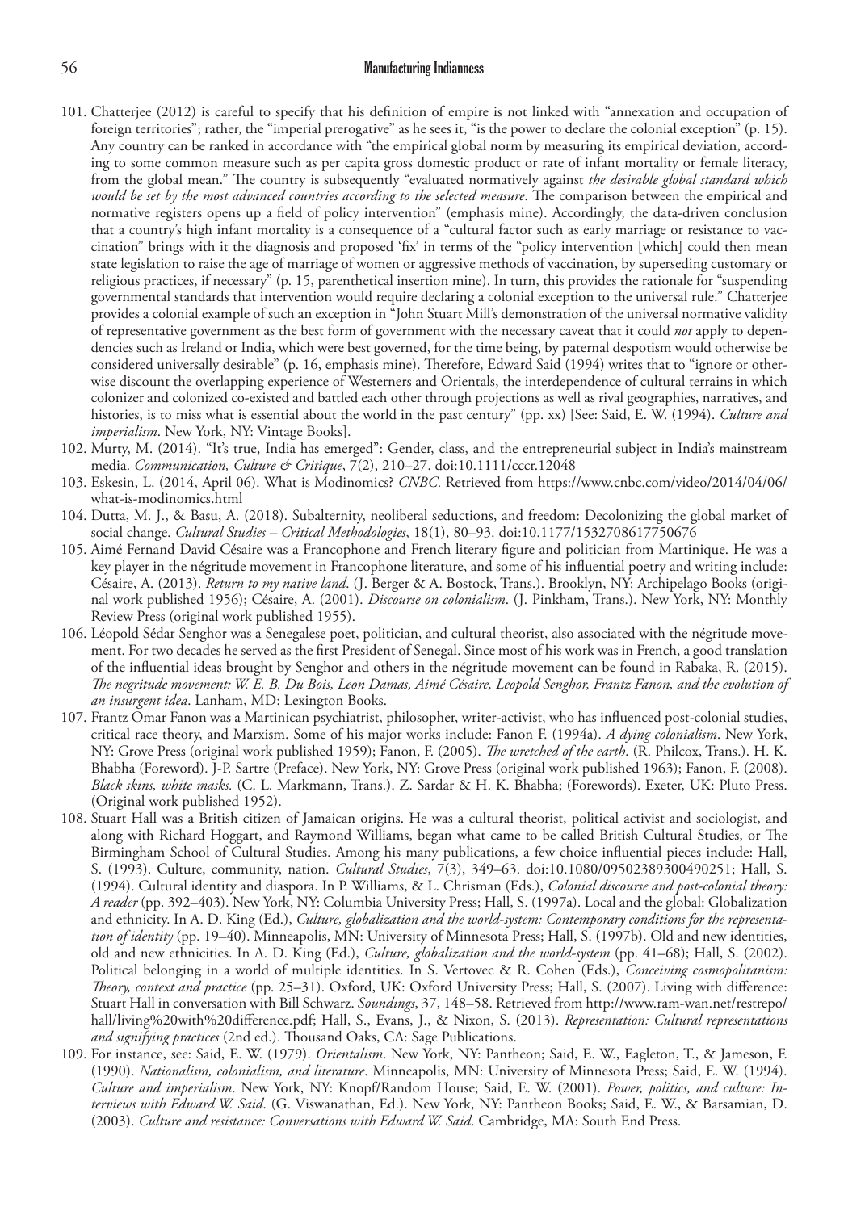101. Chatterjee (2012) is careful to specify that his definition of empire is not linked with "annexation and occupation of foreign territories"; rather, the "imperial prerogative" as he sees it, "is the power to declare the colonial exception" (p. 15). Any country can be ranked in accordance with "the empirical global norm by measuring its empirical deviation, according to some common measure such as per capita gross domestic product or rate of infant mortality or female literacy, from the global mean." The country is subsequently "evaluated normatively against *the desirable global standard which would be set by the most advanced countries according to the selected measure*. The comparison between the empirical and normative registers opens up a field of policy intervention" (emphasis mine). Accordingly, the data-driven conclusion that a country's high infant mortality is a consequence of a "cultural factor such as early marriage or resistance to vaccination" brings with it the diagnosis and proposed 'fix' in terms of the "policy intervention [which] could then mean state legislation to raise the age of marriage of women or aggressive methods of vaccination, by superseding customary or religious practices, if necessary" (p. 15, parenthetical insertion mine). In turn, this provides the rationale for "suspending governmental standards that intervention would require declaring a colonial exception to the universal rule." Chatterjee provides a colonial example of such an exception in "John Stuart Mill's demonstration of the universal normative validity of representative government as the best form of government with the necessary caveat that it could *not* apply to dependencies such as Ireland or India, which were best governed, for the time being, by paternal despotism would otherwise be considered universally desirable" (p. 16, emphasis mine). Therefore, Edward Said (1994) writes that to "ignore or otherwise discount the overlapping experience of Westerners and Orientals, the interdependence of cultural terrains in which colonizer and colonized co-existed and battled each other through projections as well as rival geographies, narratives, and histories, is to miss what is essential about the world in the past century" (pp. xx) [See: Said, E. W. (1994). *Culture and imperialism*. New York, NY: Vintage Books].
102. Murty, M. (2014). "It's true, India has emerged": Gender, class, and the entrepreneurial subject in India's mainstream media. *Communication, Culture & Critique*, 7(2), 210–27. doi:10.1111/cccr.12048
103. Eskesin, L. (2014, April 06). What is Modinomics? *CNBC*. Retrieved from https://www.cnbc.com/video/2014/04/06/what-is-modinomics.html
104. Dutta, M. J., & Basu, A. (2018). Subalternity, neoliberal seductions, and freedom: Decolonizing the global market of social change. *Cultural Studies – Critical Methodologies*, 18(1), 80–93. doi:10.1177/1532708617750676
105. Aimé Fernand David Césaire was a Francophone and French literary figure and politician from Martinique. He was a key player in the négritude movement in Francophone literature, and some of his influential poetry and writing include: Césaire, A. (2013). *Return to my native land*. (J. Berger & A. Bostock, Trans.). Brooklyn, NY: Archipelago Books (original work published 1956); Césaire, A. (2001). *Discourse on colonialism*. (J. Pinkham, Trans.). New York, NY: Monthly Review Press (original work published 1955).
106. Léopold Sédar Senghor was a Senegalese poet, politician, and cultural theorist, also associated with the négritude movement. For two decades he served as the first President of Senegal. Since most of his work was in French, a good translation of the influential ideas brought by Senghor and others in the négritude movement can be found in Rabaka, R. (2015). *The negritude movement: W. E. B. Du Bois, Leon Damas, Aimé Césaire, Leopold Senghor, Frantz Fanon, and the evolution of an insurgent idea*. Lanham, MD: Lexington Books.
107. Frantz Omar Fanon was a Martinican psychiatrist, philosopher, writer-activist, who has influenced post-colonial studies, critical race theory, and Marxism. Some of his major works include: Fanon F. (1994a). *A dying colonialism*. New York, NY: Grove Press (original work published 1959); Fanon, F. (2005). *The wretched of the earth*. (R. Philcox, Trans.). H. K. Bhabha (Foreword). J-P. Sartre (Preface). New York, NY: Grove Press (original work published 1963); Fanon, F. (2008). *Black skins, white masks.* (C. L. Markmann, Trans.). Z. Sardar & H. K. Bhabha; (Forewords). Exeter, UK: Pluto Press. (Original work published 1952).
108. Stuart Hall was a British citizen of Jamaican origins. He was a cultural theorist, political activist and sociologist, and along with Richard Hoggart, and Raymond Williams, began what came to be called British Cultural Studies, or The Birmingham School of Cultural Studies. Among his many publications, a few choice influential pieces include: Hall, S. (1993). Culture, community, nation. *Cultural Studies*, 7(3), 349–63. doi:10.1080/09502389300490251; Hall, S. (1994). Cultural identity and diaspora. In P. Williams, & L. Chrisman (Eds.), *Colonial discourse and post-colonial theory: A reader* (pp. 392–403). New York, NY: Columbia University Press; Hall, S. (1997a). Local and the global: Globalization and ethnicity. In A. D. King (Ed.), *Culture, globalization and the world-system: Contemporary conditions for the representation of identity* (pp. 19–40). Minneapolis, MN: University of Minnesota Press; Hall, S. (1997b). Old and new identities, old and new ethnicities. In A. D. King (Ed.), *Culture, globalization and the world-system* (pp. 41–68); Hall, S. (2002). Political belonging in a world of multiple identities. In S. Vertovec & R. Cohen (Eds.), *Conceiving cosmopolitanism: Theory, context and practice* (pp. 25–31). Oxford, UK: Oxford University Press; Hall, S. (2007). Living with difference: Stuart Hall in conversation with Bill Schwarz. *Soundings*, 37, 148–58. Retrieved from http://www.ram-wan.net/restrepo/hall/living%20with%20difference.pdf; Hall, S., Evans, J., & Nixon, S. (2013). *Representation: Cultural representations and signifying practices* (2nd ed.). Thousand Oaks, CA: Sage Publications.
109. For instance, see: Said, E. W. (1979). *Orientalism*. New York, NY: Pantheon; Said, E. W., Eagleton, T., & Jameson, F. (1990). *Nationalism, colonialism, and literature*. Minneapolis, MN: University of Minnesota Press; Said, E. W. (1994). *Culture and imperialism*. New York, NY: Knopf/Random House; Said, E. W. (2001). *Power, politics, and culture: Interviews with Edward W. Said*. (G. Viswanathan, Ed.). New York, NY: Pantheon Books; Said, E. W., & Barsamian, D. (2003). *Culture and resistance: Conversations with Edward W. Said*. Cambridge, MA: South End Press.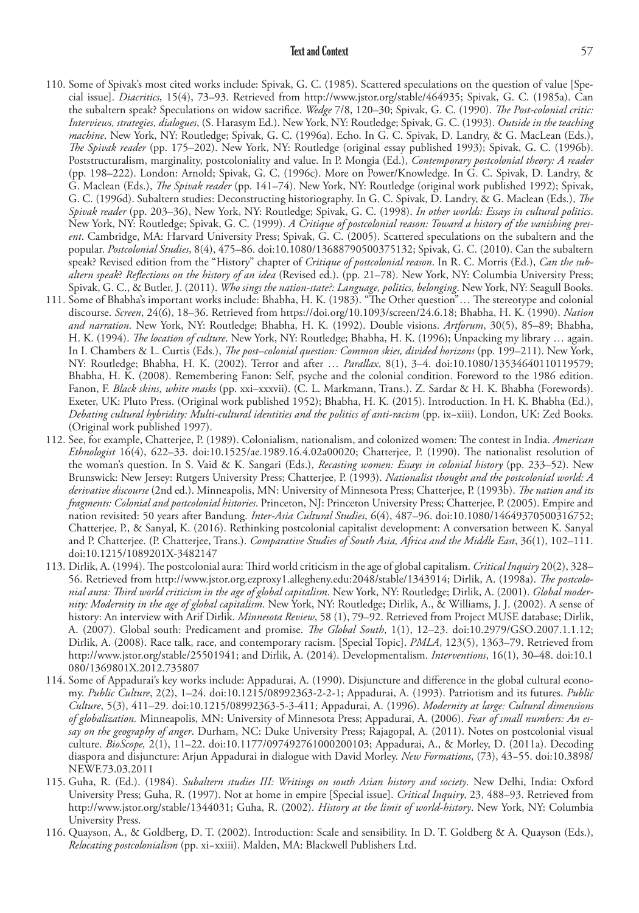110. Some of Spivak's most cited works include: Spivak, G. C. (1985). Scattered speculations on the question of value [Special issue]. *Diacritics*, 15(4), 73–93. Retrieved from http://www.jstor.org/stable/464935; Spivak, G. C. (1985a). Can the subaltern speak? Speculations on widow sacrifice. *Wedge* 7/8, 120–30; Spivak, G. C. (1990). *The Post-colonial critic: Interviews, strategies, dialogues*, (S. Harasym Ed.). New York, NY: Routledge; Spivak, G. C. (1993). *Outside in the teaching machine*. New York, NY: Routledge; Spivak, G. C. (1996a). Echo. In G. C. Spivak, D. Landry, & G. MacLean (Eds.), *The Spivak reader* (pp. 175–202). New York, NY: Routledge (original essay published 1993); Spivak, G. C. (1996b). Poststructuralism, marginality, postcoloniality and value. In P. Mongia (Ed.), *Contemporary postcolonial theory: A reader* (pp. 198–222). London: Arnold; Spivak, G. C. (1996c). More on Power/Knowledge. In G. C. Spivak, D. Landry, & G. Maclean (Eds.), *The Spivak reader* (pp. 141–74). New York, NY: Routledge (original work published 1992); Spivak, G. C. (1996d). Subaltern studies: Deconstructing historiography. In G. C. Spivak, D. Landry, & G. Maclean (Eds.), *The Spivak reader* (pp. 203–36), New York, NY: Routledge; Spivak, G. C. (1998). *In other worlds: Essays in cultural politics*. New York, NY: Routledge; Spivak, G. C. (1999). *A Critique of postcolonial reason: Toward a history of the vanishing present*. Cambridge, MA: Harvard University Press; Spivak, G. C. (2005). Scattered speculations on the subaltern and the popular. *Postcolonial Studies*, 8(4), 475–86. doi:10.1080/13688790500375132; Spivak, G. C. (2010). Can the subaltern speak? Revised edition from the "History" chapter of *Critique of postcolonial reason*. In R. C. Morris (Ed.), *Can the subaltern speak? Reflections on the history of an idea* (Revised ed.). (pp. 21–78). New York, NY: Columbia University Press; Spivak, G. C., & Butler, J. (2011). *Who sings the nation-state?: Language, politics, belonging*. New York, NY: Seagull Books.
111. Some of Bhabha's important works include: Bhabha, H. K. (1983). "The Other question"… The stereotype and colonial discourse. *Screen*, 24(6), 18–36. Retrieved from https://doi.org/10.1093/screen/24.6.18; Bhabha, H. K. (1990). *Nation and narration*. New York, NY: Routledge; Bhabha, H. K. (1992). Double visions. *Artforum*, 30(5), 85–89; Bhabha, H. K. (1994). *The location of culture*. New York, NY: Routledge; Bhabha, H. K. (1996); Unpacking my library … again. In I. Chambers & L. Curtis (Eds.), *The post–colonial question: Common skies, divided horizons* (pp. 199–211). New York, NY: Routledge; Bhabha, H. K. (2002). Terror and after … *Parallax*, 8(1), 3–4. doi:10.1080/13534640110119579; Bhabha, H. K. (2008). Remembering Fanon: Self, psyche and the colonial condition. Foreword to the 1986 edition. Fanon, F. *Black skins, white masks* (pp. xxi–xxxvii). (C. L. Markmann, Trans.). Z. Sardar & H. K. Bhabha (Forewords). Exeter, UK: Pluto Press. (Original work published 1952); Bhabha, H. K. (2015). Introduction. In H. K. Bhabha (Ed.), *Debating cultural hybridity: Multi-cultural identities and the politics of anti-racism* (pp. ix–xiii). London, UK: Zed Books. (Original work published 1997).
112. See, for example, Chatterjee, P. (1989). Colonialism, nationalism, and colonized women: The contest in India. *American Ethnologist* 16(4), 622–33. doi:10.1525/ae.1989.16.4.02a00020; Chatterjee, P. (1990). The nationalist resolution of the woman's question. In S. Vaid & K. Sangari (Eds.), *Recasting women: Essays in colonial history* (pp. 233–52). New Brunswick: New Jersey: Rutgers University Press; Chatterjee, P. (1993). *Nationalist thought and the postcolonial world: A derivative discourse* (2nd ed.). Minneapolis, MN: University of Minnesota Press; Chatterjee, P. (1993b). *The nation and its fragments: Colonial and postcolonial histories*. Princeton, NJ: Princeton University Press; Chatterjee, P. (2005). Empire and nation revisited: 50 years after Bandung. *Inter-Asia Cultural Studies*, 6(4), 487–96. doi:10.1080/14649370500316752; Chatterjee, P., & Sanyal, K. (2016). Rethinking postcolonial capitalist development: A conversation between K. Sanyal and P. Chatterjee. (P. Chatterjee, Trans.). *Comparative Studies of South Asia, Africa and the Middle East*, 36(1), 102–111. doi:10.1215/1089201X-3482147
113. Dirlik, A. (1994). The postcolonial aura: Third world criticism in the age of global capitalism. *Critical Inquiry* 20(2), 328–56. Retrieved from http://www.jstor.org.ezproxy1.allegheny.edu:2048/stable/1343914; Dirlik, A. (1998a). *The postcolonial aura: Third world criticism in the age of global capitalism*. New York, NY: Routledge; Dirlik, A. (2001). *Global modernity: Modernity in the age of global capitalism*. New York, NY: Routledge; Dirlik, A., & Williams, J. J. (2002). A sense of history: An interview with Arif Dirlik. *Minnesota Review*, 58 (1), 79–92. Retrieved from Project MUSE database; Dirlik, A. (2007). Global south: Predicament and promise. *The Global South*, 1(1), 12–23. doi:10.2979/GSO.2007.1.1.12; Dirlik, A. (2008). Race talk, race, and contemporary racism. [Special Topic]. *PMLA*, 123(5), 1363–79. Retrieved from http://www.jstor.org/stable/25501941; and Dirlik, A. (2014). Developmentalism. *Interventions*, 16(1), 30–48. doi:10.1080/1369801X.2012.735807
114. Some of Appadurai's key works include: Appadurai, A. (1990). Disjuncture and difference in the global cultural economy. *Public Culture*, 2(2), 1–24. doi:10.1215/08992363-2-2-1; Appadurai, A. (1993). Patriotism and its futures. *Public Culture*, 5(3), 411–29. doi:10.1215/08992363-5-3-411; Appadurai, A. (1996). *Modernity at large: Cultural dimensions of globalization.* Minneapolis, MN: University of Minnesota Press; Appadurai, A. (2006). *Fear of small numbers: An essay on the geography of anger*. Durham, NC: Duke University Press; Rajagopal, A. (2011). Notes on postcolonial visual culture. *BioScope,* 2(1), 11–22. doi:10.1177/097492761000200103; Appadurai, A., & Morley, D. (2011a). Decoding diaspora and disjuncture: Arjun Appadurai in dialogue with David Morley. *New Formations*, (73), 43–55. doi:10.3898/NEWF.73.03.2011
115. Guha, R. (Ed.). (1984). *Subaltern studies III: Writings on south Asian history and society*. New Delhi, India: Oxford University Press; Guha, R. (1997). Not at home in empire [Special issue]. *Critical Inquiry*, 23, 488–93. Retrieved from http://www.jstor.org/stable/1344031; Guha, R. (2002). *History at the limit of world-history*. New York, NY: Columbia University Press.
116. Quayson, A., & Goldberg, D. T. (2002). Introduction: Scale and sensibility. In D. T. Goldberg & A. Quayson (Eds.), *Relocating postcolonialism* (pp. xi–xxiii). Malden, MA: Blackwell Publishers Ltd.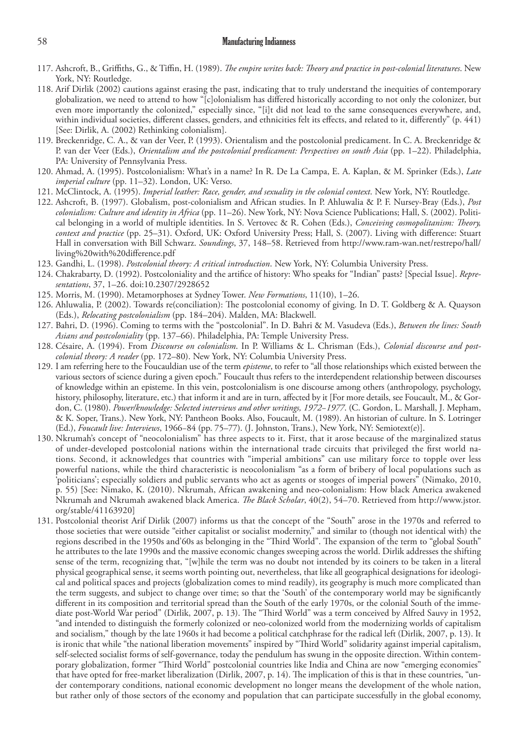117. Ashcroft, B., Griffiths, G., & Tiffin, H. (1989). *The empire writes back: Theory and practice in post-colonial literatures*. New York, NY: Routledge.
118. Arif Dirlik (2002) cautions against erasing the past, indicating that to truly understand the inequities of contemporary globalization, we need to attend to how "[c]olonialism has differed historically according to not only the colonizer, but even more importantly the colonized," especially since, "[i]t did not lead to the same consequences everywhere, and, within individual societies, different classes, genders, and ethnicities felt its effects, and related to it, differently" (p. 441) [See: Dirlik, A. (2002) Rethinking colonialism].
119. Breckenridge, C. A., & van der Veer, P. (1993). Orientalism and the postcolonial predicament. In C. A. Breckenridge & P. van der Veer (Eds.), *Orientalism and the postcolonial predicament: Perspectives on south Asia* (pp. 1–22). Philadelphia, PA: University of Pennsylvania Press.
120. Ahmad, A. (1995). Postcolonialism: What's in a name? In R. De La Campa, E. A. Kaplan, & M. Sprinker (Eds.), *Late imperial culture* (pp. 11–32). London, UK: Verso.
121. McClintock, A. (1995). *Imperial leather: Race, gender, and sexuality in the colonial context*. New York, NY: Routledge.
122. Ashcroft, B. (1997). Globalism, post-colonialism and African studies. In P. Ahluwalia & P. F. Nursey-Bray (Eds.), *Post colonialism: Culture and identity in Africa* (pp. 11–26). New York, NY: Nova Science Publications; Hall, S. (2002). Political belonging in a world of multiple identities. In S. Vertovec & R. Cohen (Eds.), *Conceiving cosmopolitanism: Theory, context and practice* (pp. 25–31). Oxford, UK: Oxford University Press; Hall, S. (2007). Living with difference: Stuart Hall in conversation with Bill Schwarz. *Soundings*, 37, 148–58. Retrieved from http://www.ram-wan.net/restrepo/hall/living%20with%20difference.pdf
123. Gandhi, L. (1998). *Postcolonial theory: A critical introduction*. New York, NY: Columbia University Press.
124. Chakrabarty, D. (1992). Postcoloniality and the artifice of history: Who speaks for "Indian" pasts? [Special Issue]. *Representations*, 37, 1–26. doi:10.2307/2928652
125. Morris, M. (1990). Metamorphoses at Sydney Tower. *New Formations*, 11(10), 1–26.
126. Ahluwalia, P. (2002). Towards re(conciliation): The postcolonial economy of giving. In D. T. Goldberg & A. Quayson (Eds.), *Relocating postcolonialism* (pp. 184–204). Malden, MA: Blackwell.
127. Bahri, D. (1996). Coming to terms with the "postcolonial". In D. Bahri & M. Vasudeva (Eds.), *Between the lines: South Asians and postcoloniality* (pp. 137–66). Philadelphia, PA: Temple University Press.
128. Césaire, A. (1994). From *Discourse on colonialism*. In P. Williams & L. Chrisman (Eds.), *Colonial discourse and postcolonial theory: A reader* (pp. 172–80). New York, NY: Columbia University Press.
129. I am referring here to the Foucauldian use of the term *episteme*, to refer to "all those relationships which existed between the various sectors of science during a given epoch." Foucault thus refers to the interdependent relationship between discourses of knowledge within an episteme. In this vein, postcolonialism is one discourse among others (anthropology, psychology, history, philosophy, literature, etc.) that inform it and are in turn, affected by it [For more details, see Foucault, M., & Gordon, C. (1980). *Power/knowledge: Selected interviews and other writings, 1972–1977*. (C. Gordon, L. Marshall, J. Mepham, & K. Soper, Trans.). New York, NY: Pantheon Books. Also, Foucault, M. (1989). An historian of culture. In S. Lotringer (Ed.), *Foucault live: Interviews*, 1966–84 (pp. 75–77). (J. Johnston, Trans.), New York, NY: Semiotext(e)].
130. Nkrumah's concept of "neocolonialism" has three aspects to it. First, that it arose because of the marginalized status of under-developed postcolonial nations within the international trade circuits that privileged the first world nations. Second, it acknowledges that countries with "imperial ambitions" can use military force to topple over less powerful nations, while the third characteristic is neocolonialism "as a form of bribery of local populations such as 'politicians'; especially soldiers and public servants who act as agents or stooges of imperial powers" (Nimako, 2010, p. 55) [See: Nimako, K. (2010). Nkrumah, African awakening and neo-colonialism: How black America awakened Nkrumah and Nkrumah awakened black America. *The Black Scholar*, 40(2), 54–70. Retrieved from http://www.jstor.org/stable/41163920]
131. Postcolonial theorist Arif Dirlik (2007) informs us that the concept of the "South" arose in the 1970s and referred to those societies that were outside "either capitalist or socialist modernity," and similar to (though not identical with) the regions described in the 1950s and'60s as belonging in the "Third World". The expansion of the term to "global South" he attributes to the late 1990s and the massive economic changes sweeping across the world. Dirlik addresses the shifting sense of the term, recognizing that, "[w]hile the term was no doubt not intended by its coiners to be taken in a literal physical geographical sense, it seems worth pointing out, nevertheless, that like all geographical designations for ideological and political spaces and projects (globalization comes to mind readily), its geography is much more complicated than the term suggests, and subject to change over time; so that the 'South' of the contemporary world may be significantly different in its composition and territorial spread than the South of the early 1970s, or the colonial South of the immediate post-World War period" (Dirlik, 2007, p. 13). The "Third World" was a term conceived by Alfred Sauvy in 1952, "and intended to distinguish the formerly colonized or neo-colonized world from the modernizing worlds of capitalism and socialism," though by the late 1960s it had become a political catchphrase for the radical left (Dirlik, 2007, p. 13). It is ironic that while "the national liberation movements" inspired by "Third World" solidarity against imperial capitalism, self-selected socialist forms of self-governance, today the pendulum has swung in the opposite direction. Within contemporary globalization, former "Third World" postcolonial countries like India and China are now "emerging economies" that have opted for free-market liberalization (Dirlik, 2007, p. 14). The implication of this is that in these countries, "under contemporary conditions, national economic development no longer means the development of the whole nation, but rather only of those sectors of the economy and population that can participate successfully in the global economy,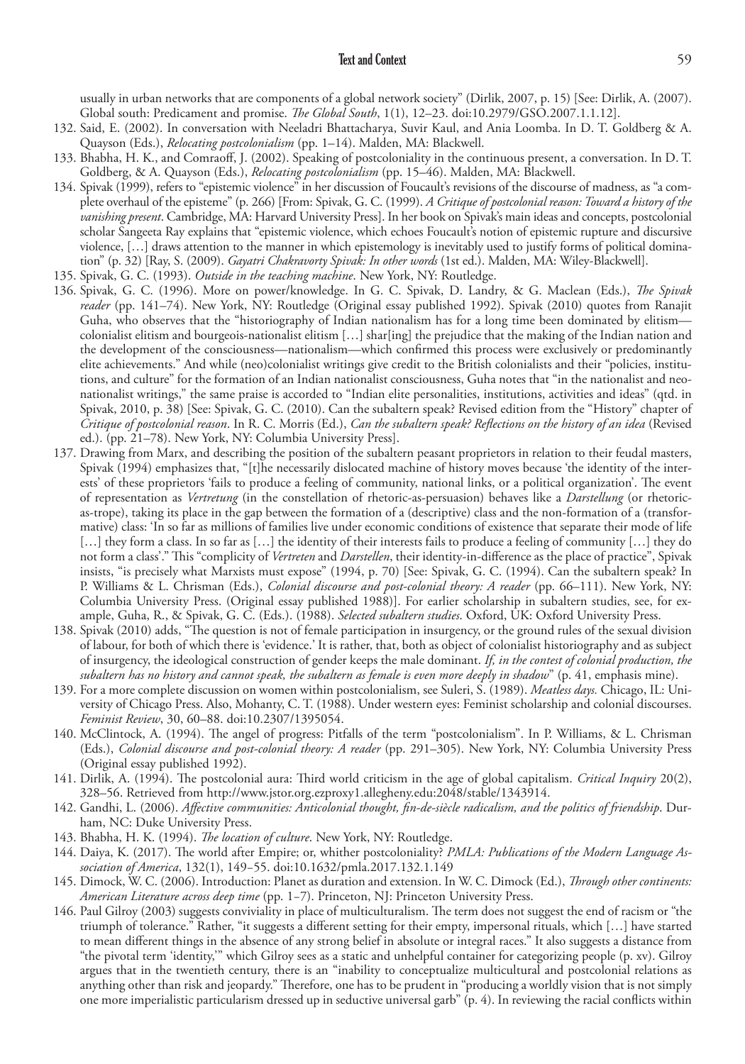usually in urban networks that are components of a global network society" (Dirlik, 2007, p. 15) [See: Dirlik, A. (2007). Global south: Predicament and promise. *The Global South*, 1(1), 12–23. doi:10.2979/GSO.2007.1.1.12].

132. Said, E. (2002). In conversation with Neeladri Bhattacharya, Suvir Kaul, and Ania Loomba. In D. T. Goldberg & A. Quayson (Eds.), *Relocating postcolonialism* (pp. 1–14). Malden, MA: Blackwell.
133. Bhabha, H. K., and Comraoff, J. (2002). Speaking of postcoloniality in the continuous present, a conversation. In D. T. Goldberg, & A. Quayson (Eds.), *Relocating postcolonialism* (pp. 15–46). Malden, MA: Blackwell.
134. Spivak (1999), refers to "epistemic violence" in her discussion of Foucault's revisions of the discourse of madness, as "a complete overhaul of the episteme" (p. 266) [From: Spivak, G. C. (1999). *A Critique of postcolonial reason: Toward a history of the vanishing present*. Cambridge, MA: Harvard University Press]. In her book on Spivak's main ideas and concepts, postcolonial scholar Sangeeta Ray explains that "epistemic violence, which echoes Foucault's notion of epistemic rupture and discursive violence, […] draws attention to the manner in which epistemology is inevitably used to justify forms of political domination" (p. 32) [Ray, S. (2009). *Gayatri Chakravorty Spivak: In other words* (1st ed.). Malden, MA: Wiley-Blackwell].
135. Spivak, G. C. (1993). *Outside in the teaching machine*. New York, NY: Routledge.
136. Spivak, G. C. (1996). More on power/knowledge. In G. C. Spivak, D. Landry, & G. Maclean (Eds.), *The Spivak reader* (pp. 141–74). New York, NY: Routledge (Original essay published 1992). Spivak (2010) quotes from Ranajit Guha, who observes that the "historiography of Indian nationalism has for a long time been dominated by elitism—colonialist elitism and bourgeois-nationalist elitism […] shar[ing] the prejudice that the making of the Indian nation and the development of the consciousness—nationalism—which confirmed this process were exclusively or predominantly elite achievements." And while (neo)colonialist writings give credit to the British colonialists and their "policies, institutions, and culture" for the formation of an Indian nationalist consciousness, Guha notes that "in the nationalist and neo-nationalist writings," the same praise is accorded to "Indian elite personalities, institutions, activities and ideas" (qtd. in Spivak, 2010, p. 38) [See: Spivak, G. C. (2010). Can the subaltern speak? Revised edition from the "History" chapter of *Critique of postcolonial reason*. In R. C. Morris (Ed.), *Can the subaltern speak? Reflections on the history of an idea* (Revised ed.). (pp. 21–78). New York, NY: Columbia University Press].
137. Drawing from Marx, and describing the position of the subaltern peasant proprietors in relation to their feudal masters, Spivak (1994) emphasizes that, "[t]he necessarily dislocated machine of history moves because 'the identity of the interests' of these proprietors 'fails to produce a feeling of community, national links, or a political organization'. The event of representation as *Vertretung* (in the constellation of rhetoric-as-persuasion) behaves like a *Darstellung* (or rhetoric-as-trope), taking its place in the gap between the formation of a (descriptive) class and the non-formation of a (transformative) class: 'In so far as millions of families live under economic conditions of existence that separate their mode of life […] they form a class. In so far as […] the identity of their interests fails to produce a feeling of community […] they do not form a class'." This "complicity of *Vertreten* and *Darstellen*, their identity-in-difference as the place of practice", Spivak insists, "is precisely what Marxists must expose" (1994, p. 70) [See: Spivak, G. C. (1994). Can the subaltern speak? In P. Williams & L. Chrisman (Eds.), *Colonial discourse and post-colonial theory: A reader* (pp. 66–111). New York, NY: Columbia University Press. (Original essay published 1988)]. For earlier scholarship in subaltern studies, see, for example, Guha, R., & Spivak, G. C. (Eds.). (1988). *Selected subaltern studies*. Oxford, UK: Oxford University Press.
138. Spivak (2010) adds, "The question is not of female participation in insurgency, or the ground rules of the sexual division of labour, for both of which there is 'evidence.' It is rather, that, both as object of colonialist historiography and as subject of insurgency, the ideological construction of gender keeps the male dominant. *If, in the contest of colonial production, the subaltern has no history and cannot speak, the subaltern as female is even more deeply in shadow*" (p. 41, emphasis mine).
139. For a more complete discussion on women within postcolonialism, see Suleri, S. (1989). *Meatless days*. Chicago, IL: University of Chicago Press. Also, Mohanty, C. T. (1988). Under western eyes: Feminist scholarship and colonial discourses. *Feminist Review*, 30, 60–88. doi:10.2307/1395054.
140. McClintock, A. (1994). The angel of progress: Pitfalls of the term "postcolonialism". In P. Williams, & L. Chrisman (Eds.), *Colonial discourse and post-colonial theory: A reader* (pp. 291–305). New York, NY: Columbia University Press (Original essay published 1992).
141. Dirlik, A. (1994). The postcolonial aura: Third world criticism in the age of global capitalism. *Critical Inquiry* 20(2), 328–56. Retrieved from http://www.jstor.org.ezproxy1.allegheny.edu:2048/stable/1343914.
142. Gandhi, L. (2006). *Affective communities: Anticolonial thought, fin-de-siècle radicalism, and the politics of friendship*. Durham, NC: Duke University Press.
143. Bhabha, H. K. (1994). *The location of culture*. New York, NY: Routledge.
144. Daiya, K. (2017). The world after Empire; or, whither postcoloniality? *PMLA: Publications of the Modern Language Association of America*, 132(1), 149–55. doi:10.1632/pmla.2017.132.1.149
145. Dimock, W. C. (2006). Introduction: Planet as duration and extension. In W. C. Dimock (Ed.), *Through other continents: American Literature across deep time* (pp. 1–7). Princeton, NJ: Princeton University Press.
146. Paul Gilroy (2003) suggests conviviality in place of multiculturalism. The term does not suggest the end of racism or "the triumph of tolerance." Rather, "it suggests a different setting for their empty, impersonal rituals, which […] have started to mean different things in the absence of any strong belief in absolute or integral races." It also suggests a distance from "the pivotal term 'identity,'" which Gilroy sees as a static and unhelpful container for categorizing people (p. xv). Gilroy argues that in the twentieth century, there is an "inability to conceptualize multicultural and postcolonial relations as anything other than risk and jeopardy." Therefore, one has to be prudent in "producing a worldly vision that is not simply one more imperialistic particularism dressed up in seductive universal garb" (p. 4). In reviewing the racial conflicts within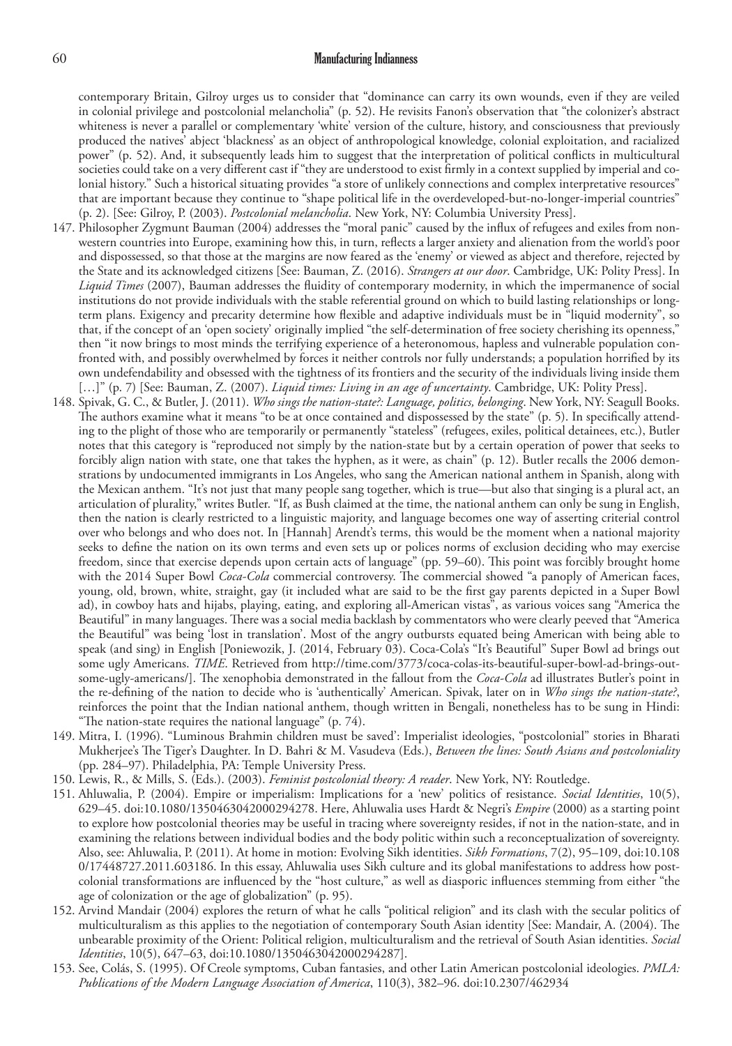contemporary Britain, Gilroy urges us to consider that "dominance can carry its own wounds, even if they are veiled in colonial privilege and postcolonial melancholia" (p. 52). He revisits Fanon's observation that "the colonizer's abstract whiteness is never a parallel or complementary 'white' version of the culture, history, and consciousness that previously produced the natives' abject 'blackness' as an object of anthropological knowledge, colonial exploitation, and racialized power" (p. 52). And, it subsequently leads him to suggest that the interpretation of political conflicts in multicultural societies could take on a very different cast if "they are understood to exist firmly in a context supplied by imperial and colonial history." Such a historical situating provides "a store of unlikely connections and complex interpretative resources" that are important because they continue to "shape political life in the overdeveloped-but-no-longer-imperial countries" (p. 2). [See: Gilroy, P. (2003). *Postcolonial melancholia*. New York, NY: Columbia University Press].

147. Philosopher Zygmunt Bauman (2004) addresses the "moral panic" caused by the influx of refugees and exiles from non-western countries into Europe, examining how this, in turn, reflects a larger anxiety and alienation from the world's poor and dispossessed, so that those at the margins are now feared as the 'enemy' or viewed as abject and therefore, rejected by the State and its acknowledged citizens [See: Bauman, Z. (2016). *Strangers at our door*. Cambridge, UK: Polity Press]. In *Liquid Times* (2007), Bauman addresses the fluidity of contemporary modernity, in which the impermanence of social institutions do not provide individuals with the stable referential ground on which to build lasting relationships or long-term plans. Exigency and precarity determine how flexible and adaptive individuals must be in "liquid modernity", so that, if the concept of an 'open society' originally implied "the self-determination of free society cherishing its openness," then "it now brings to most minds the terrifying experience of a heteronomous, hapless and vulnerable population confronted with, and possibly overwhelmed by forces it neither controls nor fully understands; a population horrified by its own undefendability and obsessed with the tightness of its frontiers and the security of the individuals living inside them [...]" (p. 7) [See: Bauman, Z. (2007). *Liquid times: Living in an age of uncertainty*. Cambridge, UK: Polity Press].
148. Spivak, G. C., & Butler, J. (2011). *Who sings the nation-state?: Language, politics, belonging*. New York, NY: Seagull Books. The authors examine what it means "to be at once contained and dispossessed by the state" (p. 5). In specifically attending to the plight of those who are temporarily or permanently "stateless" (refugees, exiles, political detainees, etc.), Butler notes that this category is "reproduced not simply by the nation-state but by a certain operation of power that seeks to forcibly align nation with state, one that takes the hyphen, as it were, as chain" (p. 12). Butler recalls the 2006 demonstrations by undocumented immigrants in Los Angeles, who sang the American national anthem in Spanish, along with the Mexican anthem. "It's not just that many people sang together, which is true—but also that singing is a plural act, an articulation of plurality," writes Butler. "If, as Bush claimed at the time, the national anthem can only be sung in English, then the nation is clearly restricted to a linguistic majority, and language becomes one way of asserting criterial control over who belongs and who does not. In [Hannah] Arendt's terms, this would be the moment when a national majority seeks to define the nation on its own terms and even sets up or polices norms of exclusion deciding who may exercise freedom, since that exercise depends upon certain acts of language" (pp. 59–60). This point was forcibly brought home with the 2014 Super Bowl *Coca-Cola* commercial controversy. The commercial showed "a panoply of American faces, young, old, brown, white, straight, gay (it included what are said to be the first gay parents depicted in a Super Bowl ad), in cowboy hats and hijabs, playing, eating, and exploring all-American vistas", as various voices sang "America the Beautiful" in many languages. There was a social media backlash by commentators who were clearly peeved that "America the Beautiful" was being 'lost in translation'. Most of the angry outbursts equated being American with being able to speak (and sing) in English [Poniewozik, J. (2014, February 03). Coca-Cola's "It's Beautiful" Super Bowl ad brings out some ugly Americans. *TIME*. Retrieved from http://time.com/3773/coca-colas-its-beautiful-super-bowl-ad-brings-out-some-ugly-americans/]. The xenophobia demonstrated in the fallout from the *Coca-Cola* ad illustrates Butler's point in the re-defining of the nation to decide who is 'authentically' American. Spivak, later on in *Who sings the nation-state?*, reinforces the point that the Indian national anthem, though written in Bengali, nonetheless has to be sung in Hindi: "The nation-state requires the national language" (p. 74).
149. Mitra, I. (1996). "Luminous Brahmin children must be saved': Imperialist ideologies, "postcolonial" stories in Bharati Mukherjee's The Tiger's Daughter. In D. Bahri & M. Vasudeva (Eds.), *Between the lines: South Asians and postcoloniality* (pp. 284–97). Philadelphia, PA: Temple University Press.
150. Lewis, R., & Mills, S. (Eds.). (2003). *Feminist postcolonial theory: A reader*. New York, NY: Routledge.
151. Ahluwalia, P. (2004). Empire or imperialism: Implications for a 'new' politics of resistance. *Social Identities*, 10(5), 629–45. doi:10.1080/1350463042000294278. Here, Ahluwalia uses Hardt & Negri's *Empire* (2000) as a starting point to explore how postcolonial theories may be useful in tracing where sovereignty resides, if not in the nation-state, and in examining the relations between individual bodies and the body politic within such a reconceptualization of sovereignty. Also, see: Ahluwalia, P. (2011). At home in motion: Evolving Sikh identities. *Sikh Formations*, 7(2), 95–109, doi:10.1080/17448727.2011.603186. In this essay, Ahluwalia uses Sikh culture and its global manifestations to address how postcolonial transformations are influenced by the "host culture," as well as diasporic influences stemming from either "the age of colonization or the age of globalization" (p. 95).
152. Arvind Mandair (2004) explores the return of what he calls "political religion" and its clash with the secular politics of multiculturalism as this applies to the negotiation of contemporary South Asian identity [See: Mandair, A. (2004). The unbearable proximity of the Orient: Political religion, multiculturalism and the retrieval of South Asian identities. *Social Identities*, 10(5), 647–63, doi:10.1080/1350463042000294287].
153. See, Colás, S. (1995). Of Creole symptoms, Cuban fantasies, and other Latin American postcolonial ideologies. *PMLA: Publications of the Modern Language Association of America*, 110(3), 382–96. doi:10.2307/462934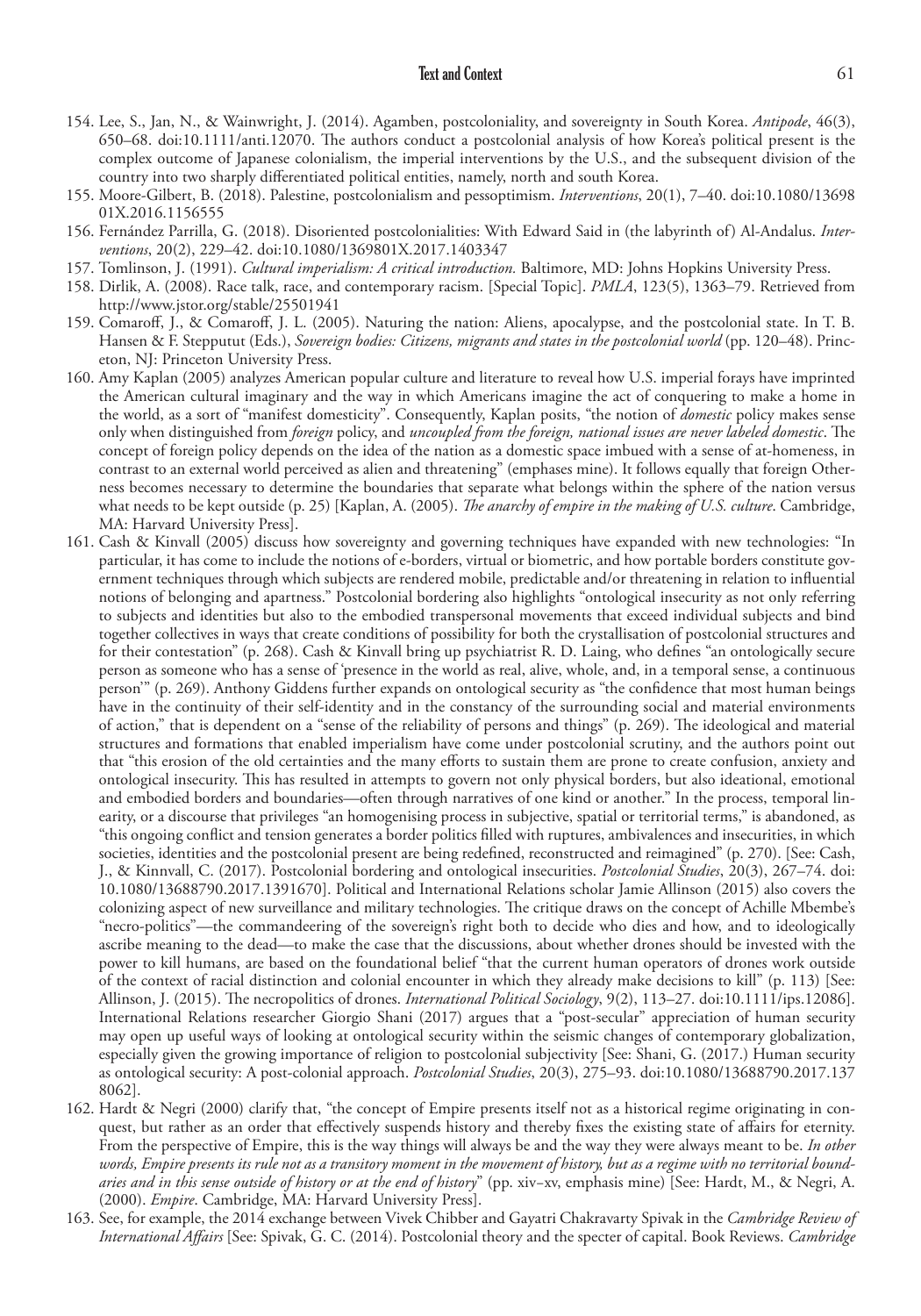154. Lee, S., Jan, N., & Wainwright, J. (2014). Agamben, postcoloniality, and sovereignty in South Korea. *Antipode*, 46(3), 650–68. doi:10.1111/anti.12070. The authors conduct a postcolonial analysis of how Korea's political present is the complex outcome of Japanese colonialism, the imperial interventions by the U.S., and the subsequent division of the country into two sharply differentiated political entities, namely, north and south Korea.
155. Moore-Gilbert, B. (2018). Palestine, postcolonialism and pessoptimism. *Interventions*, 20(1), 7–40. doi:10.1080/1369801X.2016.1156555
156. Fernández Parrilla, G. (2018). Disoriented postcolonialities: With Edward Said in (the labyrinth of) Al-Andalus. *Interventions*, 20(2), 229–42. doi:10.1080/1369801X.2017.1403347
157. Tomlinson, J. (1991). *Cultural imperialism: A critical introduction.* Baltimore, MD: Johns Hopkins University Press.
158. Dirlik, A. (2008). Race talk, race, and contemporary racism. [Special Topic]. *PMLA*, 123(5), 1363–79. Retrieved from http://www.jstor.org/stable/25501941
159. Comaroff, J., & Comaroff, J. L. (2005). Naturing the nation: Aliens, apocalypse, and the postcolonial state. In T. B. Hansen & F. Stepputut (Eds.), *Sovereign bodies: Citizens, migrants and states in the postcolonial world* (pp. 120–48). Princeton, NJ: Princeton University Press.
160. Amy Kaplan (2005) analyzes American popular culture and literature to reveal how U.S. imperial forays have imprinted the American cultural imaginary and the way in which Americans imagine the act of conquering to make a home in the world, as a sort of "manifest domesticity". Consequently, Kaplan posits, "the notion of *domestic* policy makes sense only when distinguished from *foreign* policy, and *uncoupled from the foreign, national issues are never labeled domestic*. The concept of foreign policy depends on the idea of the nation as a domestic space imbued with a sense of at-homeness, in contrast to an external world perceived as alien and threatening" (emphases mine). It follows equally that foreign Otherness becomes necessary to determine the boundaries that separate what belongs within the sphere of the nation versus what needs to be kept outside (p. 25) [Kaplan, A. (2005). *The anarchy of empire in the making of U.S. culture*. Cambridge, MA: Harvard University Press].
161. Cash & Kinvall (2005) discuss how sovereignty and governing techniques have expanded with new technologies: "In particular, it has come to include the notions of e-borders, virtual or biometric, and how portable borders constitute government techniques through which subjects are rendered mobile, predictable and/or threatening in relation to influential notions of belonging and apartness." Postcolonial bordering also highlights "ontological insecurity as not only referring to subjects and identities but also to the embodied transpersonal movements that exceed individual subjects and bind together collectives in ways that create conditions of possibility for both the crystallisation of postcolonial structures and for their contestation" (p. 268). Cash & Kinvall bring up psychiatrist R. D. Laing, who defines "an ontologically secure person as someone who has a sense of 'presence in the world as real, alive, whole, and, in a temporal sense, a continuous person'" (p. 269). Anthony Giddens further expands on ontological security as "the confidence that most human beings have in the continuity of their self-identity and in the constancy of the surrounding social and material environments of action," that is dependent on a "sense of the reliability of persons and things" (p. 269). The ideological and material structures and formations that enabled imperialism have come under postcolonial scrutiny, and the authors point out that "this erosion of the old certainties and the many efforts to sustain them are prone to create confusion, anxiety and ontological insecurity. This has resulted in attempts to govern not only physical borders, but also ideational, emotional and embodied borders and boundaries—often through narratives of one kind or another." In the process, temporal linearity, or a discourse that privileges "an homogenising process in subjective, spatial or territorial terms," is abandoned, as "this ongoing conflict and tension generates a border politics filled with ruptures, ambivalences and insecurities, in which societies, identities and the postcolonial present are being redefined, reconstructed and reimagined" (p. 270). [See: Cash, J., & Kinnvall, C. (2017). Postcolonial bordering and ontological insecurities. *Postcolonial Studies*, 20(3), 267–74. doi: 10.1080/13688790.2017.1391670]. Political and International Relations scholar Jamie Allinson (2015) also covers the colonizing aspect of new surveillance and military technologies. The critique draws on the concept of Achille Mbembe's "necro-politics"—the commandeering of the sovereign's right both to decide who dies and how, and to ideologically ascribe meaning to the dead—to make the case that the discussions, about whether drones should be invested with the power to kill humans, are based on the foundational belief "that the current human operators of drones work outside of the context of racial distinction and colonial encounter in which they already make decisions to kill" (p. 113) [See: Allinson, J. (2015). The necropolitics of drones. *International Political Sociology*, 9(2), 113–27. doi:10.1111/ips.12086]. International Relations researcher Giorgio Shani (2017) argues that a "post-secular" appreciation of human security may open up useful ways of looking at ontological security within the seismic changes of contemporary globalization, especially given the growing importance of religion to postcolonial subjectivity [See: Shani, G. (2017.) Human security as ontological security: A post-colonial approach. *Postcolonial Studies*, 20(3), 275–93. doi:10.1080/13688790.2017.1378062].
162. Hardt & Negri (2000) clarify that, "the concept of Empire presents itself not as a historical regime originating in conquest, but rather as an order that effectively suspends history and thereby fixes the existing state of affairs for eternity. From the perspective of Empire, this is the way things will always be and the way they were always meant to be. *In other words, Empire presents its rule not as a transitory moment in the movement of history, but as a regime with no territorial boundaries and in this sense outside of history or at the end of history*" (pp. xiv–xv, emphasis mine) [See: Hardt, M., & Negri, A. (2000). *Empire*. Cambridge, MA: Harvard University Press].
163. See, for example, the 2014 exchange between Vivek Chibber and Gayatri Chakravarty Spivak in the *Cambridge Review of International Affairs* [See: Spivak, G. C. (2014). Postcolonial theory and the specter of capital. Book Reviews. *Cambridge*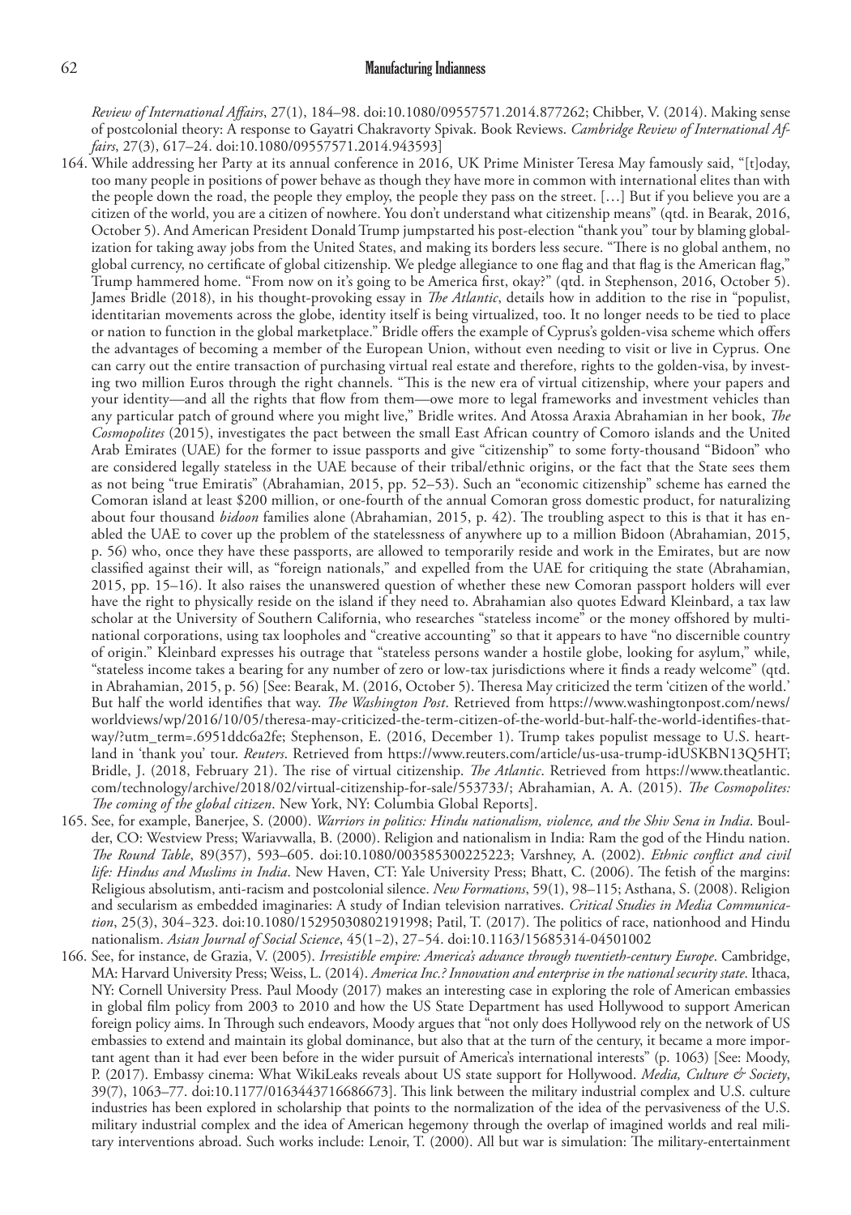*Review of International Affairs*, 27(1), 184–98. doi:10.1080/09557571.2014.877262; Chibber, V. (2014). Making sense of postcolonial theory: A response to Gayatri Chakravorty Spivak. Book Reviews. *Cambridge Review of International Affairs*, 27(3), 617–24. doi:10.1080/09557571.2014.943593]

164. While addressing her Party at its annual conference in 2016, UK Prime Minister Teresa May famously said, "[t]oday, too many people in positions of power behave as though they have more in common with international elites than with the people down the road, the people they employ, the people they pass on the street. […] But if you believe you are a citizen of the world, you are a citizen of nowhere. You don't understand what citizenship means" (qtd. in Bearak, 2016, October 5). And American President Donald Trump jumpstarted his post-election "thank you" tour by blaming globalization for taking away jobs from the United States, and making its borders less secure. "There is no global anthem, no global currency, no certificate of global citizenship. We pledge allegiance to one flag and that flag is the American flag," Trump hammered home. "From now on it's going to be America first, okay?" (qtd. in Stephenson, 2016, October 5). James Bridle (2018), in his thought-provoking essay in *The Atlantic*, details how in addition to the rise in "populist, identitarian movements across the globe, identity itself is being virtualized, too. It no longer needs to be tied to place or nation to function in the global marketplace." Bridle offers the example of Cyprus's golden-visa scheme which offers the advantages of becoming a member of the European Union, without even needing to visit or live in Cyprus. One can carry out the entire transaction of purchasing virtual real estate and therefore, rights to the golden-visa, by investing two million Euros through the right channels. "This is the new era of virtual citizenship, where your papers and your identity—and all the rights that flow from them—owe more to legal frameworks and investment vehicles than any particular patch of ground where you might live," Bridle writes. And Atossa Araxia Abrahamian in her book, *The Cosmopolites* (2015), investigates the pact between the small East African country of Comoro islands and the United Arab Emirates (UAE) for the former to issue passports and give "citizenship" to some forty-thousand "Bidoon" who are considered legally stateless in the UAE because of their tribal/ethnic origins, or the fact that the State sees them as not being "true Emiratis" (Abrahamian, 2015, pp. 52–53). Such an "economic citizenship" scheme has earned the Comoran island at least $200 million, or one-fourth of the annual Comoran gross domestic product, for naturalizing about four thousand *bidoon* families alone (Abrahamian, 2015, p. 42). The troubling aspect to this is that it has enabled the UAE to cover up the problem of the statelessness of anywhere up to a million Bidoon (Abrahamian, 2015, p. 56) who, once they have these passports, are allowed to temporarily reside and work in the Emirates, but are now classified against their will, as "foreign nationals," and expelled from the UAE for critiquing the state (Abrahamian, 2015, pp. 15–16). It also raises the unanswered question of whether these new Comoran passport holders will ever have the right to physically reside on the island if they need to. Abrahamian also quotes Edward Kleinbard, a tax law scholar at the University of Southern California, who researches "stateless income" or the money offshored by multinational corporations, using tax loopholes and "creative accounting" so that it appears to have "no discernible country of origin." Kleinbard expresses his outrage that "stateless persons wander a hostile globe, looking for asylum," while, "stateless income takes a bearing for any number of zero or low-tax jurisdictions where it finds a ready welcome" (qtd. in Abrahamian, 2015, p. 56) [See: Bearak, M. (2016, October 5). Theresa May criticized the term 'citizen of the world.' But half the world identifies that way. *The Washington Post*. Retrieved from https://www.washingtonpost.com/news/worldviews/wp/2016/10/05/theresa-may-criticized-the-term-citizen-of-the-world-but-half-the-world-identifies-that-way/?utm_term=.6951ddc6a2fe; Stephenson, E. (2016, December 1). Trump takes populist message to U.S. heartland in 'thank you' tour. *Reuters*. Retrieved from https://www.reuters.com/article/us-usa-trump-idUSKBN13Q5HT; Bridle, J. (2018, February 21). The rise of virtual citizenship. *The Atlantic*. Retrieved from https://www.theatlantic.com/technology/archive/2018/02/virtual-citizenship-for-sale/553733/; Abrahamian, A. A. (2015). *The Cosmopolites: The coming of the global citizen*. New York, NY: Columbia Global Reports].

165. See, for example, Banerjee, S. (2000). *Warriors in politics: Hindu nationalism, violence, and the Shiv Sena in India*. Boulder, CO: Westview Press; Wariavwalla, B. (2000). Religion and nationalism in India: Ram the god of the Hindu nation. *The Round Table*, 89(357), 593–605. doi:10.1080/003585300225223; Varshney, A. (2002). *Ethnic conflict and civil life: Hindus and Muslims in India*. New Haven, CT: Yale University Press; Bhatt, C. (2006). The fetish of the margins: Religious absolutism, anti-racism and postcolonial silence. *New Formations*, 59(1), 98–115; Asthana, S. (2008). Religion and secularism as embedded imaginaries: A study of Indian television narratives. *Critical Studies in Media Communication*, 25(3), 304–323. doi:10.1080/15295030802191998; Patil, T. (2017). The politics of race, nationhood and Hindu nationalism. *Asian Journal of Social Science*, 45(1–2), 27–54. doi:10.1163/15685314-04501002

166. See, for instance, de Grazia, V. (2005). *Irresistible empire: America's advance through twentieth-century Europe*. Cambridge, MA: Harvard University Press; Weiss, L. (2014). *America Inc.? Innovation and enterprise in the national security state*. Ithaca, NY: Cornell University Press. Paul Moody (2017) makes an interesting case in exploring the role of American embassies in global film policy from 2003 to 2010 and how the US State Department has used Hollywood to support American foreign policy aims. In Through such endeavors, Moody argues that "not only does Hollywood rely on the network of US embassies to extend and maintain its global dominance, but also that at the turn of the century, it became a more important agent than it had ever been before in the wider pursuit of America's international interests" (p. 1063) [See: Moody, P. (2017). Embassy cinema: What WikiLeaks reveals about US state support for Hollywood. *Media, Culture & Society*, 39(7), 1063–77. doi:10.1177/0163443716686673]. This link between the military industrial complex and U.S. culture industries has been explored in scholarship that points to the normalization of the idea of the pervasiveness of the U.S. military industrial complex and the idea of American hegemony through the overlap of imagined worlds and real military interventions abroad. Such works include: Lenoir, T. (2000). All but war is simulation: The military-entertainment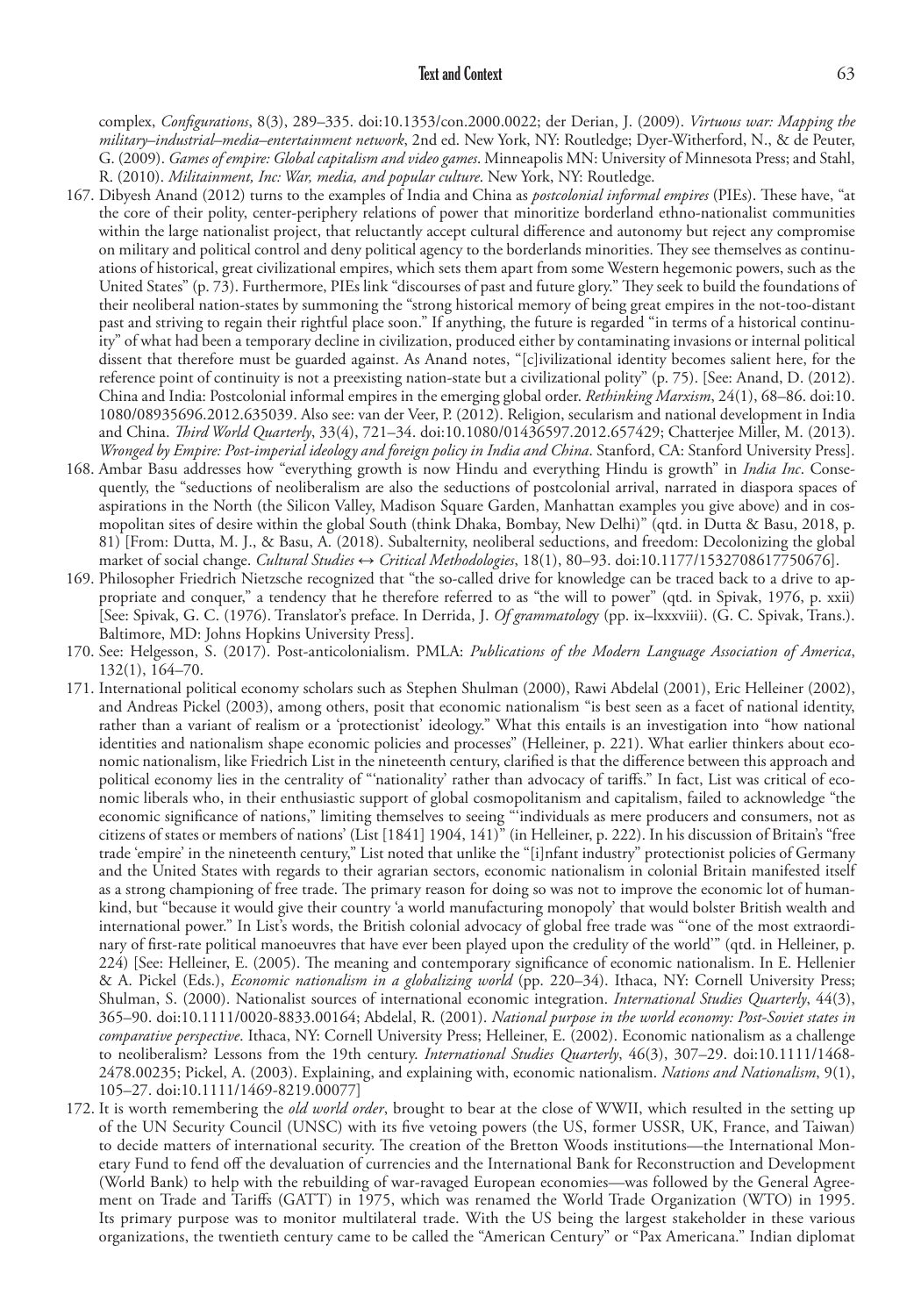complex, *Configurations*, 8(3), 289–335. doi:10.1353/con.2000.0022; der Derian, J. (2009). *Virtuous war: Mapping the military–industrial–media–entertainment network*, 2nd ed. New York, NY: Routledge; Dyer-Witherford, N., & de Peuter, G. (2009). *Games of empire: Global capitalism and video games*. Minneapolis MN: University of Minnesota Press; and Stahl, R. (2010). *Militainment, Inc: War, media, and popular culture*. New York, NY: Routledge.

167. Dibyesh Anand (2012) turns to the examples of India and China as *postcolonial informal empires* (PIEs). These have, "at the core of their polity, center-periphery relations of power that minoritize borderland ethno-nationalist communities within the large nationalist project, that reluctantly accept cultural difference and autonomy but reject any compromise on military and political control and deny political agency to the borderlands minorities. They see themselves as continuations of historical, great civilizational empires, which sets them apart from some Western hegemonic powers, such as the United States" (p. 73). Furthermore, PIEs link "discourses of past and future glory." They seek to build the foundations of their neoliberal nation-states by summoning the "strong historical memory of being great empires in the not-too-distant past and striving to regain their rightful place soon." If anything, the future is regarded "in terms of a historical continuity" of what had been a temporary decline in civilization, produced either by contaminating invasions or internal political dissent that therefore must be guarded against. As Anand notes, "[c]ivilizational identity becomes salient here, for the reference point of continuity is not a preexisting nation-state but a civilizational polity" (p. 75). [See: Anand, D. (2012). China and India: Postcolonial informal empires in the emerging global order. *Rethinking Marxism*, 24(1), 68–86. doi:10.1080/08935696.2012.635039. Also see: van der Veer, P. (2012). Religion, secularism and national development in India and China. *Third World Quarterly*, 33(4), 721–34. doi:10.1080/01436597.2012.657429; Chatterjee Miller, M. (2013). *Wronged by Empire: Post-imperial ideology and foreign policy in India and China*. Stanford, CA: Stanford University Press].

168. Ambar Basu addresses how "everything growth is now Hindu and everything Hindu is growth" in *India Inc*. Consequently, the "seductions of neoliberalism are also the seductions of postcolonial arrival, narrated in diaspora spaces of aspirations in the North (the Silicon Valley, Madison Square Garden, Manhattan examples you give above) and in cosmopolitan sites of desire within the global South (think Dhaka, Bombay, New Delhi)" (qtd. in Dutta & Basu, 2018, p. 81) [From: Dutta, M. J., & Basu, A. (2018). Subalternity, neoliberal seductions, and freedom: Decolonizing the global market of social change. *Cultural Studies ↔ Critical Methodologies*, 18(1), 80–93. doi:10.1177/1532708617750676].

169. Philosopher Friedrich Nietzsche recognized that "the so-called drive for knowledge can be traced back to a drive to appropriate and conquer," a tendency that he therefore referred to as "the will to power" (qtd. in Spivak, 1976, p. xxii) [See: Spivak, G. C. (1976). Translator's preface. In Derrida, J. *Of grammatology* (pp. ix–lxxxviii). (G. C. Spivak, Trans.). Baltimore, MD: Johns Hopkins University Press].

170. See: Helgesson, S. (2017). Post-anticolonialism. PMLA: *Publications of the Modern Language Association of America*, 132(1), 164–70.

171. International political economy scholars such as Stephen Shulman (2000), Rawi Abdelal (2001), Eric Helleiner (2002), and Andreas Pickel (2003), among others, posit that economic nationalism "is best seen as a facet of national identity, rather than a variant of realism or a 'protectionist' ideology." What this entails is an investigation into "how national identities and nationalism shape economic policies and processes" (Helleiner, p. 221). What earlier thinkers about economic nationalism, like Friedrich List in the nineteenth century, clarified is that the difference between this approach and political economy lies in the centrality of "'nationality' rather than advocacy of tariffs." In fact, List was critical of economic liberals who, in their enthusiastic support of global cosmopolitanism and capitalism, failed to acknowledge "the economic significance of nations," limiting themselves to seeing "'individuals as mere producers and consumers, not as citizens of states or members of nations' (List [1841] 1904, 141)" (in Helleiner, p. 222). In his discussion of Britain's "free trade 'empire' in the nineteenth century," List noted that unlike the "[i]nfant industry" protectionist policies of Germany and the United States with regards to their agrarian sectors, economic nationalism in colonial Britain manifested itself as a strong championing of free trade. The primary reason for doing so was not to improve the economic lot of humankind, but "because it would give their country 'a world manufacturing monopoly' that would bolster British wealth and international power." In List's words, the British colonial advocacy of global free trade was "'one of the most extraordinary of first-rate political manoeuvres that have ever been played upon the credulity of the world'" (qtd. in Helleiner, p. 224) [See: Helleiner, E. (2005). The meaning and contemporary significance of economic nationalism. In E. Hellenier & A. Pickel (Eds.), *Economic nationalism in a globalizing world* (pp. 220–34). Ithaca, NY: Cornell University Press; Shulman, S. (2000). Nationalist sources of international economic integration. *International Studies Quarterly*, 44(3), 365–90. doi:10.1111/0020-8833.00164; Abdelal, R. (2001). *National purpose in the world economy: Post-Soviet states in comparative perspective*. Ithaca, NY: Cornell University Press; Helleiner, E. (2002). Economic nationalism as a challenge to neoliberalism? Lessons from the 19th century. *International Studies Quarterly*, 46(3), 307–29. doi:10.1111/1468-2478.00235; Pickel, A. (2003). Explaining, and explaining with, economic nationalism. *Nations and Nationalism*, 9(1), 105–27. doi:10.1111/1469-8219.00077]

172. It is worth remembering the *old world order*, brought to bear at the close of WWII, which resulted in the setting up of the UN Security Council (UNSC) with its five vetoing powers (the US, former USSR, UK, France, and Taiwan) to decide matters of international security. The creation of the Bretton Woods institutions—the International Monetary Fund to fend off the devaluation of currencies and the International Bank for Reconstruction and Development (World Bank) to help with the rebuilding of war-ravaged European economies—was followed by the General Agreement on Trade and Tariffs (GATT) in 1975, which was renamed the World Trade Organization (WTO) in 1995. Its primary purpose was to monitor multilateral trade. With the US being the largest stakeholder in these various organizations, the twentieth century came to be called the "American Century" or "Pax Americana." Indian diplomat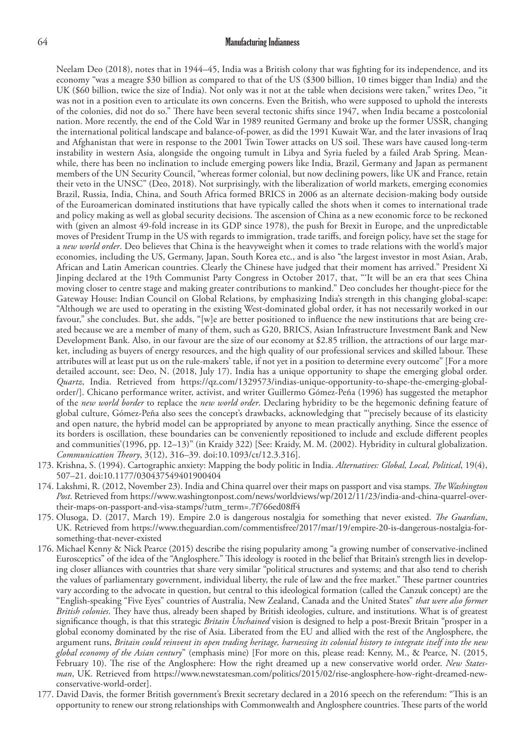Neelam Deo (2018), notes that in 1944–45, India was a British colony that was fighting for its independence, and its economy "was a meagre $30 billion as compared to that of the US ($300 billion, 10 times bigger than India) and the UK ($60 billion, twice the size of India). Not only was it not at the table when decisions were taken," writes Deo, "it was not in a position even to articulate its own concerns. Even the British, who were supposed to uphold the interests of the colonies, did not do so." There have been several tectonic shifts since 1947, when India became a postcolonial nation. More recently, the end of the Cold War in 1989 reunited Germany and broke up the former USSR, changing the international political landscape and balance-of-power, as did the 1991 Kuwait War, and the later invasions of Iraq and Afghanistan that were in response to the 2001 Twin Tower attacks on US soil. These wars have caused long-term instability in western Asia, alongside the ongoing tumult in Libya and Syria fueled by a failed Arab Spring. Meanwhile, there has been no inclination to include emerging powers like India, Brazil, Germany and Japan as permanent members of the UN Security Council, "whereas former colonial, but now declining powers, like UK and France, retain their veto in the UNSC" (Deo, 2018). Not surprisingly, with the liberalization of world markets, emerging economies Brazil, Russia, India, China, and South Africa formed BRICS in 2006 as an alternate decision-making body outside of the Euroamerican dominated institutions that have typically called the shots when it comes to international trade and policy making as well as global security decisions. The ascension of China as a new economic force to be reckoned with (given an almost 49-fold increase in its GDP since 1978), the push for Brexit in Europe, and the unpredictable moves of President Trump in the US with regards to immigration, trade tariffs, and foreign policy, have set the stage for a *new world order*. Deo believes that China is the heavyweight when it comes to trade relations with the world's major economies, including the US, Germany, Japan, South Korea etc., and is also "the largest investor in most Asian, Arab, African and Latin American countries. Clearly the Chinese have judged that their moment has arrived." President Xi Jinping declared at the 19th Communist Party Congress in October 2017, that, "'It will be an era that sees China moving closer to centre stage and making greater contributions to mankind." Deo concludes her thought-piece for the Gateway House: Indian Council on Global Relations, by emphasizing India's strength in this changing global-scape: "Although we are used to operating in the existing West-dominated global order, it has not necessarily worked in our favour," she concludes. But, she adds, "[w]e are better positioned to influence the new institutions that are being created because we are a member of many of them, such as G20, BRICS, Asian Infrastructure Investment Bank and New Development Bank. Also, in our favour are the size of our economy at $2.85 trillion, the attractions of our large market, including as buyers of energy resources, and the high quality of our professional services and skilled labour. These attributes will at least put us on the rule-makers' table, if not yet in a position to determine every outcome" [For a more detailed account, see: Deo, N. (2018, July 17). India has a unique opportunity to shape the emerging global order. *Quartz*, India. Retrieved from https://qz.com/1329573/indias-unique-opportunity-to-shape-the-emerging-global-order/]. Chicano performance writer, activist, and writer Guillermo Gómez-Peña (1996) has suggested the metaphor of the *new world border* to replace the *new world order*. Declaring hybridity to be the hegemonic defining feature of global culture, Gómez-Peña also sees the concept's drawbacks, acknowledging that "'precisely because of its elasticity and open nature, the hybrid model can be appropriated by anyone to mean practically anything. Since the essence of its borders is oscillation, these boundaries can be conveniently repositioned to include and exclude different peoples and communities'(1996, pp. 12–13)" (in Kraidy 322) [See: Kraidy, M. M. (2002). Hybridity in cultural globalization. *Communication Theory*, 3(12), 316–39. doi:10.1093/ct/12.3.316].

173. Krishna, S. (1994). Cartographic anxiety: Mapping the body politic in India. *Alternatives: Global, Local, Political*, 19(4), 507–21. doi:10.1177/030437549401900404
174. Lakshmi, R. (2012, November 23). India and China quarrel over their maps on passport and visa stamps. *The Washington Post*. Retrieved from https://www.washingtonpost.com/news/worldviews/wp/2012/11/23/india-and-china-quarrel-over-their-maps-on-passport-and-visa-stamps/?utm_term=.7f766ed08ff4
175. Olusoga, D. (2017, March 19). Empire 2.0 is dangerous nostalgia for something that never existed. *The Guardian*, UK. Retrieved from https://www.theguardian.com/commentisfree/2017/mar/19/empire-20-is-dangerous-nostalgia-for-something-that-never-existed
176. Michael Kenny & Nick Pearce (2015) describe the rising popularity among "a growing number of conservative-inclined Eurosceptics" of the idea of the "Anglosphere." This ideology is rooted in the belief that Britain's strength lies in developing closer alliances with countries that share very similar "political structures and systems; and that also tend to cherish the values of parliamentary government, individual liberty, the rule of law and the free market." These partner countries vary according to the advocate in question, but central to this ideological formation (called the Canzuk concept) are the "English-speaking "Five Eyes" countries of Australia, New Zealand, Canada and the United States" *that were also former British colonies*. They have thus, already been shaped by British ideologies, culture, and institutions. What is of greatest significance though, is that this strategic *Britain Unchained* vision is designed to help a post-Brexit Britain "prosper in a global economy dominated by the rise of Asia. Liberated from the EU and allied with the rest of the Anglosphere, the argument runs, *Britain could reinvent its open trading heritage, harnessing its colonial history to integrate itself into the new global economy of the Asian century*" (emphasis mine) [For more on this, please read: Kenny, M., & Pearce, N. (2015, February 10). The rise of the Anglosphere: How the right dreamed up a new conservative world order. *New Statesman*, UK. Retrieved from https://www.newstatesman.com/politics/2015/02/rise-anglosphere-how-right-dreamed-new-conservative-world-order].
177. David Davis, the former British government's Brexit secretary declared in a 2016 speech on the referendum: "This is an opportunity to renew our strong relationships with Commonwealth and Anglosphere countries. These parts of the world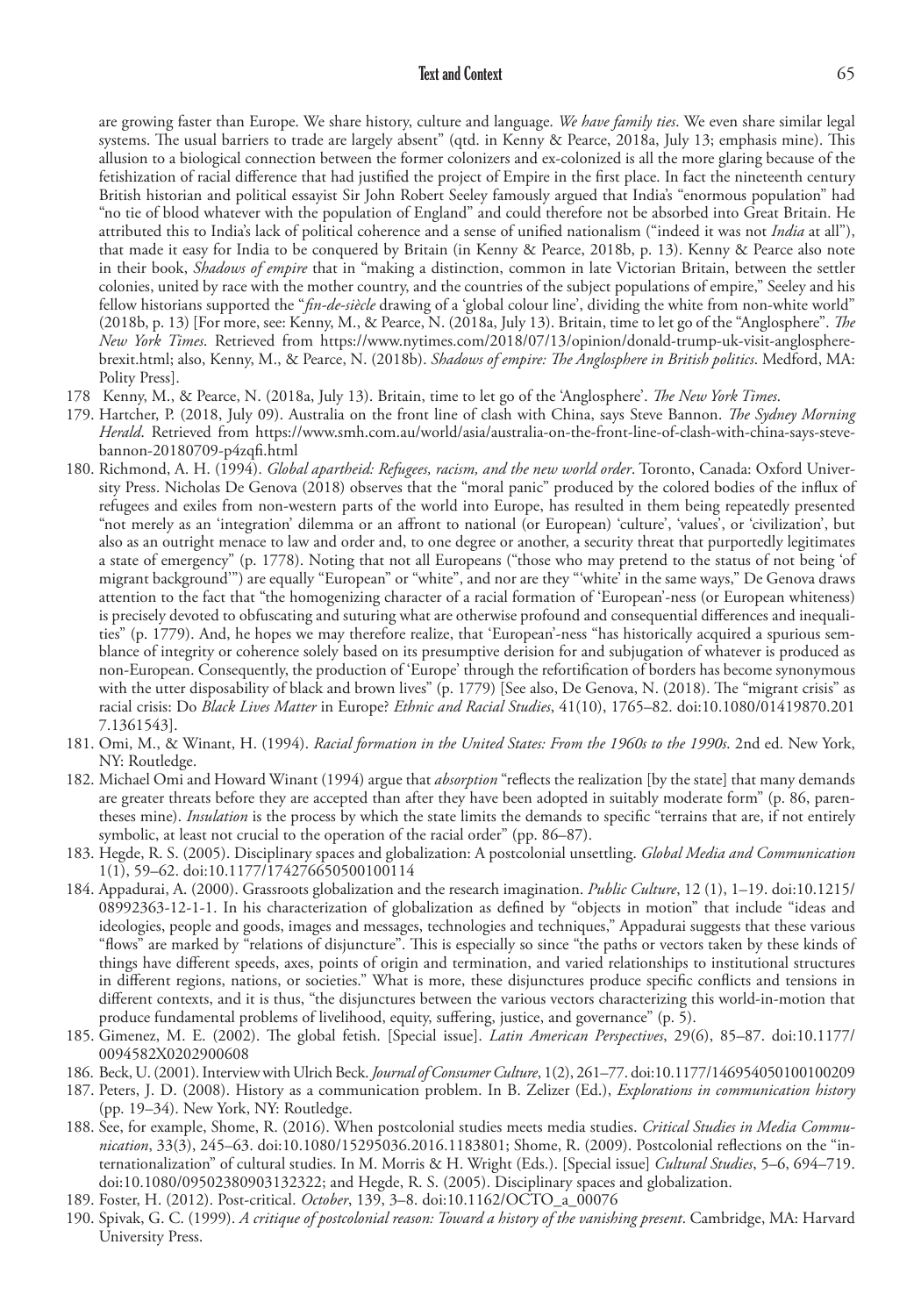are growing faster than Europe. We share history, culture and language. *We have family ties*. We even share similar legal systems. The usual barriers to trade are largely absent" (qtd. in Kenny & Pearce, 2018a, July 13; emphasis mine). This allusion to a biological connection between the former colonizers and ex-colonized is all the more glaring because of the fetishization of racial difference that had justified the project of Empire in the first place. In fact the nineteenth century British historian and political essayist Sir John Robert Seeley famously argued that India's "enormous population" had "no tie of blood whatever with the population of England" and could therefore not be absorbed into Great Britain. He attributed this to India's lack of political coherence and a sense of unified nationalism ("indeed it was not *India* at all"), that made it easy for India to be conquered by Britain (in Kenny & Pearce, 2018b, p. 13). Kenny & Pearce also note in their book, *Shadows of empire* that in "making a distinction, common in late Victorian Britain, between the settler colonies, united by race with the mother country, and the countries of the subject populations of empire," Seeley and his fellow historians supported the "*fin-de-siècle* drawing of a 'global colour line', dividing the white from non-white world" (2018b, p. 13) [For more, see: Kenny, M., & Pearce, N. (2018a, July 13). Britain, time to let go of the "Anglosphere". *The New York Times*. Retrieved from https://www.nytimes.com/2018/07/13/opinion/donald-trump-uk-visit-anglosphere-brexit.html; also, Kenny, M., & Pearce, N. (2018b). *Shadows of empire: The Anglosphere in British politics*. Medford, MA: Polity Press].

178 Kenny, M., & Pearce, N. (2018a, July 13). Britain, time to let go of the 'Anglosphere'. *The New York Times*.

179. Hartcher, P. (2018, July 09). Australia on the front line of clash with China, says Steve Bannon. *The Sydney Morning Herald*. Retrieved from https://www.smh.com.au/world/asia/australia-on-the-front-line-of-clash-with-china-says-steve-bannon-20180709-p4zqfi.html

180. Richmond, A. H. (1994). *Global apartheid: Refugees, racism, and the new world order*. Toronto, Canada: Oxford University Press. Nicholas De Genova (2018) observes that the "moral panic" produced by the colored bodies of the influx of refugees and exiles from non-western parts of the world into Europe, has resulted in them being repeatedly presented "not merely as an 'integration' dilemma or an affront to national (or European) 'culture', 'values', or 'civilization', but also as an outright menace to law and order and, to one degree or another, a security threat that purportedly legitimates a state of emergency" (p. 1778). Noting that not all Europeans ("those who may pretend to the status of not being 'of migrant background'") are equally "European" or "white", and nor are they "'white' in the same ways," De Genova draws attention to the fact that "the homogenizing character of a racial formation of 'European'-ness (or European whiteness) is precisely devoted to obfuscating and suturing what are otherwise profound and consequential differences and inequalities" (p. 1779). And, he hopes we may therefore realize, that 'European'-ness "has historically acquired a spurious semblance of integrity or coherence solely based on its presumptive derision for and subjugation of whatever is produced as non-European. Consequently, the production of 'Europe' through the refortification of borders has become synonymous with the utter disposability of black and brown lives" (p. 1779) [See also, De Genova, N. (2018). The "migrant crisis" as racial crisis: Do *Black Lives Matter* in Europe? *Ethnic and Racial Studies*, 41(10), 1765–82. doi:10.1080/01419870.2017.1361543].

181. Omi, M., & Winant, H. (1994). *Racial formation in the United States: From the 1960s to the 1990s*. 2nd ed. New York, NY: Routledge.

182. Michael Omi and Howard Winant (1994) argue that *absorption* "reflects the realization [by the state] that many demands are greater threats before they are accepted than after they have been adopted in suitably moderate form" (p. 86, parentheses mine). *Insulation* is the process by which the state limits the demands to specific "terrains that are, if not entirely symbolic, at least not crucial to the operation of the racial order" (pp. 86–87).

183. Hegde, R. S. (2005). Disciplinary spaces and globalization: A postcolonial unsettling. *Global Media and Communication* 1(1), 59–62. doi:10.1177/174276650500100114

184. Appadurai, A. (2000). Grassroots globalization and the research imagination. *Public Culture*, 12 (1), 1–19. doi:10.1215/08992363-12-1-1. In his characterization of globalization as defined by "objects in motion" that include "ideas and ideologies, people and goods, images and messages, technologies and techniques," Appadurai suggests that these various "flows" are marked by "relations of disjuncture". This is especially so since "the paths or vectors taken by these kinds of things have different speeds, axes, points of origin and termination, and varied relationships to institutional structures in different regions, nations, or societies." What is more, these disjunctures produce specific conflicts and tensions in different contexts, and it is thus, "the disjunctures between the various vectors characterizing this world-in-motion that produce fundamental problems of livelihood, equity, suffering, justice, and governance" (p. 5).

185. Gimenez, M. E. (2002). The global fetish. [Special issue]. *Latin American Perspectives*, 29(6), 85–87. doi:10.1177/0094582X0202900608

186. Beck, U. (2001). Interview with Ulrich Beck. *Journal of Consumer Culture*, 1(2), 261–77. doi:10.1177/146954050100100209

187. Peters, J. D. (2008). History as a communication problem. In B. Zelizer (Ed.), *Explorations in communication history* (pp. 19–34). New York, NY: Routledge.

188. See, for example, Shome, R. (2016). When postcolonial studies meets media studies. *Critical Studies in Media Communication*, 33(3), 245–63. doi:10.1080/15295036.2016.1183801; Shome, R. (2009). Postcolonial reflections on the "internationalization" of cultural studies. In M. Morris & H. Wright (Eds.). [Special issue] *Cultural Studies*, 5–6, 694–719. doi:10.1080/09502380903132322; and Hegde, R. S. (2005). Disciplinary spaces and globalization.

189. Foster, H. (2012). Post-critical. *October*, 139, 3–8. doi:10.1162/OCTO_a_00076

190. Spivak, G. C. (1999). *A critique of postcolonial reason: Toward a history of the vanishing present*. Cambridge, MA: Harvard University Press.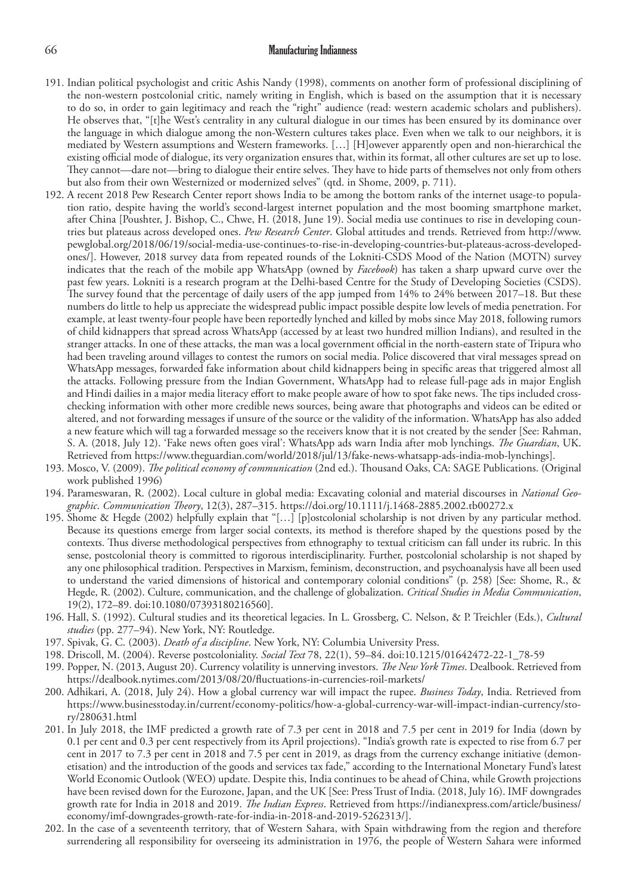191. Indian political psychologist and critic Ashis Nandy (1998), comments on another form of professional disciplining of the non-western postcolonial critic, namely writing in English, which is based on the assumption that it is necessary to do so, in order to gain legitimacy and reach the "right" audience (read: western academic scholars and publishers). He observes that, "[t]he West's centrality in any cultural dialogue in our times has been ensured by its dominance over the language in which dialogue among the non-Western cultures takes place. Even when we talk to our neighbors, it is mediated by Western assumptions and Western frameworks. […] [H]owever apparently open and non-hierarchical the existing official mode of dialogue, its very organization ensures that, within its format, all other cultures are set up to lose. They cannot—dare not—bring to dialogue their entire selves. They have to hide parts of themselves not only from others but also from their own Westernized or modernized selves" (qtd. in Shome, 2009, p. 711).
192. A recent 2018 Pew Research Center report shows India to be among the bottom ranks of the internet usage-to population ratio, despite having the world's second-largest internet population and the most booming smartphone market, after China [Poushter, J. Bishop, C., Chwe, H. (2018, June 19). Social media use continues to rise in developing countries but plateaus across developed ones. *Pew Research Center*. Global attitudes and trends. Retrieved from http://www.pewglobal.org/2018/06/19/social-media-use-continues-to-rise-in-developing-countries-but-plateaus-across-developed-ones/]. However, 2018 survey data from repeated rounds of the Lokniti-CSDS Mood of the Nation (MOTN) survey indicates that the reach of the mobile app WhatsApp (owned by *Facebook*) has taken a sharp upward curve over the past few years. Lokniti is a research program at the Delhi-based Centre for the Study of Developing Societies (CSDS). The survey found that the percentage of daily users of the app jumped from 14% to 24% between 2017–18. But these numbers do little to help us appreciate the widespread public impact possible despite low levels of media penetration. For example, at least twenty-four people have been reportedly lynched and killed by mobs since May 2018, following rumors of child kidnappers that spread across WhatsApp (accessed by at least two hundred million Indians), and resulted in the stranger attacks. In one of these attacks, the man was a local government official in the north-eastern state of Tripura who had been traveling around villages to contest the rumors on social media. Police discovered that viral messages spread on WhatsApp messages, forwarded fake information about child kidnappers being in specific areas that triggered almost all the attacks. Following pressure from the Indian Government, WhatsApp had to release full-page ads in major English and Hindi dailies in a major media literacy effort to make people aware of how to spot fake news. The tips included cross-checking information with other more credible news sources, being aware that photographs and videos can be edited or altered, and not forwarding messages if unsure of the source or the validity of the information. WhatsApp has also added a new feature which will tag a forwarded message so the receivers know that it is not created by the sender [See: Rahman, S. A. (2018, July 12). 'Fake news often goes viral': WhatsApp ads warn India after mob lynchings. *The Guardian*, UK. Retrieved from https://www.theguardian.com/world/2018/jul/13/fake-news-whatsapp-ads-india-mob-lynchings].
193. Mosco, V. (2009). *The political economy of communication* (2nd ed.). Thousand Oaks, CA: SAGE Publications. (Original work published 1996)
194. Parameswaran, R. (2002). Local culture in global media: Excavating colonial and material discourses in *National Geographic*. *Communication Theory*, 12(3), 287–315. https://doi.org/10.1111/j.1468-2885.2002.tb00272.x
195. Shome & Hegde (2002) helpfully explain that "[…] [p]ostcolonial scholarship is not driven by any particular method. Because its questions emerge from larger social contexts, its method is therefore shaped by the questions posed by the contexts. Thus diverse methodological perspectives from ethnography to textual criticism can fall under its rubric. In this sense, postcolonial theory is committed to rigorous interdisciplinarity. Further, postcolonial scholarship is not shaped by any one philosophical tradition. Perspectives in Marxism, feminism, deconstruction, and psychoanalysis have all been used to understand the varied dimensions of historical and contemporary colonial conditions" (p. 258) [See: Shome, R., & Hegde, R. (2002). Culture, communication, and the challenge of globalization. *Critical Studies in Media Communication*, 19(2), 172–89. doi:10.1080/07393180216560].
196. Hall, S. (1992). Cultural studies and its theoretical legacies. In L. Grossberg, C. Nelson, & P. Treichler (Eds.), *Cultural studies* (pp. 277–94). New York, NY: Routledge.
197. Spivak, G. C. (2003). *Death of a discipline*. New York, NY: Columbia University Press.
198. Driscoll, M. (2004). Reverse postcoloniality. *Social Text* 78, 22(1), 59–84. doi:10.1215/01642472-22-1_78-59
199. Popper, N. (2013, August 20). Currency volatility is unnerving investors. *The New York Times*. Dealbook. Retrieved from https://dealbook.nytimes.com/2013/08/20/fluctuations-in-currencies-roil-markets/
200. Adhikari, A. (2018, July 24). How a global currency war will impact the rupee. *Business Today*, India. Retrieved from https://www.businesstoday.in/current/economy-politics/how-a-global-currency-war-will-impact-indian-currency/story/280631.html
201. In July 2018, the IMF predicted a growth rate of 7.3 per cent in 2018 and 7.5 per cent in 2019 for India (down by 0.1 per cent and 0.3 per cent respectively from its April projections). "India's growth rate is expected to rise from 6.7 per cent in 2017 to 7.3 per cent in 2018 and 7.5 per cent in 2019, as drags from the currency exchange initiative (demonetisation) and the introduction of the goods and services tax fade," according to the International Monetary Fund's latest World Economic Outlook (WEO) update. Despite this, India continues to be ahead of China, while Growth projections have been revised down for the Eurozone, Japan, and the UK [See: Press Trust of India. (2018, July 16). IMF downgrades growth rate for India in 2018 and 2019. *The Indian Express*. Retrieved from https://indianexpress.com/article/business/economy/imf-downgrades-growth-rate-for-india-in-2018-and-2019-5262313/].
202. In the case of a seventeenth territory, that of Western Sahara, with Spain withdrawing from the region and therefore surrendering all responsibility for overseeing its administration in 1976, the people of Western Sahara were informed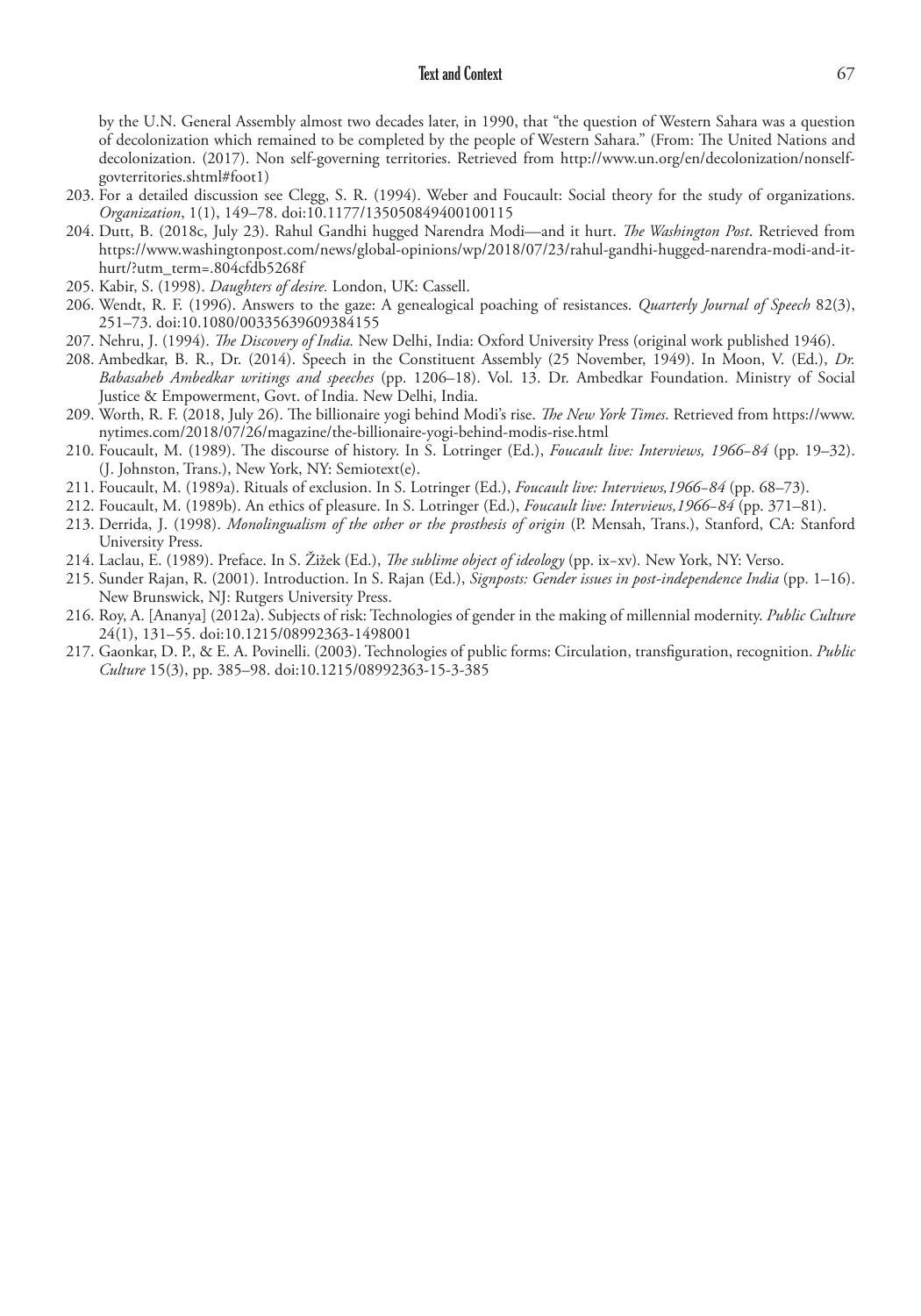by the U.N. General Assembly almost two decades later, in 1990, that "the question of Western Sahara was a question of decolonization which remained to be completed by the people of Western Sahara." (From: The United Nations and decolonization. (2017). Non self-governing territories. Retrieved from http://www.un.org/en/decolonization/nonselfgovterritories.shtml#foot1)

203. For a detailed discussion see Clegg, S. R. (1994). Weber and Foucault: Social theory for the study of organizations. *Organization*, 1(1), 149–78. doi:10.1177/135050849400100115
204. Dutt, B. (2018c, July 23). Rahul Gandhi hugged Narendra Modi—and it hurt. *The Washington Post*. Retrieved from https://www.washingtonpost.com/news/global-opinions/wp/2018/07/23/rahul-gandhi-hugged-narendra-modi-and-it-hurt/?utm_term=.804cfdb5268f
205. Kabir, S. (1998). *Daughters of desire.* London, UK: Cassell.
206. Wendt, R. F. (1996). Answers to the gaze: A genealogical poaching of resistances. *Quarterly Journal of Speech* 82(3), 251–73. doi:10.1080/00335639609384155
207. Nehru, J. (1994). *The Discovery of India.* New Delhi, India: Oxford University Press (original work published 1946).
208. Ambedkar, B. R., Dr. (2014). Speech in the Constituent Assembly (25 November, 1949). In Moon, V. (Ed.), *Dr. Babasaheb Ambedkar writings and speeches* (pp. 1206–18). Vol. 13. Dr. Ambedkar Foundation. Ministry of Social Justice & Empowerment, Govt. of India. New Delhi, India.
209. Worth, R. F. (2018, July 26). The billionaire yogi behind Modi's rise. *The New York Times*. Retrieved from https://www.nytimes.com/2018/07/26/magazine/the-billionaire-yogi-behind-modis-rise.html
210. Foucault, M. (1989). The discourse of history. In S. Lotringer (Ed.), *Foucault live: Interviews, 1966–84* (pp. 19–32). (J. Johnston, Trans.), New York, NY: Semiotext(e).
211. Foucault, M. (1989a). Rituals of exclusion. In S. Lotringer (Ed.), *Foucault live: Interviews,1966–84* (pp. 68–73).
212. Foucault, M. (1989b). An ethics of pleasure. In S. Lotringer (Ed.), *Foucault live: Interviews,1966–84* (pp. 371–81).
213. Derrida, J. (1998). *Monolingualism of the other or the prosthesis of origin* (P. Mensah, Trans.), Stanford, CA: Stanford University Press.
214. Laclau, E. (1989). Preface. In S. Žižek (Ed.), *The sublime object of ideology* (pp. ix–xv). New York, NY: Verso.
215. Sunder Rajan, R. (2001). Introduction. In S. Rajan (Ed.), *Signposts: Gender issues in post-independence India* (pp. 1–16). New Brunswick, NJ: Rutgers University Press.
216. Roy, A. [Ananya] (2012a). Subjects of risk: Technologies of gender in the making of millennial modernity. *Public Culture* 24(1), 131–55. doi:10.1215/08992363-1498001
217. Gaonkar, D. P., & E. A. Povinelli. (2003). Technologies of public forms: Circulation, transfiguration, recognition. *Public Culture* 15(3), pp. 385–98. doi:10.1215/08992363-15-3-385